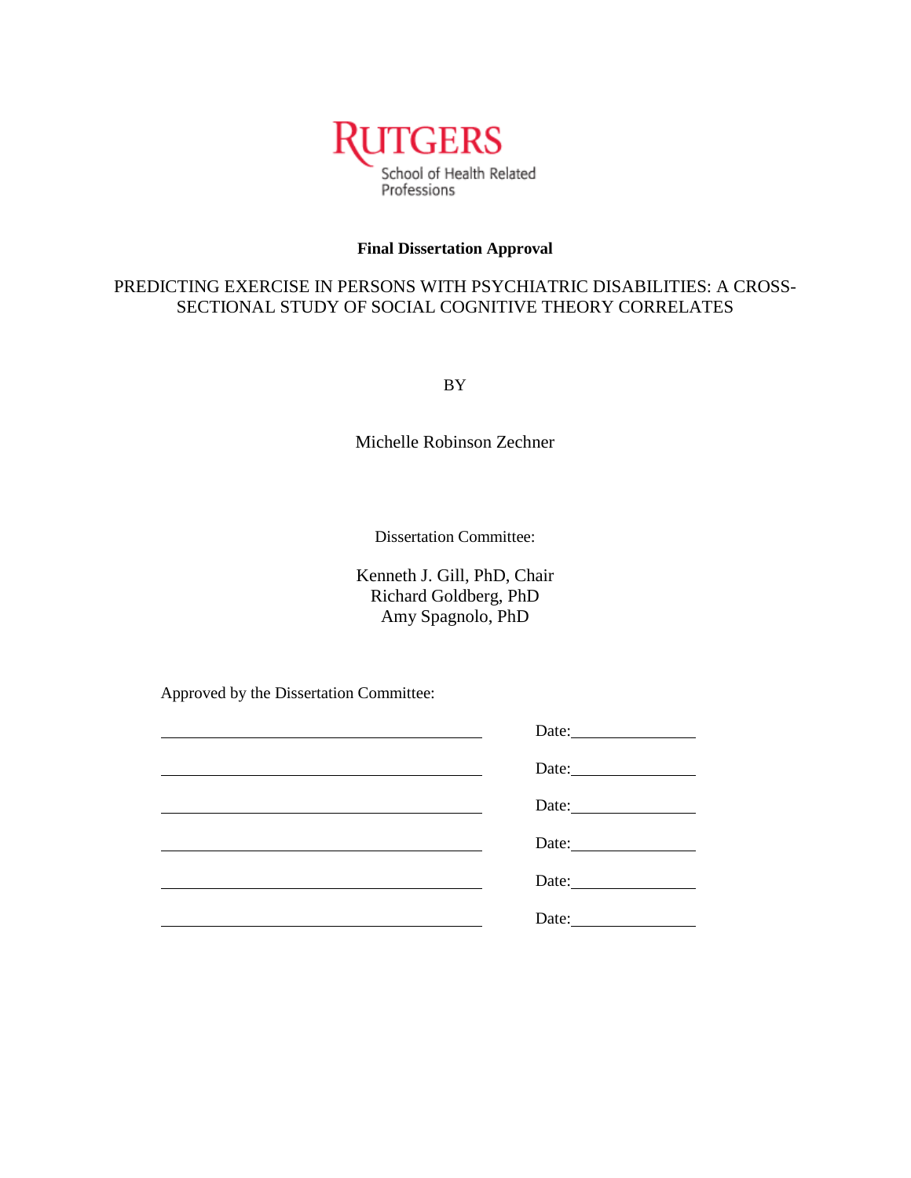RUTGERS

School of Health Related Professions

**Final Dissertation Approval**

PREDICTING EXERCISE IN PERSONS WITH PSYCHIATRIC DISABILITIES: A CROSS-SECTIONAL STUDY OF SOCIAL COGNITIVE THEORY CORRELATES

BY

Michelle Robinson Zechner

Dissertation Committee:

Kenneth J. Gill, PhD, Chair
Richard Goldberg, PhD
Amy Spagnolo, PhD

Approved by the Dissertation Committee:

______________________________ Date:____________

______________________________ Date:____________

______________________________ Date:____________

______________________________ Date:____________

______________________________ Date:____________

______________________________ Date:____________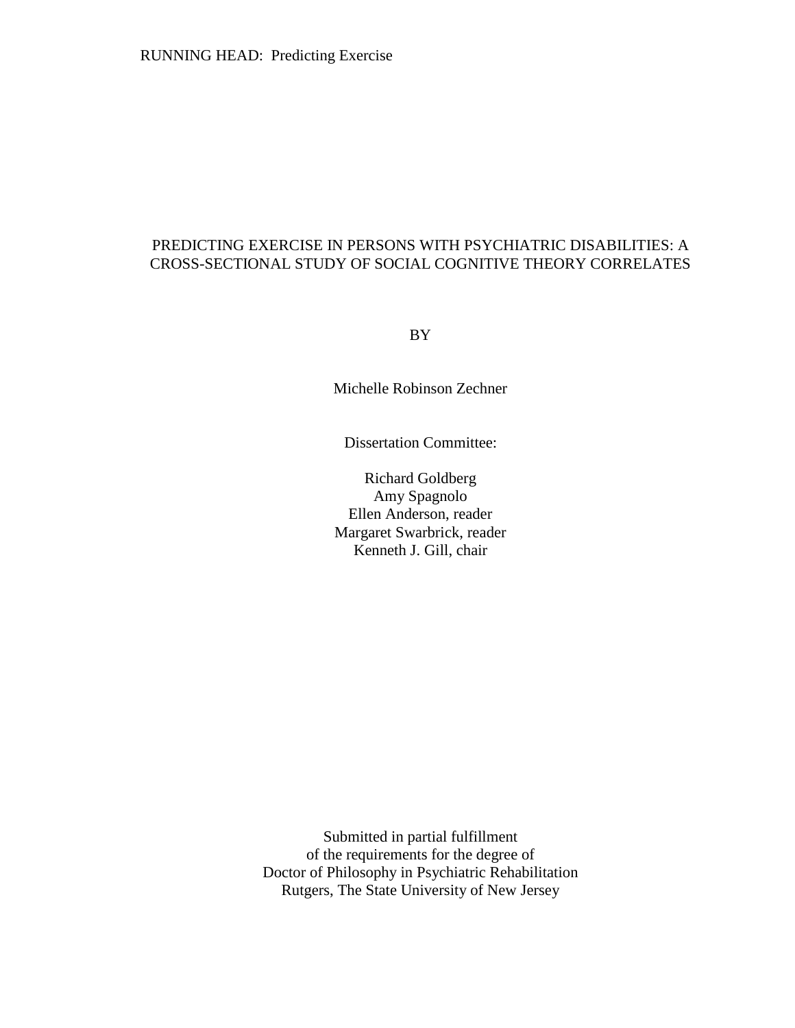# PREDICTING EXERCISE IN PERSONS WITH PSYCHIATRIC DISABILITIES: A CROSS-SECTIONAL STUDY OF SOCIAL COGNITIVE THEORY CORRELATES

BY

Michelle Robinson Zechner

Dissertation Committee:

Richard Goldberg
Amy Spagnolo
Ellen Anderson, reader
Margaret Swarbrick, reader
Kenneth J. Gill, chair

Submitted in partial fulfillment
of the requirements for the degree of
Doctor of Philosophy in Psychiatric Rehabilitation
Rutgers, The State University of New Jersey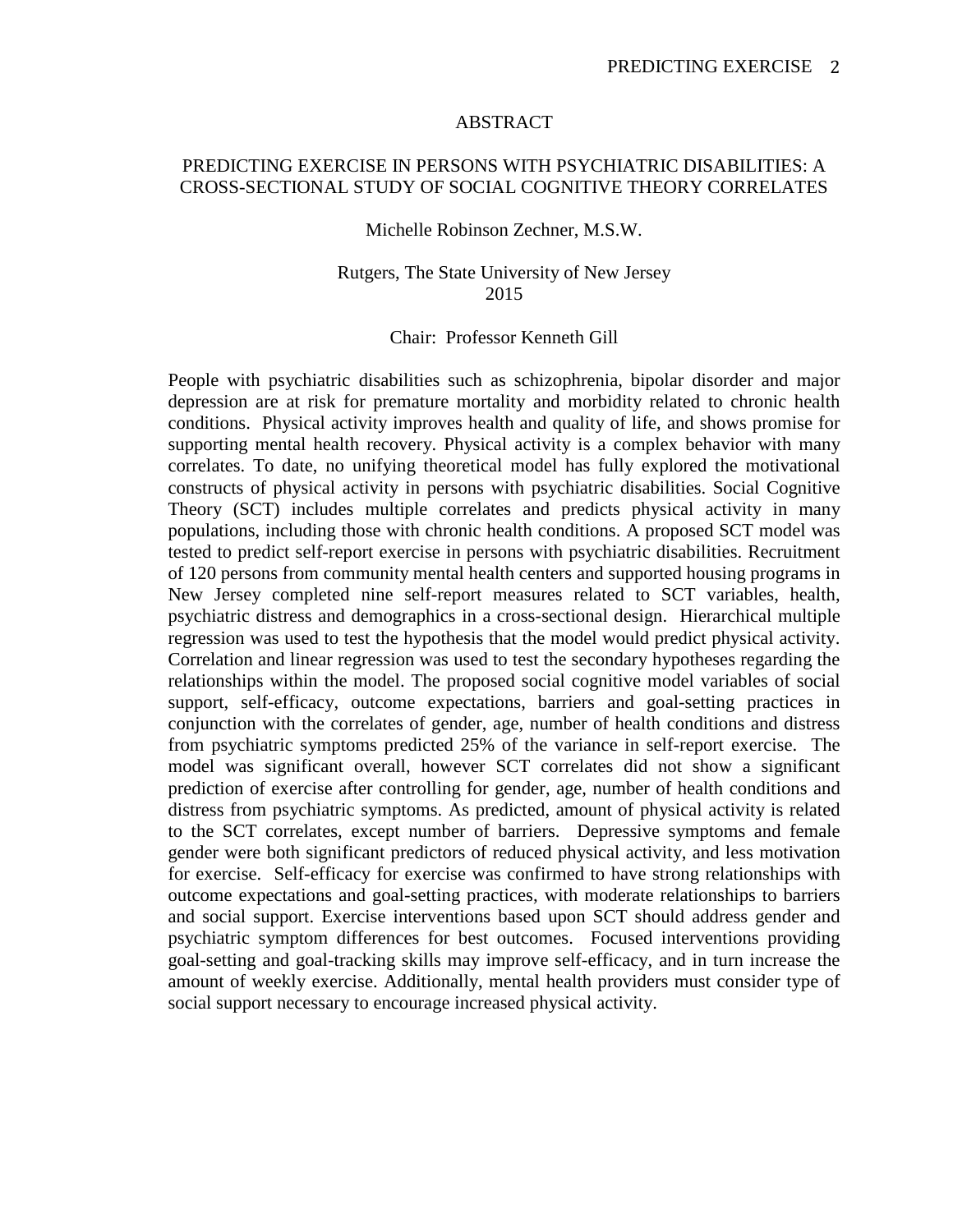# ABSTRACT

## PREDICTING EXERCISE IN PERSONS WITH PSYCHIATRIC DISABILITIES: A CROSS-SECTIONAL STUDY OF SOCIAL COGNITIVE THEORY CORRELATES

Michelle Robinson Zechner, M.S.W.

Rutgers, The State University of New Jersey
2015

Chair: Professor Kenneth Gill

People with psychiatric disabilities such as schizophrenia, bipolar disorder and major depression are at risk for premature mortality and morbidity related to chronic health conditions. Physical activity improves health and quality of life, and shows promise for supporting mental health recovery. Physical activity is a complex behavior with many correlates. To date, no unifying theoretical model has fully explored the motivational constructs of physical activity in persons with psychiatric disabilities. Social Cognitive Theory (SCT) includes multiple correlates and predicts physical activity in many populations, including those with chronic health conditions. A proposed SCT model was tested to predict self-report exercise in persons with psychiatric disabilities. Recruitment of 120 persons from community mental health centers and supported housing programs in New Jersey completed nine self-report measures related to SCT variables, health, psychiatric distress and demographics in a cross-sectional design. Hierarchical multiple regression was used to test the hypothesis that the model would predict physical activity. Correlation and linear regression was used to test the secondary hypotheses regarding the relationships within the model. The proposed social cognitive model variables of social support, self-efficacy, outcome expectations, barriers and goal-setting practices in conjunction with the correlates of gender, age, number of health conditions and distress from psychiatric symptoms predicted 25% of the variance in self-report exercise. The model was significant overall, however SCT correlates did not show a significant prediction of exercise after controlling for gender, age, number of health conditions and distress from psychiatric symptoms. As predicted, amount of physical activity is related to the SCT correlates, except number of barriers. Depressive symptoms and female gender were both significant predictors of reduced physical activity, and less motivation for exercise. Self-efficacy for exercise was confirmed to have strong relationships with outcome expectations and goal-setting practices, with moderate relationships to barriers and social support. Exercise interventions based upon SCT should address gender and psychiatric symptom differences for best outcomes. Focused interventions providing goal-setting and goal-tracking skills may improve self-efficacy, and in turn increase the amount of weekly exercise. Additionally, mental health providers must consider type of social support necessary to encourage increased physical activity.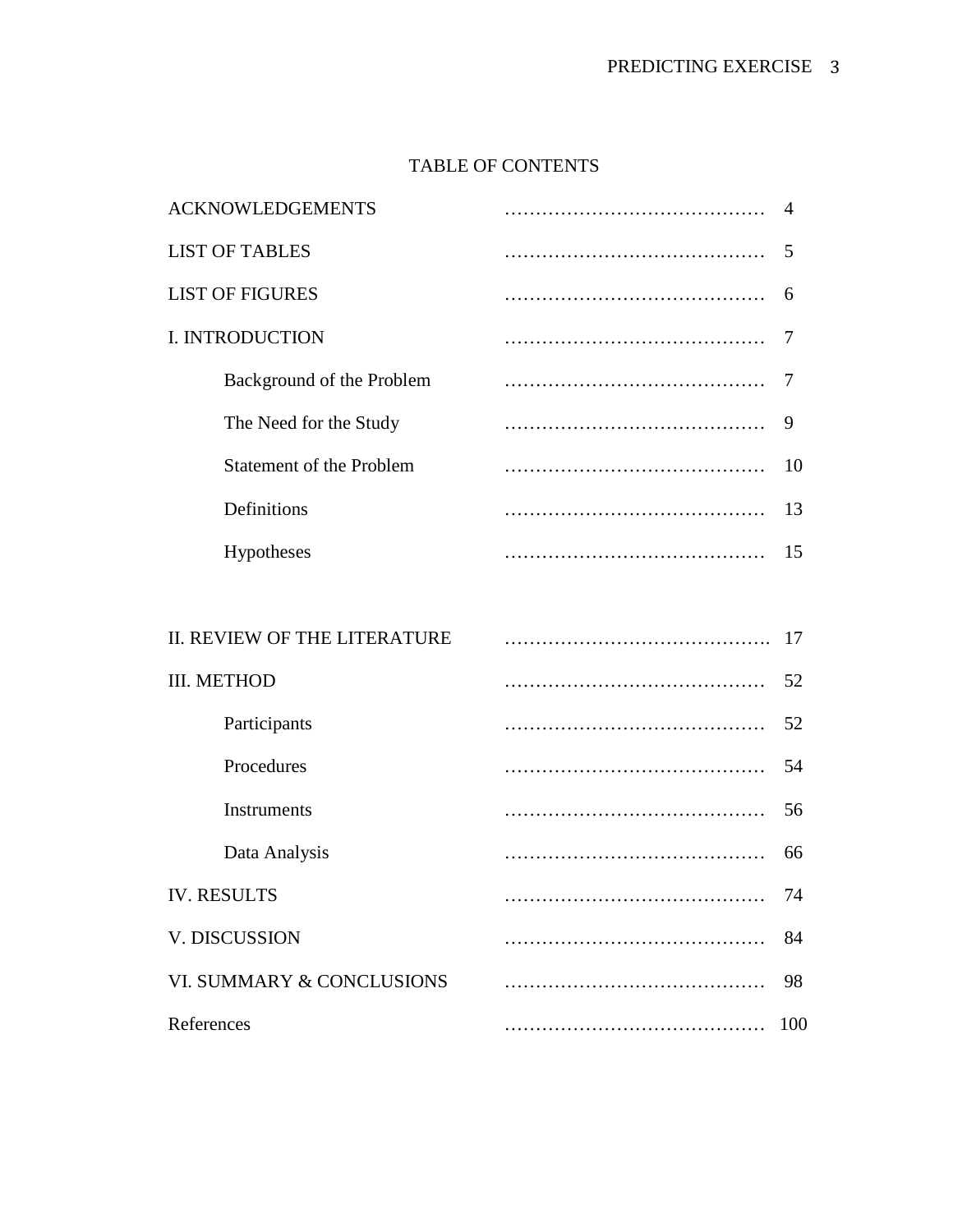# TABLE OF CONTENTS

| | |
|---|---|
| ACKNOWLEDGEMENTS | 4 |
| LIST OF TABLES | 5 |
| LIST OF FIGURES | 6 |
| I. INTRODUCTION | 7 |
| Background of the Problem | 7 |
| The Need for the Study | 9 |
| Statement of the Problem | 10 |
| Definitions | 13 |
| Hypotheses | 15 |
| II. REVIEW OF THE LITERATURE | 17 |
| III. METHOD | 52 |
| Participants | 52 |
| Procedures | 54 |
| Instruments | 56 |
| Data Analysis | 66 |
| IV. RESULTS | 74 |
| V. DISCUSSION | 84 |
| VI. SUMMARY & CONCLUSIONS | 98 |
| References | 100 |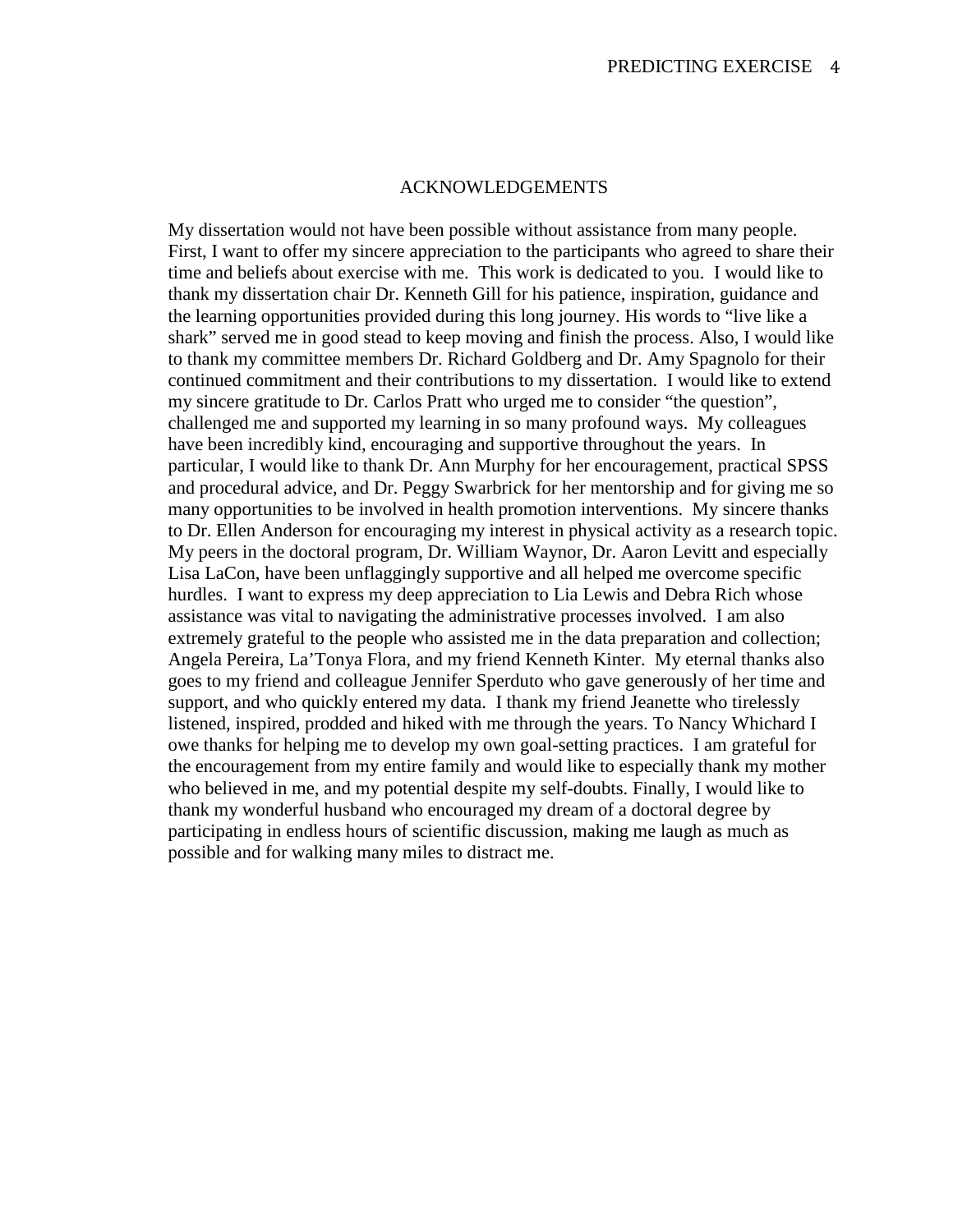# ACKNOWLEDGEMENTS

My dissertation would not have been possible without assistance from many people. First, I want to offer my sincere appreciation to the participants who agreed to share their time and beliefs about exercise with me. This work is dedicated to you. I would like to thank my dissertation chair Dr. Kenneth Gill for his patience, inspiration, guidance and the learning opportunities provided during this long journey. His words to "live like a shark" served me in good stead to keep moving and finish the process. Also, I would like to thank my committee members Dr. Richard Goldberg and Dr. Amy Spagnolo for their continued commitment and their contributions to my dissertation. I would like to extend my sincere gratitude to Dr. Carlos Pratt who urged me to consider "the question", challenged me and supported my learning in so many profound ways. My colleagues have been incredibly kind, encouraging and supportive throughout the years. In particular, I would like to thank Dr. Ann Murphy for her encouragement, practical SPSS and procedural advice, and Dr. Peggy Swarbrick for her mentorship and for giving me so many opportunities to be involved in health promotion interventions. My sincere thanks to Dr. Ellen Anderson for encouraging my interest in physical activity as a research topic. My peers in the doctoral program, Dr. William Waynor, Dr. Aaron Levitt and especially Lisa LaCon, have been unflaggingly supportive and all helped me overcome specific hurdles. I want to express my deep appreciation to Lia Lewis and Debra Rich whose assistance was vital to navigating the administrative processes involved. I am also extremely grateful to the people who assisted me in the data preparation and collection; Angela Pereira, La'Tonya Flora, and my friend Kenneth Kinter. My eternal thanks also goes to my friend and colleague Jennifer Sperduto who gave generously of her time and support, and who quickly entered my data. I thank my friend Jeanette who tirelessly listened, inspired, prodded and hiked with me through the years. To Nancy Whichard I owe thanks for helping me to develop my own goal-setting practices. I am grateful for the encouragement from my entire family and would like to especially thank my mother who believed in me, and my potential despite my self-doubts. Finally, I would like to thank my wonderful husband who encouraged my dream of a doctoral degree by participating in endless hours of scientific discussion, making me laugh as much as possible and for walking many miles to distract me.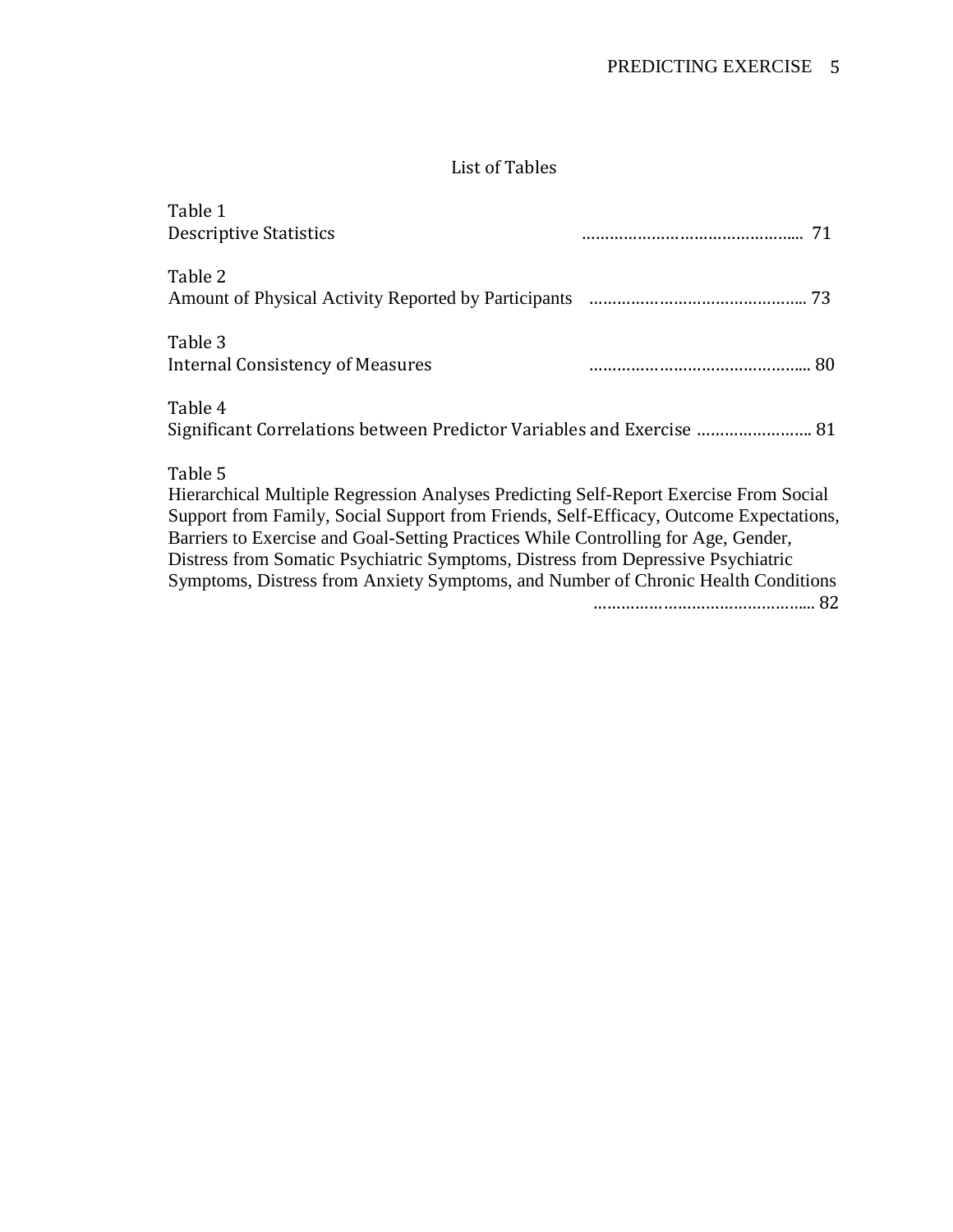# List of Tables

Table 1
Descriptive Statistics ………………………………………... 71

Table 2
Amount of Physical Activity Reported by Participants ………………………………………... 73

Table 3
Internal Consistency of Measures ………………………………………... 80

Table 4
Significant Correlations between Predictor Variables and Exercise …………………….. 81

Table 5
Hierarchical Multiple Regression Analyses Predicting Self-Report Exercise From Social Support from Family, Social Support from Friends, Self-Efficacy, Outcome Expectations, Barriers to Exercise and Goal-Setting Practices While Controlling for Age, Gender, Distress from Somatic Psychiatric Symptoms, Distress from Depressive Psychiatric Symptoms, Distress from Anxiety Symptoms, and Number of Chronic Health Conditions ………………………………………... 82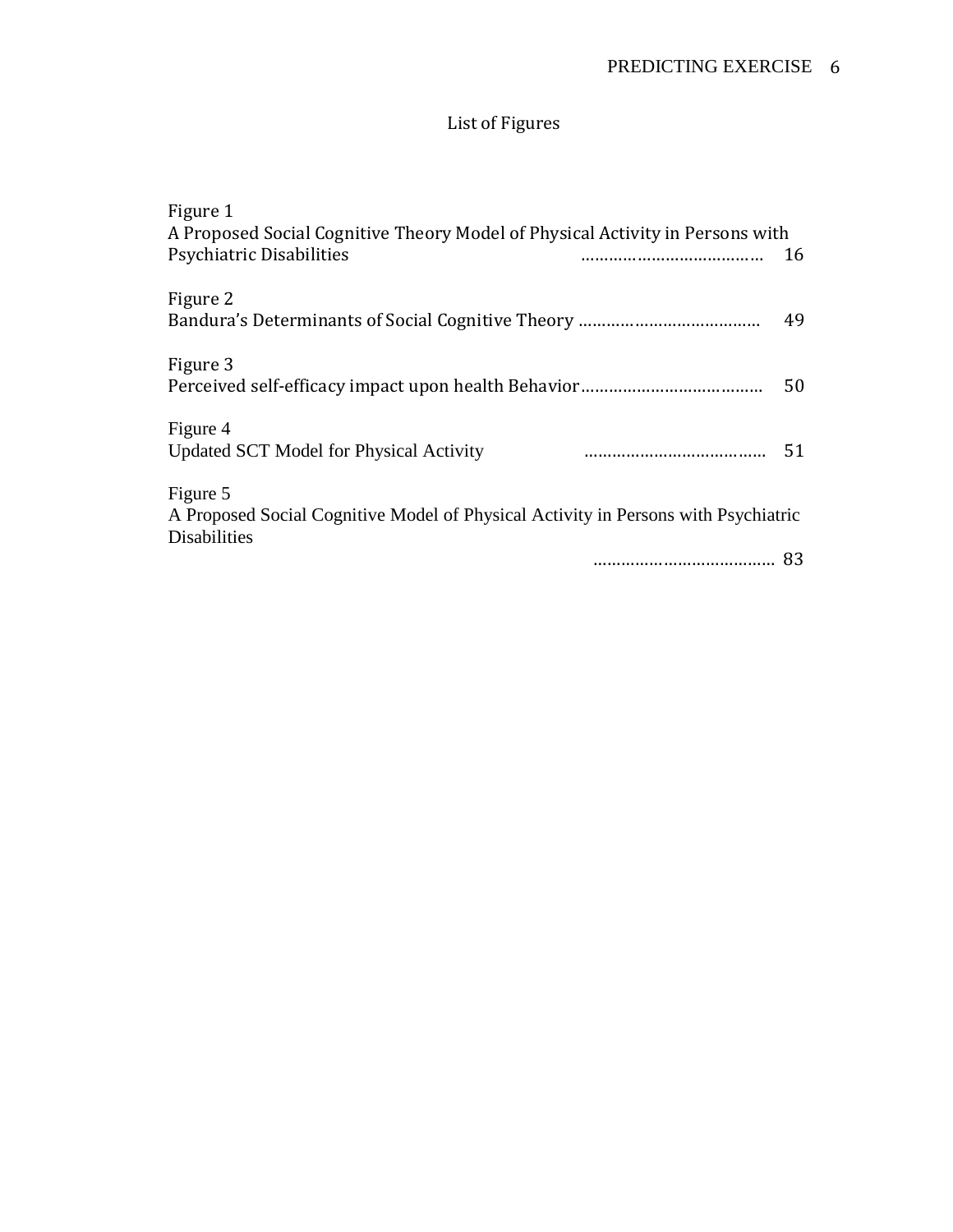# List of Figures

Figure 1
A Proposed Social Cognitive Theory Model of Physical Activity in Persons with Psychiatric Disabilities ………………………………… 16

Figure 2
Bandura's Determinants of Social Cognitive Theory ………………………………… 49

Figure 3
Perceived self-efficacy impact upon health Behavior………………………………… 50

Figure 4
Updated SCT Model for Physical Activity ………………………………… 51

Figure 5
A Proposed Social Cognitive Model of Physical Activity in Persons with Psychiatric Disabilities
………………………………… 83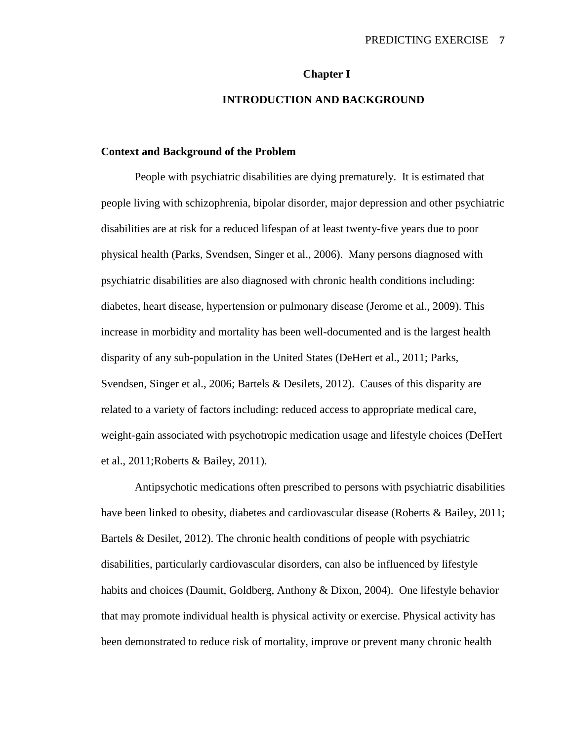# Chapter I

# INTRODUCTION AND BACKGROUND

## Context and Background of the Problem

People with psychiatric disabilities are dying prematurely. It is estimated that people living with schizophrenia, bipolar disorder, major depression and other psychiatric disabilities are at risk for a reduced lifespan of at least twenty-five years due to poor physical health (Parks, Svendsen, Singer et al., 2006). Many persons diagnosed with psychiatric disabilities are also diagnosed with chronic health conditions including: diabetes, heart disease, hypertension or pulmonary disease (Jerome et al., 2009). This increase in morbidity and mortality has been well-documented and is the largest health disparity of any sub-population in the United States (DeHert et al., 2011; Parks, Svendsen, Singer et al., 2006; Bartels & Desilets, 2012). Causes of this disparity are related to a variety of factors including: reduced access to appropriate medical care, weight-gain associated with psychotropic medication usage and lifestyle choices (DeHert et al., 2011;Roberts & Bailey, 2011).

Antipsychotic medications often prescribed to persons with psychiatric disabilities have been linked to obesity, diabetes and cardiovascular disease (Roberts & Bailey, 2011; Bartels & Desilet, 2012). The chronic health conditions of people with psychiatric disabilities, particularly cardiovascular disorders, can also be influenced by lifestyle habits and choices (Daumit, Goldberg, Anthony & Dixon, 2004). One lifestyle behavior that may promote individual health is physical activity or exercise. Physical activity has been demonstrated to reduce risk of mortality, improve or prevent many chronic health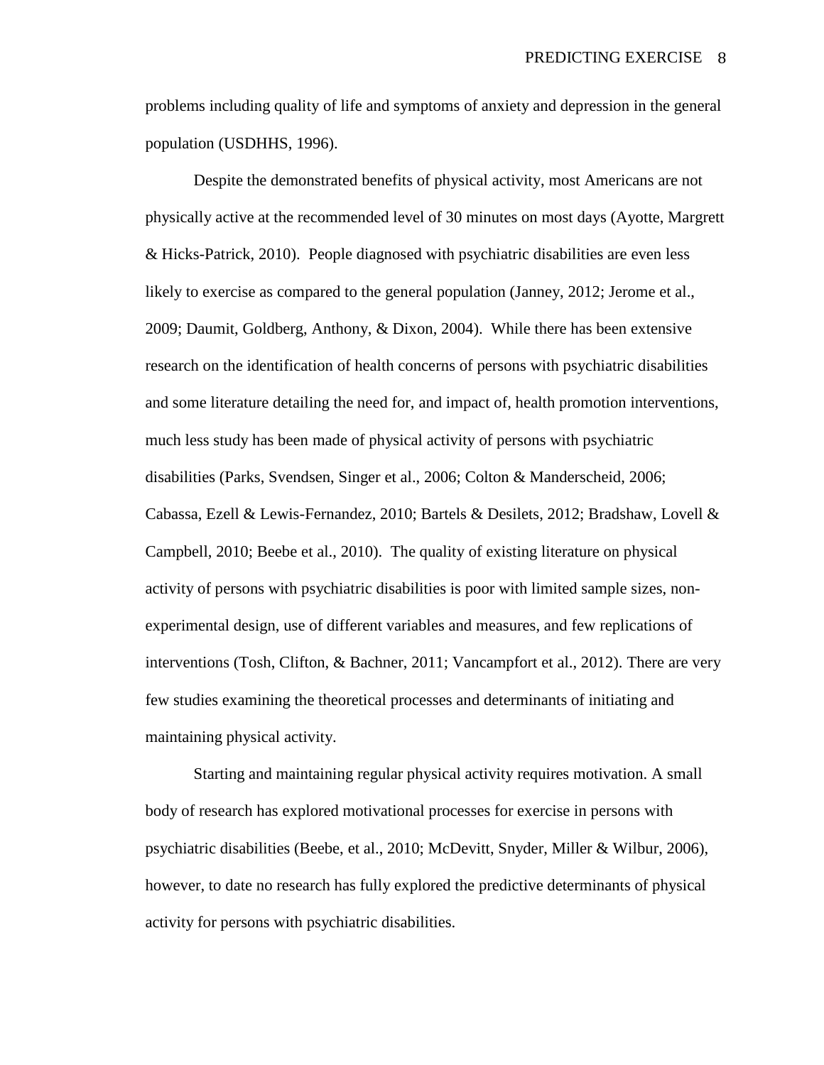problems including quality of life and symptoms of anxiety and depression in the general population (USDHHS, 1996).

Despite the demonstrated benefits of physical activity, most Americans are not physically active at the recommended level of 30 minutes on most days (Ayotte, Margrett & Hicks-Patrick, 2010). People diagnosed with psychiatric disabilities are even less likely to exercise as compared to the general population (Janney, 2012; Jerome et al., 2009; Daumit, Goldberg, Anthony, & Dixon, 2004). While there has been extensive research on the identification of health concerns of persons with psychiatric disabilities and some literature detailing the need for, and impact of, health promotion interventions, much less study has been made of physical activity of persons with psychiatric disabilities (Parks, Svendsen, Singer et al., 2006; Colton & Manderscheid, 2006; Cabassa, Ezell & Lewis-Fernandez, 2010; Bartels & Desilets, 2012; Bradshaw, Lovell & Campbell, 2010; Beebe et al., 2010). The quality of existing literature on physical activity of persons with psychiatric disabilities is poor with limited sample sizes, non-experimental design, use of different variables and measures, and few replications of interventions (Tosh, Clifton, & Bachner, 2011; Vancampfort et al., 2012). There are very few studies examining the theoretical processes and determinants of initiating and maintaining physical activity.

Starting and maintaining regular physical activity requires motivation. A small body of research has explored motivational processes for exercise in persons with psychiatric disabilities (Beebe, et al., 2010; McDevitt, Snyder, Miller & Wilbur, 2006), however, to date no research has fully explored the predictive determinants of physical activity for persons with psychiatric disabilities.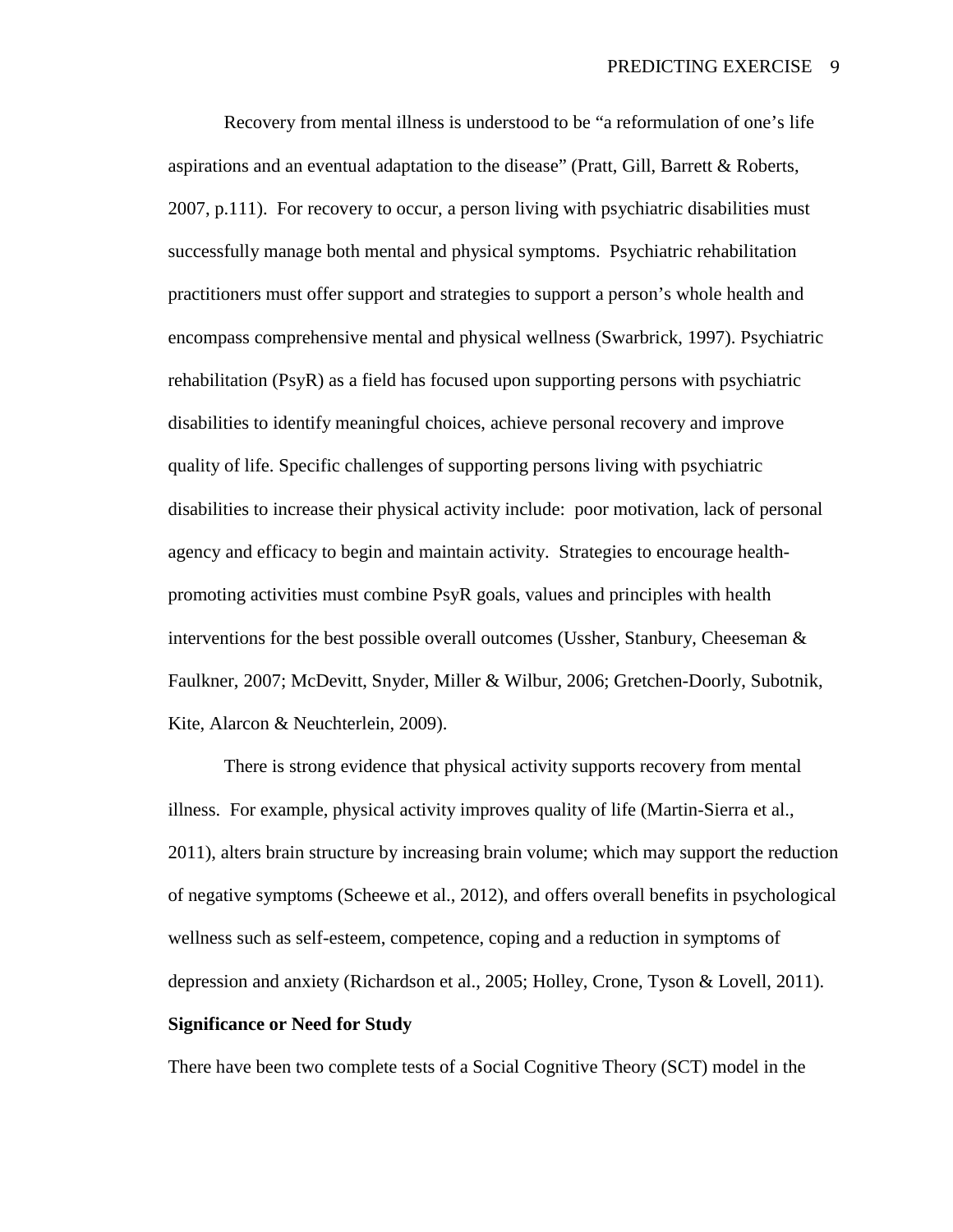Recovery from mental illness is understood to be "a reformulation of one's life aspirations and an eventual adaptation to the disease" (Pratt, Gill, Barrett & Roberts, 2007, p.111). For recovery to occur, a person living with psychiatric disabilities must successfully manage both mental and physical symptoms. Psychiatric rehabilitation practitioners must offer support and strategies to support a person's whole health and encompass comprehensive mental and physical wellness (Swarbrick, 1997). Psychiatric rehabilitation (PsyR) as a field has focused upon supporting persons with psychiatric disabilities to identify meaningful choices, achieve personal recovery and improve quality of life. Specific challenges of supporting persons living with psychiatric disabilities to increase their physical activity include: poor motivation, lack of personal agency and efficacy to begin and maintain activity. Strategies to encourage health-promoting activities must combine PsyR goals, values and principles with health interventions for the best possible overall outcomes (Ussher, Stanbury, Cheeseman & Faulkner, 2007; McDevitt, Snyder, Miller & Wilbur, 2006; Gretchen-Doorly, Subotnik, Kite, Alarcon & Neuchterlein, 2009).

There is strong evidence that physical activity supports recovery from mental illness. For example, physical activity improves quality of life (Martin-Sierra et al., 2011), alters brain structure by increasing brain volume; which may support the reduction of negative symptoms (Scheewe et al., 2012), and offers overall benefits in psychological wellness such as self-esteem, competence, coping and a reduction in symptoms of depression and anxiety (Richardson et al., 2005; Holley, Crone, Tyson & Lovell, 2011).

**Significance or Need for Study**

There have been two complete tests of a Social Cognitive Theory (SCT) model in the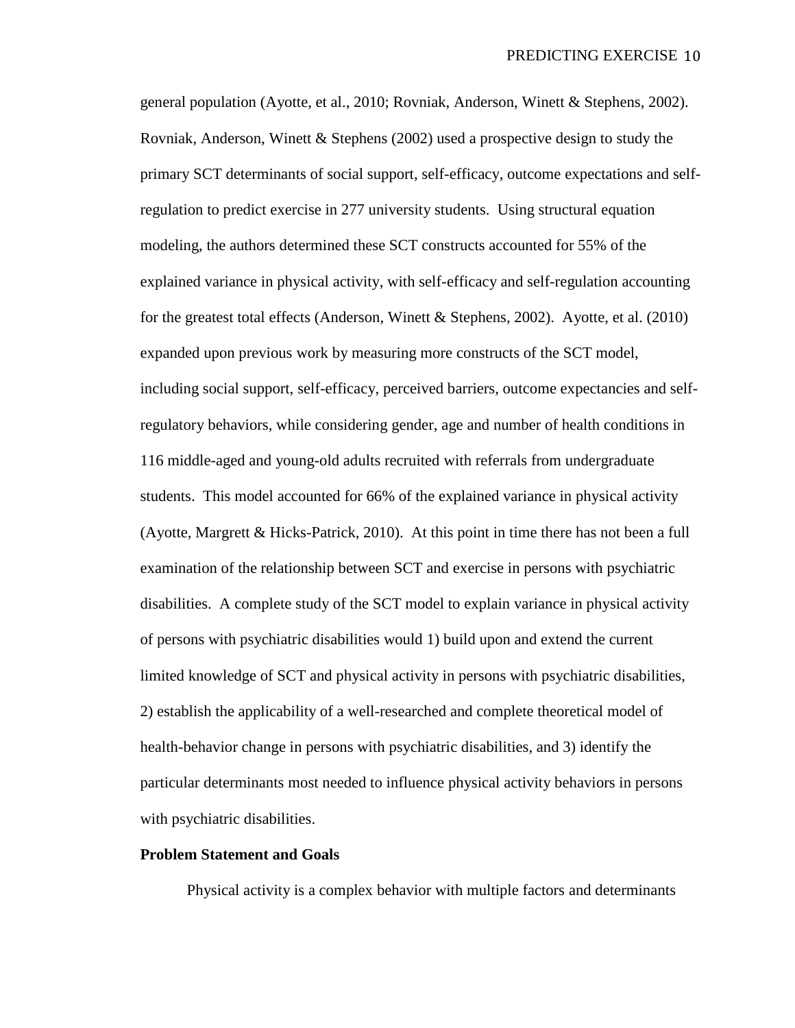general population (Ayotte, et al., 2010; Rovniak, Anderson, Winett & Stephens, 2002). Rovniak, Anderson, Winett & Stephens (2002) used a prospective design to study the primary SCT determinants of social support, self-efficacy, outcome expectations and self-regulation to predict exercise in 277 university students. Using structural equation modeling, the authors determined these SCT constructs accounted for 55% of the explained variance in physical activity, with self-efficacy and self-regulation accounting for the greatest total effects (Anderson, Winett & Stephens, 2002). Ayotte, et al. (2010) expanded upon previous work by measuring more constructs of the SCT model, including social support, self-efficacy, perceived barriers, outcome expectancies and self-regulatory behaviors, while considering gender, age and number of health conditions in 116 middle-aged and young-old adults recruited with referrals from undergraduate students. This model accounted for 66% of the explained variance in physical activity (Ayotte, Margrett & Hicks-Patrick, 2010). At this point in time there has not been a full examination of the relationship between SCT and exercise in persons with psychiatric disabilities. A complete study of the SCT model to explain variance in physical activity of persons with psychiatric disabilities would 1) build upon and extend the current limited knowledge of SCT and physical activity in persons with psychiatric disabilities, 2) establish the applicability of a well-researched and complete theoretical model of health-behavior change in persons with psychiatric disabilities, and 3) identify the particular determinants most needed to influence physical activity behaviors in persons with psychiatric disabilities.

## Problem Statement and Goals

Physical activity is a complex behavior with multiple factors and determinants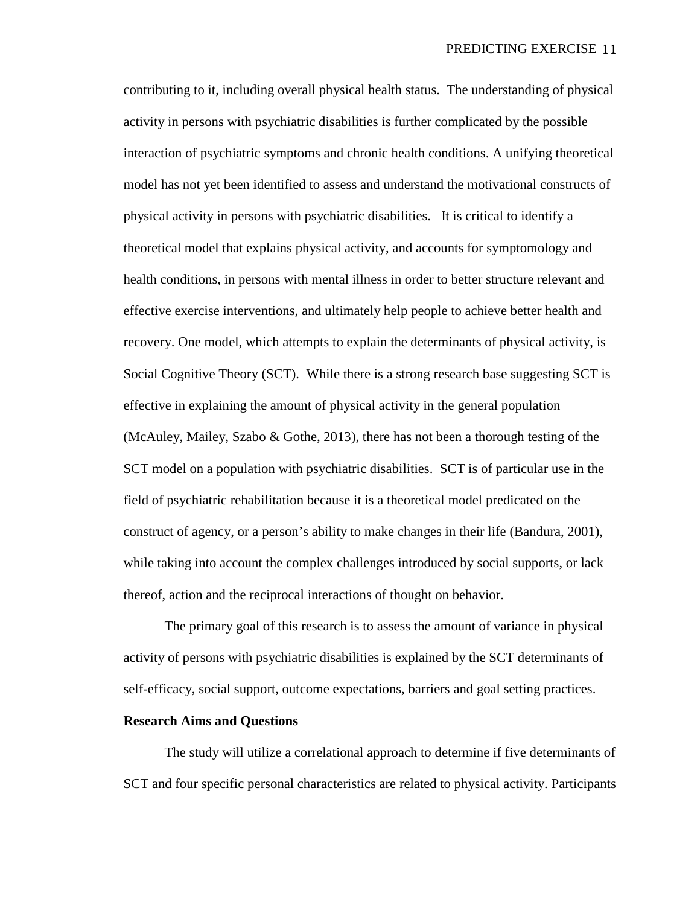contributing to it, including overall physical health status. The understanding of physical activity in persons with psychiatric disabilities is further complicated by the possible interaction of psychiatric symptoms and chronic health conditions. A unifying theoretical model has not yet been identified to assess and understand the motivational constructs of physical activity in persons with psychiatric disabilities. It is critical to identify a theoretical model that explains physical activity, and accounts for symptomology and health conditions, in persons with mental illness in order to better structure relevant and effective exercise interventions, and ultimately help people to achieve better health and recovery. One model, which attempts to explain the determinants of physical activity, is Social Cognitive Theory (SCT). While there is a strong research base suggesting SCT is effective in explaining the amount of physical activity in the general population (McAuley, Mailey, Szabo & Gothe, 2013), there has not been a thorough testing of the SCT model on a population with psychiatric disabilities. SCT is of particular use in the field of psychiatric rehabilitation because it is a theoretical model predicated on the construct of agency, or a person's ability to make changes in their life (Bandura, 2001), while taking into account the complex challenges introduced by social supports, or lack thereof, action and the reciprocal interactions of thought on behavior.

The primary goal of this research is to assess the amount of variance in physical activity of persons with psychiatric disabilities is explained by the SCT determinants of self-efficacy, social support, outcome expectations, barriers and goal setting practices.

**Research Aims and Questions**

The study will utilize a correlational approach to determine if five determinants of SCT and four specific personal characteristics are related to physical activity. Participants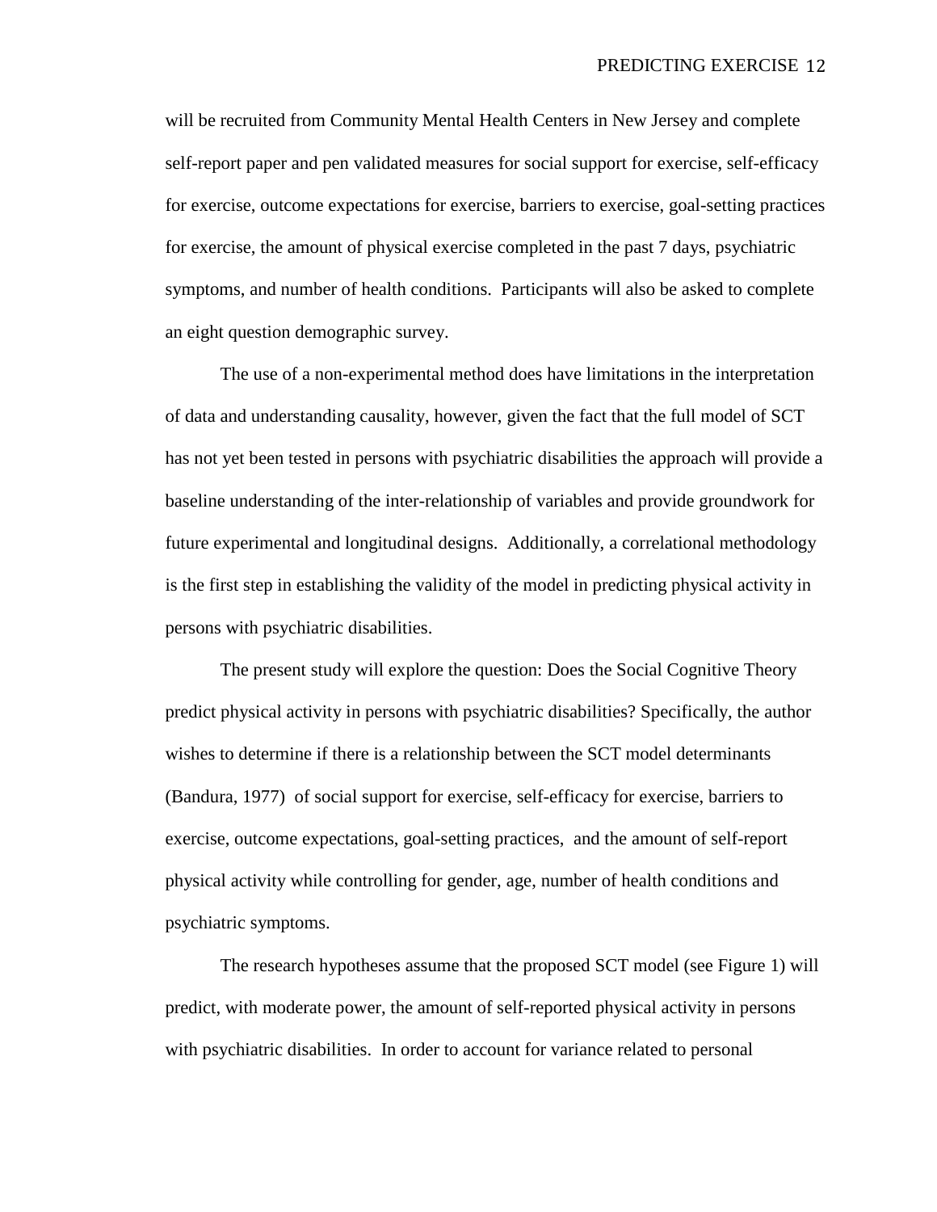will be recruited from Community Mental Health Centers in New Jersey and complete self-report paper and pen validated measures for social support for exercise, self-efficacy for exercise, outcome expectations for exercise, barriers to exercise, goal-setting practices for exercise, the amount of physical exercise completed in the past 7 days, psychiatric symptoms, and number of health conditions. Participants will also be asked to complete an eight question demographic survey.

The use of a non-experimental method does have limitations in the interpretation of data and understanding causality, however, given the fact that the full model of SCT has not yet been tested in persons with psychiatric disabilities the approach will provide a baseline understanding of the inter-relationship of variables and provide groundwork for future experimental and longitudinal designs. Additionally, a correlational methodology is the first step in establishing the validity of the model in predicting physical activity in persons with psychiatric disabilities.

The present study will explore the question: Does the Social Cognitive Theory predict physical activity in persons with psychiatric disabilities? Specifically, the author wishes to determine if there is a relationship between the SCT model determinants (Bandura, 1977) of social support for exercise, self-efficacy for exercise, barriers to exercise, outcome expectations, goal-setting practices, and the amount of self-report physical activity while controlling for gender, age, number of health conditions and psychiatric symptoms.

The research hypotheses assume that the proposed SCT model (see Figure 1) will predict, with moderate power, the amount of self-reported physical activity in persons with psychiatric disabilities. In order to account for variance related to personal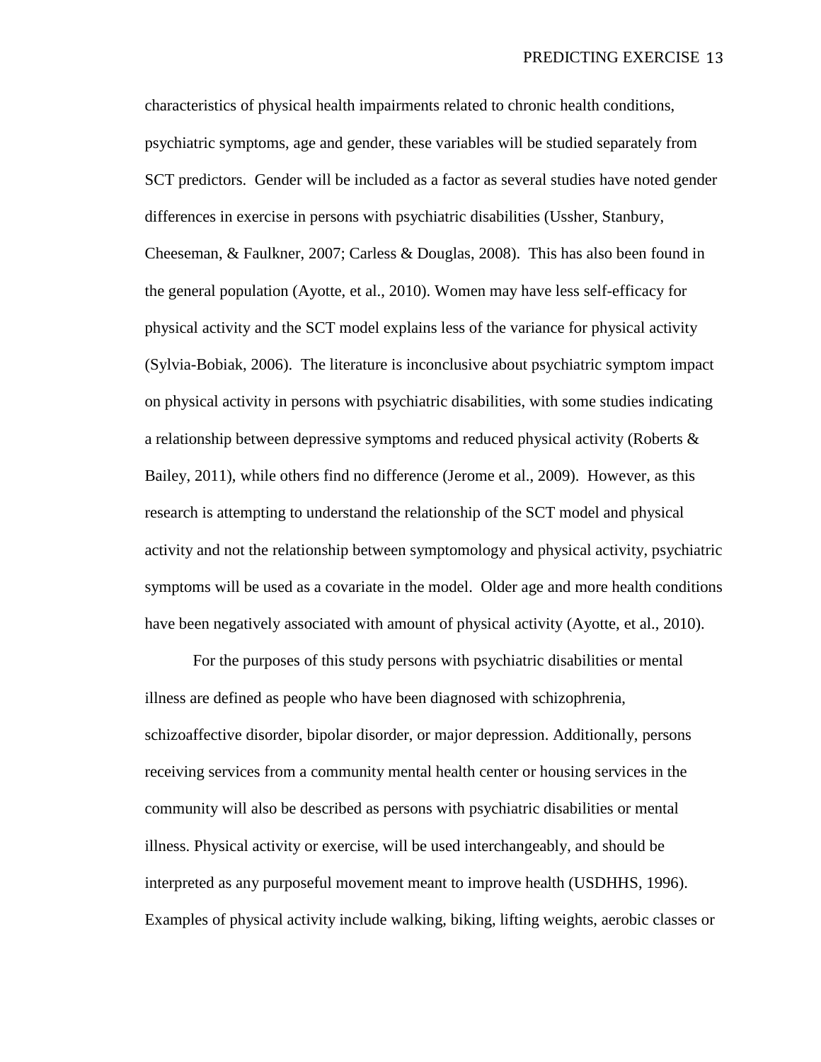characteristics of physical health impairments related to chronic health conditions, psychiatric symptoms, age and gender, these variables will be studied separately from SCT predictors. Gender will be included as a factor as several studies have noted gender differences in exercise in persons with psychiatric disabilities (Ussher, Stanbury, Cheeseman, & Faulkner, 2007; Carless & Douglas, 2008). This has also been found in the general population (Ayotte, et al., 2010). Women may have less self-efficacy for physical activity and the SCT model explains less of the variance for physical activity (Sylvia-Bobiak, 2006). The literature is inconclusive about psychiatric symptom impact on physical activity in persons with psychiatric disabilities, with some studies indicating a relationship between depressive symptoms and reduced physical activity (Roberts & Bailey, 2011), while others find no difference (Jerome et al., 2009). However, as this research is attempting to understand the relationship of the SCT model and physical activity and not the relationship between symptomology and physical activity, psychiatric symptoms will be used as a covariate in the model. Older age and more health conditions have been negatively associated with amount of physical activity (Ayotte, et al., 2010).

For the purposes of this study persons with psychiatric disabilities or mental illness are defined as people who have been diagnosed with schizophrenia, schizoaffective disorder, bipolar disorder, or major depression. Additionally, persons receiving services from a community mental health center or housing services in the community will also be described as persons with psychiatric disabilities or mental illness. Physical activity or exercise, will be used interchangeably, and should be interpreted as any purposeful movement meant to improve health (USDHHS, 1996). Examples of physical activity include walking, biking, lifting weights, aerobic classes or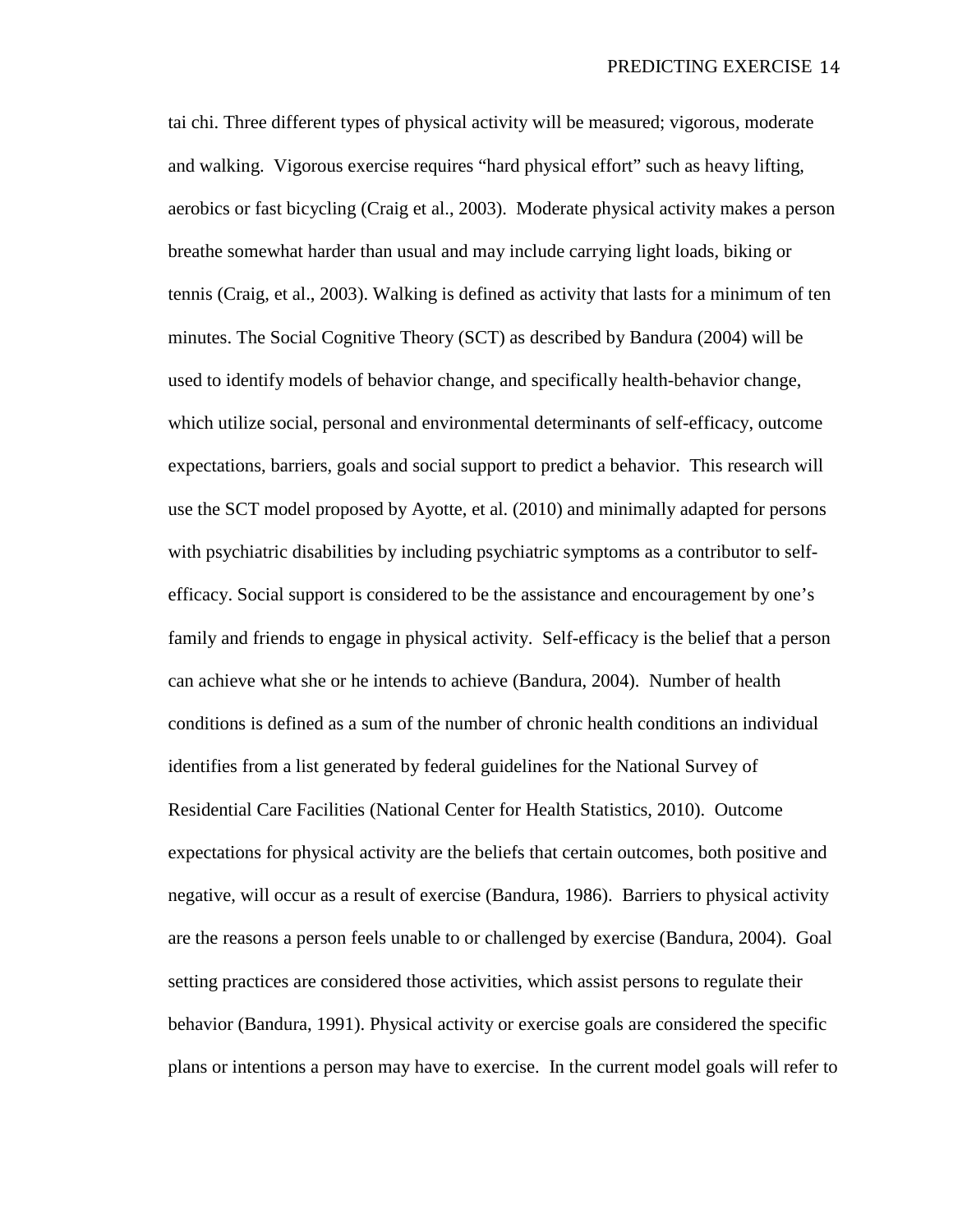tai chi. Three different types of physical activity will be measured; vigorous, moderate and walking. Vigorous exercise requires "hard physical effort" such as heavy lifting, aerobics or fast bicycling (Craig et al., 2003). Moderate physical activity makes a person breathe somewhat harder than usual and may include carrying light loads, biking or tennis (Craig, et al., 2003). Walking is defined as activity that lasts for a minimum of ten minutes. The Social Cognitive Theory (SCT) as described by Bandura (2004) will be used to identify models of behavior change, and specifically health-behavior change, which utilize social, personal and environmental determinants of self-efficacy, outcome expectations, barriers, goals and social support to predict a behavior. This research will use the SCT model proposed by Ayotte, et al. (2010) and minimally adapted for persons with psychiatric disabilities by including psychiatric symptoms as a contributor to self-efficacy. Social support is considered to be the assistance and encouragement by one's family and friends to engage in physical activity. Self-efficacy is the belief that a person can achieve what she or he intends to achieve (Bandura, 2004). Number of health conditions is defined as a sum of the number of chronic health conditions an individual identifies from a list generated by federal guidelines for the National Survey of Residential Care Facilities (National Center for Health Statistics, 2010). Outcome expectations for physical activity are the beliefs that certain outcomes, both positive and negative, will occur as a result of exercise (Bandura, 1986). Barriers to physical activity are the reasons a person feels unable to or challenged by exercise (Bandura, 2004). Goal setting practices are considered those activities, which assist persons to regulate their behavior (Bandura, 1991). Physical activity or exercise goals are considered the specific plans or intentions a person may have to exercise. In the current model goals will refer to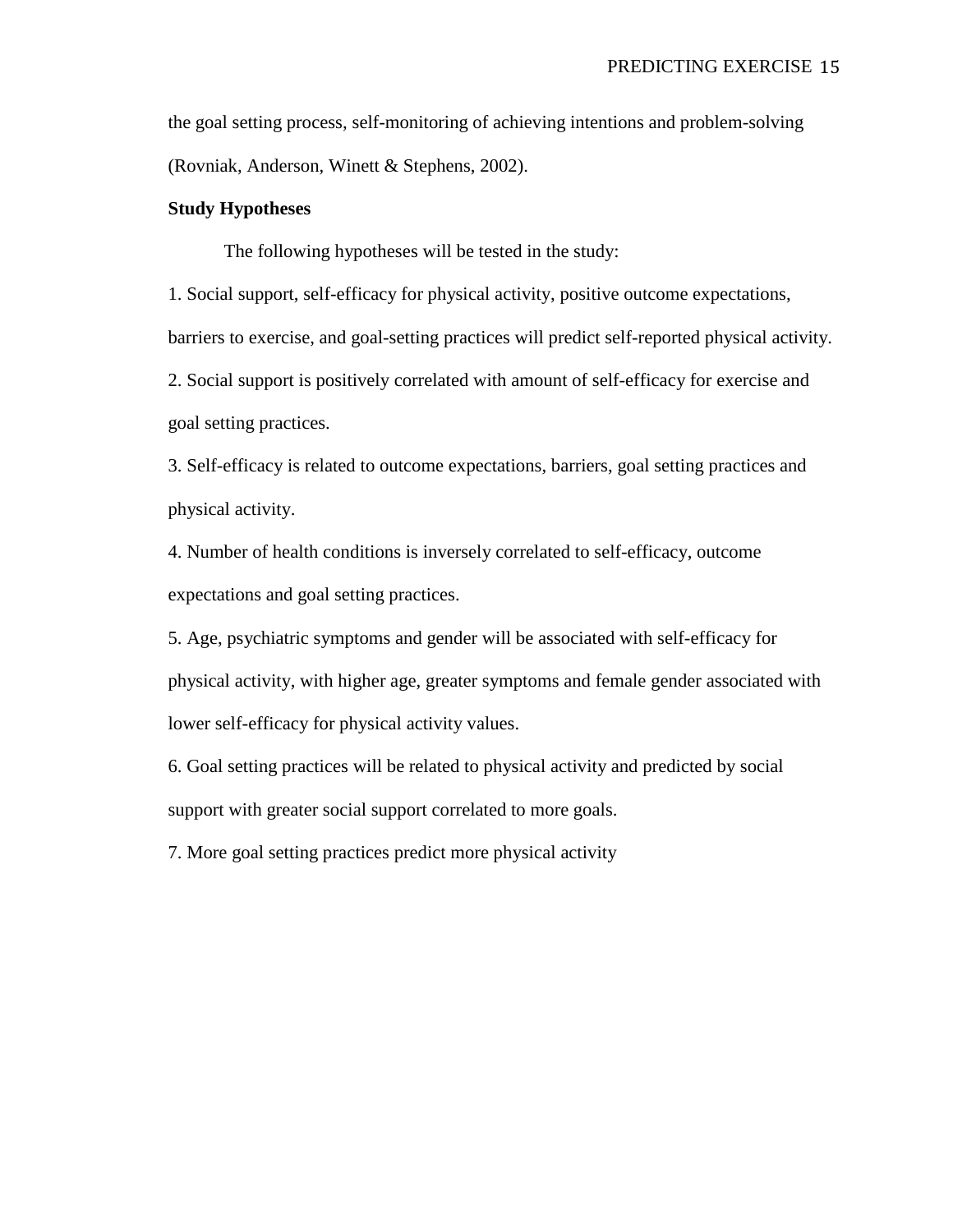the goal setting process, self-monitoring of achieving intentions and problem-solving (Rovniak, Anderson, Winett & Stephens, 2002).

**Study Hypotheses**

The following hypotheses will be tested in the study:

1. Social support, self-efficacy for physical activity, positive outcome expectations, barriers to exercise, and goal-setting practices will predict self-reported physical activity.
2. Social support is positively correlated with amount of self-efficacy for exercise and goal setting practices.
3. Self-efficacy is related to outcome expectations, barriers, goal setting practices and physical activity.
4. Number of health conditions is inversely correlated to self-efficacy, outcome expectations and goal setting practices.
5. Age, psychiatric symptoms and gender will be associated with self-efficacy for physical activity, with higher age, greater symptoms and female gender associated with lower self-efficacy for physical activity values.
6. Goal setting practices will be related to physical activity and predicted by social support with greater social support correlated to more goals.
7. More goal setting practices predict more physical activity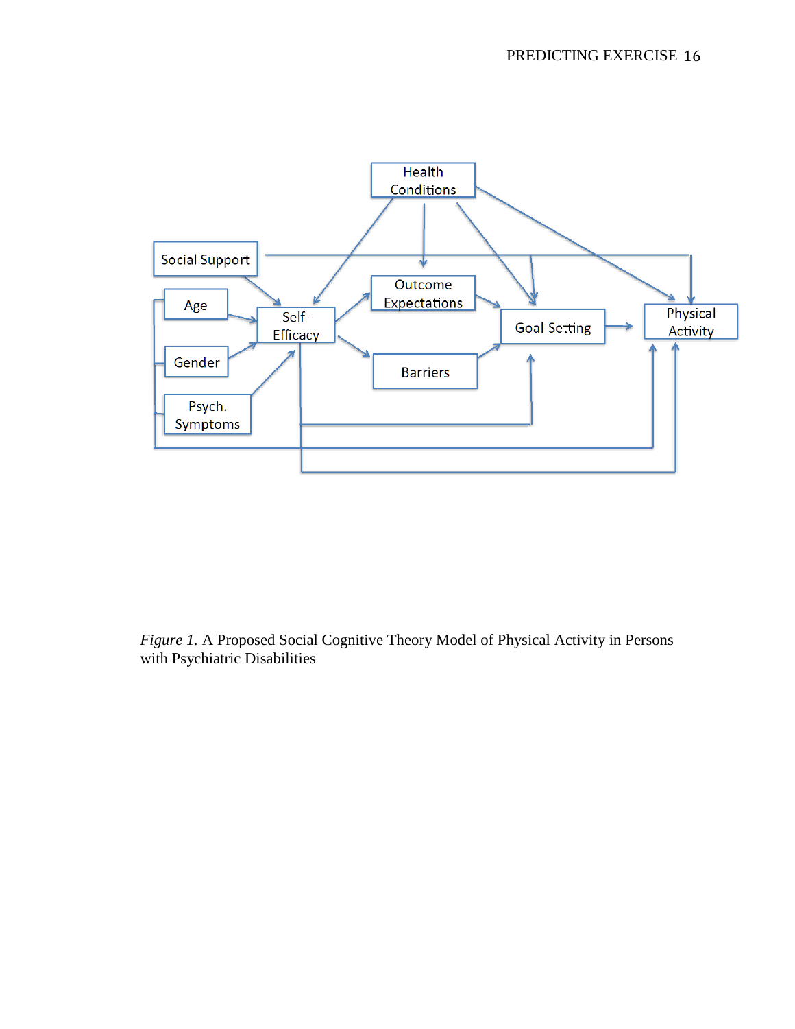*Figure 1.* A Proposed Social Cognitive Theory Model of Physical Activity in Persons with Psychiatric Disabilities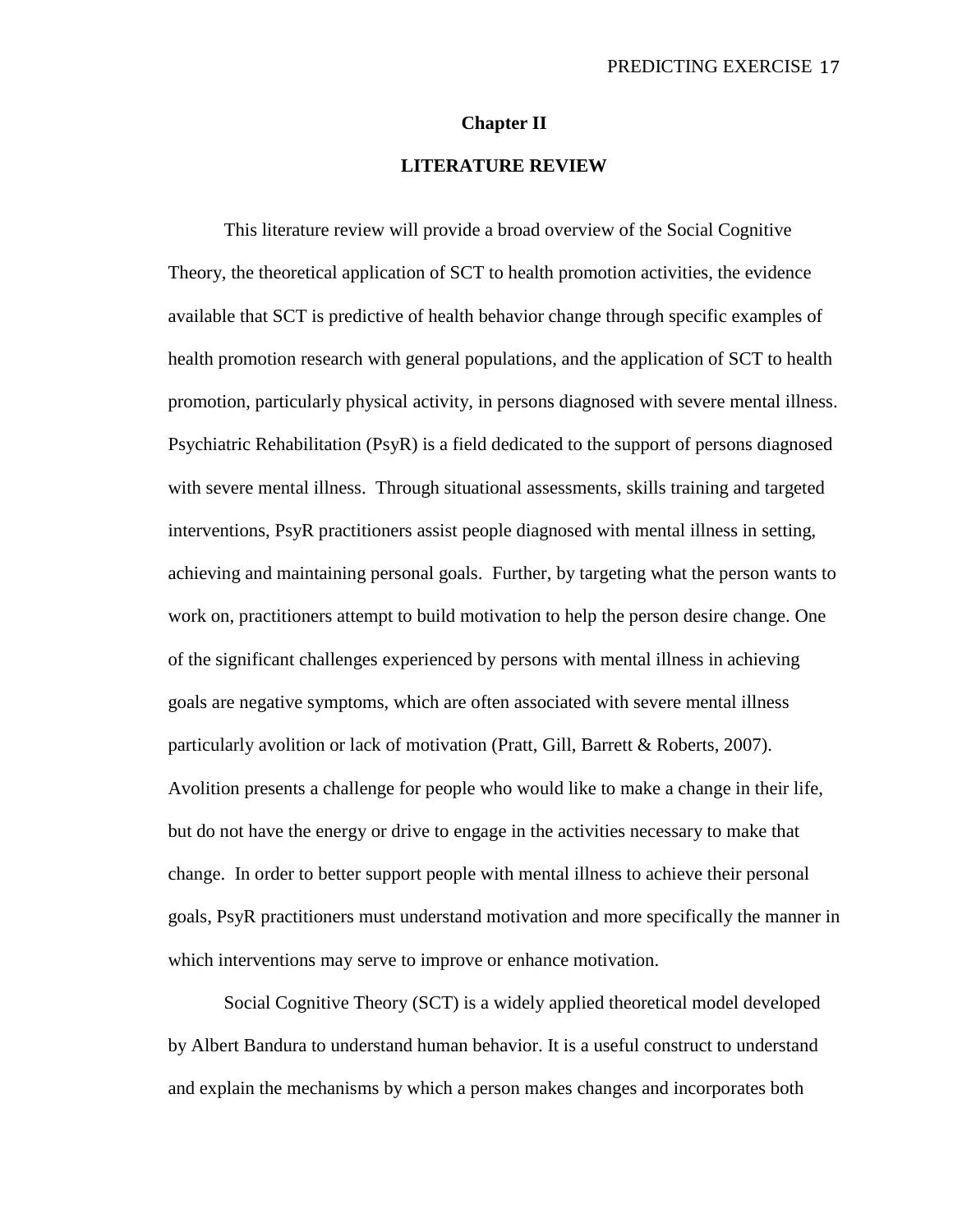# Chapter II

## LITERATURE REVIEW

This literature review will provide a broad overview of the Social Cognitive Theory, the theoretical application of SCT to health promotion activities, the evidence available that SCT is predictive of health behavior change through specific examples of health promotion research with general populations, and the application of SCT to health promotion, particularly physical activity, in persons diagnosed with severe mental illness. Psychiatric Rehabilitation (PsyR) is a field dedicated to the support of persons diagnosed with severe mental illness. Through situational assessments, skills training and targeted interventions, PsyR practitioners assist people diagnosed with mental illness in setting, achieving and maintaining personal goals. Further, by targeting what the person wants to work on, practitioners attempt to build motivation to help the person desire change. One of the significant challenges experienced by persons with mental illness in achieving goals are negative symptoms, which are often associated with severe mental illness particularly avolition or lack of motivation (Pratt, Gill, Barrett & Roberts, 2007). Avolition presents a challenge for people who would like to make a change in their life, but do not have the energy or drive to engage in the activities necessary to make that change. In order to better support people with mental illness to achieve their personal goals, PsyR practitioners must understand motivation and more specifically the manner in which interventions may serve to improve or enhance motivation.

Social Cognitive Theory (SCT) is a widely applied theoretical model developed by Albert Bandura to understand human behavior. It is a useful construct to understand and explain the mechanisms by which a person makes changes and incorporates both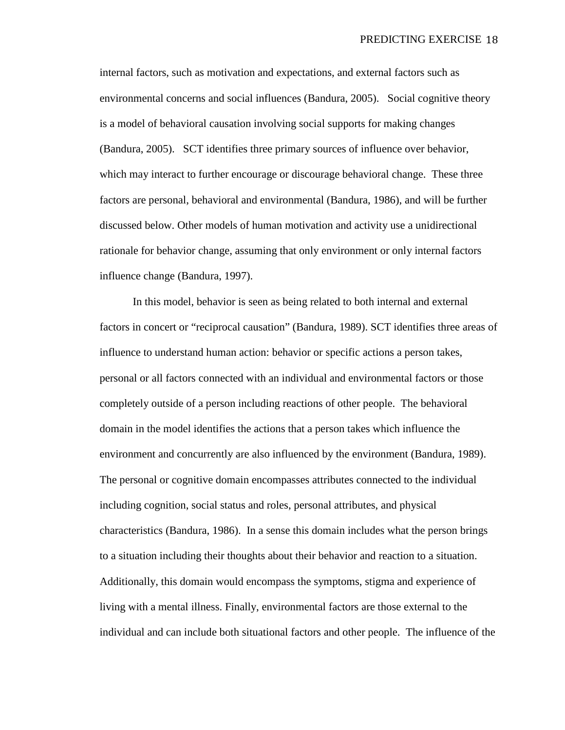internal factors, such as motivation and expectations, and external factors such as environmental concerns and social influences (Bandura, 2005). Social cognitive theory is a model of behavioral causation involving social supports for making changes (Bandura, 2005). SCT identifies three primary sources of influence over behavior, which may interact to further encourage or discourage behavioral change. These three factors are personal, behavioral and environmental (Bandura, 1986), and will be further discussed below. Other models of human motivation and activity use a unidirectional rationale for behavior change, assuming that only environment or only internal factors influence change (Bandura, 1997).

In this model, behavior is seen as being related to both internal and external factors in concert or "reciprocal causation" (Bandura, 1989). SCT identifies three areas of influence to understand human action: behavior or specific actions a person takes, personal or all factors connected with an individual and environmental factors or those completely outside of a person including reactions of other people. The behavioral domain in the model identifies the actions that a person takes which influence the environment and concurrently are also influenced by the environment (Bandura, 1989). The personal or cognitive domain encompasses attributes connected to the individual including cognition, social status and roles, personal attributes, and physical characteristics (Bandura, 1986). In a sense this domain includes what the person brings to a situation including their thoughts about their behavior and reaction to a situation. Additionally, this domain would encompass the symptoms, stigma and experience of living with a mental illness. Finally, environmental factors are those external to the individual and can include both situational factors and other people. The influence of the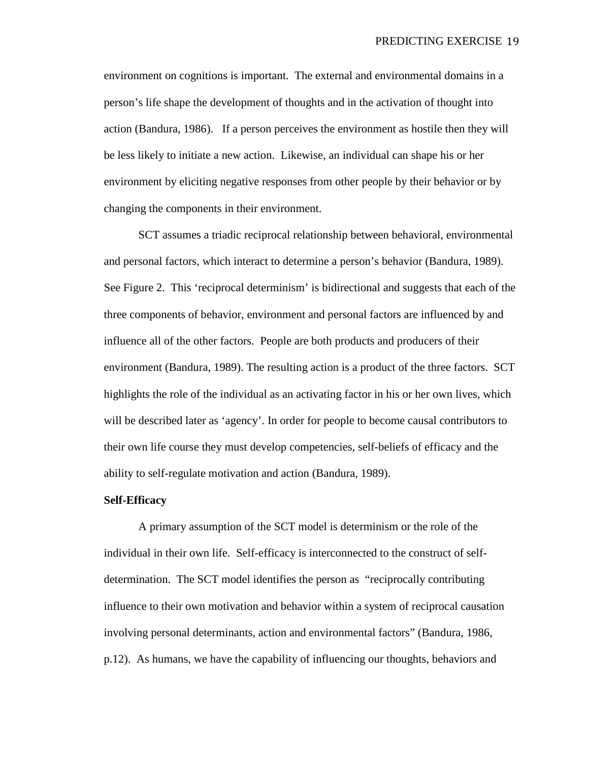environment on cognitions is important. The external and environmental domains in a person's life shape the development of thoughts and in the activation of thought into action (Bandura, 1986). If a person perceives the environment as hostile then they will be less likely to initiate a new action. Likewise, an individual can shape his or her environment by eliciting negative responses from other people by their behavior or by changing the components in their environment.

SCT assumes a triadic reciprocal relationship between behavioral, environmental and personal factors, which interact to determine a person's behavior (Bandura, 1989). See Figure 2. This 'reciprocal determinism' is bidirectional and suggests that each of the three components of behavior, environment and personal factors are influenced by and influence all of the other factors. People are both products and producers of their environment (Bandura, 1989). The resulting action is a product of the three factors. SCT highlights the role of the individual as an activating factor in his or her own lives, which will be described later as 'agency'. In order for people to become causal contributors to their own life course they must develop competencies, self-beliefs of efficacy and the ability to self-regulate motivation and action (Bandura, 1989).

**Self-Efficacy**

A primary assumption of the SCT model is determinism or the role of the individual in their own life. Self-efficacy is interconnected to the construct of self-determination. The SCT model identifies the person as "reciprocally contributing influence to their own motivation and behavior within a system of reciprocal causation involving personal determinants, action and environmental factors" (Bandura, 1986, p.12). As humans, we have the capability of influencing our thoughts, behaviors and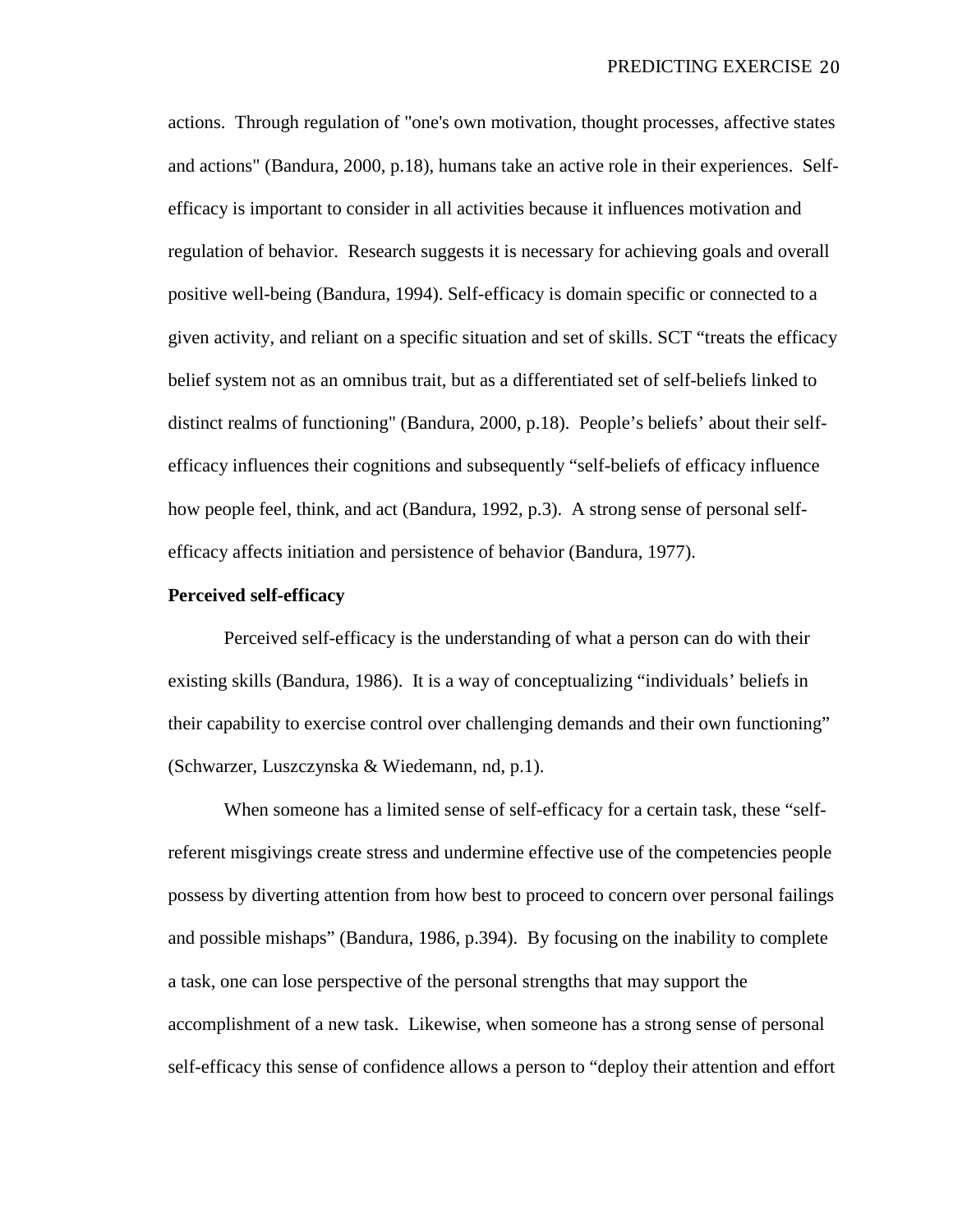actions. Through regulation of "one's own motivation, thought processes, affective states and actions" (Bandura, 2000, p.18), humans take an active role in their experiences. Self-efficacy is important to consider in all activities because it influences motivation and regulation of behavior. Research suggests it is necessary for achieving goals and overall positive well-being (Bandura, 1994). Self-efficacy is domain specific or connected to a given activity, and reliant on a specific situation and set of skills. SCT "treats the efficacy belief system not as an omnibus trait, but as a differentiated set of self-beliefs linked to distinct realms of functioning" (Bandura, 2000, p.18). People's beliefs' about their self-efficacy influences their cognitions and subsequently "self-beliefs of efficacy influence how people feel, think, and act (Bandura, 1992, p.3). A strong sense of personal self-efficacy affects initiation and persistence of behavior (Bandura, 1977).

**Perceived self-efficacy**

Perceived self-efficacy is the understanding of what a person can do with their existing skills (Bandura, 1986). It is a way of conceptualizing "individuals' beliefs in their capability to exercise control over challenging demands and their own functioning" (Schwarzer, Luszczynska & Wiedemann, nd, p.1).

When someone has a limited sense of self-efficacy for a certain task, these "self-referent misgivings create stress and undermine effective use of the competencies people possess by diverting attention from how best to proceed to concern over personal failings and possible mishaps" (Bandura, 1986, p.394). By focusing on the inability to complete a task, one can lose perspective of the personal strengths that may support the accomplishment of a new task. Likewise, when someone has a strong sense of personal self-efficacy this sense of confidence allows a person to "deploy their attention and effort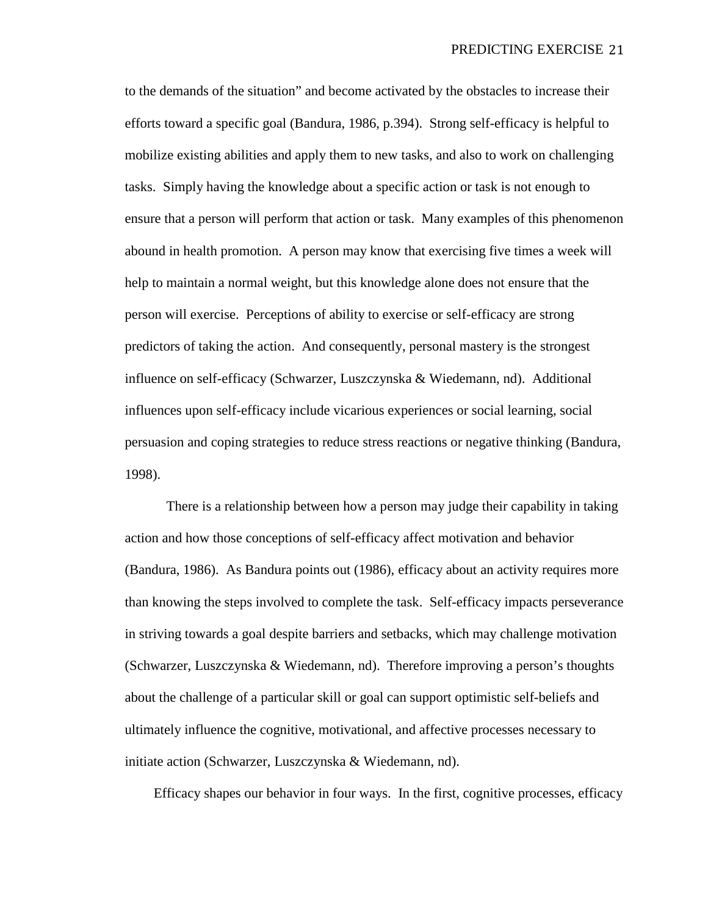to the demands of the situation" and become activated by the obstacles to increase their efforts toward a specific goal (Bandura, 1986, p.394). Strong self-efficacy is helpful to mobilize existing abilities and apply them to new tasks, and also to work on challenging tasks. Simply having the knowledge about a specific action or task is not enough to ensure that a person will perform that action or task. Many examples of this phenomenon abound in health promotion. A person may know that exercising five times a week will help to maintain a normal weight, but this knowledge alone does not ensure that the person will exercise. Perceptions of ability to exercise or self-efficacy are strong predictors of taking the action. And consequently, personal mastery is the strongest influence on self-efficacy (Schwarzer, Luszczynska & Wiedemann, nd). Additional influences upon self-efficacy include vicarious experiences or social learning, social persuasion and coping strategies to reduce stress reactions or negative thinking (Bandura, 1998).

There is a relationship between how a person may judge their capability in taking action and how those conceptions of self-efficacy affect motivation and behavior (Bandura, 1986). As Bandura points out (1986), efficacy about an activity requires more than knowing the steps involved to complete the task. Self-efficacy impacts perseverance in striving towards a goal despite barriers and setbacks, which may challenge motivation (Schwarzer, Luszczynska & Wiedemann, nd). Therefore improving a person's thoughts about the challenge of a particular skill or goal can support optimistic self-beliefs and ultimately influence the cognitive, motivational, and affective processes necessary to initiate action (Schwarzer, Luszczynska & Wiedemann, nd).

Efficacy shapes our behavior in four ways. In the first, cognitive processes, efficacy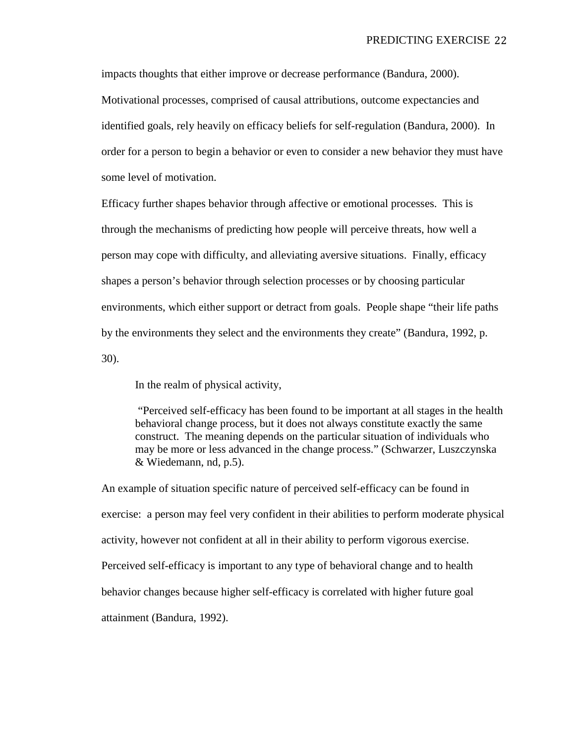impacts thoughts that either improve or decrease performance (Bandura, 2000). Motivational processes, comprised of causal attributions, outcome expectancies and identified goals, rely heavily on efficacy beliefs for self-regulation (Bandura, 2000). In order for a person to begin a behavior or even to consider a new behavior they must have some level of motivation.

Efficacy further shapes behavior through affective or emotional processes. This is through the mechanisms of predicting how people will perceive threats, how well a person may cope with difficulty, and alleviating aversive situations. Finally, efficacy shapes a person's behavior through selection processes or by choosing particular environments, which either support or detract from goals. People shape "their life paths by the environments they select and the environments they create" (Bandura, 1992, p. 30).

In the realm of physical activity,

> "Perceived self-efficacy has been found to be important at all stages in the health behavioral change process, but it does not always constitute exactly the same construct. The meaning depends on the particular situation of individuals who may be more or less advanced in the change process." (Schwarzer, Luszczynska & Wiedemann, nd, p.5).

An example of situation specific nature of perceived self-efficacy can be found in exercise: a person may feel very confident in their abilities to perform moderate physical activity, however not confident at all in their ability to perform vigorous exercise. Perceived self-efficacy is important to any type of behavioral change and to health behavior changes because higher self-efficacy is correlated with higher future goal attainment (Bandura, 1992).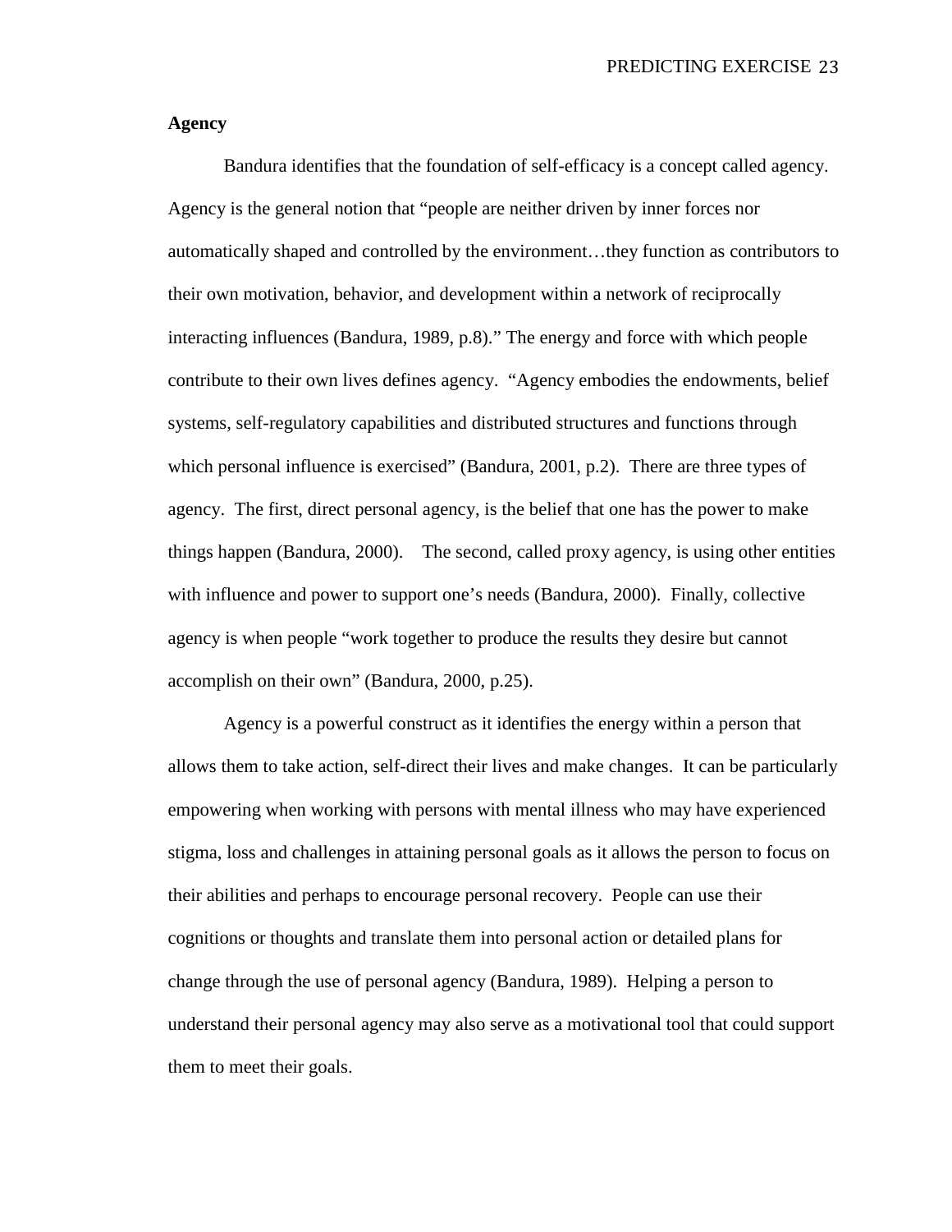**Agency**

Bandura identifies that the foundation of self-efficacy is a concept called agency. Agency is the general notion that "people are neither driven by inner forces nor automatically shaped and controlled by the environment…they function as contributors to their own motivation, behavior, and development within a network of reciprocally interacting influences (Bandura, 1989, p.8)." The energy and force with which people contribute to their own lives defines agency. "Agency embodies the endowments, belief systems, self-regulatory capabilities and distributed structures and functions through which personal influence is exercised" (Bandura, 2001, p.2). There are three types of agency. The first, direct personal agency, is the belief that one has the power to make things happen (Bandura, 2000). The second, called proxy agency, is using other entities with influence and power to support one's needs (Bandura, 2000). Finally, collective agency is when people "work together to produce the results they desire but cannot accomplish on their own" (Bandura, 2000, p.25).

Agency is a powerful construct as it identifies the energy within a person that allows them to take action, self-direct their lives and make changes. It can be particularly empowering when working with persons with mental illness who may have experienced stigma, loss and challenges in attaining personal goals as it allows the person to focus on their abilities and perhaps to encourage personal recovery. People can use their cognitions or thoughts and translate them into personal action or detailed plans for change through the use of personal agency (Bandura, 1989). Helping a person to understand their personal agency may also serve as a motivational tool that could support them to meet their goals.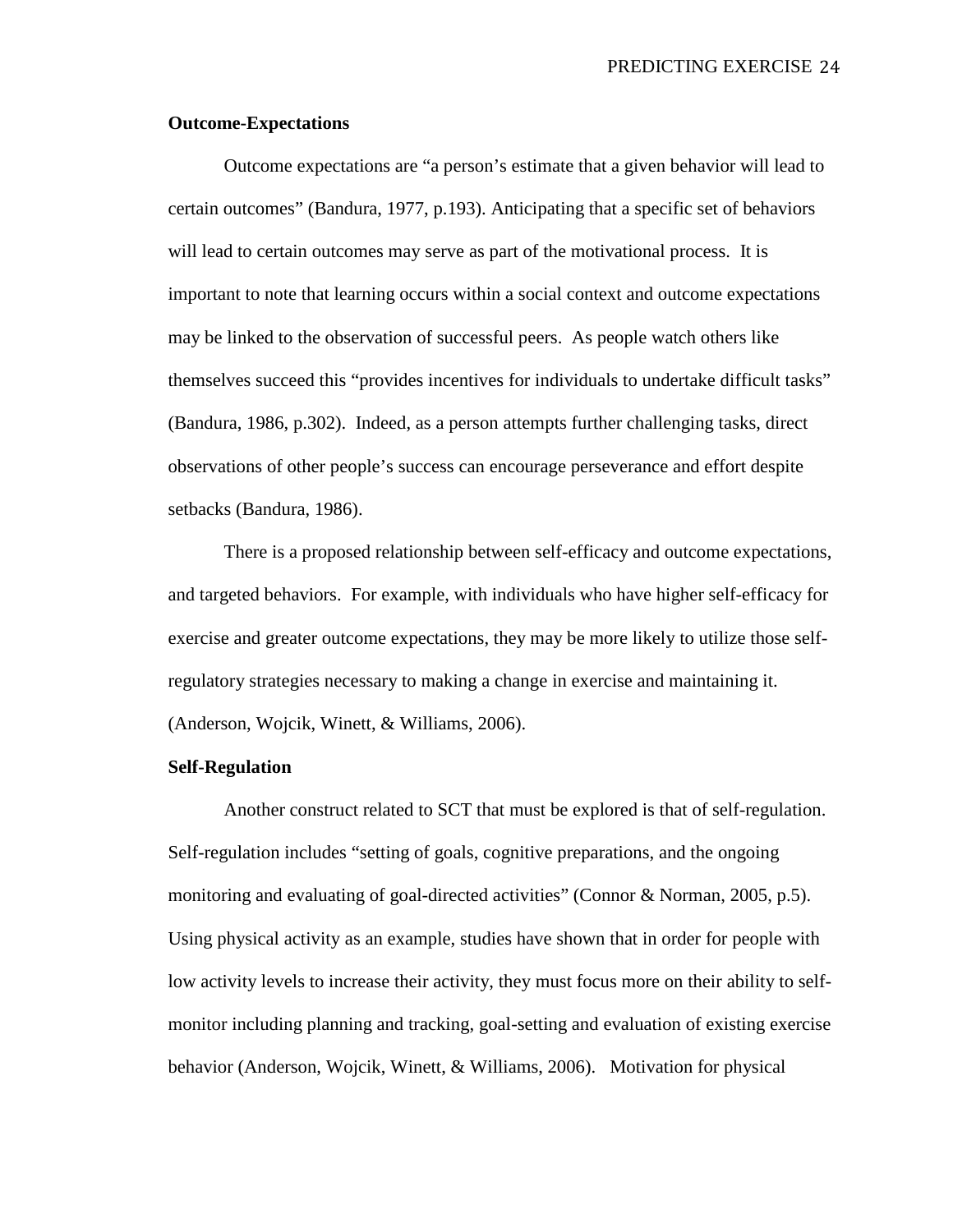**Outcome-Expectations**

Outcome expectations are "a person's estimate that a given behavior will lead to certain outcomes" (Bandura, 1977, p.193). Anticipating that a specific set of behaviors will lead to certain outcomes may serve as part of the motivational process. It is important to note that learning occurs within a social context and outcome expectations may be linked to the observation of successful peers. As people watch others like themselves succeed this "provides incentives for individuals to undertake difficult tasks" (Bandura, 1986, p.302). Indeed, as a person attempts further challenging tasks, direct observations of other people's success can encourage perseverance and effort despite setbacks (Bandura, 1986).

There is a proposed relationship between self-efficacy and outcome expectations, and targeted behaviors. For example, with individuals who have higher self-efficacy for exercise and greater outcome expectations, they may be more likely to utilize those self-regulatory strategies necessary to making a change in exercise and maintaining it. (Anderson, Wojcik, Winett, & Williams, 2006).

**Self-Regulation**

Another construct related to SCT that must be explored is that of self-regulation. Self-regulation includes "setting of goals, cognitive preparations, and the ongoing monitoring and evaluating of goal-directed activities" (Connor & Norman, 2005, p.5). Using physical activity as an example, studies have shown that in order for people with low activity levels to increase their activity, they must focus more on their ability to self-monitor including planning and tracking, goal-setting and evaluation of existing exercise behavior (Anderson, Wojcik, Winett, & Williams, 2006). Motivation for physical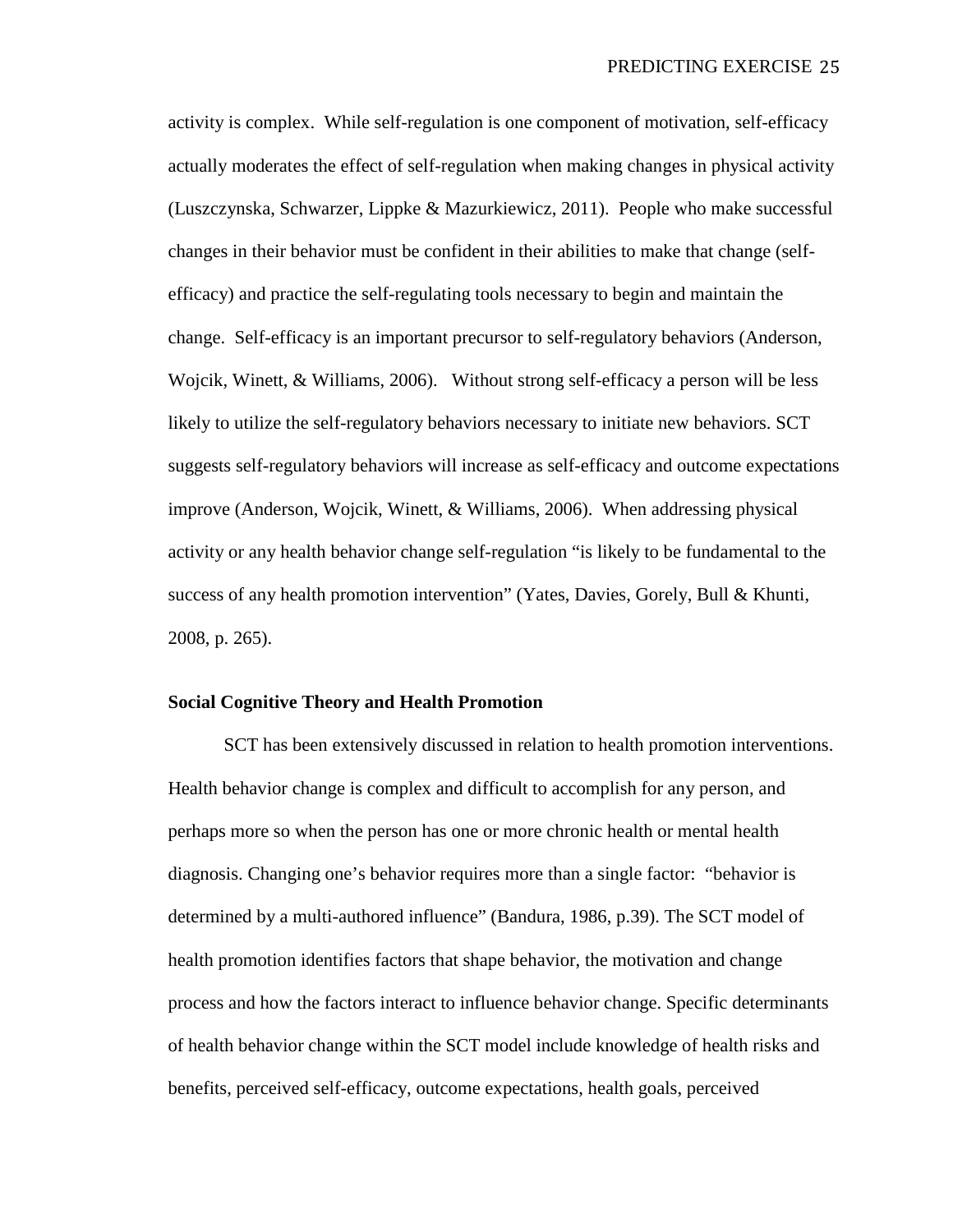activity is complex. While self-regulation is one component of motivation, self-efficacy actually moderates the effect of self-regulation when making changes in physical activity (Luszczynska, Schwarzer, Lippke & Mazurkiewicz, 2011). People who make successful changes in their behavior must be confident in their abilities to make that change (self-efficacy) and practice the self-regulating tools necessary to begin and maintain the change. Self-efficacy is an important precursor to self-regulatory behaviors (Anderson, Wojcik, Winett, & Williams, 2006). Without strong self-efficacy a person will be less likely to utilize the self-regulatory behaviors necessary to initiate new behaviors. SCT suggests self-regulatory behaviors will increase as self-efficacy and outcome expectations improve (Anderson, Wojcik, Winett, & Williams, 2006). When addressing physical activity or any health behavior change self-regulation "is likely to be fundamental to the success of any health promotion intervention" (Yates, Davies, Gorely, Bull & Khunti, 2008, p. 265).

**Social Cognitive Theory and Health Promotion**

SCT has been extensively discussed in relation to health promotion interventions. Health behavior change is complex and difficult to accomplish for any person, and perhaps more so when the person has one or more chronic health or mental health diagnosis. Changing one's behavior requires more than a single factor: "behavior is determined by a multi-authored influence" (Bandura, 1986, p.39). The SCT model of health promotion identifies factors that shape behavior, the motivation and change process and how the factors interact to influence behavior change. Specific determinants of health behavior change within the SCT model include knowledge of health risks and benefits, perceived self-efficacy, outcome expectations, health goals, perceived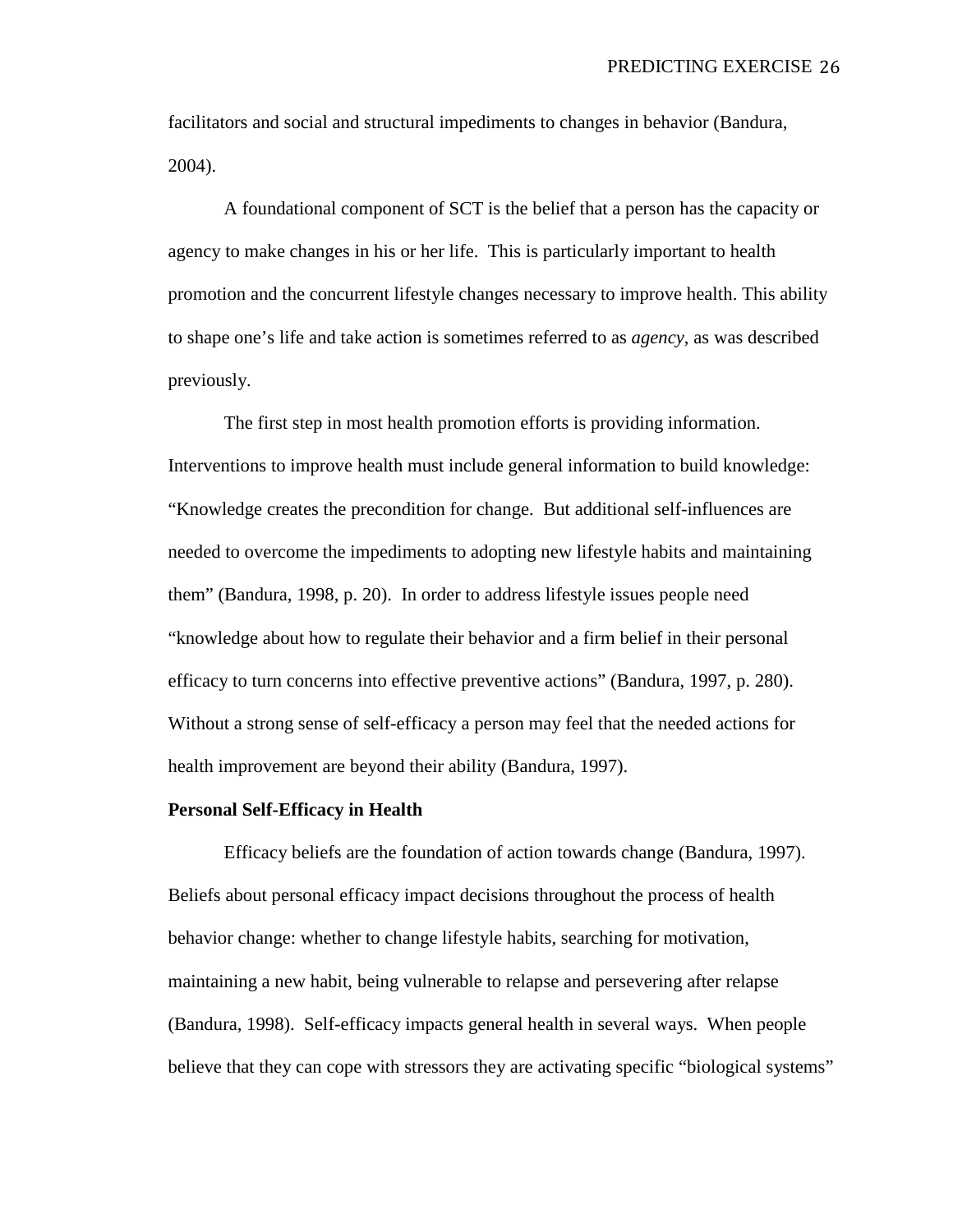facilitators and social and structural impediments to changes in behavior (Bandura, 2004).

A foundational component of SCT is the belief that a person has the capacity or agency to make changes in his or her life. This is particularly important to health promotion and the concurrent lifestyle changes necessary to improve health. This ability to shape one's life and take action is sometimes referred to as *agency*, as was described previously.

The first step in most health promotion efforts is providing information. Interventions to improve health must include general information to build knowledge: "Knowledge creates the precondition for change. But additional self-influences are needed to overcome the impediments to adopting new lifestyle habits and maintaining them" (Bandura, 1998, p. 20). In order to address lifestyle issues people need "knowledge about how to regulate their behavior and a firm belief in their personal efficacy to turn concerns into effective preventive actions" (Bandura, 1997, p. 280). Without a strong sense of self-efficacy a person may feel that the needed actions for health improvement are beyond their ability (Bandura, 1997).

**Personal Self-Efficacy in Health**

Efficacy beliefs are the foundation of action towards change (Bandura, 1997). Beliefs about personal efficacy impact decisions throughout the process of health behavior change: whether to change lifestyle habits, searching for motivation, maintaining a new habit, being vulnerable to relapse and persevering after relapse (Bandura, 1998). Self-efficacy impacts general health in several ways. When people believe that they can cope with stressors they are activating specific "biological systems"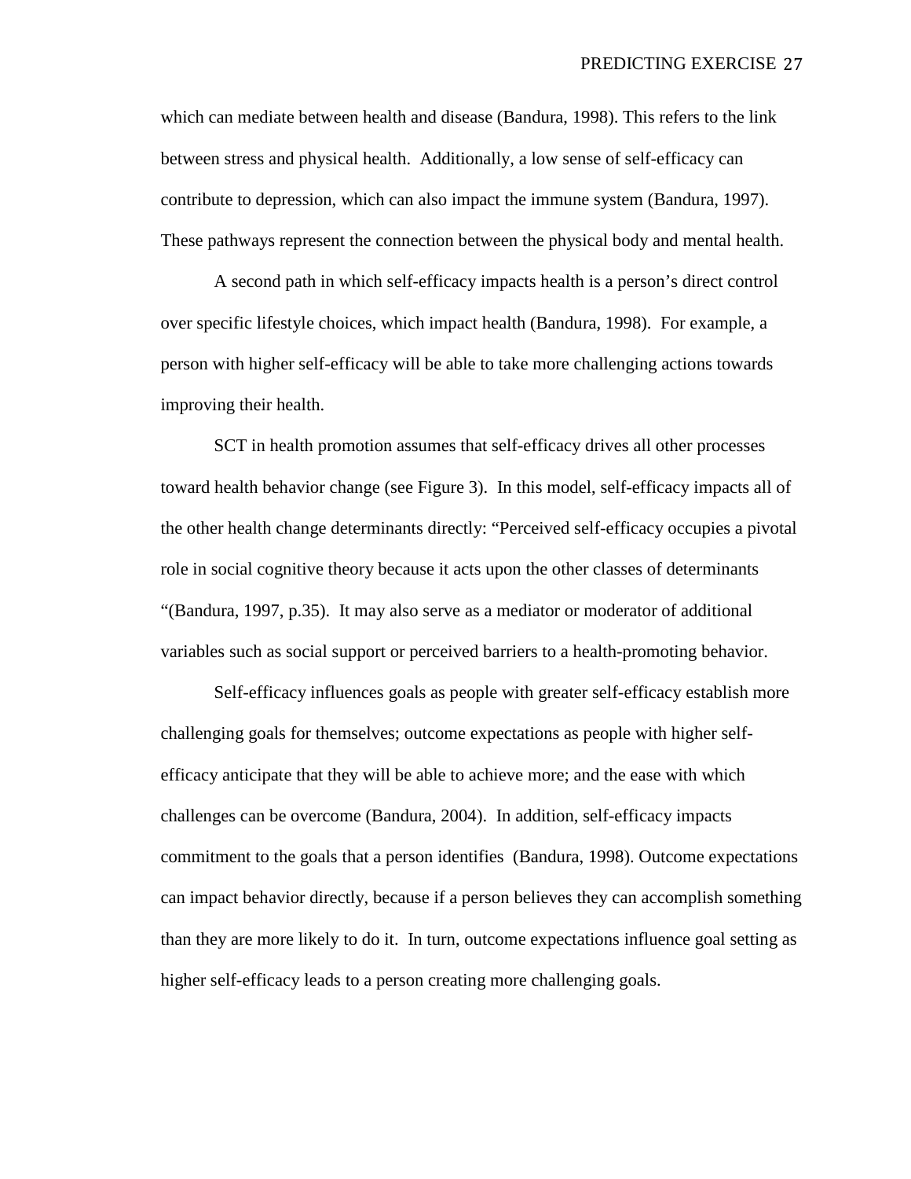which can mediate between health and disease (Bandura, 1998). This refers to the link between stress and physical health. Additionally, a low sense of self-efficacy can contribute to depression, which can also impact the immune system (Bandura, 1997). These pathways represent the connection between the physical body and mental health.

A second path in which self-efficacy impacts health is a person's direct control over specific lifestyle choices, which impact health (Bandura, 1998). For example, a person with higher self-efficacy will be able to take more challenging actions towards improving their health.

SCT in health promotion assumes that self-efficacy drives all other processes toward health behavior change (see Figure 3). In this model, self-efficacy impacts all of the other health change determinants directly: "Perceived self-efficacy occupies a pivotal role in social cognitive theory because it acts upon the other classes of determinants "(Bandura, 1997, p.35). It may also serve as a mediator or moderator of additional variables such as social support or perceived barriers to a health-promoting behavior.

Self-efficacy influences goals as people with greater self-efficacy establish more challenging goals for themselves; outcome expectations as people with higher self-efficacy anticipate that they will be able to achieve more; and the ease with which challenges can be overcome (Bandura, 2004). In addition, self-efficacy impacts commitment to the goals that a person identifies (Bandura, 1998). Outcome expectations can impact behavior directly, because if a person believes they can accomplish something than they are more likely to do it. In turn, outcome expectations influence goal setting as higher self-efficacy leads to a person creating more challenging goals.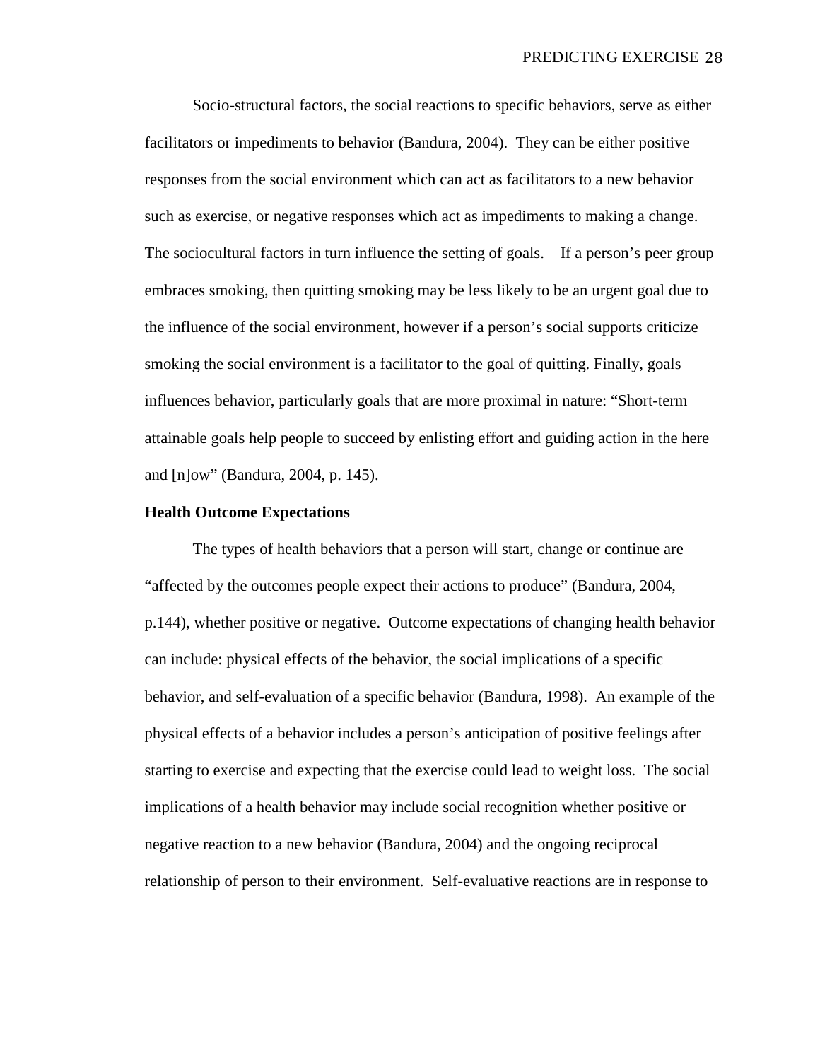Socio-structural factors, the social reactions to specific behaviors, serve as either facilitators or impediments to behavior (Bandura, 2004). They can be either positive responses from the social environment which can act as facilitators to a new behavior such as exercise, or negative responses which act as impediments to making a change. The sociocultural factors in turn influence the setting of goals. If a person's peer group embraces smoking, then quitting smoking may be less likely to be an urgent goal due to the influence of the social environment, however if a person's social supports criticize smoking the social environment is a facilitator to the goal of quitting. Finally, goals influences behavior, particularly goals that are more proximal in nature: "Short-term attainable goals help people to succeed by enlisting effort and guiding action in the here and [n]ow" (Bandura, 2004, p. 145).

**Health Outcome Expectations**

The types of health behaviors that a person will start, change or continue are "affected by the outcomes people expect their actions to produce" (Bandura, 2004, p.144), whether positive or negative. Outcome expectations of changing health behavior can include: physical effects of the behavior, the social implications of a specific behavior, and self-evaluation of a specific behavior (Bandura, 1998). An example of the physical effects of a behavior includes a person's anticipation of positive feelings after starting to exercise and expecting that the exercise could lead to weight loss. The social implications of a health behavior may include social recognition whether positive or negative reaction to a new behavior (Bandura, 2004) and the ongoing reciprocal relationship of person to their environment. Self-evaluative reactions are in response to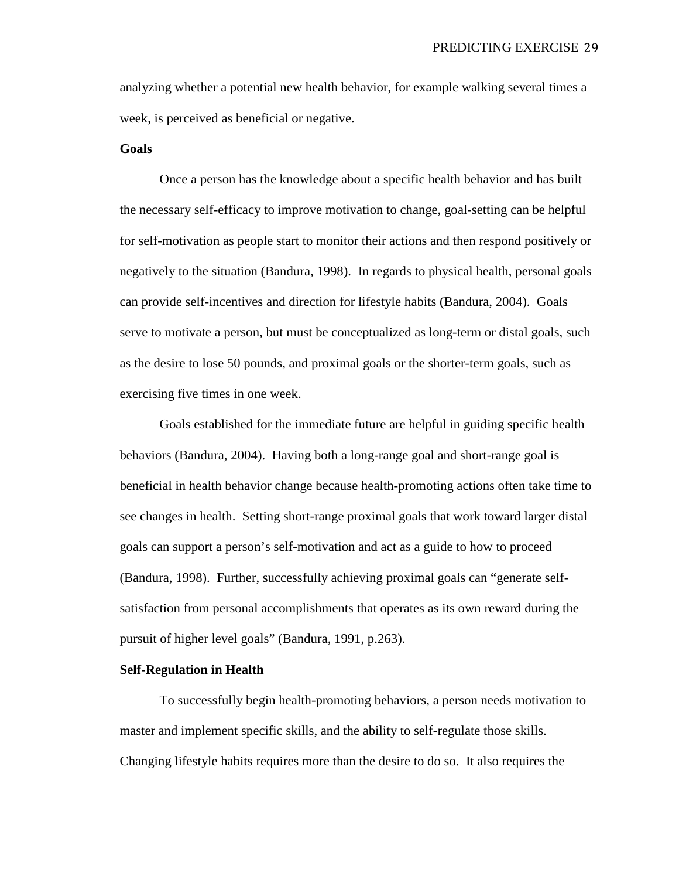analyzing whether a potential new health behavior, for example walking several times a week, is perceived as beneficial or negative.

**Goals**

Once a person has the knowledge about a specific health behavior and has built the necessary self-efficacy to improve motivation to change, goal-setting can be helpful for self-motivation as people start to monitor their actions and then respond positively or negatively to the situation (Bandura, 1998). In regards to physical health, personal goals can provide self-incentives and direction for lifestyle habits (Bandura, 2004). Goals serve to motivate a person, but must be conceptualized as long-term or distal goals, such as the desire to lose 50 pounds, and proximal goals or the shorter-term goals, such as exercising five times in one week.

Goals established for the immediate future are helpful in guiding specific health behaviors (Bandura, 2004). Having both a long-range goal and short-range goal is beneficial in health behavior change because health-promoting actions often take time to see changes in health. Setting short-range proximal goals that work toward larger distal goals can support a person's self-motivation and act as a guide to how to proceed (Bandura, 1998). Further, successfully achieving proximal goals can "generate self-satisfaction from personal accomplishments that operates as its own reward during the pursuit of higher level goals" (Bandura, 1991, p.263).

**Self-Regulation in Health**

To successfully begin health-promoting behaviors, a person needs motivation to master and implement specific skills, and the ability to self-regulate those skills. Changing lifestyle habits requires more than the desire to do so. It also requires the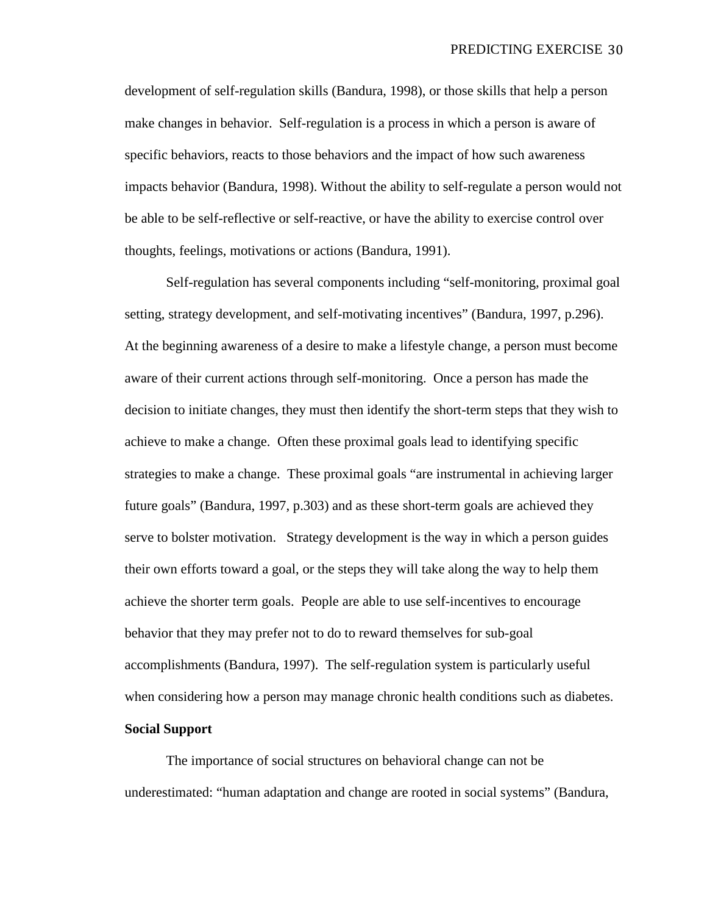development of self-regulation skills (Bandura, 1998), or those skills that help a person make changes in behavior. Self-regulation is a process in which a person is aware of specific behaviors, reacts to those behaviors and the impact of how such awareness impacts behavior (Bandura, 1998). Without the ability to self-regulate a person would not be able to be self-reflective or self-reactive, or have the ability to exercise control over thoughts, feelings, motivations or actions (Bandura, 1991).

Self-regulation has several components including "self-monitoring, proximal goal setting, strategy development, and self-motivating incentives" (Bandura, 1997, p.296). At the beginning awareness of a desire to make a lifestyle change, a person must become aware of their current actions through self-monitoring. Once a person has made the decision to initiate changes, they must then identify the short-term steps that they wish to achieve to make a change. Often these proximal goals lead to identifying specific strategies to make a change. These proximal goals "are instrumental in achieving larger future goals" (Bandura, 1997, p.303) and as these short-term goals are achieved they serve to bolster motivation. Strategy development is the way in which a person guides their own efforts toward a goal, or the steps they will take along the way to help them achieve the shorter term goals. People are able to use self-incentives to encourage behavior that they may prefer not to do to reward themselves for sub-goal accomplishments (Bandura, 1997). The self-regulation system is particularly useful when considering how a person may manage chronic health conditions such as diabetes.

**Social Support**

The importance of social structures on behavioral change can not be underestimated: "human adaptation and change are rooted in social systems" (Bandura,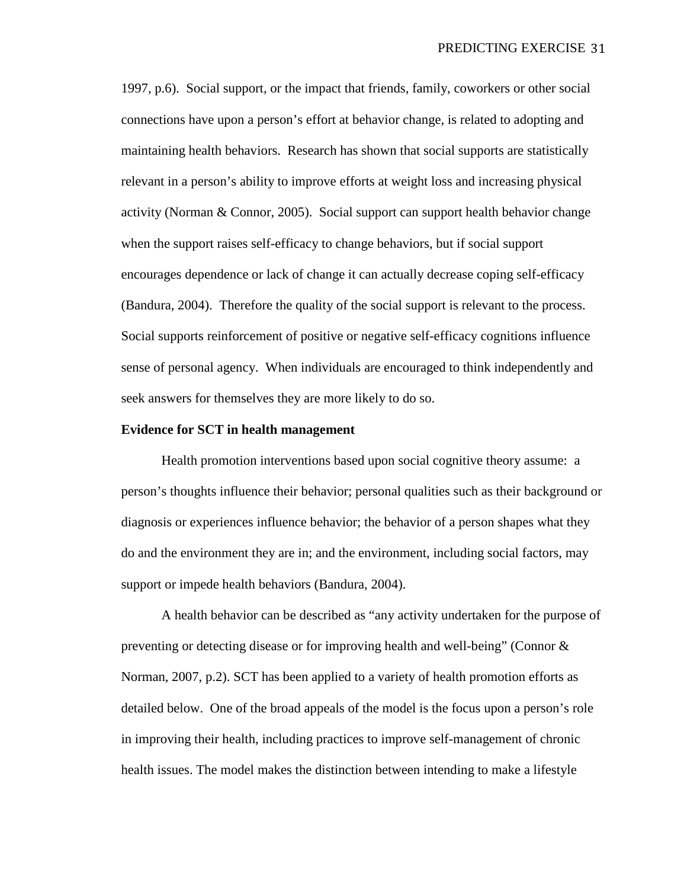1997, p.6). Social support, or the impact that friends, family, coworkers or other social connections have upon a person's effort at behavior change, is related to adopting and maintaining health behaviors. Research has shown that social supports are statistically relevant in a person's ability to improve efforts at weight loss and increasing physical activity (Norman & Connor, 2005). Social support can support health behavior change when the support raises self-efficacy to change behaviors, but if social support encourages dependence or lack of change it can actually decrease coping self-efficacy (Bandura, 2004). Therefore the quality of the social support is relevant to the process. Social supports reinforcement of positive or negative self-efficacy cognitions influence sense of personal agency. When individuals are encouraged to think independently and seek answers for themselves they are more likely to do so.

**Evidence for SCT in health management**

Health promotion interventions based upon social cognitive theory assume: a person's thoughts influence their behavior; personal qualities such as their background or diagnosis or experiences influence behavior; the behavior of a person shapes what they do and the environment they are in; and the environment, including social factors, may support or impede health behaviors (Bandura, 2004).

A health behavior can be described as "any activity undertaken for the purpose of preventing or detecting disease or for improving health and well-being" (Connor & Norman, 2007, p.2). SCT has been applied to a variety of health promotion efforts as detailed below. One of the broad appeals of the model is the focus upon a person's role in improving their health, including practices to improve self-management of chronic health issues. The model makes the distinction between intending to make a lifestyle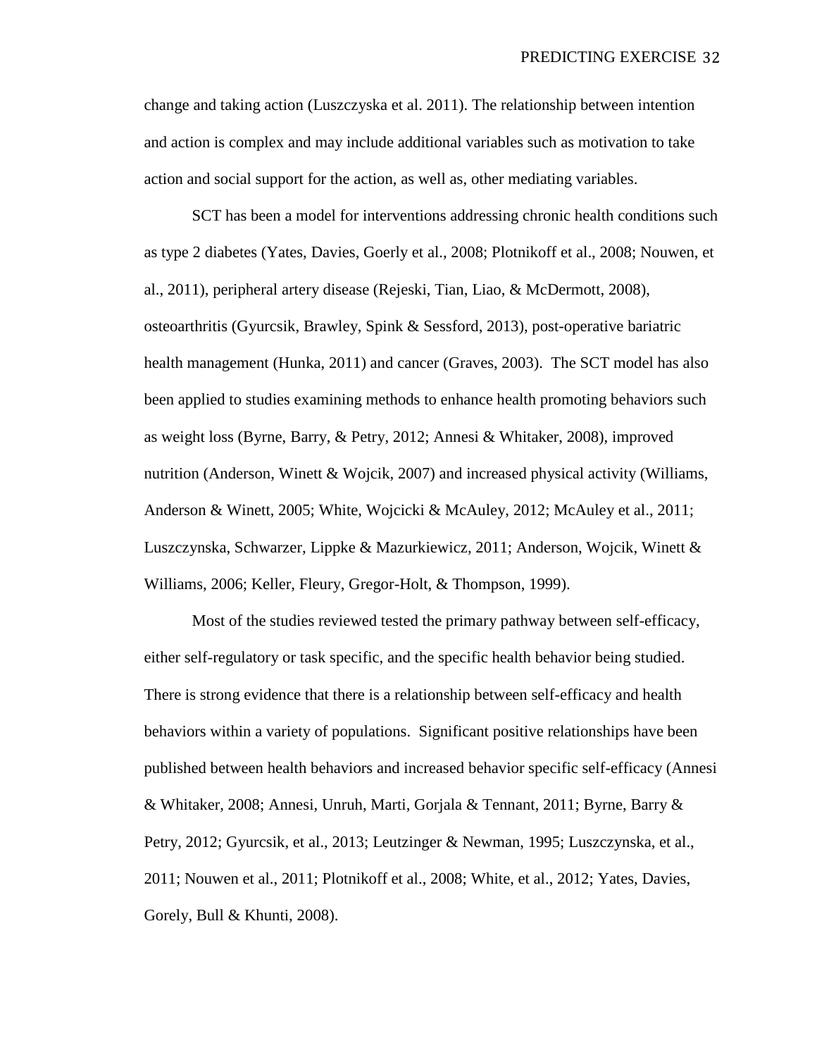change and taking action (Luszczyska et al. 2011). The relationship between intention and action is complex and may include additional variables such as motivation to take action and social support for the action, as well as, other mediating variables.

SCT has been a model for interventions addressing chronic health conditions such as type 2 diabetes (Yates, Davies, Goerly et al., 2008; Plotnikoff et al., 2008; Nouwen, et al., 2011), peripheral artery disease (Rejeski, Tian, Liao, & McDermott, 2008), osteoarthritis (Gyurcsik, Brawley, Spink & Sessford, 2013), post-operative bariatric health management (Hunka, 2011) and cancer (Graves, 2003). The SCT model has also been applied to studies examining methods to enhance health promoting behaviors such as weight loss (Byrne, Barry, & Petry, 2012; Annesi & Whitaker, 2008), improved nutrition (Anderson, Winett & Wojcik, 2007) and increased physical activity (Williams, Anderson & Winett, 2005; White, Wojcicki & McAuley, 2012; McAuley et al., 2011; Luszczynska, Schwarzer, Lippke & Mazurkiewicz, 2011; Anderson, Wojcik, Winett & Williams, 2006; Keller, Fleury, Gregor-Holt, & Thompson, 1999).

Most of the studies reviewed tested the primary pathway between self-efficacy, either self-regulatory or task specific, and the specific health behavior being studied. There is strong evidence that there is a relationship between self-efficacy and health behaviors within a variety of populations. Significant positive relationships have been published between health behaviors and increased behavior specific self-efficacy (Annesi & Whitaker, 2008; Annesi, Unruh, Marti, Gorjala & Tennant, 2011; Byrne, Barry & Petry, 2012; Gyurcsik, et al., 2013; Leutzinger & Newman, 1995; Luszczynska, et al., 2011; Nouwen et al., 2011; Plotnikoff et al., 2008; White, et al., 2012; Yates, Davies, Gorely, Bull & Khunti, 2008).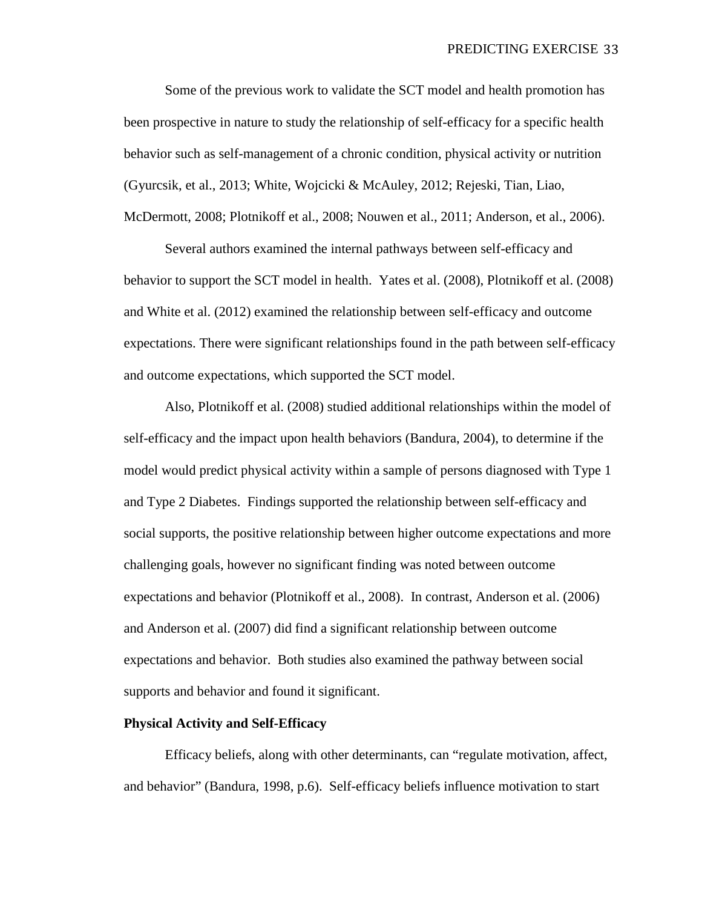Some of the previous work to validate the SCT model and health promotion has been prospective in nature to study the relationship of self-efficacy for a specific health behavior such as self-management of a chronic condition, physical activity or nutrition (Gyurcsik, et al., 2013; White, Wojcicki & McAuley, 2012; Rejeski, Tian, Liao, McDermott, 2008; Plotnikoff et al., 2008; Nouwen et al., 2011; Anderson, et al., 2006).

Several authors examined the internal pathways between self-efficacy and behavior to support the SCT model in health. Yates et al. (2008), Plotnikoff et al. (2008) and White et al. (2012) examined the relationship between self-efficacy and outcome expectations. There were significant relationships found in the path between self-efficacy and outcome expectations, which supported the SCT model.

Also, Plotnikoff et al. (2008) studied additional relationships within the model of self-efficacy and the impact upon health behaviors (Bandura, 2004), to determine if the model would predict physical activity within a sample of persons diagnosed with Type 1 and Type 2 Diabetes. Findings supported the relationship between self-efficacy and social supports, the positive relationship between higher outcome expectations and more challenging goals, however no significant finding was noted between outcome expectations and behavior (Plotnikoff et al., 2008). In contrast, Anderson et al. (2006) and Anderson et al. (2007) did find a significant relationship between outcome expectations and behavior. Both studies also examined the pathway between social supports and behavior and found it significant.

**Physical Activity and Self-Efficacy**

Efficacy beliefs, along with other determinants, can "regulate motivation, affect, and behavior" (Bandura, 1998, p.6). Self-efficacy beliefs influence motivation to start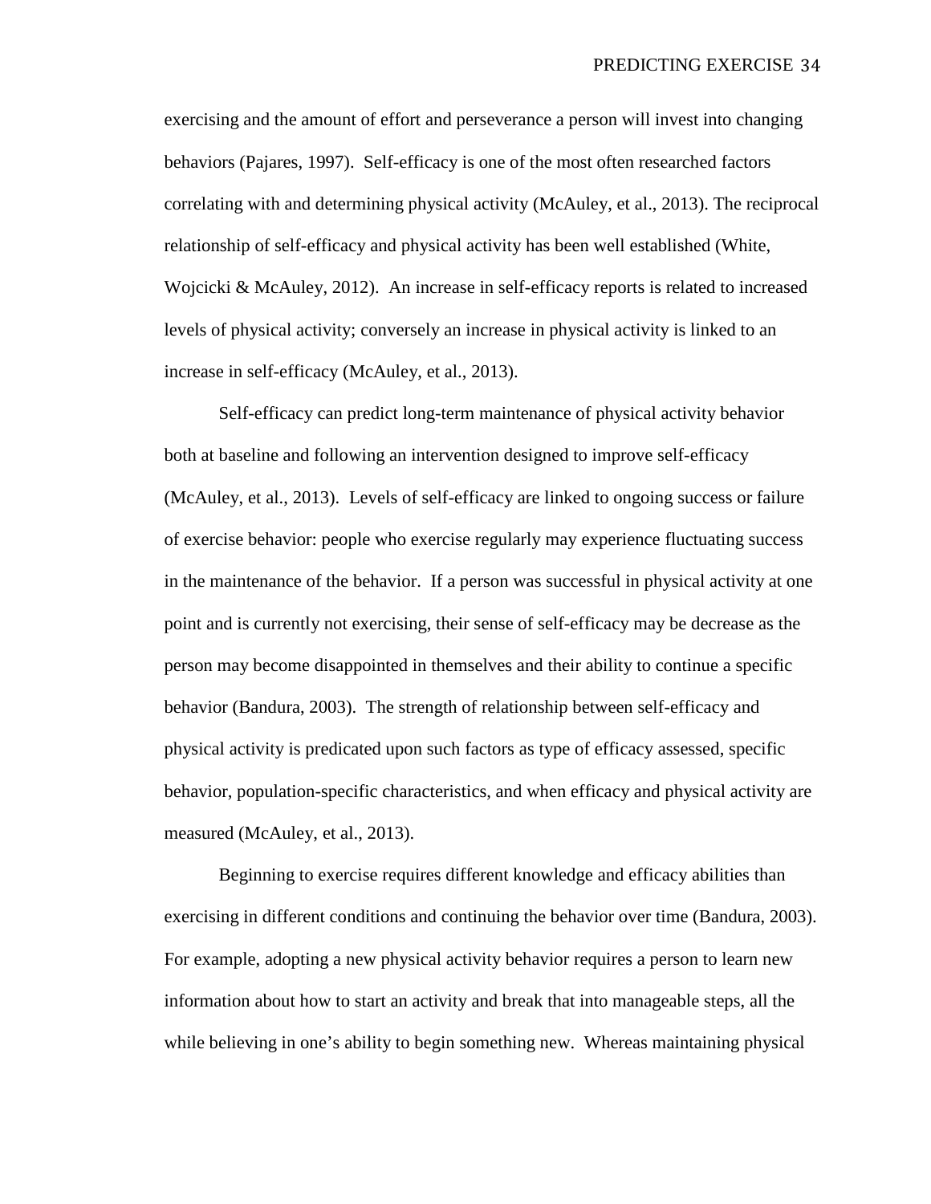exercising and the amount of effort and perseverance a person will invest into changing behaviors (Pajares, 1997). Self-efficacy is one of the most often researched factors correlating with and determining physical activity (McAuley, et al., 2013). The reciprocal relationship of self-efficacy and physical activity has been well established (White, Wojcicki & McAuley, 2012). An increase in self-efficacy reports is related to increased levels of physical activity; conversely an increase in physical activity is linked to an increase in self-efficacy (McAuley, et al., 2013).

Self-efficacy can predict long-term maintenance of physical activity behavior both at baseline and following an intervention designed to improve self-efficacy (McAuley, et al., 2013). Levels of self-efficacy are linked to ongoing success or failure of exercise behavior: people who exercise regularly may experience fluctuating success in the maintenance of the behavior. If a person was successful in physical activity at one point and is currently not exercising, their sense of self-efficacy may be decrease as the person may become disappointed in themselves and their ability to continue a specific behavior (Bandura, 2003). The strength of relationship between self-efficacy and physical activity is predicated upon such factors as type of efficacy assessed, specific behavior, population-specific characteristics, and when efficacy and physical activity are measured (McAuley, et al., 2013).

Beginning to exercise requires different knowledge and efficacy abilities than exercising in different conditions and continuing the behavior over time (Bandura, 2003). For example, adopting a new physical activity behavior requires a person to learn new information about how to start an activity and break that into manageable steps, all the while believing in one's ability to begin something new. Whereas maintaining physical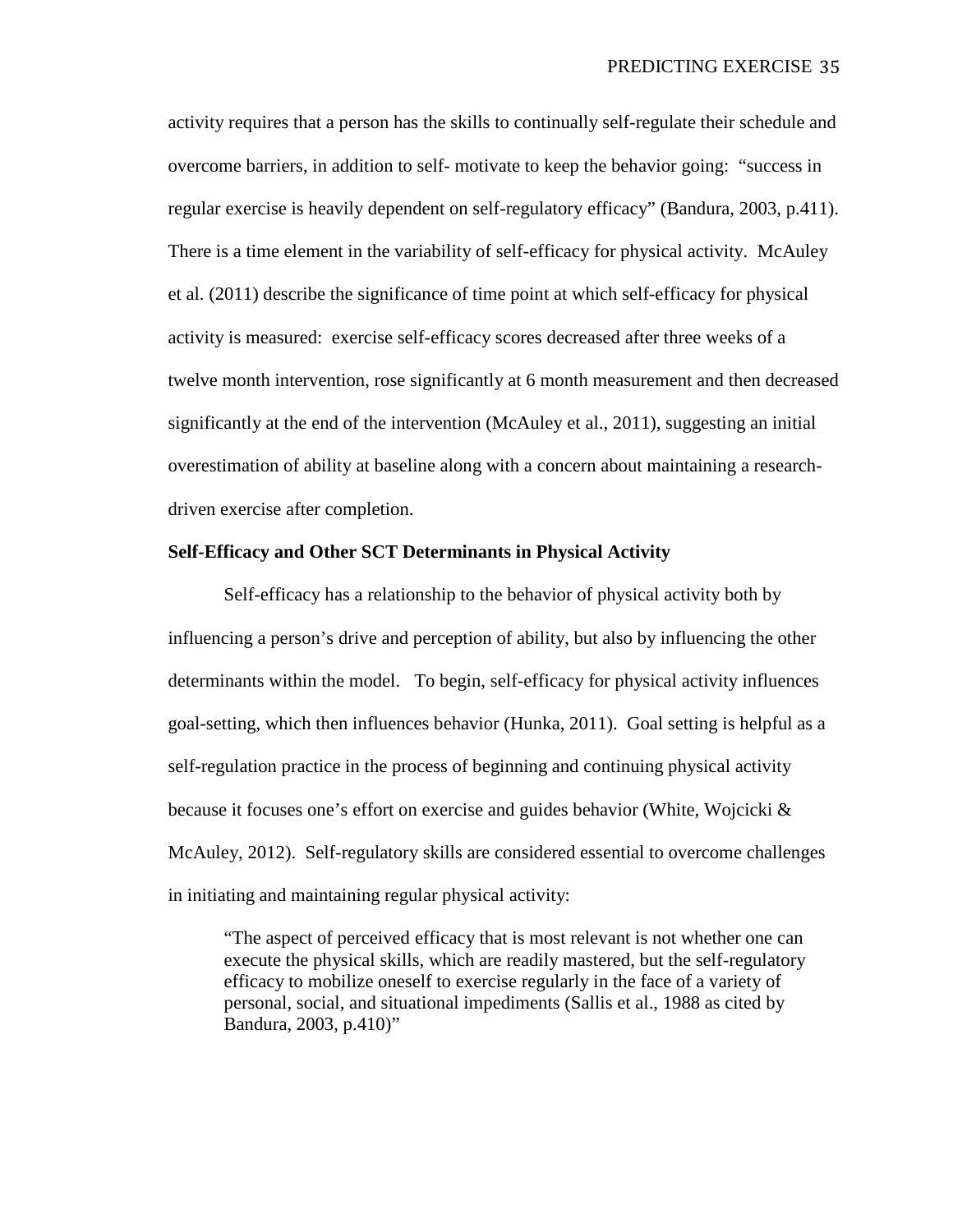activity requires that a person has the skills to continually self-regulate their schedule and overcome barriers, in addition to self- motivate to keep the behavior going: "success in regular exercise is heavily dependent on self-regulatory efficacy" (Bandura, 2003, p.411). There is a time element in the variability of self-efficacy for physical activity. McAuley et al. (2011) describe the significance of time point at which self-efficacy for physical activity is measured: exercise self-efficacy scores decreased after three weeks of a twelve month intervention, rose significantly at 6 month measurement and then decreased significantly at the end of the intervention (McAuley et al., 2011), suggesting an initial overestimation of ability at baseline along with a concern about maintaining a research-driven exercise after completion.

**Self-Efficacy and Other SCT Determinants in Physical Activity**

Self-efficacy has a relationship to the behavior of physical activity both by influencing a person's drive and perception of ability, but also by influencing the other determinants within the model. To begin, self-efficacy for physical activity influences goal-setting, which then influences behavior (Hunka, 2011). Goal setting is helpful as a self-regulation practice in the process of beginning and continuing physical activity because it focuses one's effort on exercise and guides behavior (White, Wojcicki & McAuley, 2012). Self-regulatory skills are considered essential to overcome challenges in initiating and maintaining regular physical activity:

> "The aspect of perceived efficacy that is most relevant is not whether one can execute the physical skills, which are readily mastered, but the self-regulatory efficacy to mobilize oneself to exercise regularly in the face of a variety of personal, social, and situational impediments (Sallis et al., 1988 as cited by Bandura, 2003, p.410)"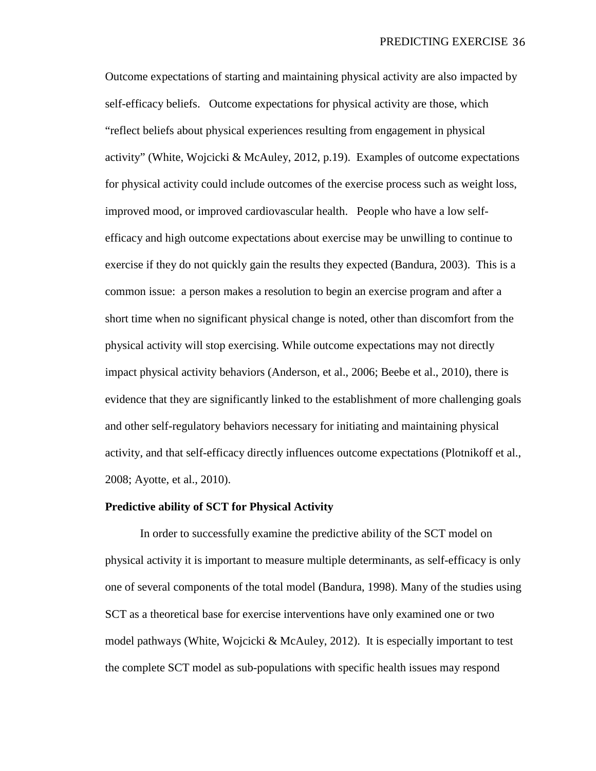Outcome expectations of starting and maintaining physical activity are also impacted by self-efficacy beliefs. Outcome expectations for physical activity are those, which "reflect beliefs about physical experiences resulting from engagement in physical activity" (White, Wojcicki & McAuley, 2012, p.19). Examples of outcome expectations for physical activity could include outcomes of the exercise process such as weight loss, improved mood, or improved cardiovascular health. People who have a low self-efficacy and high outcome expectations about exercise may be unwilling to continue to exercise if they do not quickly gain the results they expected (Bandura, 2003). This is a common issue: a person makes a resolution to begin an exercise program and after a short time when no significant physical change is noted, other than discomfort from the physical activity will stop exercising. While outcome expectations may not directly impact physical activity behaviors (Anderson, et al., 2006; Beebe et al., 2010), there is evidence that they are significantly linked to the establishment of more challenging goals and other self-regulatory behaviors necessary for initiating and maintaining physical activity, and that self-efficacy directly influences outcome expectations (Plotnikoff et al., 2008; Ayotte, et al., 2010).

**Predictive ability of SCT for Physical Activity**

In order to successfully examine the predictive ability of the SCT model on physical activity it is important to measure multiple determinants, as self-efficacy is only one of several components of the total model (Bandura, 1998). Many of the studies using SCT as a theoretical base for exercise interventions have only examined one or two model pathways (White, Wojcicki & McAuley, 2012). It is especially important to test the complete SCT model as sub-populations with specific health issues may respond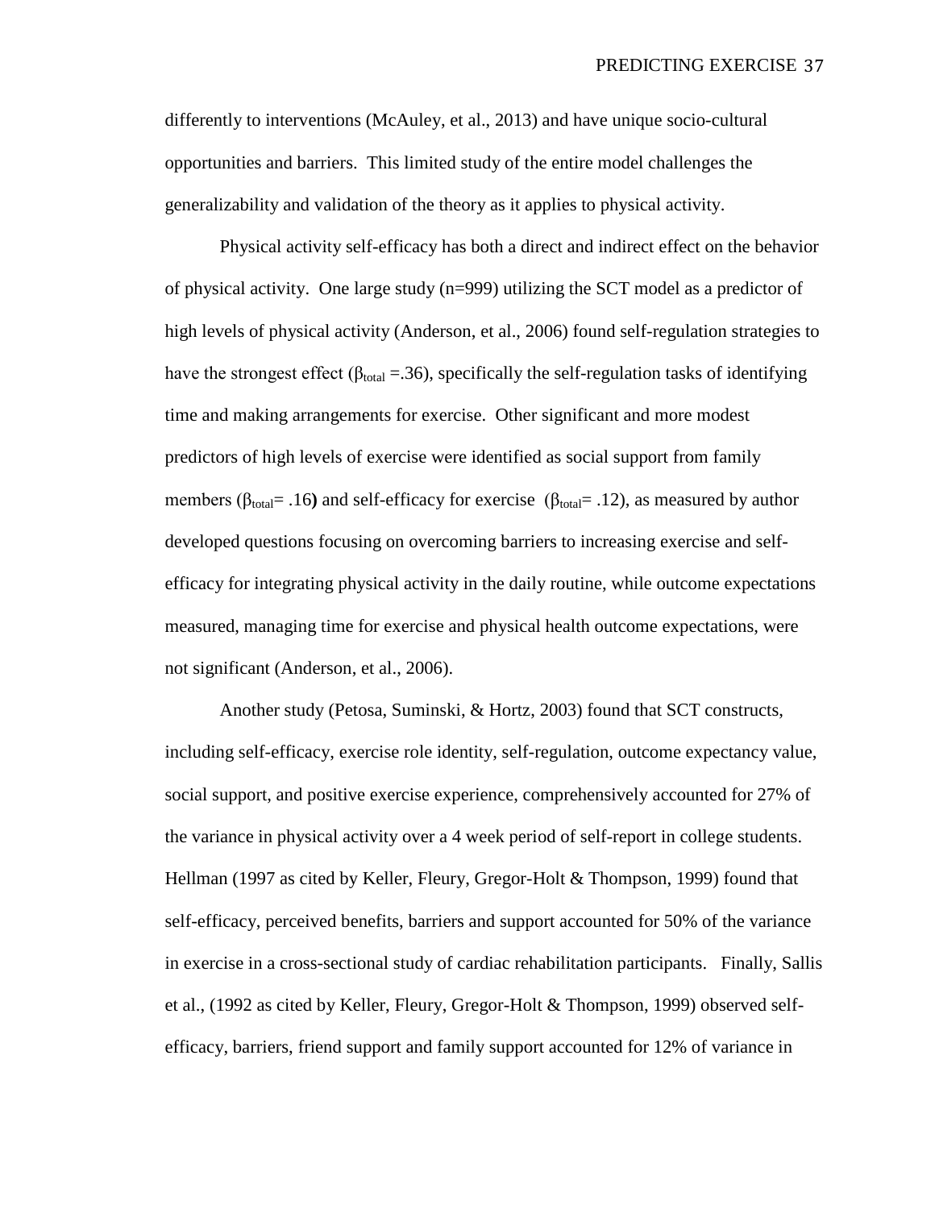differently to interventions (McAuley, et al., 2013) and have unique socio-cultural opportunities and barriers. This limited study of the entire model challenges the generalizability and validation of the theory as it applies to physical activity.

Physical activity self-efficacy has both a direct and indirect effect on the behavior of physical activity. One large study (n=999) utilizing the SCT model as a predictor of high levels of physical activity (Anderson, et al., 2006) found self-regulation strategies to have the strongest effect ($\beta_{total}$ =.36), specifically the self-regulation tasks of identifying time and making arrangements for exercise. Other significant and more modest predictors of high levels of exercise were identified as social support from family members ($\beta_{total}$= .16**)** and self-efficacy for exercise ($\beta_{total}$= .12), as measured by author developed questions focusing on overcoming barriers to increasing exercise and self-efficacy for integrating physical activity in the daily routine, while outcome expectations measured, managing time for exercise and physical health outcome expectations, were not significant (Anderson, et al., 2006).

Another study (Petosa, Suminski, & Hortz, 2003) found that SCT constructs, including self-efficacy, exercise role identity, self-regulation, outcome expectancy value, social support, and positive exercise experience, comprehensively accounted for 27% of the variance in physical activity over a 4 week period of self-report in college students. Hellman (1997 as cited by Keller, Fleury, Gregor-Holt & Thompson, 1999) found that self-efficacy, perceived benefits, barriers and support accounted for 50% of the variance in exercise in a cross-sectional study of cardiac rehabilitation participants. Finally, Sallis et al., (1992 as cited by Keller, Fleury, Gregor-Holt & Thompson, 1999) observed self-efficacy, barriers, friend support and family support accounted for 12% of variance in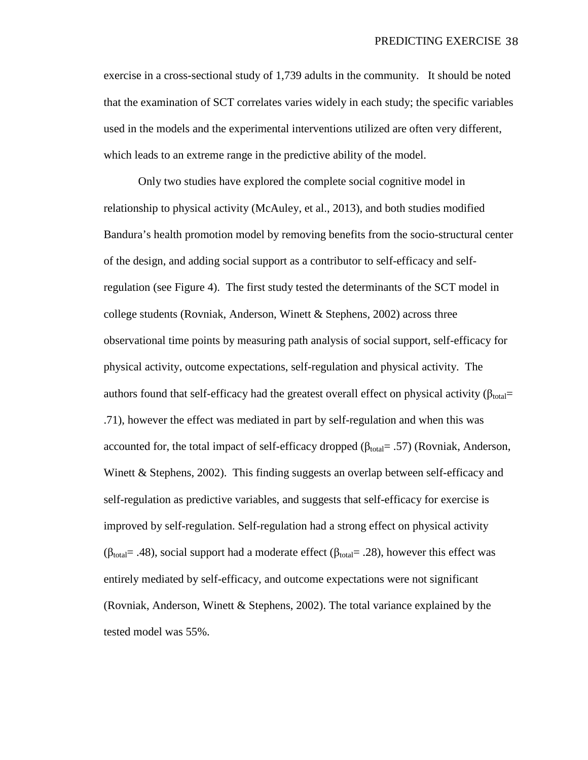exercise in a cross-sectional study of 1,739 adults in the community. It should be noted that the examination of SCT correlates varies widely in each study; the specific variables used in the models and the experimental interventions utilized are often very different, which leads to an extreme range in the predictive ability of the model.

Only two studies have explored the complete social cognitive model in relationship to physical activity (McAuley, et al., 2013), and both studies modified Bandura's health promotion model by removing benefits from the socio-structural center of the design, and adding social support as a contributor to self-efficacy and self-regulation (see Figure 4). The first study tested the determinants of the SCT model in college students (Rovniak, Anderson, Winett & Stephens, 2002) across three observational time points by measuring path analysis of social support, self-efficacy for physical activity, outcome expectations, self-regulation and physical activity. The authors found that self-efficacy had the greatest overall effect on physical activity ($\beta_{total}$= .71), however the effect was mediated in part by self-regulation and when this was accounted for, the total impact of self-efficacy dropped ($\beta_{total}$= .57) (Rovniak, Anderson, Winett & Stephens, 2002). This finding suggests an overlap between self-efficacy and self-regulation as predictive variables, and suggests that self-efficacy for exercise is improved by self-regulation. Self-regulation had a strong effect on physical activity ($\beta_{total}$= .48), social support had a moderate effect ($\beta_{total}$= .28), however this effect was entirely mediated by self-efficacy, and outcome expectations were not significant (Rovniak, Anderson, Winett & Stephens, 2002). The total variance explained by the tested model was 55%.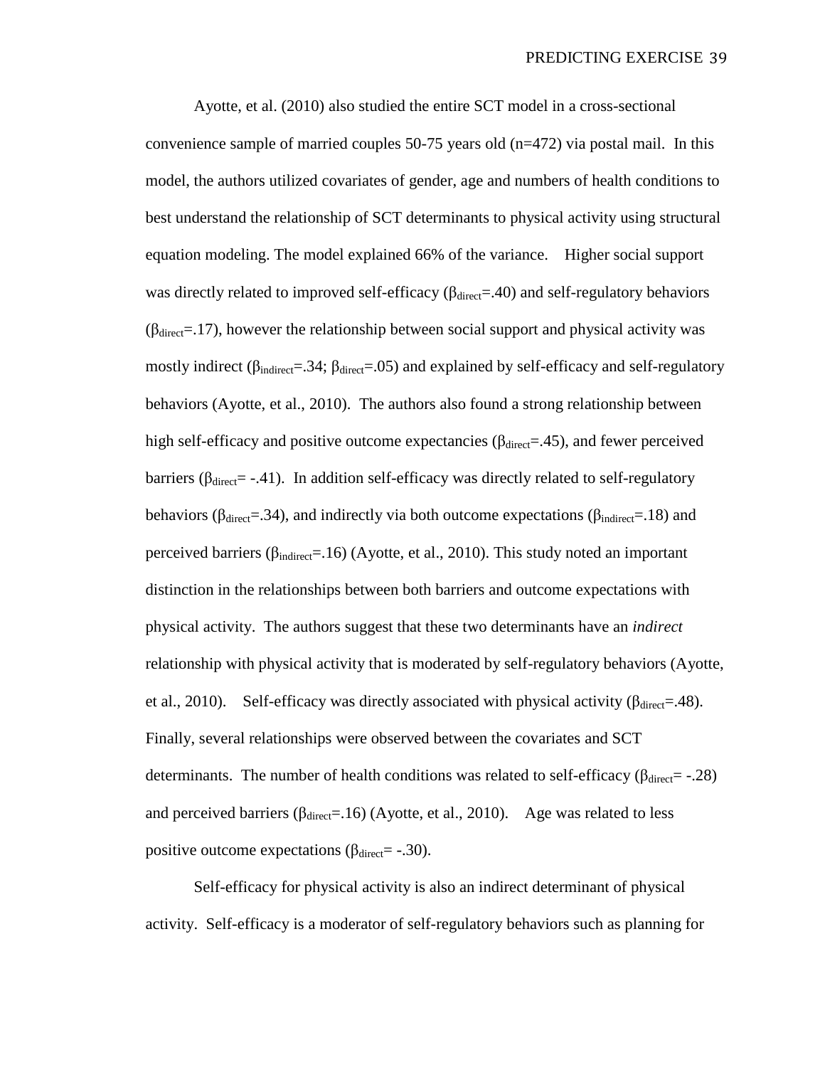Ayotte, et al. (2010) also studied the entire SCT model in a cross-sectional convenience sample of married couples 50-75 years old (n=472) via postal mail. In this model, the authors utilized covariates of gender, age and numbers of health conditions to best understand the relationship of SCT determinants to physical activity using structural equation modeling. The model explained 66% of the variance. Higher social support was directly related to improved self-efficacy ($\beta_{direct}$=.40) and self-regulatory behaviors ($\beta_{direct}$=.17), however the relationship between social support and physical activity was mostly indirect ($\beta_{indirect}$=.34; $\beta_{direct}$=.05) and explained by self-efficacy and self-regulatory behaviors (Ayotte, et al., 2010). The authors also found a strong relationship between high self-efficacy and positive outcome expectancies ($\beta_{direct}$=.45), and fewer perceived barriers ($\beta_{direct}$= -.41). In addition self-efficacy was directly related to self-regulatory behaviors ($\beta_{direct}$=.34), and indirectly via both outcome expectations ($\beta_{indirect}$=.18) and perceived barriers ($\beta_{indirect}$=.16) (Ayotte, et al., 2010). This study noted an important distinction in the relationships between both barriers and outcome expectations with physical activity. The authors suggest that these two determinants have an *indirect* relationship with physical activity that is moderated by self-regulatory behaviors (Ayotte, et al., 2010). Self-efficacy was directly associated with physical activity ($\beta_{direct}$=.48). Finally, several relationships were observed between the covariates and SCT determinants. The number of health conditions was related to self-efficacy ($\beta_{direct}$= -.28) and perceived barriers ($\beta_{direct}$=.16) (Ayotte, et al., 2010). Age was related to less positive outcome expectations ($\beta_{direct}$= -.30).

Self-efficacy for physical activity is also an indirect determinant of physical activity. Self-efficacy is a moderator of self-regulatory behaviors such as planning for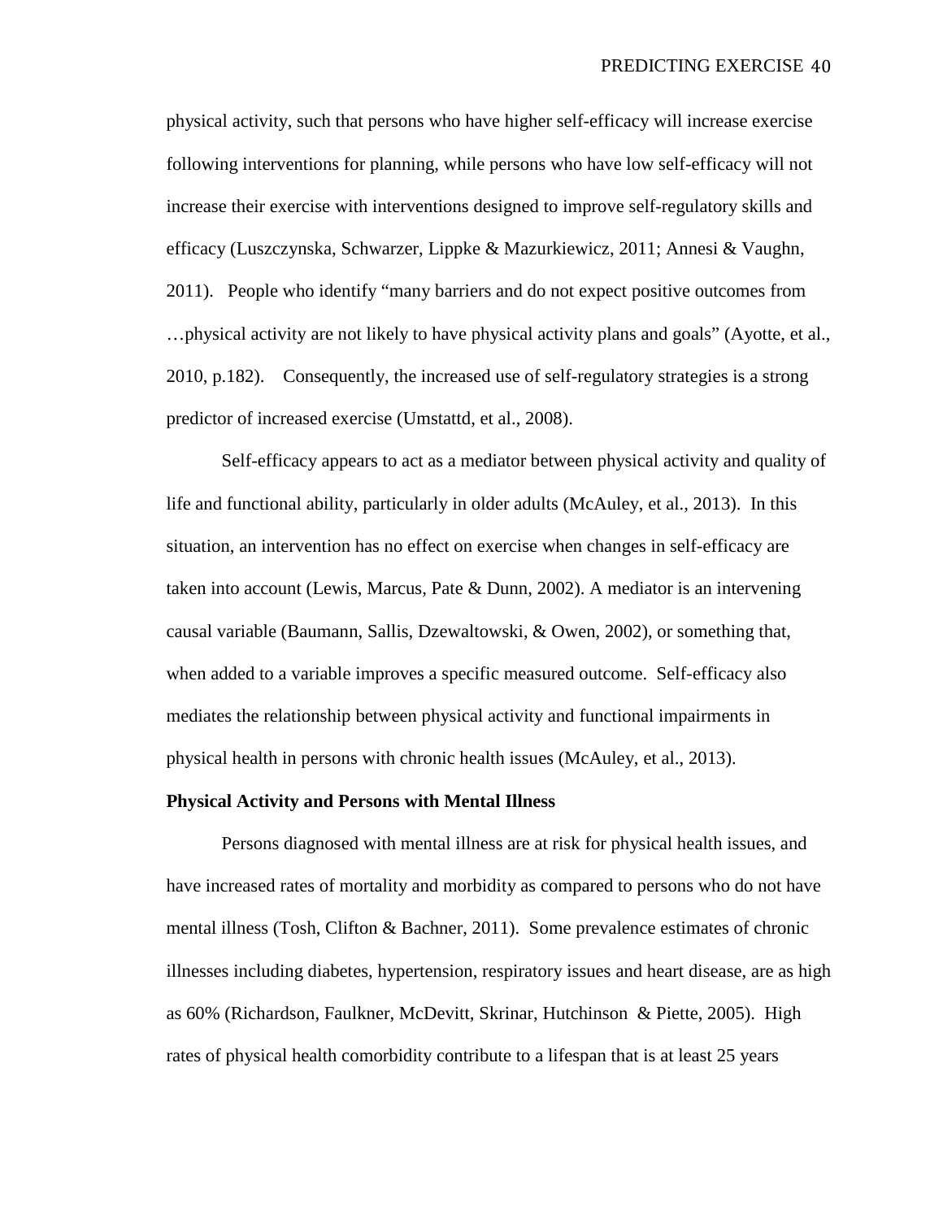physical activity, such that persons who have higher self-efficacy will increase exercise following interventions for planning, while persons who have low self-efficacy will not increase their exercise with interventions designed to improve self-regulatory skills and efficacy (Luszczynska, Schwarzer, Lippke & Mazurkiewicz, 2011; Annesi & Vaughn, 2011). People who identify "many barriers and do not expect positive outcomes from …physical activity are not likely to have physical activity plans and goals" (Ayotte, et al., 2010, p.182). Consequently, the increased use of self-regulatory strategies is a strong predictor of increased exercise (Umstattd, et al., 2008).

Self-efficacy appears to act as a mediator between physical activity and quality of life and functional ability, particularly in older adults (McAuley, et al., 2013). In this situation, an intervention has no effect on exercise when changes in self-efficacy are taken into account (Lewis, Marcus, Pate & Dunn, 2002). A mediator is an intervening causal variable (Baumann, Sallis, Dzewaltowski, & Owen, 2002), or something that, when added to a variable improves a specific measured outcome. Self-efficacy also mediates the relationship between physical activity and functional impairments in physical health in persons with chronic health issues (McAuley, et al., 2013).

**Physical Activity and Persons with Mental Illness**

Persons diagnosed with mental illness are at risk for physical health issues, and have increased rates of mortality and morbidity as compared to persons who do not have mental illness (Tosh, Clifton & Bachner, 2011). Some prevalence estimates of chronic illnesses including diabetes, hypertension, respiratory issues and heart disease, are as high as 60% (Richardson, Faulkner, McDevitt, Skrinar, Hutchinson & Piette, 2005). High rates of physical health comorbidity contribute to a lifespan that is at least 25 years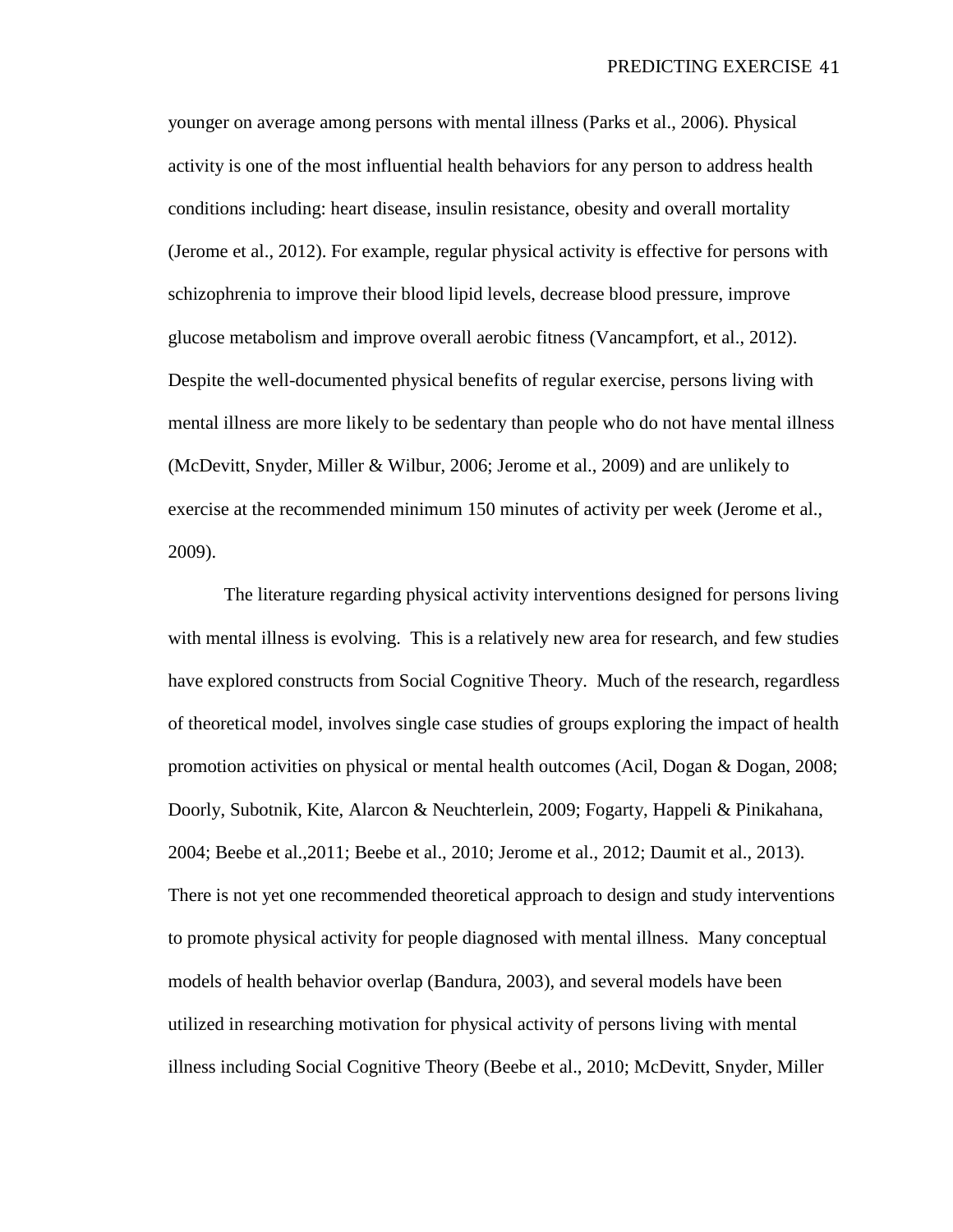younger on average among persons with mental illness (Parks et al., 2006). Physical activity is one of the most influential health behaviors for any person to address health conditions including: heart disease, insulin resistance, obesity and overall mortality (Jerome et al., 2012). For example, regular physical activity is effective for persons with schizophrenia to improve their blood lipid levels, decrease blood pressure, improve glucose metabolism and improve overall aerobic fitness (Vancampfort, et al., 2012). Despite the well-documented physical benefits of regular exercise, persons living with mental illness are more likely to be sedentary than people who do not have mental illness (McDevitt, Snyder, Miller & Wilbur, 2006; Jerome et al., 2009) and are unlikely to exercise at the recommended minimum 150 minutes of activity per week (Jerome et al., 2009).

The literature regarding physical activity interventions designed for persons living with mental illness is evolving. This is a relatively new area for research, and few studies have explored constructs from Social Cognitive Theory. Much of the research, regardless of theoretical model, involves single case studies of groups exploring the impact of health promotion activities on physical or mental health outcomes (Acil, Dogan & Dogan, 2008; Doorly, Subotnik, Kite, Alarcon & Neuchterlein, 2009; Fogarty, Happeli & Pinikahana, 2004; Beebe et al.,2011; Beebe et al., 2010; Jerome et al., 2012; Daumit et al., 2013). There is not yet one recommended theoretical approach to design and study interventions to promote physical activity for people diagnosed with mental illness. Many conceptual models of health behavior overlap (Bandura, 2003), and several models have been utilized in researching motivation for physical activity of persons living with mental illness including Social Cognitive Theory (Beebe et al., 2010; McDevitt, Snyder, Miller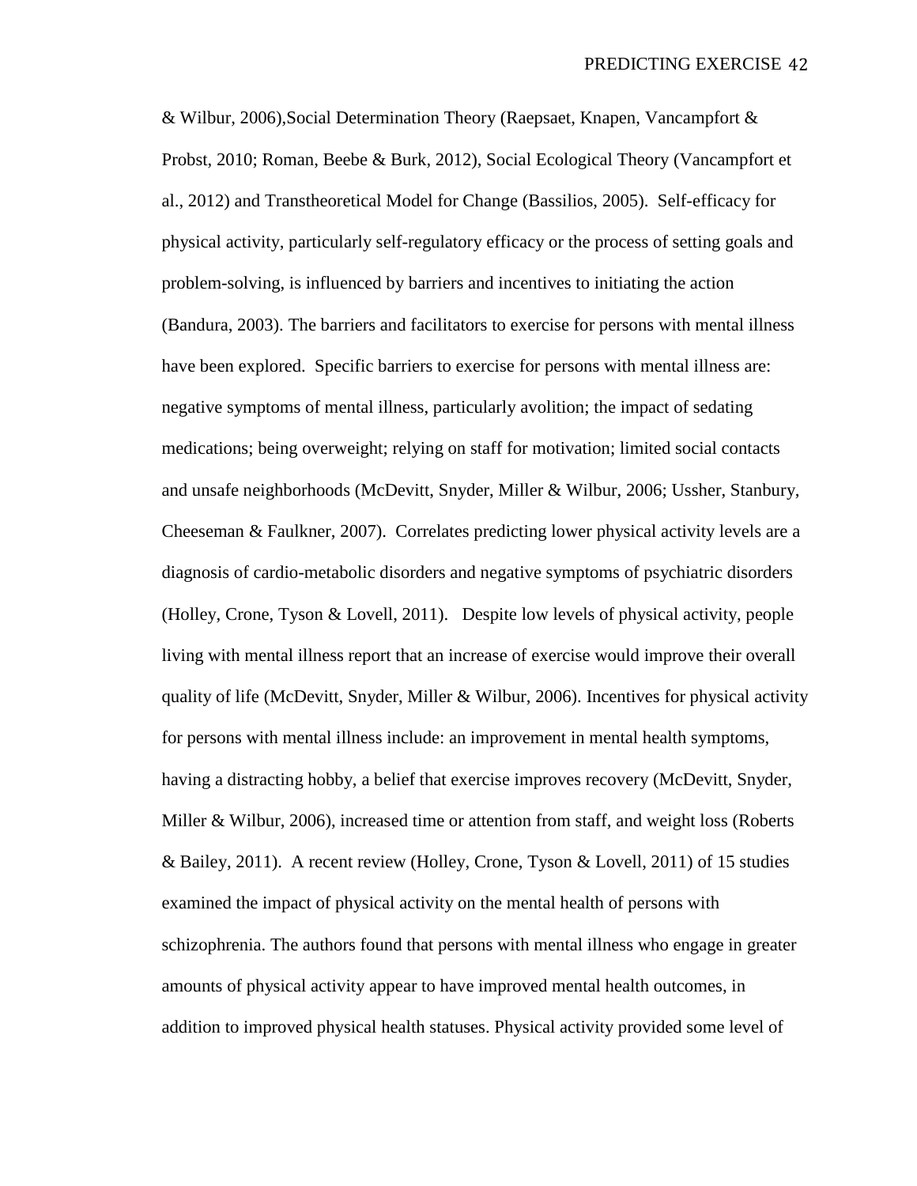& Wilbur, 2006),Social Determination Theory (Raepsaet, Knapen, Vancampfort & Probst, 2010; Roman, Beebe & Burk, 2012), Social Ecological Theory (Vancampfort et al., 2012) and Transtheoretical Model for Change (Bassilios, 2005). Self-efficacy for physical activity, particularly self-regulatory efficacy or the process of setting goals and problem-solving, is influenced by barriers and incentives to initiating the action (Bandura, 2003). The barriers and facilitators to exercise for persons with mental illness have been explored. Specific barriers to exercise for persons with mental illness are: negative symptoms of mental illness, particularly avolition; the impact of sedating medications; being overweight; relying on staff for motivation; limited social contacts and unsafe neighborhoods (McDevitt, Snyder, Miller & Wilbur, 2006; Ussher, Stanbury, Cheeseman & Faulkner, 2007). Correlates predicting lower physical activity levels are a diagnosis of cardio-metabolic disorders and negative symptoms of psychiatric disorders (Holley, Crone, Tyson & Lovell, 2011). Despite low levels of physical activity, people living with mental illness report that an increase of exercise would improve their overall quality of life (McDevitt, Snyder, Miller & Wilbur, 2006). Incentives for physical activity for persons with mental illness include: an improvement in mental health symptoms, having a distracting hobby, a belief that exercise improves recovery (McDevitt, Snyder, Miller & Wilbur, 2006), increased time or attention from staff, and weight loss (Roberts & Bailey, 2011). A recent review (Holley, Crone, Tyson & Lovell, 2011) of 15 studies examined the impact of physical activity on the mental health of persons with schizophrenia. The authors found that persons with mental illness who engage in greater amounts of physical activity appear to have improved mental health outcomes, in addition to improved physical health statuses. Physical activity provided some level of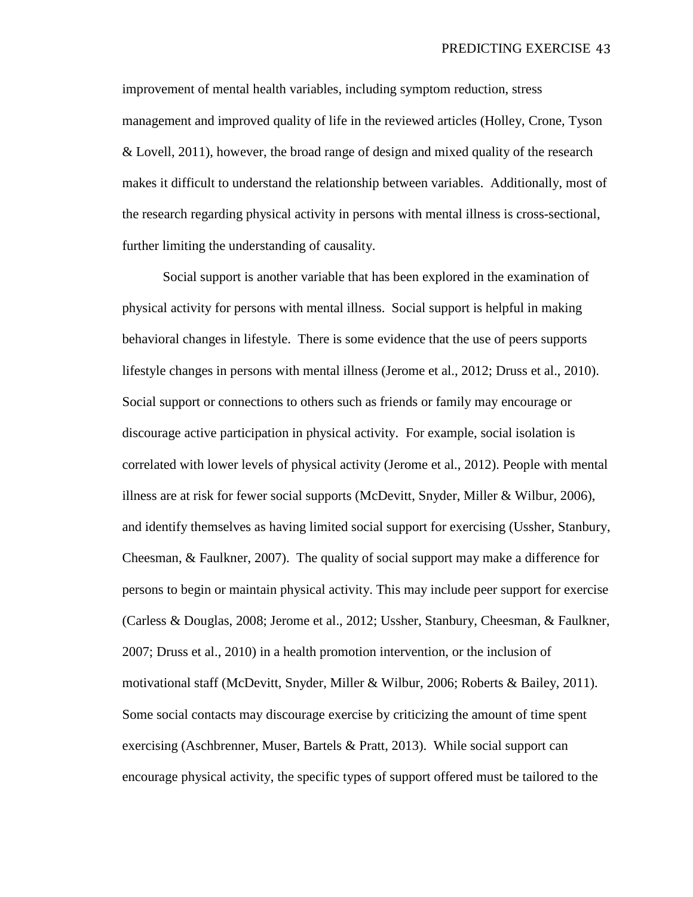improvement of mental health variables, including symptom reduction, stress management and improved quality of life in the reviewed articles (Holley, Crone, Tyson & Lovell, 2011), however, the broad range of design and mixed quality of the research makes it difficult to understand the relationship between variables. Additionally, most of the research regarding physical activity in persons with mental illness is cross-sectional, further limiting the understanding of causality.

Social support is another variable that has been explored in the examination of physical activity for persons with mental illness. Social support is helpful in making behavioral changes in lifestyle. There is some evidence that the use of peers supports lifestyle changes in persons with mental illness (Jerome et al., 2012; Druss et al., 2010). Social support or connections to others such as friends or family may encourage or discourage active participation in physical activity. For example, social isolation is correlated with lower levels of physical activity (Jerome et al., 2012). People with mental illness are at risk for fewer social supports (McDevitt, Snyder, Miller & Wilbur, 2006), and identify themselves as having limited social support for exercising (Ussher, Stanbury, Cheesman, & Faulkner, 2007). The quality of social support may make a difference for persons to begin or maintain physical activity. This may include peer support for exercise (Carless & Douglas, 2008; Jerome et al., 2012; Ussher, Stanbury, Cheesman, & Faulkner, 2007; Druss et al., 2010) in a health promotion intervention, or the inclusion of motivational staff (McDevitt, Snyder, Miller & Wilbur, 2006; Roberts & Bailey, 2011). Some social contacts may discourage exercise by criticizing the amount of time spent exercising (Aschbrenner, Muser, Bartels & Pratt, 2013). While social support can encourage physical activity, the specific types of support offered must be tailored to the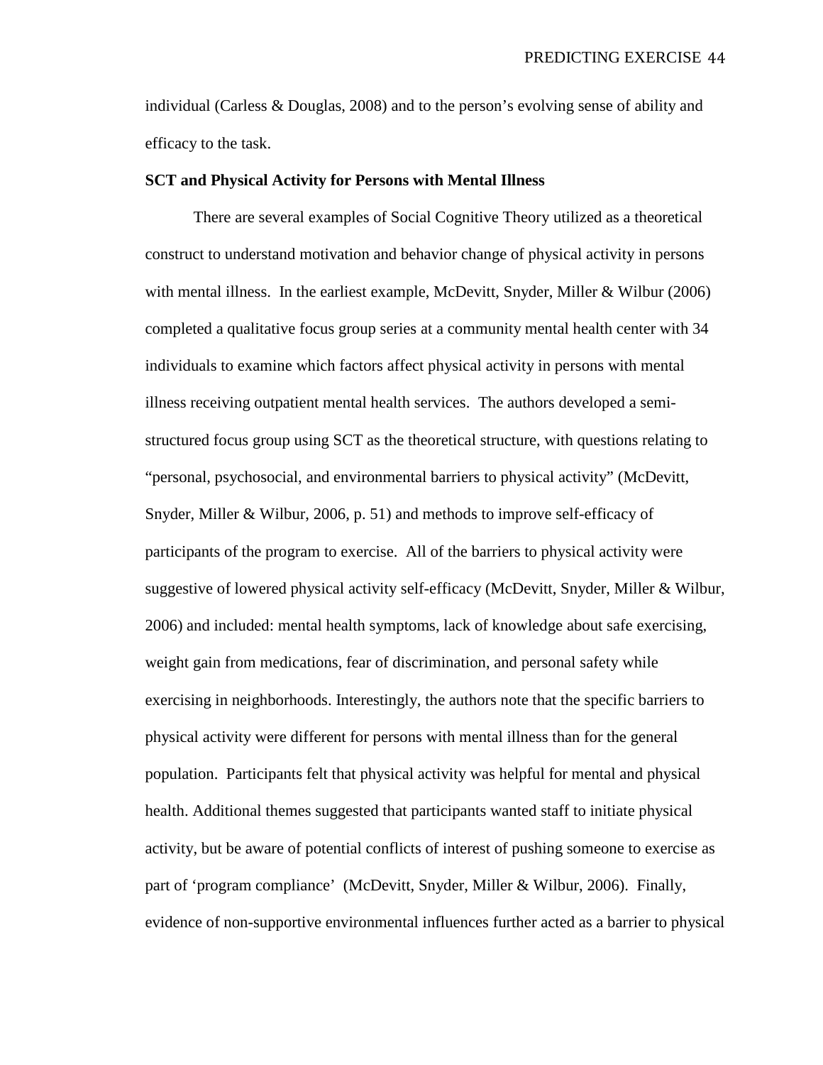individual (Carless & Douglas, 2008) and to the person's evolving sense of ability and efficacy to the task.

**SCT and Physical Activity for Persons with Mental Illness**

There are several examples of Social Cognitive Theory utilized as a theoretical construct to understand motivation and behavior change of physical activity in persons with mental illness. In the earliest example, McDevitt, Snyder, Miller & Wilbur (2006) completed a qualitative focus group series at a community mental health center with 34 individuals to examine which factors affect physical activity in persons with mental illness receiving outpatient mental health services. The authors developed a semi-structured focus group using SCT as the theoretical structure, with questions relating to "personal, psychosocial, and environmental barriers to physical activity" (McDevitt, Snyder, Miller & Wilbur, 2006, p. 51) and methods to improve self-efficacy of participants of the program to exercise. All of the barriers to physical activity were suggestive of lowered physical activity self-efficacy (McDevitt, Snyder, Miller & Wilbur, 2006) and included: mental health symptoms, lack of knowledge about safe exercising, weight gain from medications, fear of discrimination, and personal safety while exercising in neighborhoods. Interestingly, the authors note that the specific barriers to physical activity were different for persons with mental illness than for the general population. Participants felt that physical activity was helpful for mental and physical health. Additional themes suggested that participants wanted staff to initiate physical activity, but be aware of potential conflicts of interest of pushing someone to exercise as part of 'program compliance' (McDevitt, Snyder, Miller & Wilbur, 2006). Finally, evidence of non-supportive environmental influences further acted as a barrier to physical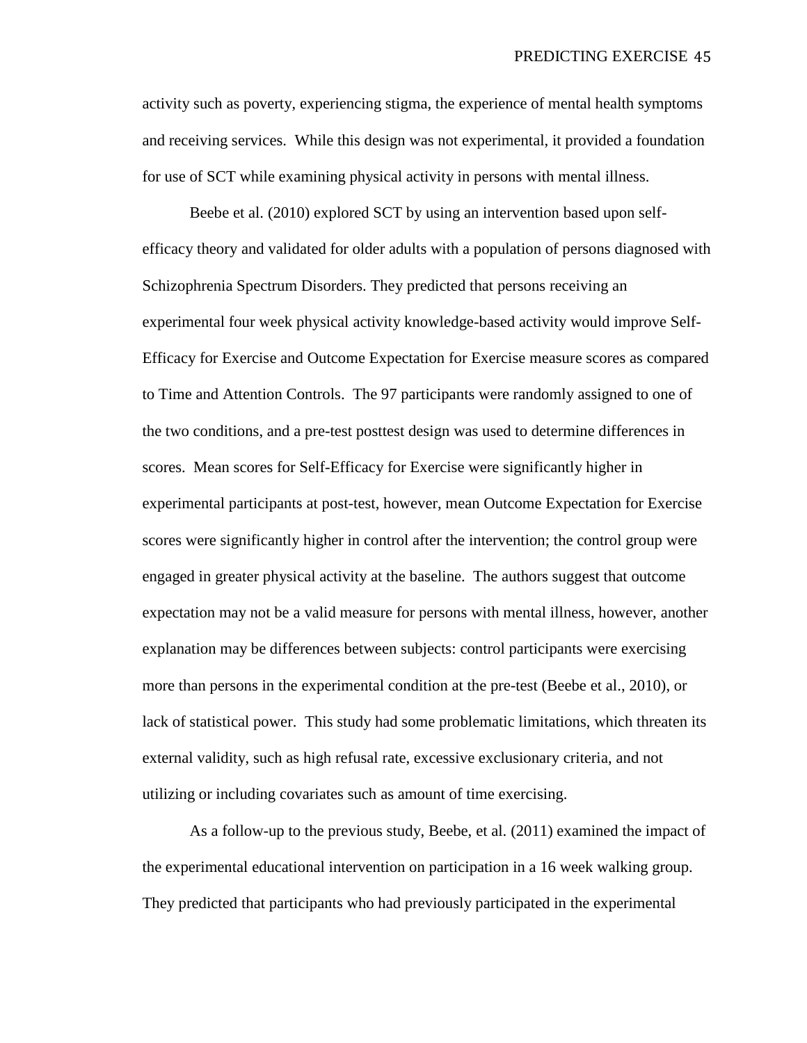activity such as poverty, experiencing stigma, the experience of mental health symptoms and receiving services. While this design was not experimental, it provided a foundation for use of SCT while examining physical activity in persons with mental illness.

Beebe et al. (2010) explored SCT by using an intervention based upon self-efficacy theory and validated for older adults with a population of persons diagnosed with Schizophrenia Spectrum Disorders. They predicted that persons receiving an experimental four week physical activity knowledge-based activity would improve Self-Efficacy for Exercise and Outcome Expectation for Exercise measure scores as compared to Time and Attention Controls. The 97 participants were randomly assigned to one of the two conditions, and a pre-test posttest design was used to determine differences in scores. Mean scores for Self-Efficacy for Exercise were significantly higher in experimental participants at post-test, however, mean Outcome Expectation for Exercise scores were significantly higher in control after the intervention; the control group were engaged in greater physical activity at the baseline. The authors suggest that outcome expectation may not be a valid measure for persons with mental illness, however, another explanation may be differences between subjects: control participants were exercising more than persons in the experimental condition at the pre-test (Beebe et al., 2010), or lack of statistical power. This study had some problematic limitations, which threaten its external validity, such as high refusal rate, excessive exclusionary criteria, and not utilizing or including covariates such as amount of time exercising.

As a follow-up to the previous study, Beebe, et al. (2011) examined the impact of the experimental educational intervention on participation in a 16 week walking group. They predicted that participants who had previously participated in the experimental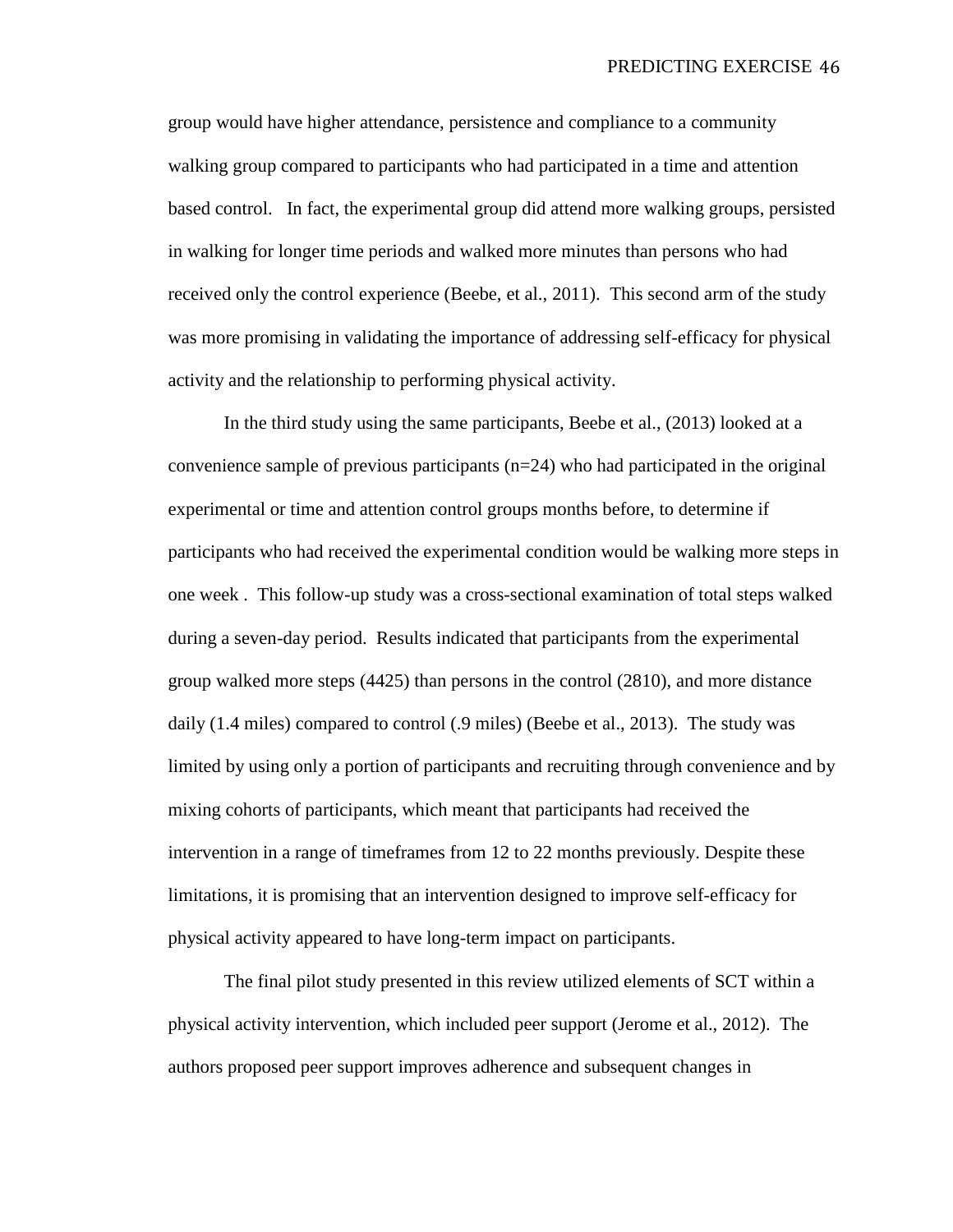group would have higher attendance, persistence and compliance to a community walking group compared to participants who had participated in a time and attention based control. In fact, the experimental group did attend more walking groups, persisted in walking for longer time periods and walked more minutes than persons who had received only the control experience (Beebe, et al., 2011). This second arm of the study was more promising in validating the importance of addressing self-efficacy for physical activity and the relationship to performing physical activity.

In the third study using the same participants, Beebe et al., (2013) looked at a convenience sample of previous participants (n=24) who had participated in the original experimental or time and attention control groups months before, to determine if participants who had received the experimental condition would be walking more steps in one week . This follow-up study was a cross-sectional examination of total steps walked during a seven-day period. Results indicated that participants from the experimental group walked more steps (4425) than persons in the control (2810), and more distance daily (1.4 miles) compared to control (.9 miles) (Beebe et al., 2013). The study was limited by using only a portion of participants and recruiting through convenience and by mixing cohorts of participants, which meant that participants had received the intervention in a range of timeframes from 12 to 22 months previously. Despite these limitations, it is promising that an intervention designed to improve self-efficacy for physical activity appeared to have long-term impact on participants.

The final pilot study presented in this review utilized elements of SCT within a physical activity intervention, which included peer support (Jerome et al., 2012). The authors proposed peer support improves adherence and subsequent changes in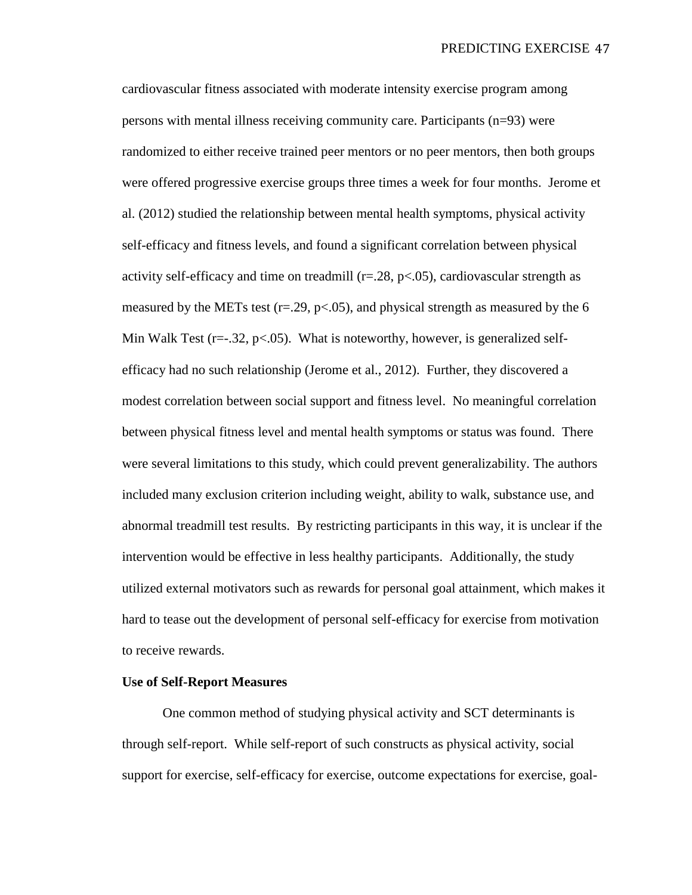cardiovascular fitness associated with moderate intensity exercise program among persons with mental illness receiving community care. Participants ($n=93$) were randomized to either receive trained peer mentors or no peer mentors, then both groups were offered progressive exercise groups three times a week for four months. Jerome et al. (2012) studied the relationship between mental health symptoms, physical activity self-efficacy and fitness levels, and found a significant correlation between physical activity self-efficacy and time on treadmill ($r=.28$, $p<.05$), cardiovascular strength as measured by the METs test ($r=.29$, $p<.05$), and physical strength as measured by the 6 Min Walk Test ($r=-.32$, $p<.05$). What is noteworthy, however, is generalized self-efficacy had no such relationship (Jerome et al., 2012). Further, they discovered a modest correlation between social support and fitness level. No meaningful correlation between physical fitness level and mental health symptoms or status was found. There were several limitations to this study, which could prevent generalizability. The authors included many exclusion criterion including weight, ability to walk, substance use, and abnormal treadmill test results. By restricting participants in this way, it is unclear if the intervention would be effective in less healthy participants. Additionally, the study utilized external motivators such as rewards for personal goal attainment, which makes it hard to tease out the development of personal self-efficacy for exercise from motivation to receive rewards.

**Use of Self-Report Measures**

One common method of studying physical activity and SCT determinants is through self-report. While self-report of such constructs as physical activity, social support for exercise, self-efficacy for exercise, outcome expectations for exercise, goal-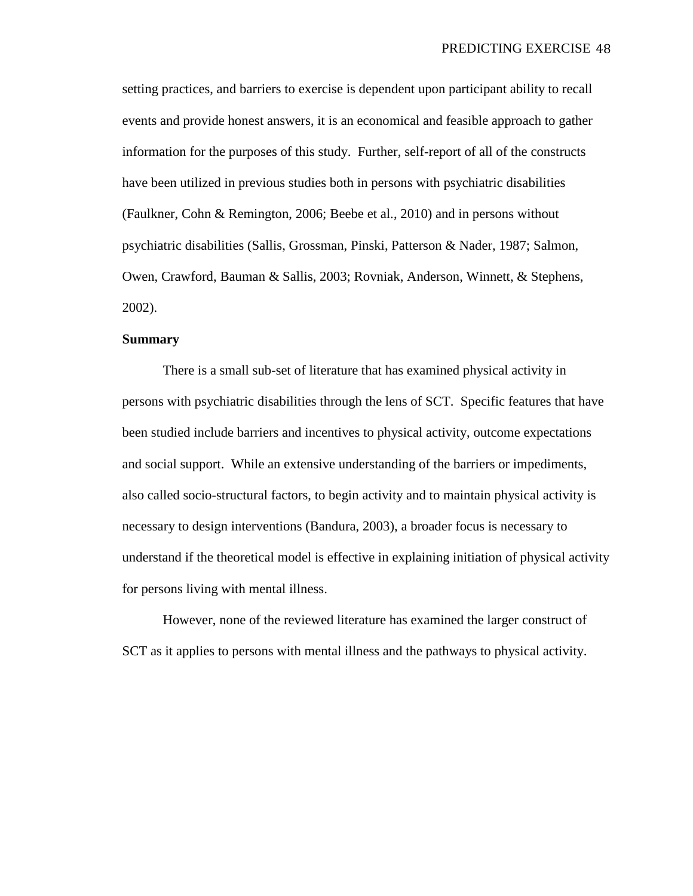setting practices, and barriers to exercise is dependent upon participant ability to recall events and provide honest answers, it is an economical and feasible approach to gather information for the purposes of this study. Further, self-report of all of the constructs have been utilized in previous studies both in persons with psychiatric disabilities (Faulkner, Cohn & Remington, 2006; Beebe et al., 2010) and in persons without psychiatric disabilities (Sallis, Grossman, Pinski, Patterson & Nader, 1987; Salmon, Owen, Crawford, Bauman & Sallis, 2003; Rovniak, Anderson, Winnett, & Stephens, 2002).

**Summary**

There is a small sub-set of literature that has examined physical activity in persons with psychiatric disabilities through the lens of SCT. Specific features that have been studied include barriers and incentives to physical activity, outcome expectations and social support. While an extensive understanding of the barriers or impediments, also called socio-structural factors, to begin activity and to maintain physical activity is necessary to design interventions (Bandura, 2003), a broader focus is necessary to understand if the theoretical model is effective in explaining initiation of physical activity for persons living with mental illness.

However, none of the reviewed literature has examined the larger construct of SCT as it applies to persons with mental illness and the pathways to physical activity.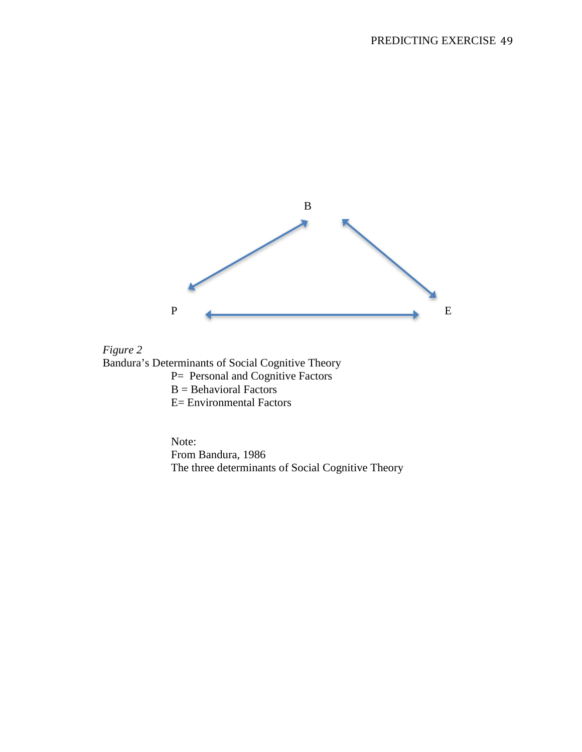B

P E

*Figure 2*
Bandura's Determinants of Social Cognitive Theory

P= Personal and Cognitive Factors
B = Behavioral Factors
E= Environmental Factors

Note:
From Bandura, 1986
The three determinants of Social Cognitive Theory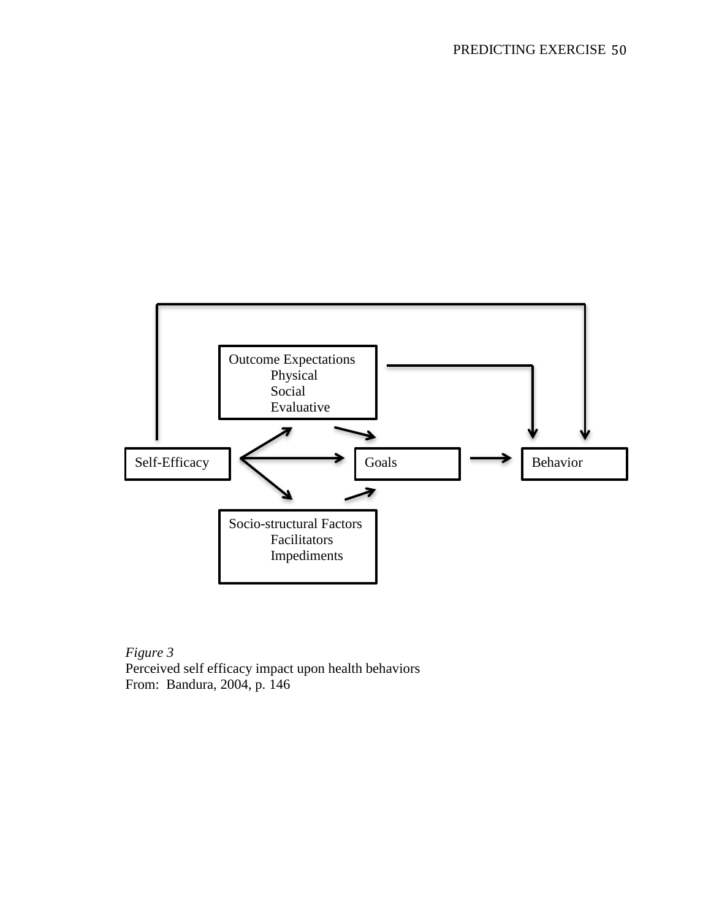Outcome Expectations
Physical
Social
Evaluative

Self-Efficacy

Goals

Behavior

Socio-structural Factors
Facilitators
Impediments

*Figure 3*
Perceived self efficacy impact upon health behaviors
From: Bandura, 2004, p. 146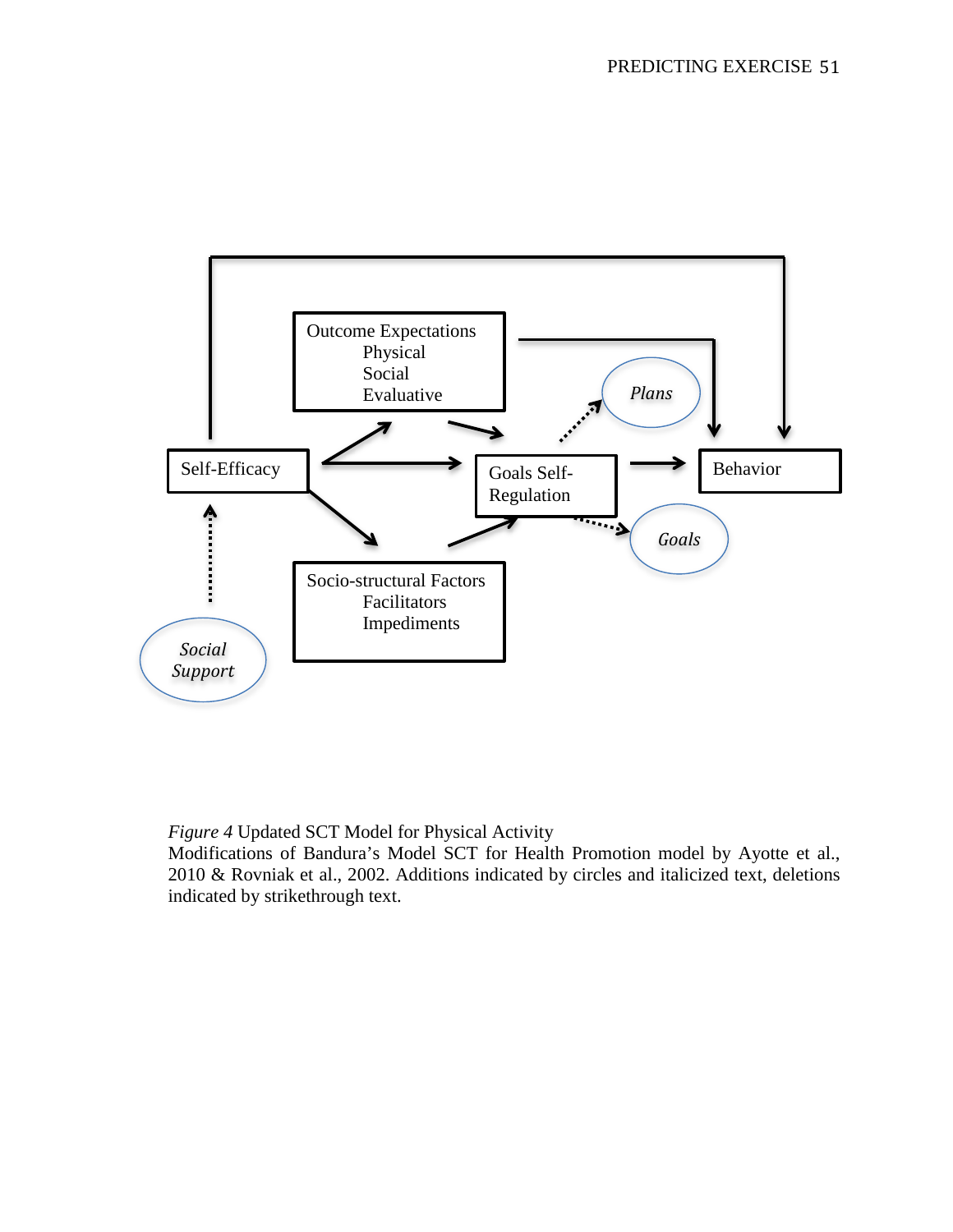Outcome Expectations
Physical
Social
Evaluative

Plans

Self-Efficacy

Goals Self-Regulation

Behavior

Goals

Socio-structural Factors
Facilitators
Impediments

*Social Support*

*Figure 4* Updated SCT Model for Physical Activity
Modifications of Bandura's Model SCT for Health Promotion model by Ayotte et al., 2010 & Rovniak et al., 2002. Additions indicated by circles and italicized text, deletions indicated by strikethrough text.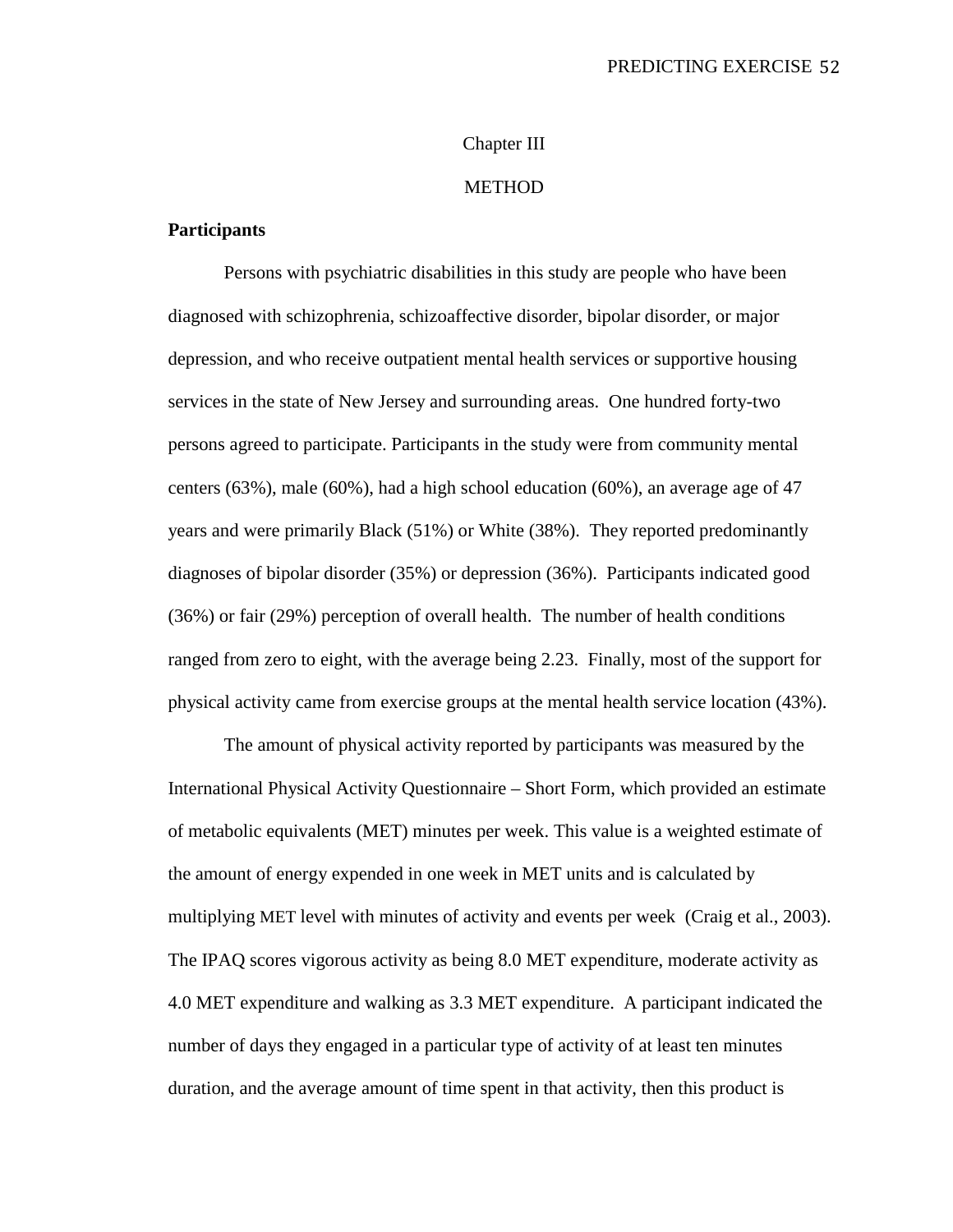# Chapter III

# METHOD

## Participants

Persons with psychiatric disabilities in this study are people who have been diagnosed with schizophrenia, schizoaffective disorder, bipolar disorder, or major depression, and who receive outpatient mental health services or supportive housing services in the state of New Jersey and surrounding areas. One hundred forty-two persons agreed to participate. Participants in the study were from community mental centers (63%), male (60%), had a high school education (60%), an average age of 47 years and were primarily Black (51%) or White (38%). They reported predominantly diagnoses of bipolar disorder (35%) or depression (36%). Participants indicated good (36%) or fair (29%) perception of overall health. The number of health conditions ranged from zero to eight, with the average being 2.23. Finally, most of the support for physical activity came from exercise groups at the mental health service location (43%).

The amount of physical activity reported by participants was measured by the International Physical Activity Questionnaire – Short Form, which provided an estimate of metabolic equivalents (MET) minutes per week. This value is a weighted estimate of the amount of energy expended in one week in MET units and is calculated by multiplying MET level with minutes of activity and events per week (Craig et al., 2003). The IPAQ scores vigorous activity as being 8.0 MET expenditure, moderate activity as 4.0 MET expenditure and walking as 3.3 MET expenditure. A participant indicated the number of days they engaged in a particular type of activity of at least ten minutes duration, and the average amount of time spent in that activity, then this product is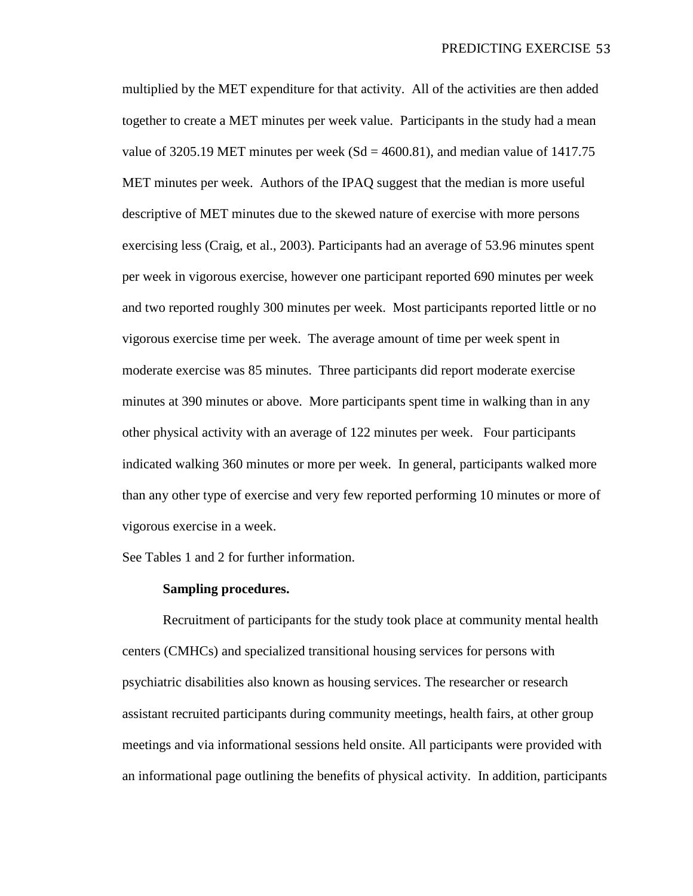multiplied by the MET expenditure for that activity. All of the activities are then added together to create a MET minutes per week value. Participants in the study had a mean value of 3205.19 MET minutes per week (Sd = 4600.81), and median value of 1417.75 MET minutes per week. Authors of the IPAQ suggest that the median is more useful descriptive of MET minutes due to the skewed nature of exercise with more persons exercising less (Craig, et al., 2003). Participants had an average of 53.96 minutes spent per week in vigorous exercise, however one participant reported 690 minutes per week and two reported roughly 300 minutes per week. Most participants reported little or no vigorous exercise time per week. The average amount of time per week spent in moderate exercise was 85 minutes. Three participants did report moderate exercise minutes at 390 minutes or above. More participants spent time in walking than in any other physical activity with an average of 122 minutes per week. Four participants indicated walking 360 minutes or more per week. In general, participants walked more than any other type of exercise and very few reported performing 10 minutes or more of vigorous exercise in a week.

See Tables 1 and 2 for further information.

**Sampling procedures.**

Recruitment of participants for the study took place at community mental health centers (CMHCs) and specialized transitional housing services for persons with psychiatric disabilities also known as housing services. The researcher or research assistant recruited participants during community meetings, health fairs, at other group meetings and via informational sessions held onsite. All participants were provided with an informational page outlining the benefits of physical activity. In addition, participants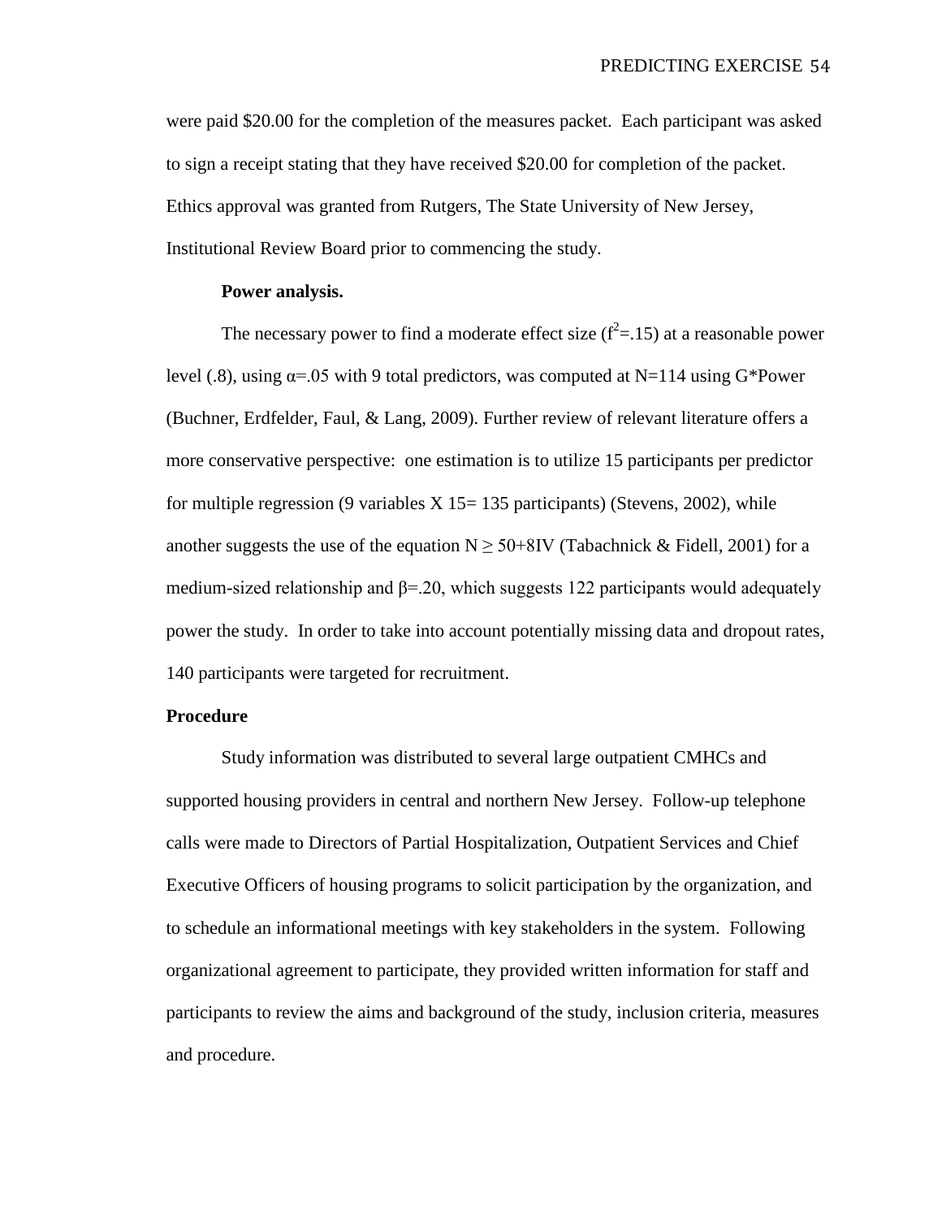were paid $20.00 for the completion of the measures packet. Each participant was asked to sign a receipt stating that they have received $20.00 for completion of the packet. Ethics approval was granted from Rutgers, The State University of New Jersey, Institutional Review Board prior to commencing the study.

**Power analysis.**

The necessary power to find a moderate effect size ($f^2=.15$) at a reasonable power level (.8), using $\alpha=.05$ with 9 total predictors, was computed at N=114 using G*Power (Buchner, Erdfelder, Faul, & Lang, 2009). Further review of relevant literature offers a more conservative perspective: one estimation is to utilize 15 participants per predictor for multiple regression (9 variables X 15= 135 participants) (Stevens, 2002), while another suggests the use of the equation $N \geq 50+8IV$ (Tabachnick & Fidell, 2001) for a medium-sized relationship and $\beta=.20$, which suggests 122 participants would adequately power the study. In order to take into account potentially missing data and dropout rates, 140 participants were targeted for recruitment.

## Procedure

Study information was distributed to several large outpatient CMHCs and supported housing providers in central and northern New Jersey. Follow-up telephone calls were made to Directors of Partial Hospitalization, Outpatient Services and Chief Executive Officers of housing programs to solicit participation by the organization, and to schedule an informational meetings with key stakeholders in the system. Following organizational agreement to participate, they provided written information for staff and participants to review the aims and background of the study, inclusion criteria, measures and procedure.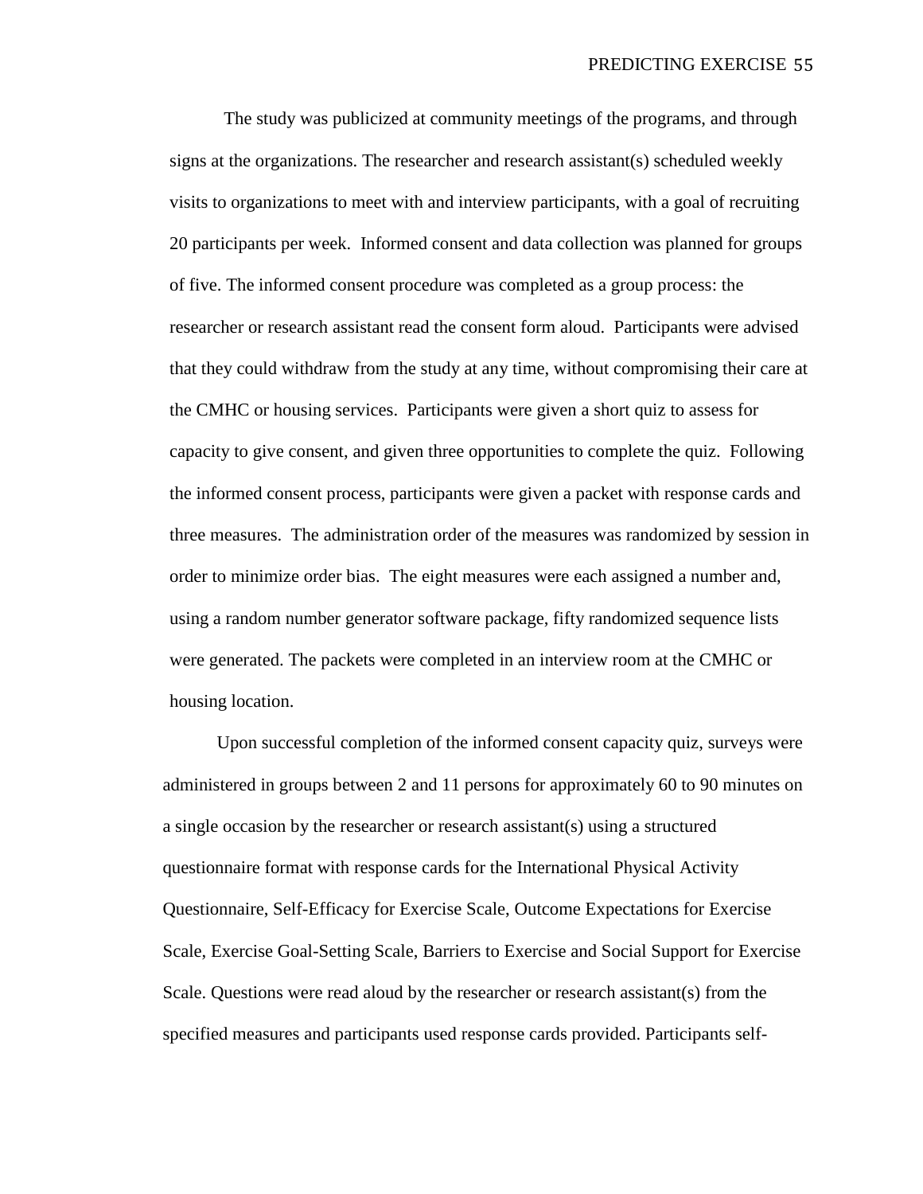The study was publicized at community meetings of the programs, and through signs at the organizations. The researcher and research assistant(s) scheduled weekly visits to organizations to meet with and interview participants, with a goal of recruiting 20 participants per week. Informed consent and data collection was planned for groups of five. The informed consent procedure was completed as a group process: the researcher or research assistant read the consent form aloud. Participants were advised that they could withdraw from the study at any time, without compromising their care at the CMHC or housing services. Participants were given a short quiz to assess for capacity to give consent, and given three opportunities to complete the quiz. Following the informed consent process, participants were given a packet with response cards and three measures. The administration order of the measures was randomized by session in order to minimize order bias. The eight measures were each assigned a number and, using a random number generator software package, fifty randomized sequence lists were generated. The packets were completed in an interview room at the CMHC or housing location.

Upon successful completion of the informed consent capacity quiz, surveys were administered in groups between 2 and 11 persons for approximately 60 to 90 minutes on a single occasion by the researcher or research assistant(s) using a structured questionnaire format with response cards for the International Physical Activity Questionnaire, Self-Efficacy for Exercise Scale, Outcome Expectations for Exercise Scale, Exercise Goal-Setting Scale, Barriers to Exercise and Social Support for Exercise Scale. Questions were read aloud by the researcher or research assistant(s) from the specified measures and participants used response cards provided. Participants self-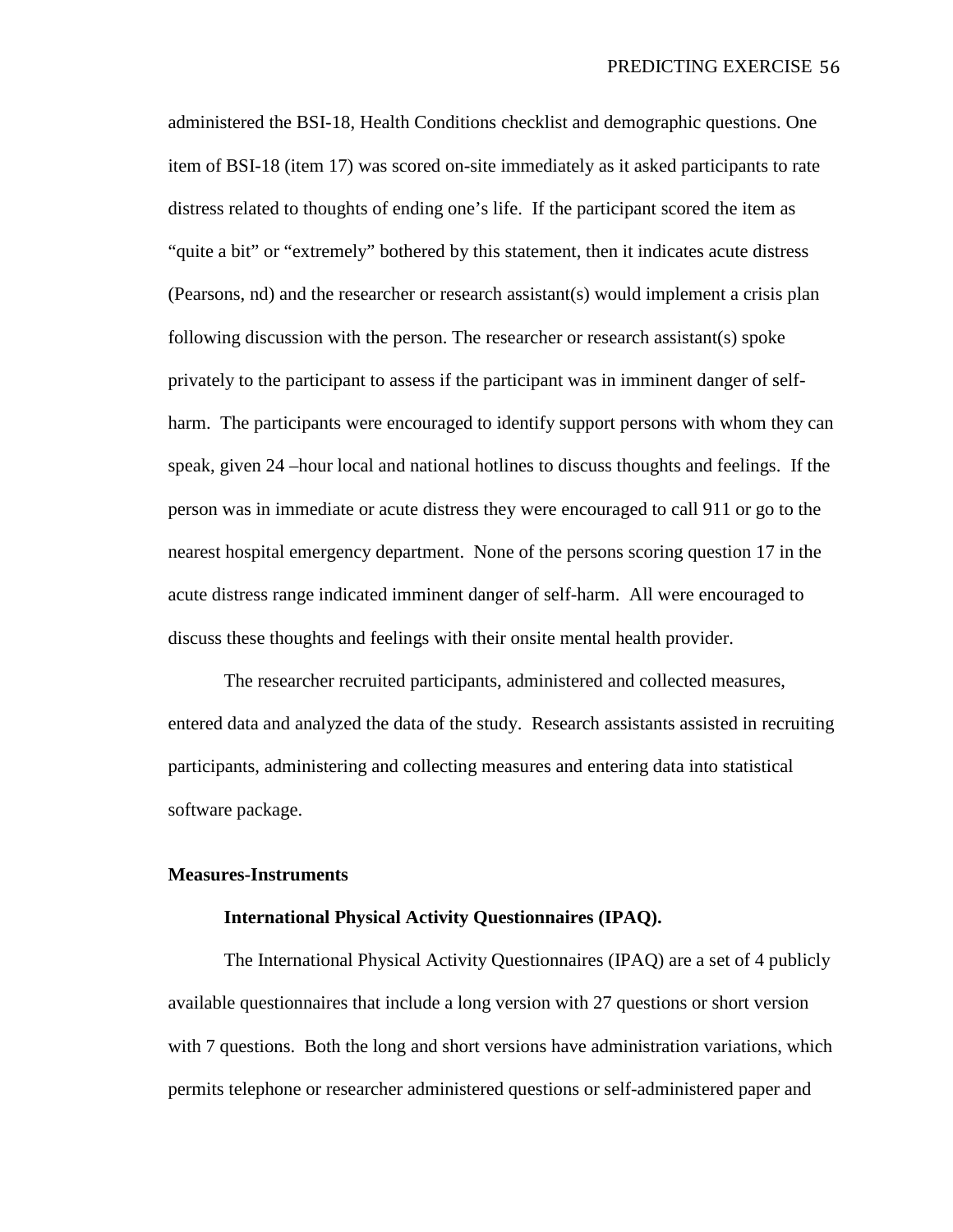administered the BSI-18, Health Conditions checklist and demographic questions. One item of BSI-18 (item 17) was scored on-site immediately as it asked participants to rate distress related to thoughts of ending one's life. If the participant scored the item as "quite a bit" or "extremely" bothered by this statement, then it indicates acute distress (Pearsons, nd) and the researcher or research assistant(s) would implement a crisis plan following discussion with the person. The researcher or research assistant(s) spoke privately to the participant to assess if the participant was in imminent danger of self-harm. The participants were encouraged to identify support persons with whom they can speak, given 24 –hour local and national hotlines to discuss thoughts and feelings. If the person was in immediate or acute distress they were encouraged to call 911 or go to the nearest hospital emergency department. None of the persons scoring question 17 in the acute distress range indicated imminent danger of self-harm. All were encouraged to discuss these thoughts and feelings with their onsite mental health provider.

The researcher recruited participants, administered and collected measures, entered data and analyzed the data of the study. Research assistants assisted in recruiting participants, administering and collecting measures and entering data into statistical software package.

**Measures-Instruments**

**International Physical Activity Questionnaires (IPAQ).**

The International Physical Activity Questionnaires (IPAQ) are a set of 4 publicly available questionnaires that include a long version with 27 questions or short version with 7 questions. Both the long and short versions have administration variations, which permits telephone or researcher administered questions or self-administered paper and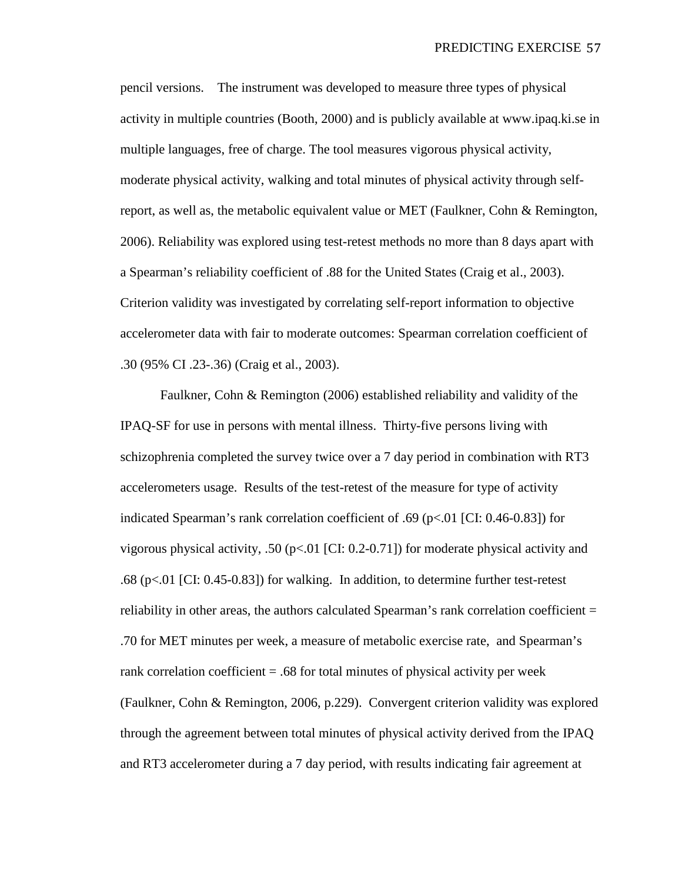pencil versions.  The instrument was developed to measure three types of physical activity in multiple countries (Booth, 2000) and is publicly available at www.ipaq.ki.se in multiple languages, free of charge. The tool measures vigorous physical activity, moderate physical activity, walking and total minutes of physical activity through self-report, as well as, the metabolic equivalent value or MET (Faulkner, Cohn & Remington, 2006). Reliability was explored using test-retest methods no more than 8 days apart with a Spearman's reliability coefficient of .88 for the United States (Craig et al., 2003). Criterion validity was investigated by correlating self-report information to objective accelerometer data with fair to moderate outcomes: Spearman correlation coefficient of .30 (95% CI .23-.36) (Craig et al., 2003).

Faulkner, Cohn & Remington (2006) established reliability and validity of the IPAQ-SF for use in persons with mental illness.  Thirty-five persons living with schizophrenia completed the survey twice over a 7 day period in combination with RT3 accelerometers usage.  Results of the test-retest of the measure for type of activity indicated Spearman's rank correlation coefficient of .69 ($p<.01$ [CI: 0.46-0.83]) for vigorous physical activity, .50 ($p<.01$ [CI: 0.2-0.71]) for moderate physical activity and .68 ($p<.01$ [CI: 0.45-0.83]) for walking.  In addition, to determine further test-retest reliability in other areas, the authors calculated Spearman's rank correlation coefficient = .70 for MET minutes per week, a measure of metabolic exercise rate,  and Spearman's rank correlation coefficient = .68 for total minutes of physical activity per week (Faulkner, Cohn & Remington, 2006, p.229).  Convergent criterion validity was explored through the agreement between total minutes of physical activity derived from the IPAQ and RT3 accelerometer during a 7 day period, with results indicating fair agreement at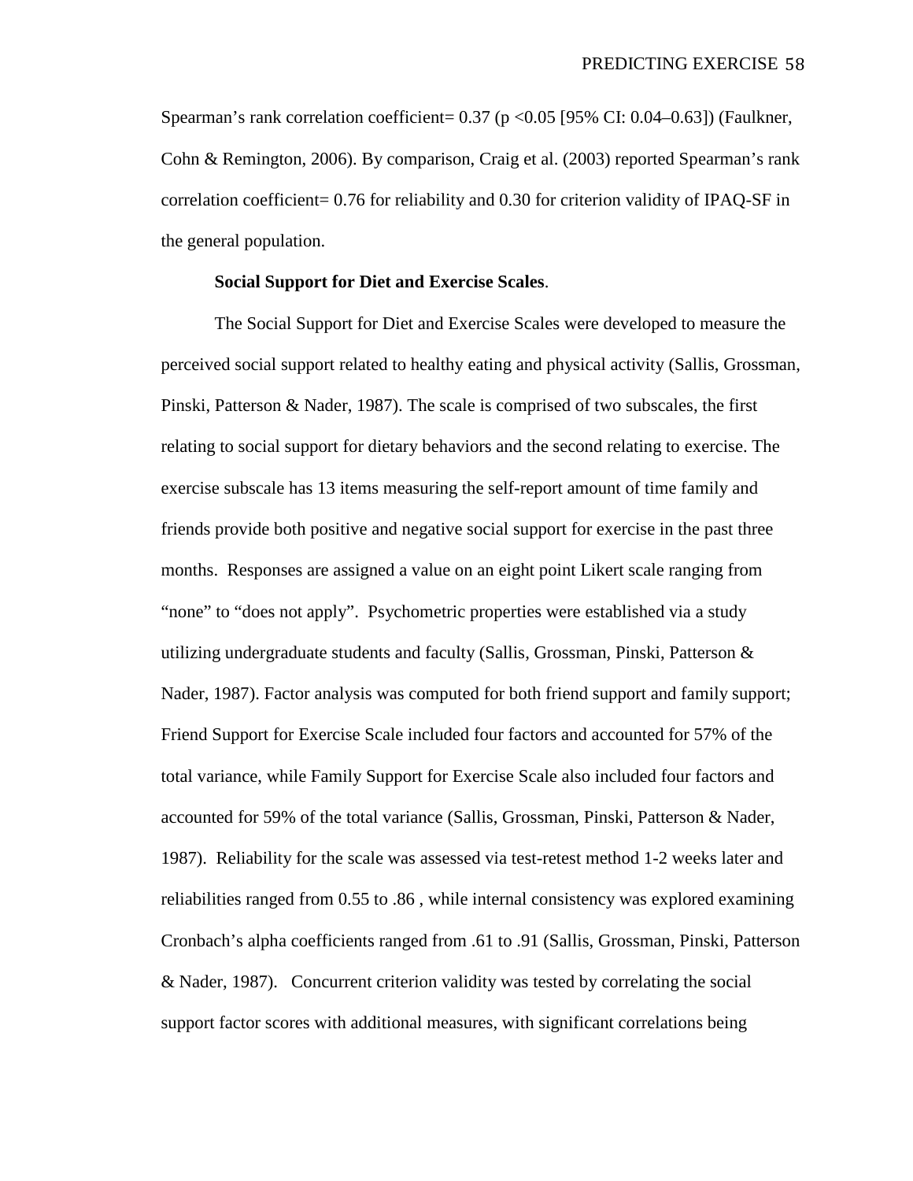Spearman's rank correlation coefficient= 0.37 ($p < 0.05$ [95% CI: 0.04–0.63]) (Faulkner, Cohn & Remington, 2006). By comparison, Craig et al. (2003) reported Spearman's rank correlation coefficient= 0.76 for reliability and 0.30 for criterion validity of IPAQ-SF in the general population.

**Social Support for Diet and Exercise Scales**.

The Social Support for Diet and Exercise Scales were developed to measure the perceived social support related to healthy eating and physical activity (Sallis, Grossman, Pinski, Patterson & Nader, 1987). The scale is comprised of two subscales, the first relating to social support for dietary behaviors and the second relating to exercise. The exercise subscale has 13 items measuring the self-report amount of time family and friends provide both positive and negative social support for exercise in the past three months. Responses are assigned a value on an eight point Likert scale ranging from "none" to "does not apply". Psychometric properties were established via a study utilizing undergraduate students and faculty (Sallis, Grossman, Pinski, Patterson & Nader, 1987). Factor analysis was computed for both friend support and family support; Friend Support for Exercise Scale included four factors and accounted for 57% of the total variance, while Family Support for Exercise Scale also included four factors and accounted for 59% of the total variance (Sallis, Grossman, Pinski, Patterson & Nader, 1987). Reliability for the scale was assessed via test-retest method 1-2 weeks later and reliabilities ranged from 0.55 to .86 , while internal consistency was explored examining Cronbach's alpha coefficients ranged from .61 to .91 (Sallis, Grossman, Pinski, Patterson & Nader, 1987). Concurrent criterion validity was tested by correlating the social support factor scores with additional measures, with significant correlations being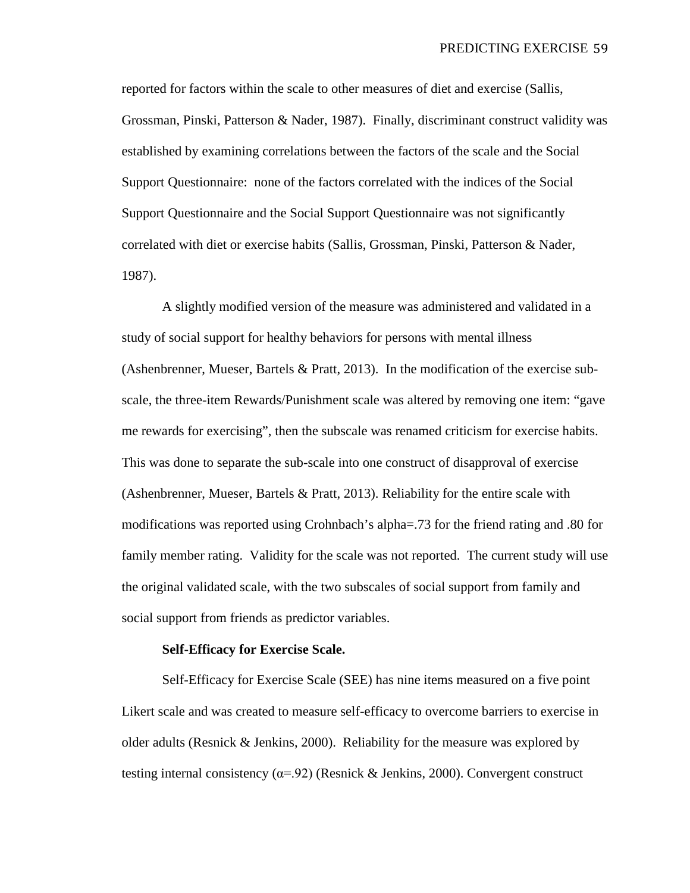reported for factors within the scale to other measures of diet and exercise (Sallis, Grossman, Pinski, Patterson & Nader, 1987). Finally, discriminant construct validity was established by examining correlations between the factors of the scale and the Social Support Questionnaire: none of the factors correlated with the indices of the Social Support Questionnaire and the Social Support Questionnaire was not significantly correlated with diet or exercise habits (Sallis, Grossman, Pinski, Patterson & Nader, 1987).

A slightly modified version of the measure was administered and validated in a study of social support for healthy behaviors for persons with mental illness (Ashenbrenner, Mueser, Bartels & Pratt, 2013). In the modification of the exercise sub-scale, the three-item Rewards/Punishment scale was altered by removing one item: "gave me rewards for exercising", then the subscale was renamed criticism for exercise habits. This was done to separate the sub-scale into one construct of disapproval of exercise (Ashenbrenner, Mueser, Bartels & Pratt, 2013). Reliability for the entire scale with modifications was reported using Crohnbach's alpha=.73 for the friend rating and .80 for family member rating. Validity for the scale was not reported. The current study will use the original validated scale, with the two subscales of social support from family and social support from friends as predictor variables.

**Self-Efficacy for Exercise Scale.**

Self-Efficacy for Exercise Scale (SEE) has nine items measured on a five point Likert scale and was created to measure self-efficacy to overcome barriers to exercise in older adults (Resnick & Jenkins, 2000). Reliability for the measure was explored by testing internal consistency ($\alpha$=.92) (Resnick & Jenkins, 2000). Convergent construct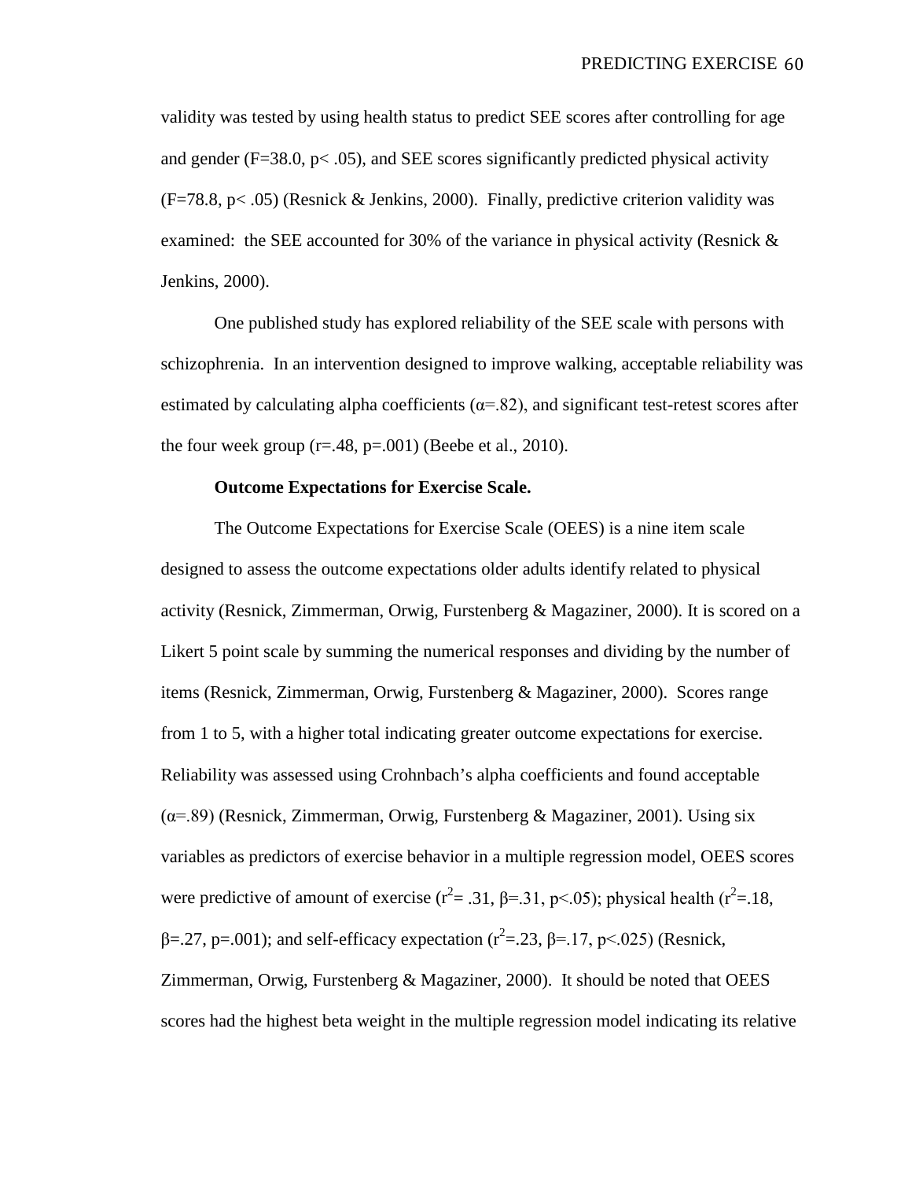validity was tested by using health status to predict SEE scores after controlling for age and gender ($F=38.0$, $p< .05$), and SEE scores significantly predicted physical activity ($F=78.8$, $p< .05$) (Resnick & Jenkins, 2000). Finally, predictive criterion validity was examined: the SEE accounted for 30% of the variance in physical activity (Resnick & Jenkins, 2000).

One published study has explored reliability of the SEE scale with persons with schizophrenia. In an intervention designed to improve walking, acceptable reliability was estimated by calculating alpha coefficients ($\alpha=.82$), and significant test-retest scores after the four week group ($r=.48$, $p=.001$) (Beebe et al., 2010).

**Outcome Expectations for Exercise Scale.**

The Outcome Expectations for Exercise Scale (OEES) is a nine item scale designed to assess the outcome expectations older adults identify related to physical activity (Resnick, Zimmerman, Orwig, Furstenberg & Magaziner, 2000). It is scored on a Likert 5 point scale by summing the numerical responses and dividing by the number of items (Resnick, Zimmerman, Orwig, Furstenberg & Magaziner, 2000). Scores range from 1 to 5, with a higher total indicating greater outcome expectations for exercise. Reliability was assessed using Crohnbach's alpha coefficients and found acceptable ($\alpha=.89$) (Resnick, Zimmerman, Orwig, Furstenberg & Magaziner, 2001). Using six variables as predictors of exercise behavior in a multiple regression model, OEES scores were predictive of amount of exercise ($r^2= .31$, $\beta=.31$, $p<.05$); physical health ($r^2=.18$, $\beta=.27$, $p=.001$); and self-efficacy expectation ($r^2=.23$, $\beta=.17$, $p<.025$) (Resnick, Zimmerman, Orwig, Furstenberg & Magaziner, 2000). It should be noted that OEES scores had the highest beta weight in the multiple regression model indicating its relative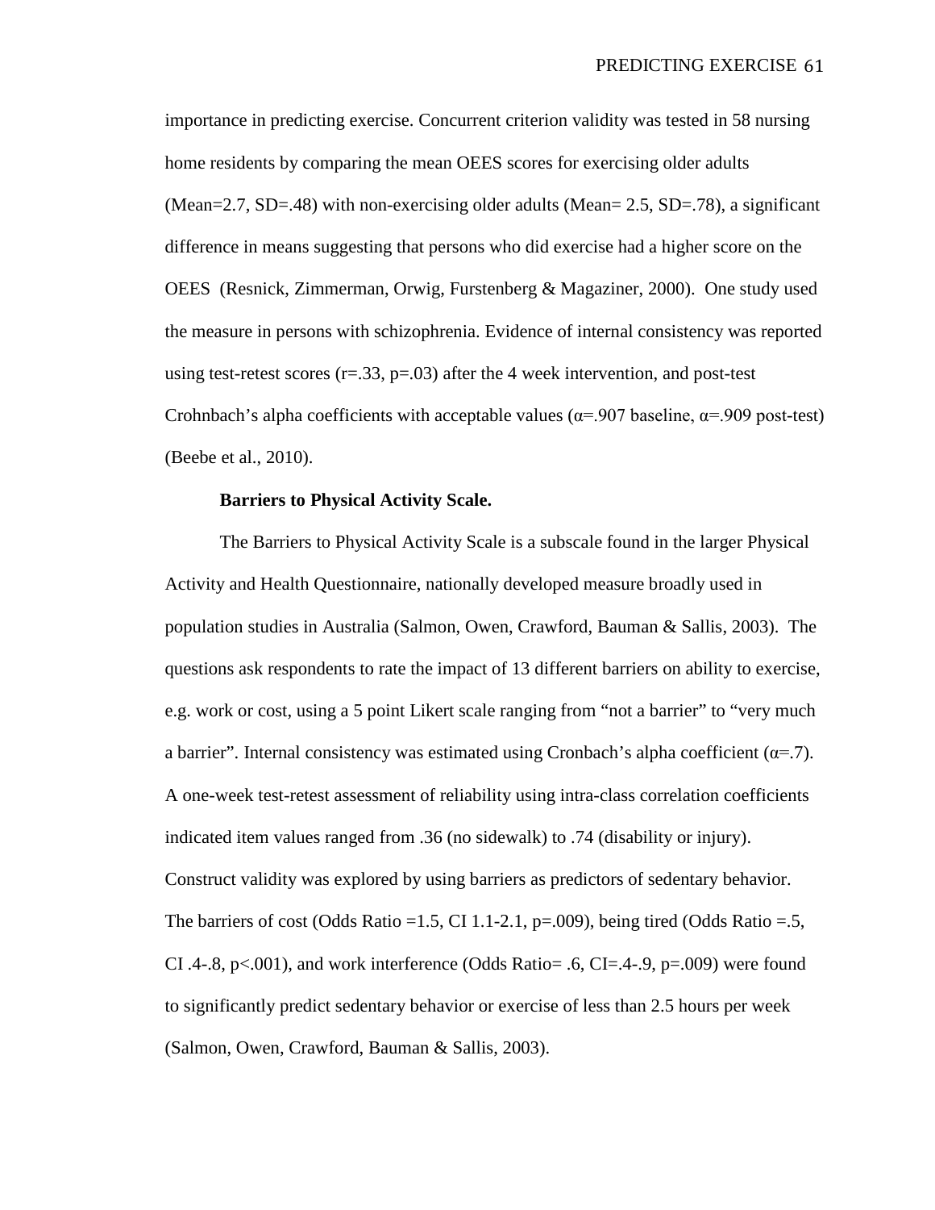importance in predicting exercise. Concurrent criterion validity was tested in 58 nursing home residents by comparing the mean OEES scores for exercising older adults (Mean=2.7, SD=.48) with non-exercising older adults (Mean= 2.5, SD=.78), a significant difference in means suggesting that persons who did exercise had a higher score on the OEES (Resnick, Zimmerman, Orwig, Furstenberg & Magaziner, 2000). One study used the measure in persons with schizophrenia. Evidence of internal consistency was reported using test-retest scores (r=.33, p=.03) after the 4 week intervention, and post-test Crohnbach's alpha coefficients with acceptable values (α=.907 baseline, α=.909 post-test) (Beebe et al., 2010).

**Barriers to Physical Activity Scale.**

The Barriers to Physical Activity Scale is a subscale found in the larger Physical Activity and Health Questionnaire, nationally developed measure broadly used in population studies in Australia (Salmon, Owen, Crawford, Bauman & Sallis, 2003). The questions ask respondents to rate the impact of 13 different barriers on ability to exercise, e.g. work or cost, using a 5 point Likert scale ranging from "not a barrier" to "very much a barrier". Internal consistency was estimated using Cronbach's alpha coefficient (α=.7). A one-week test-retest assessment of reliability using intra-class correlation coefficients indicated item values ranged from .36 (no sidewalk) to .74 (disability or injury). Construct validity was explored by using barriers as predictors of sedentary behavior. The barriers of cost (Odds Ratio =1.5, CI 1.1-2.1, p=.009), being tired (Odds Ratio =.5, CI .4-.8, p<.001), and work interference (Odds Ratio= .6, CI=.4-.9, p=.009) were found to significantly predict sedentary behavior or exercise of less than 2.5 hours per week (Salmon, Owen, Crawford, Bauman & Sallis, 2003).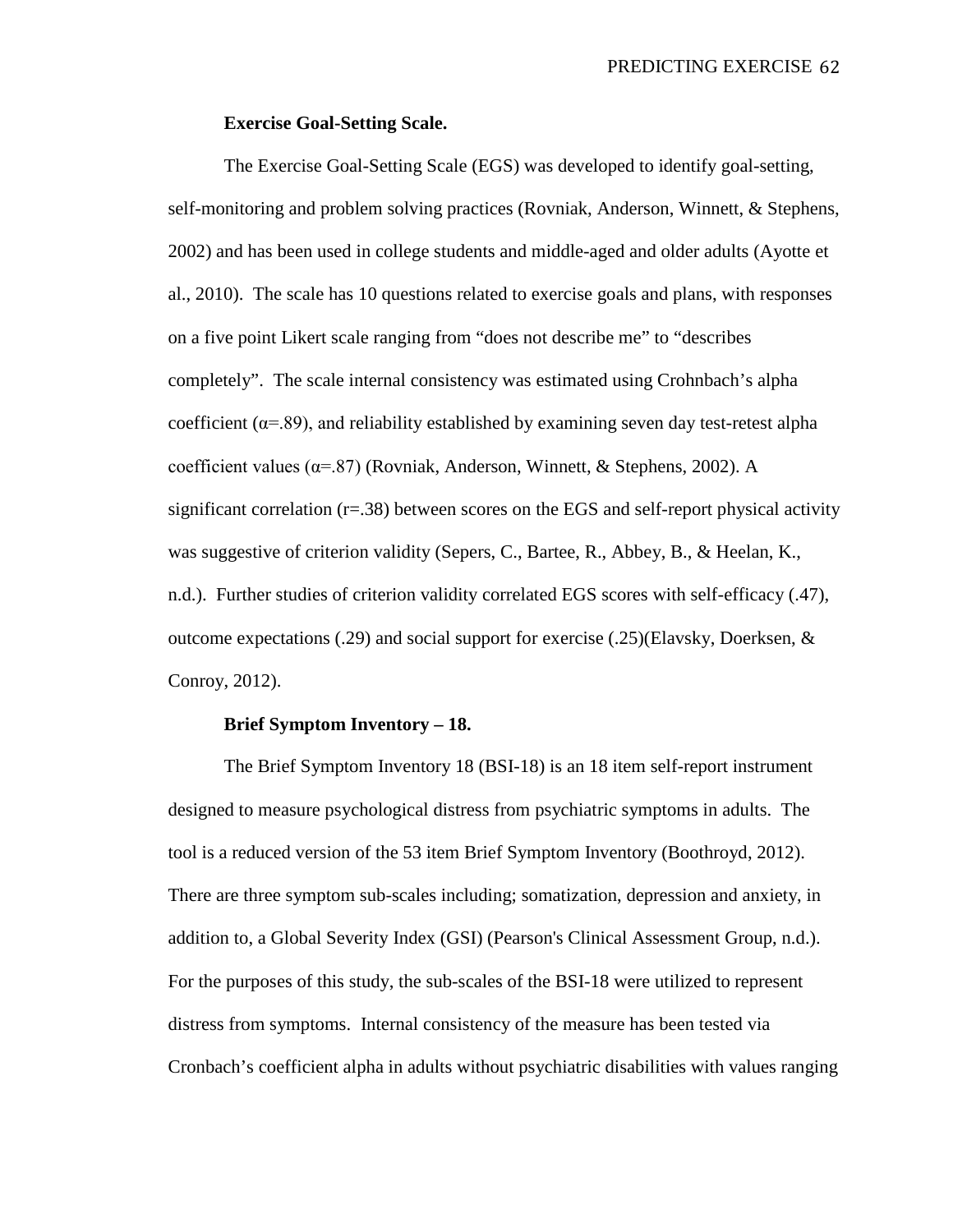**Exercise Goal-Setting Scale.**

The Exercise Goal-Setting Scale (EGS) was developed to identify goal-setting, self-monitoring and problem solving practices (Rovniak, Anderson, Winnett, & Stephens, 2002) and has been used in college students and middle-aged and older adults (Ayotte et al., 2010). The scale has 10 questions related to exercise goals and plans, with responses on a five point Likert scale ranging from "does not describe me" to "describes completely". The scale internal consistency was estimated using Crohnbach's alpha coefficient ($\alpha$=.89), and reliability established by examining seven day test-retest alpha coefficient values ($\alpha$=.87) (Rovniak, Anderson, Winnett, & Stephens, 2002). A significant correlation (r=.38) between scores on the EGS and self-report physical activity was suggestive of criterion validity (Sepers, C., Bartee, R., Abbey, B., & Heelan, K., n.d.). Further studies of criterion validity correlated EGS scores with self-efficacy (.47), outcome expectations (.29) and social support for exercise (.25)(Elavsky, Doerksen, & Conroy, 2012).

**Brief Symptom Inventory – 18.**

The Brief Symptom Inventory 18 (BSI-18) is an 18 item self-report instrument designed to measure psychological distress from psychiatric symptoms in adults. The tool is a reduced version of the 53 item Brief Symptom Inventory (Boothroyd, 2012). There are three symptom sub-scales including; somatization, depression and anxiety, in addition to, a Global Severity Index (GSI) (Pearson's Clinical Assessment Group, n.d.). For the purposes of this study, the sub-scales of the BSI-18 were utilized to represent distress from symptoms. Internal consistency of the measure has been tested via Cronbach's coefficient alpha in adults without psychiatric disabilities with values ranging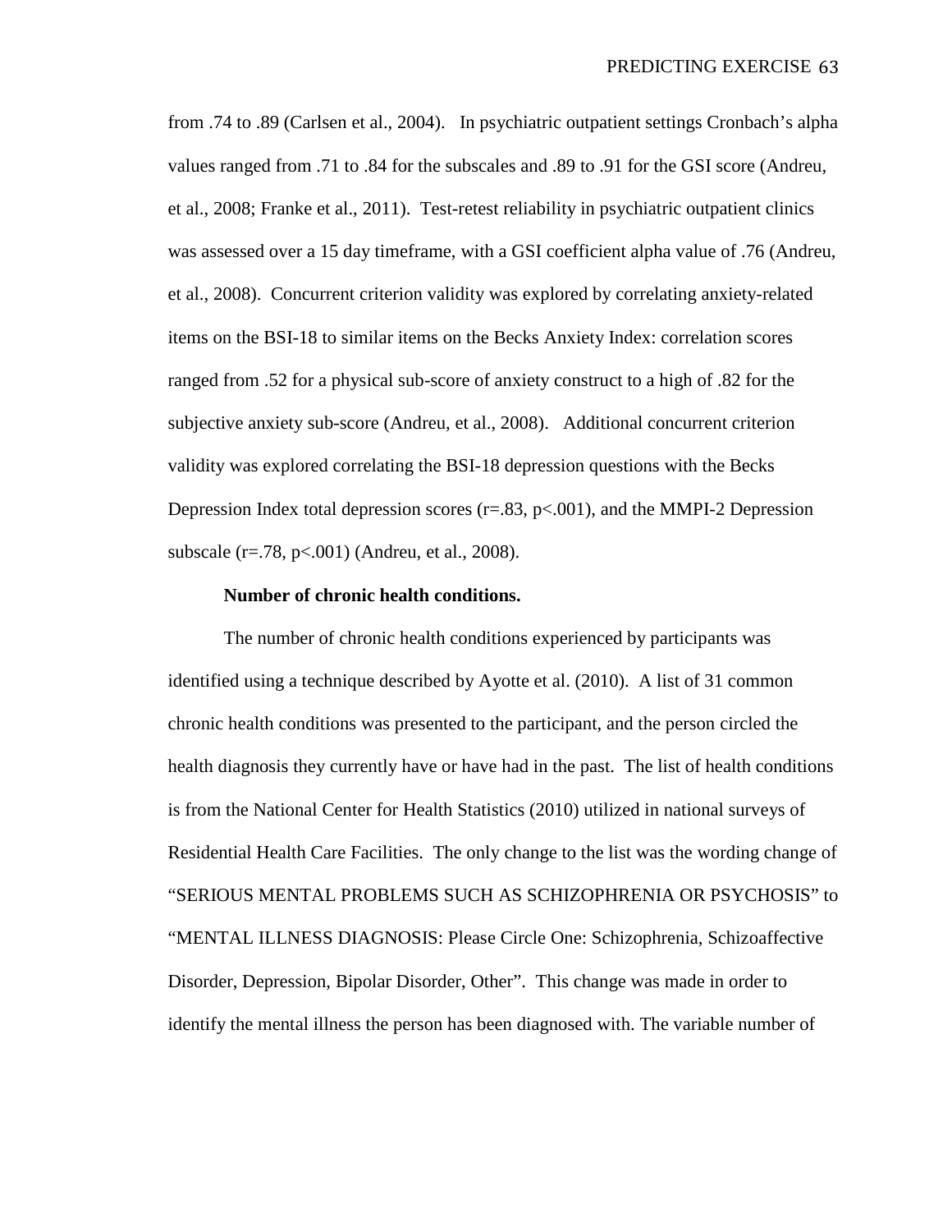from .74 to .89 (Carlsen et al., 2004). In psychiatric outpatient settings Cronbach's alpha values ranged from .71 to .84 for the subscales and .89 to .91 for the GSI score (Andreu, et al., 2008; Franke et al., 2011). Test-retest reliability in psychiatric outpatient clinics was assessed over a 15 day timeframe, with a GSI coefficient alpha value of .76 (Andreu, et al., 2008). Concurrent criterion validity was explored by correlating anxiety-related items on the BSI-18 to similar items on the Becks Anxiety Index: correlation scores ranged from .52 for a physical sub-score of anxiety construct to a high of .82 for the subjective anxiety sub-score (Andreu, et al., 2008). Additional concurrent criterion validity was explored correlating the BSI-18 depression questions with the Becks Depression Index total depression scores ($r=.83$, $p<.001$), and the MMPI-2 Depression subscale ($r=.78$, $p<.001$) (Andreu, et al., 2008).

**Number of chronic health conditions.**

The number of chronic health conditions experienced by participants was identified using a technique described by Ayotte et al. (2010). A list of 31 common chronic health conditions was presented to the participant, and the person circled the health diagnosis they currently have or have had in the past. The list of health conditions is from the National Center for Health Statistics (2010) utilized in national surveys of Residential Health Care Facilities. The only change to the list was the wording change of "SERIOUS MENTAL PROBLEMS SUCH AS SCHIZOPHRENIA OR PSYCHOSIS" to "MENTAL ILLNESS DIAGNOSIS: Please Circle One: Schizophrenia, Schizoaffective Disorder, Depression, Bipolar Disorder, Other". This change was made in order to identify the mental illness the person has been diagnosed with. The variable number of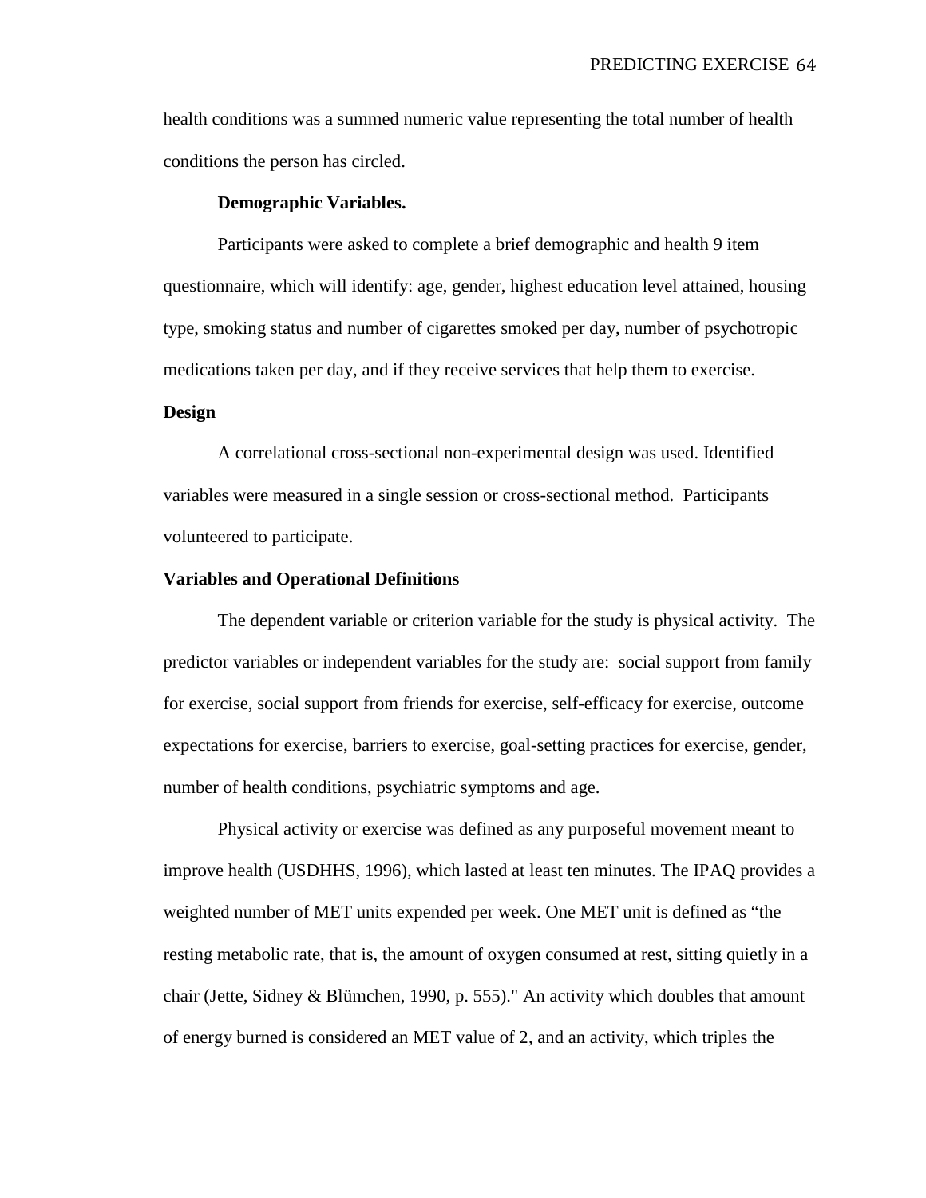health conditions was a summed numeric value representing the total number of health conditions the person has circled.

### Demographic Variables.

Participants were asked to complete a brief demographic and health 9 item questionnaire, which will identify: age, gender, highest education level attained, housing type, smoking status and number of cigarettes smoked per day, number of psychotropic medications taken per day, and if they receive services that help them to exercise.

## Design

A correlational cross-sectional non-experimental design was used. Identified variables were measured in a single session or cross-sectional method. Participants volunteered to participate.

## Variables and Operational Definitions

The dependent variable or criterion variable for the study is physical activity. The predictor variables or independent variables for the study are: social support from family for exercise, social support from friends for exercise, self-efficacy for exercise, outcome expectations for exercise, barriers to exercise, goal-setting practices for exercise, gender, number of health conditions, psychiatric symptoms and age.

Physical activity or exercise was defined as any purposeful movement meant to improve health (USDHHS, 1996), which lasted at least ten minutes. The IPAQ provides a weighted number of MET units expended per week. One MET unit is defined as "the resting metabolic rate, that is, the amount of oxygen consumed at rest, sitting quietly in a chair (Jette, Sidney & Blümchen, 1990, p. 555)." An activity which doubles that amount of energy burned is considered an MET value of 2, and an activity, which triples the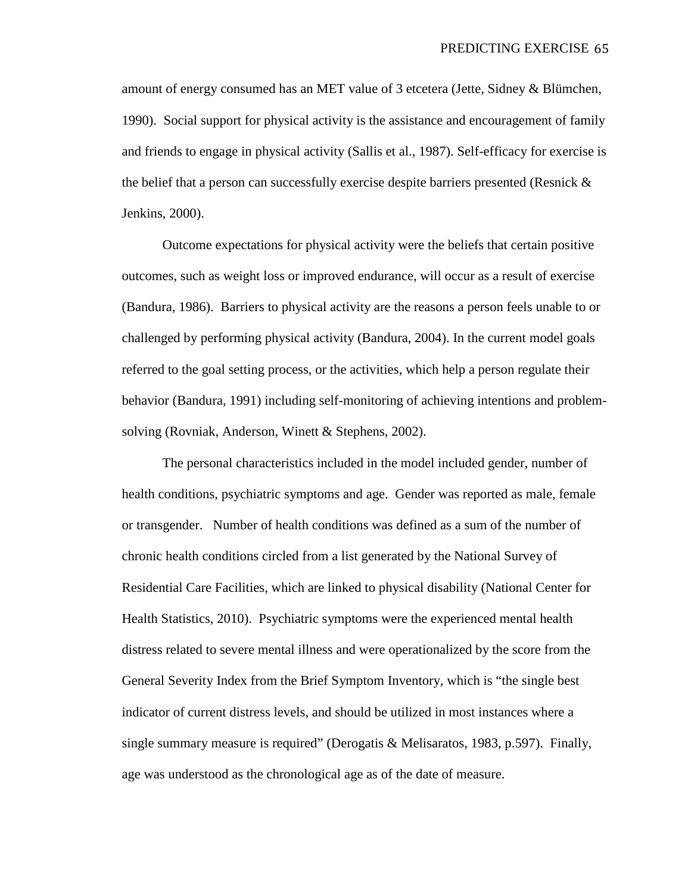amount of energy consumed has an MET value of 3 etcetera (Jette, Sidney & Blümchen, 1990). Social support for physical activity is the assistance and encouragement of family and friends to engage in physical activity (Sallis et al., 1987). Self-efficacy for exercise is the belief that a person can successfully exercise despite barriers presented (Resnick & Jenkins, 2000).

Outcome expectations for physical activity were the beliefs that certain positive outcomes, such as weight loss or improved endurance, will occur as a result of exercise (Bandura, 1986). Barriers to physical activity are the reasons a person feels unable to or challenged by performing physical activity (Bandura, 2004). In the current model goals referred to the goal setting process, or the activities, which help a person regulate their behavior (Bandura, 1991) including self-monitoring of achieving intentions and problem-solving (Rovniak, Anderson, Winett & Stephens, 2002).

The personal characteristics included in the model included gender, number of health conditions, psychiatric symptoms and age. Gender was reported as male, female or transgender. Number of health conditions was defined as a sum of the number of chronic health conditions circled from a list generated by the National Survey of Residential Care Facilities, which are linked to physical disability (National Center for Health Statistics, 2010). Psychiatric symptoms were the experienced mental health distress related to severe mental illness and were operationalized by the score from the General Severity Index from the Brief Symptom Inventory, which is "the single best indicator of current distress levels, and should be utilized in most instances where a single summary measure is required" (Derogatis & Melisaratos, 1983, p.597). Finally, age was understood as the chronological age as of the date of measure.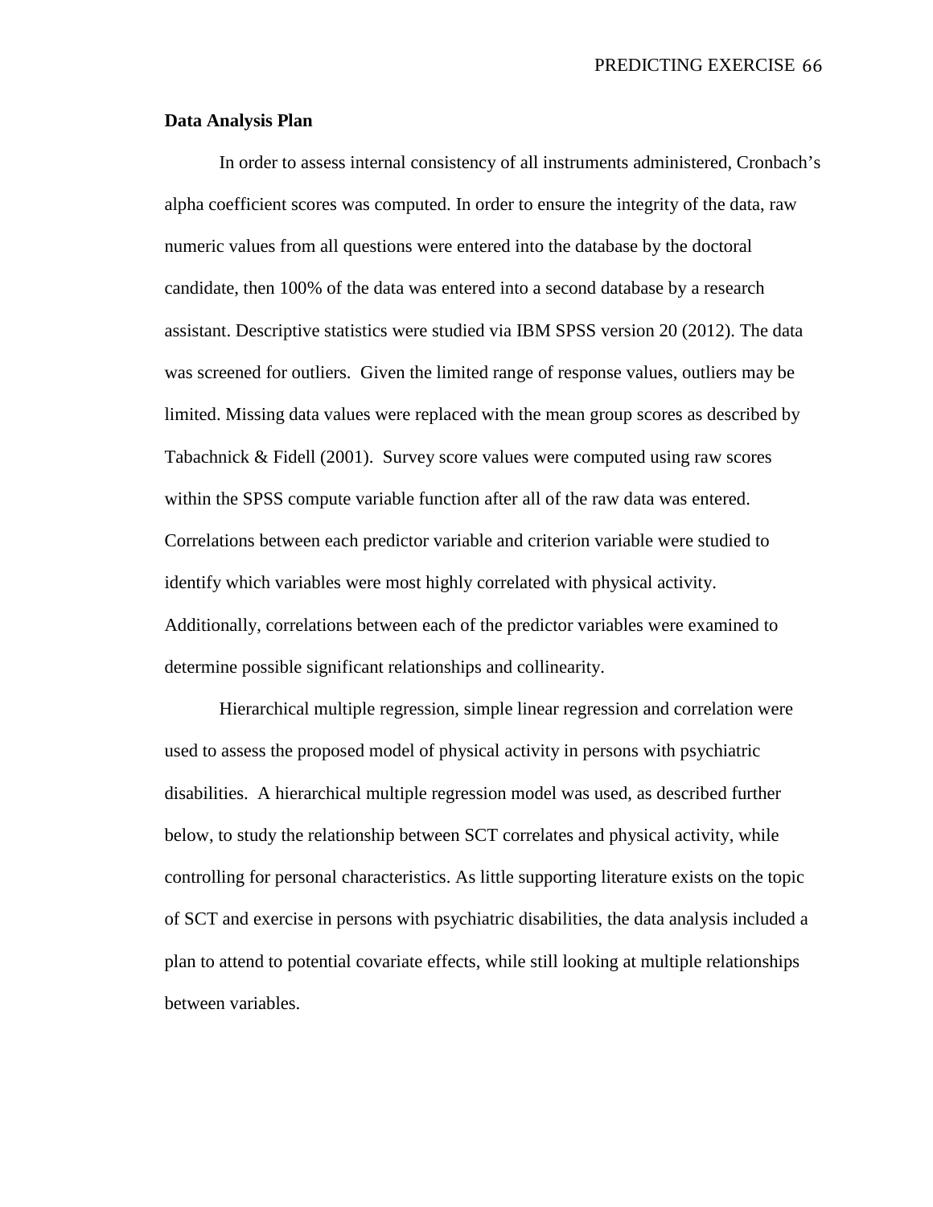**Data Analysis Plan**

In order to assess internal consistency of all instruments administered, Cronbach's alpha coefficient scores was computed. In order to ensure the integrity of the data, raw numeric values from all questions were entered into the database by the doctoral candidate, then 100% of the data was entered into a second database by a research assistant. Descriptive statistics were studied via IBM SPSS version 20 (2012). The data was screened for outliers. Given the limited range of response values, outliers may be limited. Missing data values were replaced with the mean group scores as described by Tabachnick & Fidell (2001). Survey score values were computed using raw scores within the SPSS compute variable function after all of the raw data was entered. Correlations between each predictor variable and criterion variable were studied to identify which variables were most highly correlated with physical activity. Additionally, correlations between each of the predictor variables were examined to determine possible significant relationships and collinearity.

Hierarchical multiple regression, simple linear regression and correlation were used to assess the proposed model of physical activity in persons with psychiatric disabilities. A hierarchical multiple regression model was used, as described further below, to study the relationship between SCT correlates and physical activity, while controlling for personal characteristics. As little supporting literature exists on the topic of SCT and exercise in persons with psychiatric disabilities, the data analysis included a plan to attend to potential covariate effects, while still looking at multiple relationships between variables.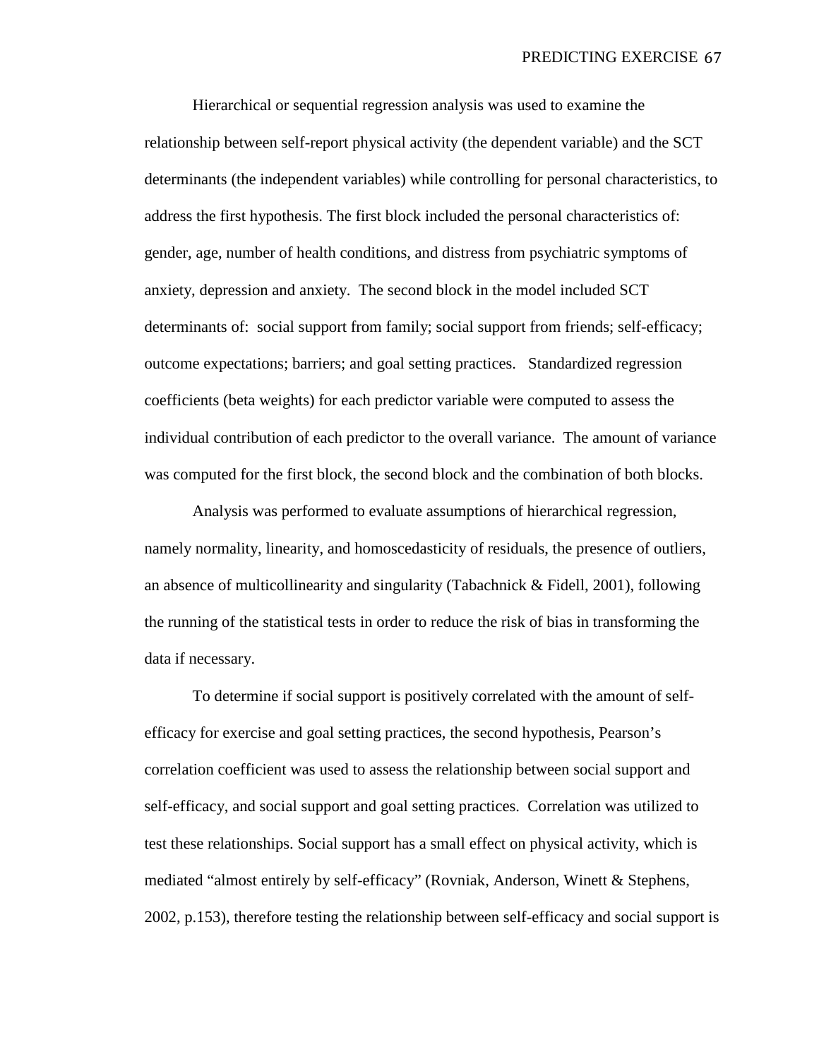Hierarchical or sequential regression analysis was used to examine the relationship between self-report physical activity (the dependent variable) and the SCT determinants (the independent variables) while controlling for personal characteristics, to address the first hypothesis. The first block included the personal characteristics of: gender, age, number of health conditions, and distress from psychiatric symptoms of anxiety, depression and anxiety. The second block in the model included SCT determinants of: social support from family; social support from friends; self-efficacy; outcome expectations; barriers; and goal setting practices. Standardized regression coefficients (beta weights) for each predictor variable were computed to assess the individual contribution of each predictor to the overall variance. The amount of variance was computed for the first block, the second block and the combination of both blocks.

Analysis was performed to evaluate assumptions of hierarchical regression, namely normality, linearity, and homoscedasticity of residuals, the presence of outliers, an absence of multicollinearity and singularity (Tabachnick & Fidell, 2001), following the running of the statistical tests in order to reduce the risk of bias in transforming the data if necessary.

To determine if social support is positively correlated with the amount of self-efficacy for exercise and goal setting practices, the second hypothesis, Pearson's correlation coefficient was used to assess the relationship between social support and self-efficacy, and social support and goal setting practices. Correlation was utilized to test these relationships. Social support has a small effect on physical activity, which is mediated "almost entirely by self-efficacy" (Rovniak, Anderson, Winett & Stephens, 2002, p.153), therefore testing the relationship between self-efficacy and social support is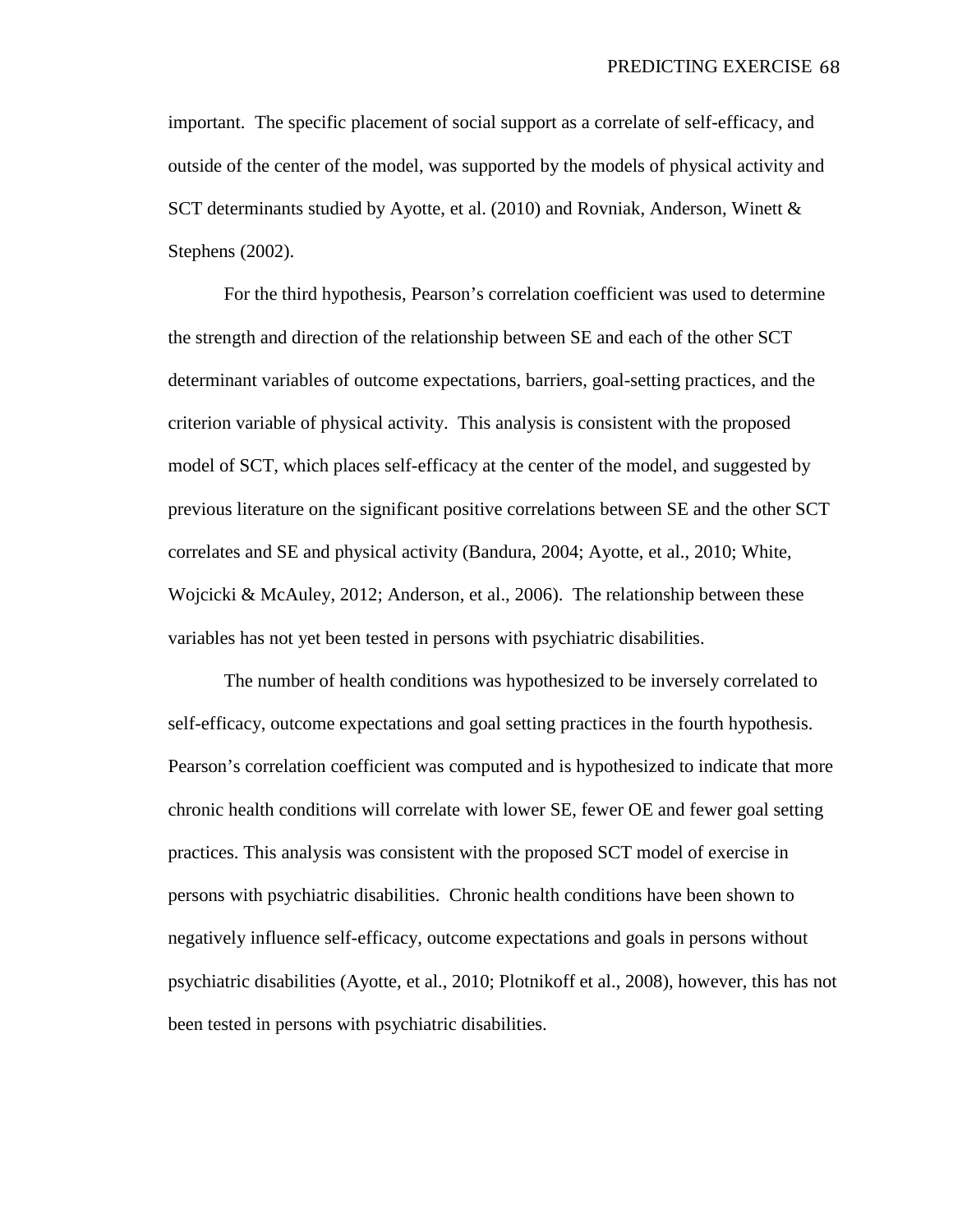important. The specific placement of social support as a correlate of self-efficacy, and outside of the center of the model, was supported by the models of physical activity and SCT determinants studied by Ayotte, et al. (2010) and Rovniak, Anderson, Winett & Stephens (2002).

For the third hypothesis, Pearson's correlation coefficient was used to determine the strength and direction of the relationship between SE and each of the other SCT determinant variables of outcome expectations, barriers, goal-setting practices, and the criterion variable of physical activity. This analysis is consistent with the proposed model of SCT, which places self-efficacy at the center of the model, and suggested by previous literature on the significant positive correlations between SE and the other SCT correlates and SE and physical activity (Bandura, 2004; Ayotte, et al., 2010; White, Wojcicki & McAuley, 2012; Anderson, et al., 2006). The relationship between these variables has not yet been tested in persons with psychiatric disabilities.

The number of health conditions was hypothesized to be inversely correlated to self-efficacy, outcome expectations and goal setting practices in the fourth hypothesis. Pearson's correlation coefficient was computed and is hypothesized to indicate that more chronic health conditions will correlate with lower SE, fewer OE and fewer goal setting practices. This analysis was consistent with the proposed SCT model of exercise in persons with psychiatric disabilities. Chronic health conditions have been shown to negatively influence self-efficacy, outcome expectations and goals in persons without psychiatric disabilities (Ayotte, et al., 2010; Plotnikoff et al., 2008), however, this has not been tested in persons with psychiatric disabilities.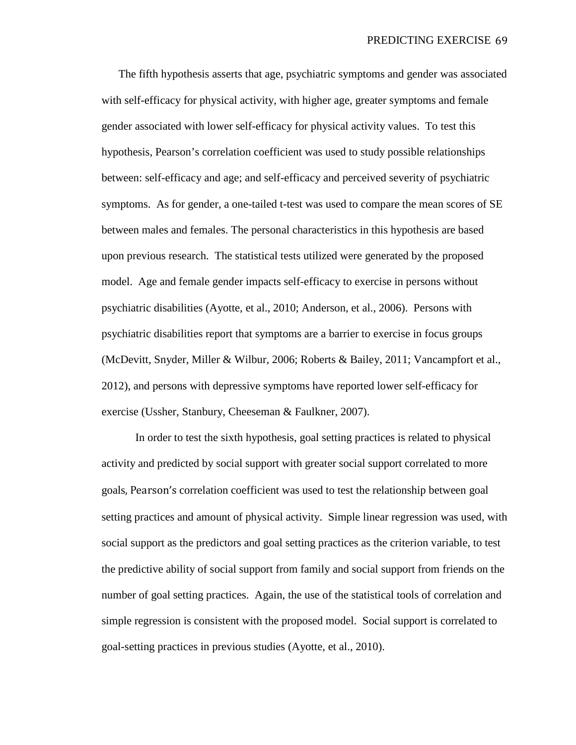The fifth hypothesis asserts that age, psychiatric symptoms and gender was associated with self-efficacy for physical activity, with higher age, greater symptoms and female gender associated with lower self-efficacy for physical activity values. To test this hypothesis, Pearson's correlation coefficient was used to study possible relationships between: self-efficacy and age; and self-efficacy and perceived severity of psychiatric symptoms. As for gender, a one-tailed t-test was used to compare the mean scores of SE between males and females. The personal characteristics in this hypothesis are based upon previous research. The statistical tests utilized were generated by the proposed model. Age and female gender impacts self-efficacy to exercise in persons without psychiatric disabilities (Ayotte, et al., 2010; Anderson, et al., 2006). Persons with psychiatric disabilities report that symptoms are a barrier to exercise in focus groups (McDevitt, Snyder, Miller & Wilbur, 2006; Roberts & Bailey, 2011; Vancampfort et al., 2012), and persons with depressive symptoms have reported lower self-efficacy for exercise (Ussher, Stanbury, Cheeseman & Faulkner, 2007).

In order to test the sixth hypothesis, goal setting practices is related to physical activity and predicted by social support with greater social support correlated to more goals, Pearson's correlation coefficient was used to test the relationship between goal setting practices and amount of physical activity. Simple linear regression was used, with social support as the predictors and goal setting practices as the criterion variable, to test the predictive ability of social support from family and social support from friends on the number of goal setting practices. Again, the use of the statistical tools of correlation and simple regression is consistent with the proposed model. Social support is correlated to goal-setting practices in previous studies (Ayotte, et al., 2010).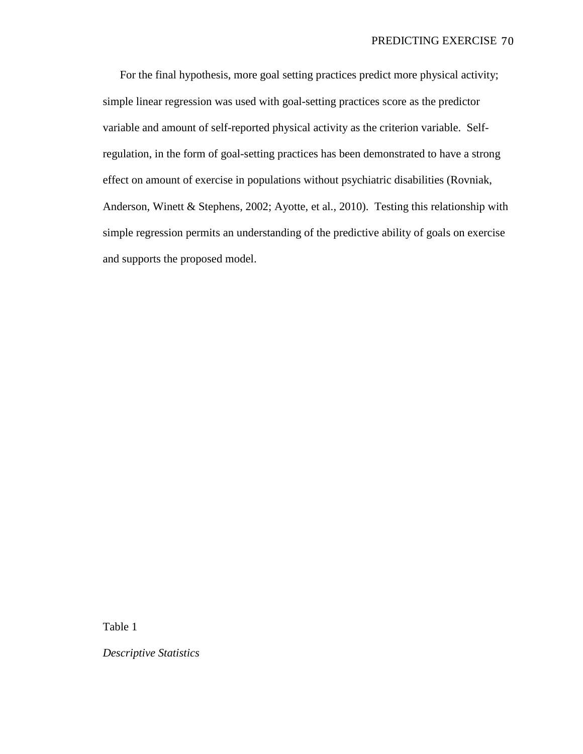For the final hypothesis, more goal setting practices predict more physical activity; simple linear regression was used with goal-setting practices score as the predictor variable and amount of self-reported physical activity as the criterion variable. Self-regulation, in the form of goal-setting practices has been demonstrated to have a strong effect on amount of exercise in populations without psychiatric disabilities (Rovniak, Anderson, Winett & Stephens, 2002; Ayotte, et al., 2010). Testing this relationship with simple regression permits an understanding of the predictive ability of goals on exercise and supports the proposed model.

Table 1

*Descriptive Statistics*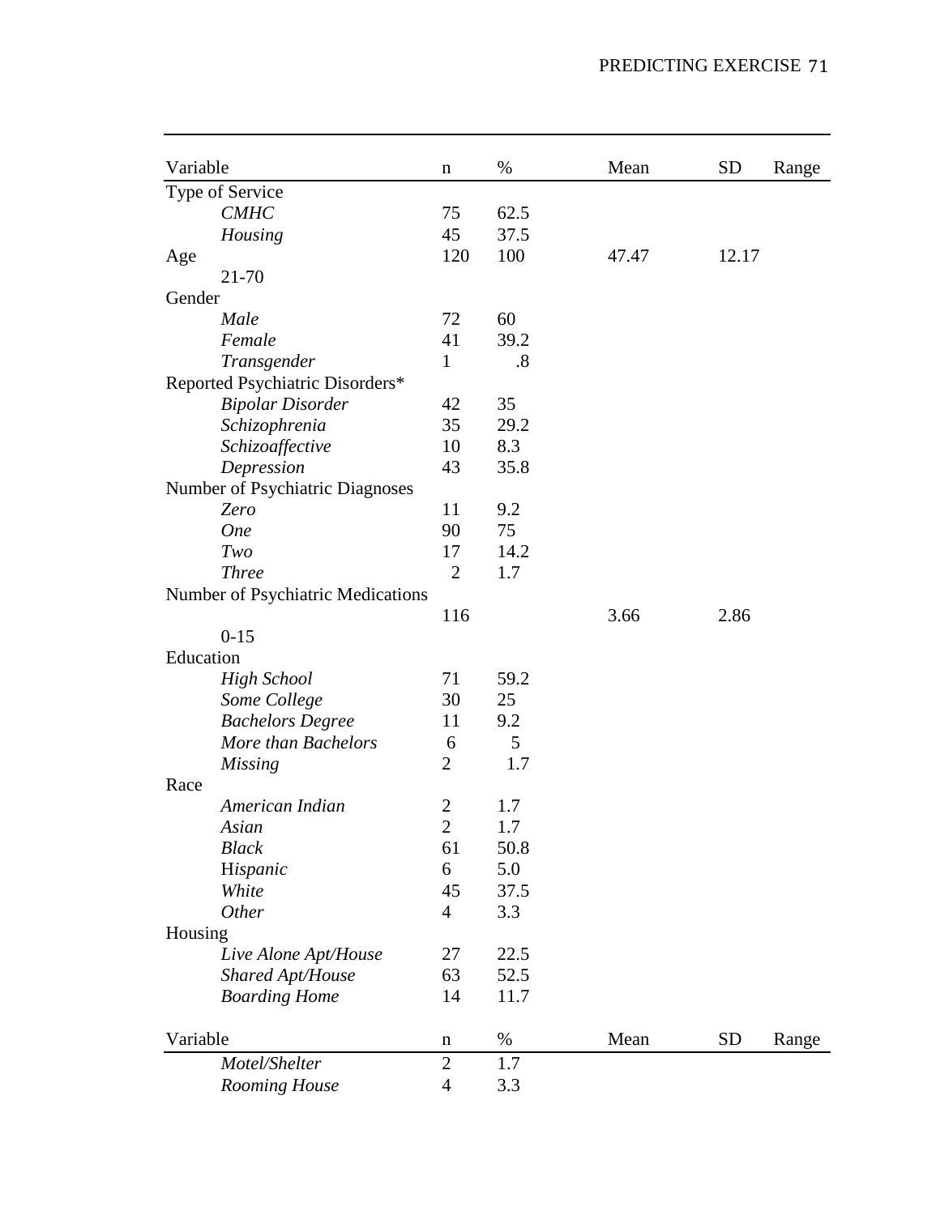| Variable | n | % | Mean | SD | Range |
|---|---|---|---|---|---|
| Type of Service | | | | | |
| *CMHC* | 75 | 62.5 | | | |
| *Housing* | 45 | 37.5 | | | |
| Age | 120 | 100 | 47.47 | 12.17 | |
| 21-70 | | | | | |
| Gender | | | | | |
| *Male* | 72 | 60 | | | |
| *Female* | 41 | 39.2 | | | |
| *Transgender* | 1 | .8 | | | |
| Reported Psychiatric Disorders* | | | | | |
| *Bipolar Disorder* | 42 | 35 | | | |
| *Schizophrenia* | 35 | 29.2 | | | |
| *Schizoaffective* | 10 | 8.3 | | | |
| *Depression* | 43 | 35.8 | | | |
| Number of Psychiatric Diagnoses | | | | | |
| *Zero* | 11 | 9.2 | | | |
| *One* | 90 | 75 | | | |
| *Two* | 17 | 14.2 | | | |
| *Three* | 2 | 1.7 | | | |
| Number of Psychiatric Medications | | | | | |
| | 116 | | 3.66 | 2.86 | |
| 0-15 | | | | | |
| Education | | | | | |
| *High School* | 71 | 59.2 | | | |
| *Some College* | 30 | 25 | | | |
| *Bachelors Degree* | 11 | 9.2 | | | |
| *More than Bachelors* | 6 | 5 | | | |
| *Missing* | 2 | 1.7 | | | |
| Race | | | | | |
| *American Indian* | 2 | 1.7 | | | |
| *Asian* | 2 | 1.7 | | | |
| *Black* | 61 | 50.8 | | | |
| *Hispanic* | 6 | 5.0 | | | |
| *White* | 45 | 37.5 | | | |
| *Other* | 4 | 3.3 | | | |
| Housing | | | | | |
| *Live Alone Apt/House* | 27 | 22.5 | | | |
| *Shared Apt/House* | 63 | 52.5 | | | |
| *Boarding Home* | 14 | 11.7 | | | |
| *Motel/Shelter* | 2 | 1.7 | | | |
| *Rooming House* | 4 | 3.3 | | | |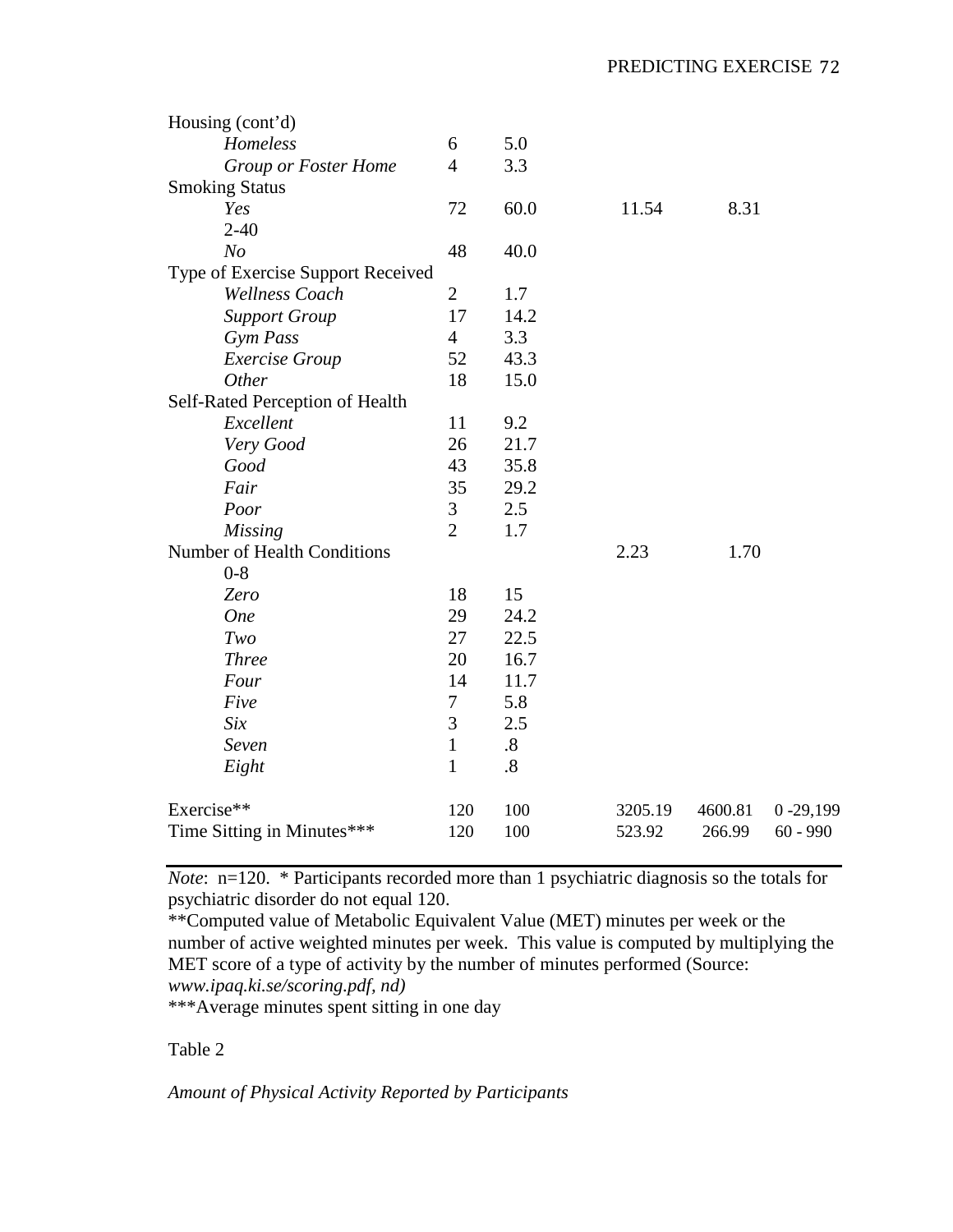| | | | | | |
|---|---|---|---|---|---|
| Housing (cont'd) | | | | | |
| *Homeless* | 6 | 5.0 | | | |
| *Group or Foster Home* | 4 | 3.3 | | | |
| Smoking Status | | | | | |
| *Yes* | 72 | 60.0 | 11.54 | 8.31 | |
| 2-40 | | | | | |
| *No* | 48 | 40.0 | | | |
| Type of Exercise Support Received | | | | | |
| *Wellness Coach* | 2 | 1.7 | | | |
| *Support Group* | 17 | 14.2 | | | |
| *Gym Pass* | 4 | 3.3 | | | |
| *Exercise Group* | 52 | 43.3 | | | |
| *Other* | 18 | 15.0 | | | |
| Self-Rated Perception of Health | | | | | |
| *Excellent* | 11 | 9.2 | | | |
| *Very Good* | 26 | 21.7 | | | |
| *Good* | 43 | 35.8 | | | |
| *Fair* | 35 | 29.2 | | | |
| *Poor* | 3 | 2.5 | | | |
| *Missing* | 2 | 1.7 | | | |
| Number of Health Conditions | | | 2.23 | 1.70 | |
| 0-8 | | | | | |
| *Zero* | 18 | 15 | | | |
| *One* | 29 | 24.2 | | | |
| *Two* | 27 | 22.5 | | | |
| *Three* | 20 | 16.7 | | | |
| *Four* | 14 | 11.7 | | | |
| *Five* | 7 | 5.8 | | | |
| *Six* | 3 | 2.5 | | | |
| *Seven* | 1 | .8 | | | |
| *Eight* | 1 | .8 | | | |
| Exercise** | 120 | 100 | 3205.19 | 4600.81 | 0 -29,199 |
| Time Sitting in Minutes*** | 120 | 100 | 523.92 | 266.99 | 60 - 990 |

*Note*: n=120. * Participants recorded more than 1 psychiatric diagnosis so the totals for psychiatric disorder do not equal 120.
**Computed value of Metabolic Equivalent Value (MET) minutes per week or the number of active weighted minutes per week. This value is computed by multiplying the MET score of a type of activity by the number of minutes performed (Source: *www.ipaq.ki.se/scoring.pdf, nd)*
***Average minutes spent sitting in one day

Table 2

*Amount of Physical Activity Reported by Participants*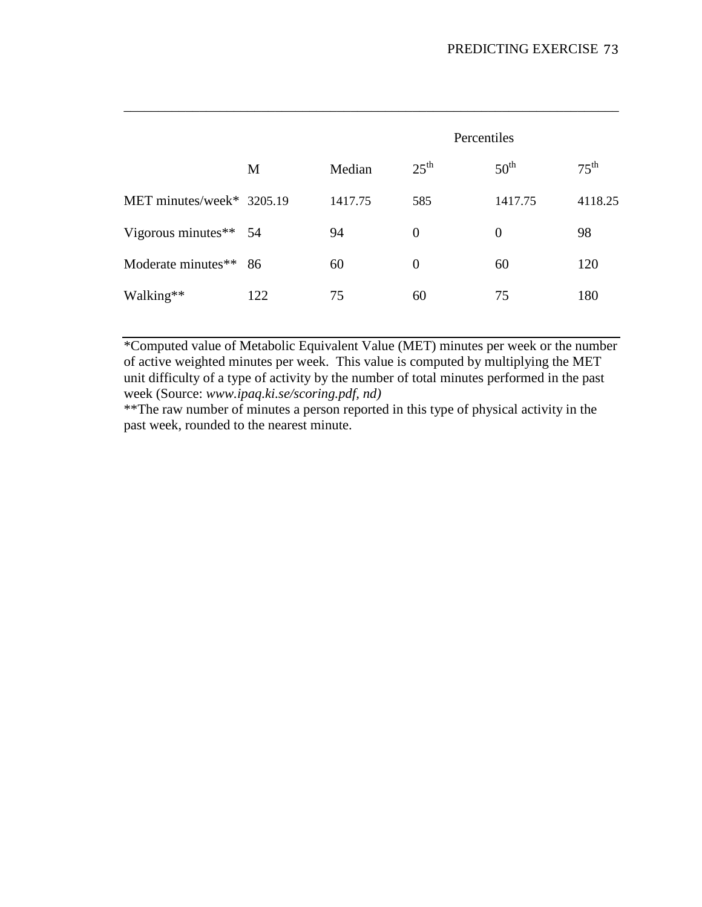|  |  |  | Percentiles |  |  |
|---|---|---|---|---|---|
|  | M | Median | 25th | 50th | 75th |
| MET minutes/week* | 3205.19 | 1417.75 | 585 | 1417.75 | 4118.25 |
| Vigorous minutes** | 54 | 94 | 0 | 0 | 98 |
| Moderate minutes** | 86 | 60 | 0 | 60 | 120 |
| Walking** | 122 | 75 | 60 | 75 | 180 |

*Computed value of Metabolic Equivalent Value (MET) minutes per week or the number of active weighted minutes per week. This value is computed by multiplying the MET unit difficulty of a type of activity by the number of total minutes performed in the past week (Source: *www.ipaq.ki.se/scoring.pdf, nd)*

**The raw number of minutes a person reported in this type of physical activity in the past week, rounded to the nearest minute.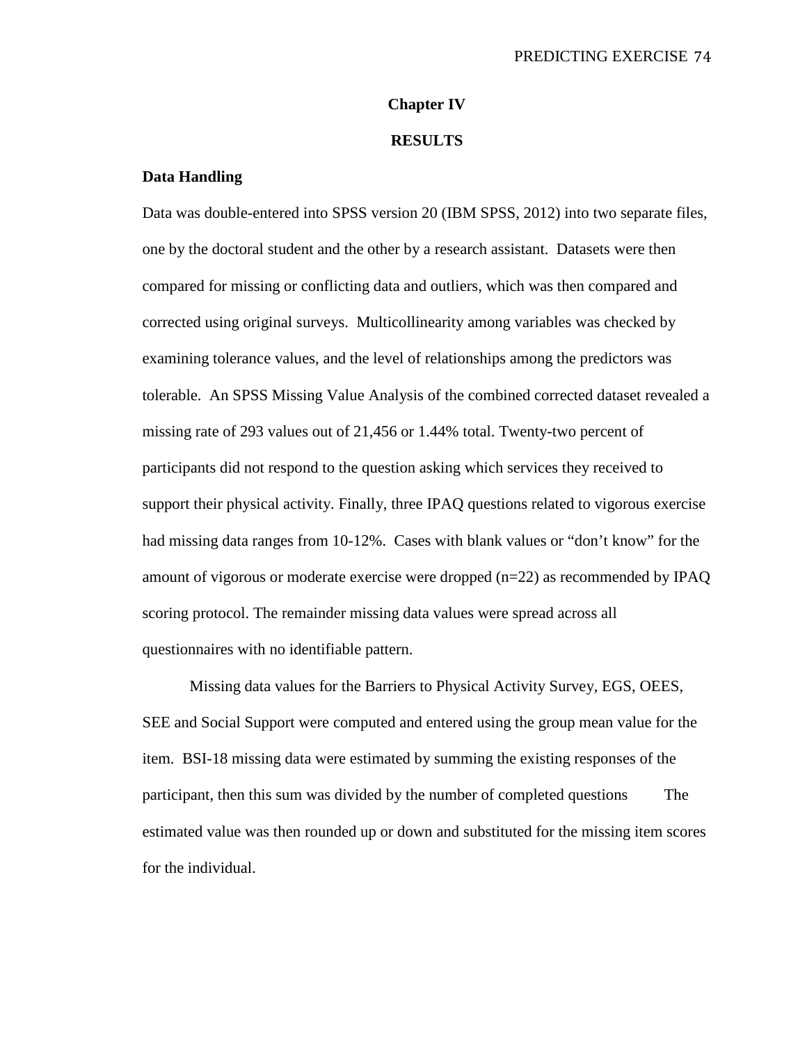# Chapter IV

# RESULTS

## Data Handling

Data was double-entered into SPSS version 20 (IBM SPSS, 2012) into two separate files, one by the doctoral student and the other by a research assistant. Datasets were then compared for missing or conflicting data and outliers, which was then compared and corrected using original surveys. Multicollinearity among variables was checked by examining tolerance values, and the level of relationships among the predictors was tolerable. An SPSS Missing Value Analysis of the combined corrected dataset revealed a missing rate of 293 values out of 21,456 or 1.44% total. Twenty-two percent of participants did not respond to the question asking which services they received to support their physical activity. Finally, three IPAQ questions related to vigorous exercise had missing data ranges from 10-12%. Cases with blank values or "don't know" for the amount of vigorous or moderate exercise were dropped (n=22) as recommended by IPAQ scoring protocol. The remainder missing data values were spread across all questionnaires with no identifiable pattern.

Missing data values for the Barriers to Physical Activity Survey, EGS, OEES, SEE and Social Support were computed and entered using the group mean value for the item. BSI-18 missing data were estimated by summing the existing responses of the participant, then this sum was divided by the number of completed questions The estimated value was then rounded up or down and substituted for the missing item scores for the individual.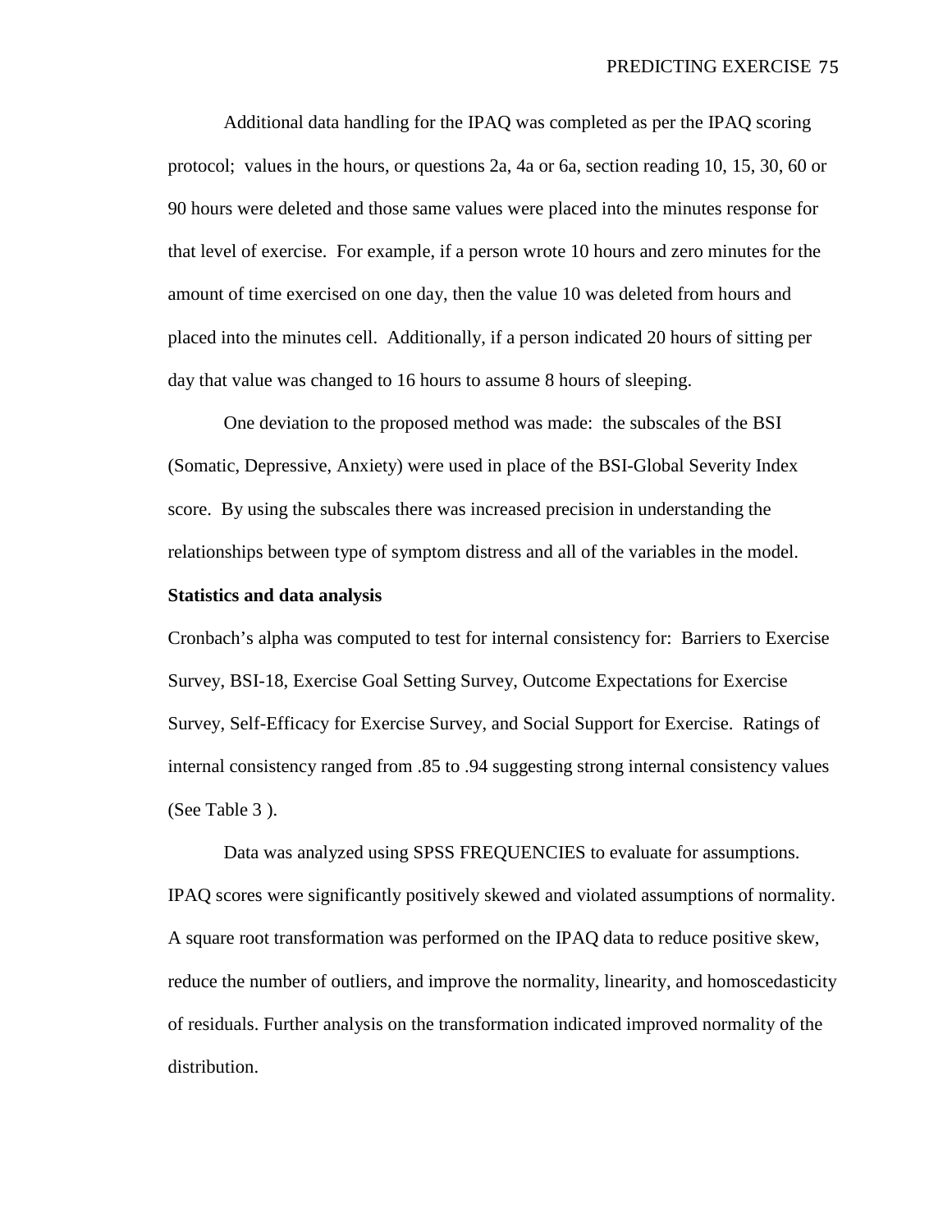Additional data handling for the IPAQ was completed as per the IPAQ scoring protocol; values in the hours, or questions 2a, 4a or 6a, section reading 10, 15, 30, 60 or 90 hours were deleted and those same values were placed into the minutes response for that level of exercise. For example, if a person wrote 10 hours and zero minutes for the amount of time exercised on one day, then the value 10 was deleted from hours and placed into the minutes cell. Additionally, if a person indicated 20 hours of sitting per day that value was changed to 16 hours to assume 8 hours of sleeping.

One deviation to the proposed method was made: the subscales of the BSI (Somatic, Depressive, Anxiety) were used in place of the BSI-Global Severity Index score. By using the subscales there was increased precision in understanding the relationships between type of symptom distress and all of the variables in the model.

**Statistics and data analysis**

Cronbach's alpha was computed to test for internal consistency for: Barriers to Exercise Survey, BSI-18, Exercise Goal Setting Survey, Outcome Expectations for Exercise Survey, Self-Efficacy for Exercise Survey, and Social Support for Exercise. Ratings of internal consistency ranged from .85 to .94 suggesting strong internal consistency values (See Table 3 ).

Data was analyzed using SPSS FREQUENCIES to evaluate for assumptions. IPAQ scores were significantly positively skewed and violated assumptions of normality. A square root transformation was performed on the IPAQ data to reduce positive skew, reduce the number of outliers, and improve the normality, linearity, and homoscedasticity of residuals. Further analysis on the transformation indicated improved normality of the distribution.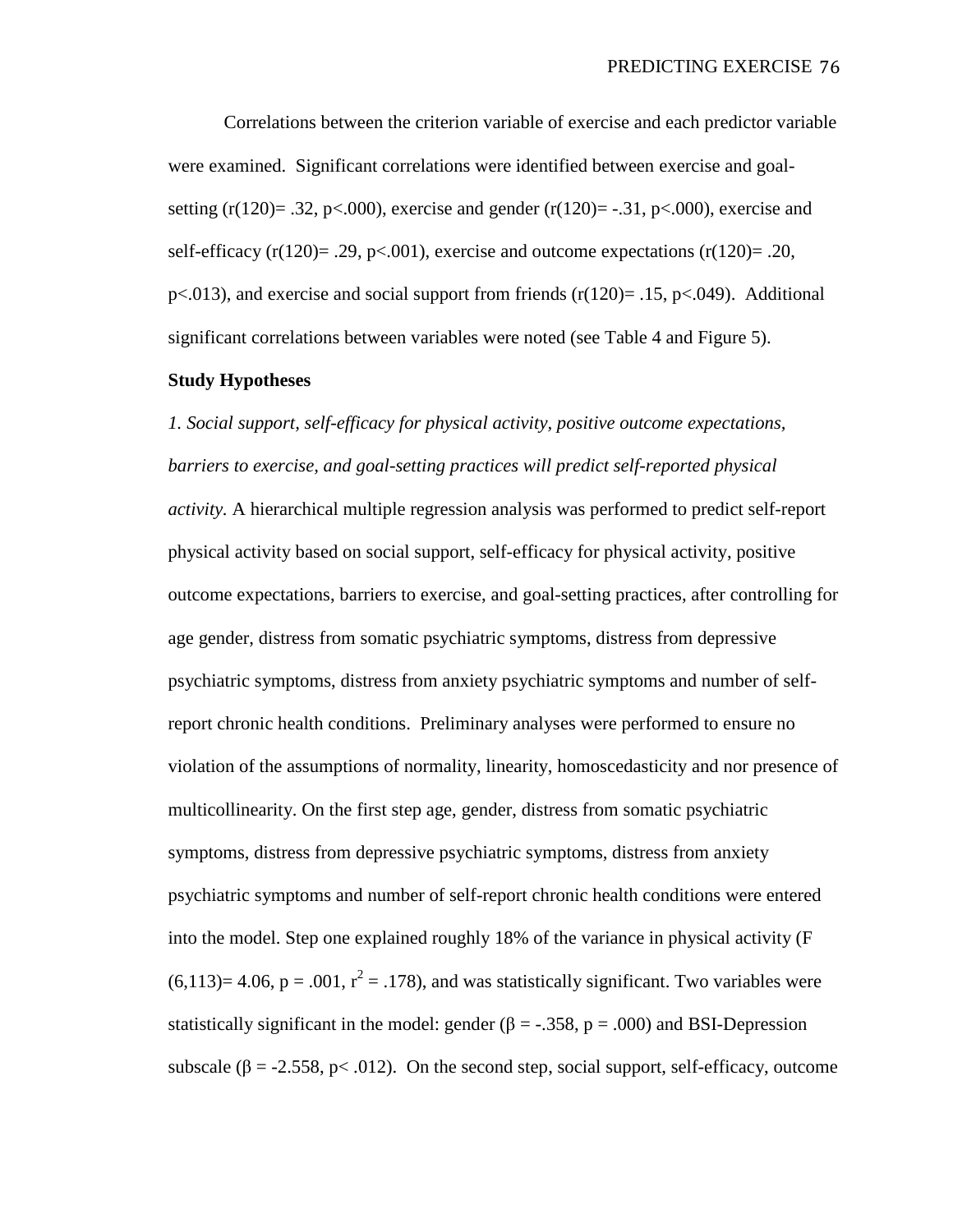Correlations between the criterion variable of exercise and each predictor variable were examined. Significant correlations were identified between exercise and goal-setting ($r(120) = .32$, $p < .000$), exercise and gender ($r(120) = -.31$, $p < .000$), exercise and self-efficacy ($r(120) = .29$, $p < .001$), exercise and outcome expectations ($r(120) = .20$, $p < .013$), and exercise and social support from friends ($r(120) = .15$, $p < .049$). Additional significant correlations between variables were noted (see Table 4 and Figure 5).

**Study Hypotheses**

*1. Social support, self-efficacy for physical activity, positive outcome expectations, barriers to exercise, and goal-setting practices will predict self-reported physical activity.* A hierarchical multiple regression analysis was performed to predict self-report physical activity based on social support, self-efficacy for physical activity, positive outcome expectations, barriers to exercise, and goal-setting practices, after controlling for age gender, distress from somatic psychiatric symptoms, distress from depressive psychiatric symptoms, distress from anxiety psychiatric symptoms and number of self-report chronic health conditions. Preliminary analyses were performed to ensure no violation of the assumptions of normality, linearity, homoscedasticity and nor presence of multicollinearity. On the first step age, gender, distress from somatic psychiatric symptoms, distress from depressive psychiatric symptoms, distress from anxiety psychiatric symptoms and number of self-report chronic health conditions were entered into the model. Step one explained roughly 18% of the variance in physical activity ($F(6,113) = 4.06$, $p = .001$, $r^2 = .178$), and was statistically significant. Two variables were statistically significant in the model: gender ($\beta = -.358$, $p = .000$) and BSI-Depression subscale ($\beta = -2.558$, $p < .012$). On the second step, social support, self-efficacy, outcome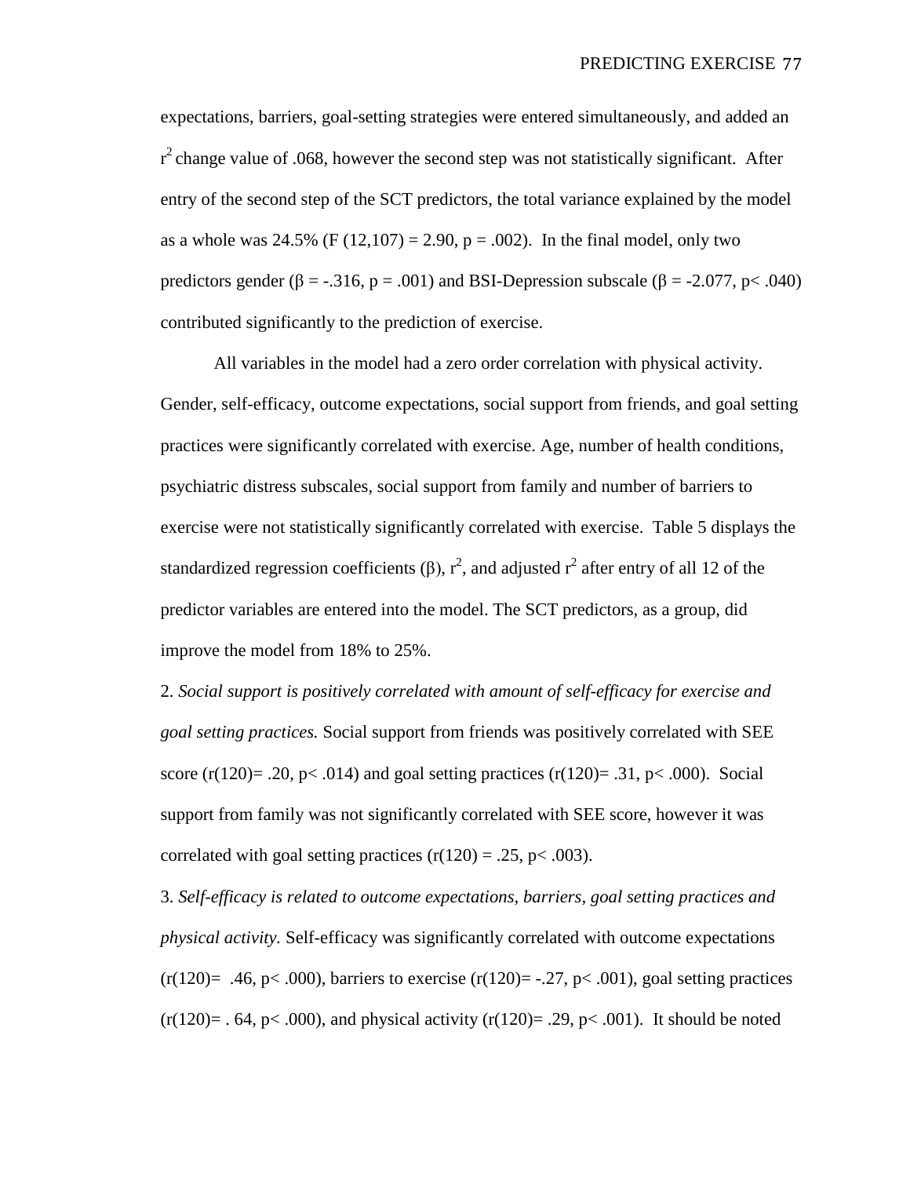expectations, barriers, goal-setting strategies were entered simultaneously, and added an $r^2$ change value of .068, however the second step was not statistically significant. After entry of the second step of the SCT predictors, the total variance explained by the model as a whole was 24.5% ($F\ (12,107) = 2.90$, $p = .002$). In the final model, only two predictors gender ($\beta = -.316$, $p = .001$) and BSI-Depression subscale ($\beta = -2.077$, $p < .040$) contributed significantly to the prediction of exercise.

All variables in the model had a zero order correlation with physical activity. Gender, self-efficacy, outcome expectations, social support from friends, and goal setting practices were significantly correlated with exercise. Age, number of health conditions, psychiatric distress subscales, social support from family and number of barriers to exercise were not statistically significantly correlated with exercise. Table 5 displays the standardized regression coefficients ($\beta$), $r^2$, and adjusted $r^2$ after entry of all 12 of the predictor variables are entered into the model. The SCT predictors, as a group, did improve the model from 18% to 25%.

2. *Social support is positively correlated with amount of self-efficacy for exercise and goal setting practices.* Social support from friends was positively correlated with SEE score ($r(120) = .20$, $p < .014$) and goal setting practices ($r(120) = .31$, $p < .000$). Social support from family was not significantly correlated with SEE score, however it was correlated with goal setting practices ($r(120) = .25$, $p < .003$).

3. *Self-efficacy is related to outcome expectations, barriers, goal setting practices and physical activity.* Self-efficacy was significantly correlated with outcome expectations ($r(120) = .46$, $p < .000$), barriers to exercise ($r(120) = -.27$, $p < .001$), goal setting practices ($r(120) = .64$, $p < .000$), and physical activity ($r(120) = .29$, $p < .001$). It should be noted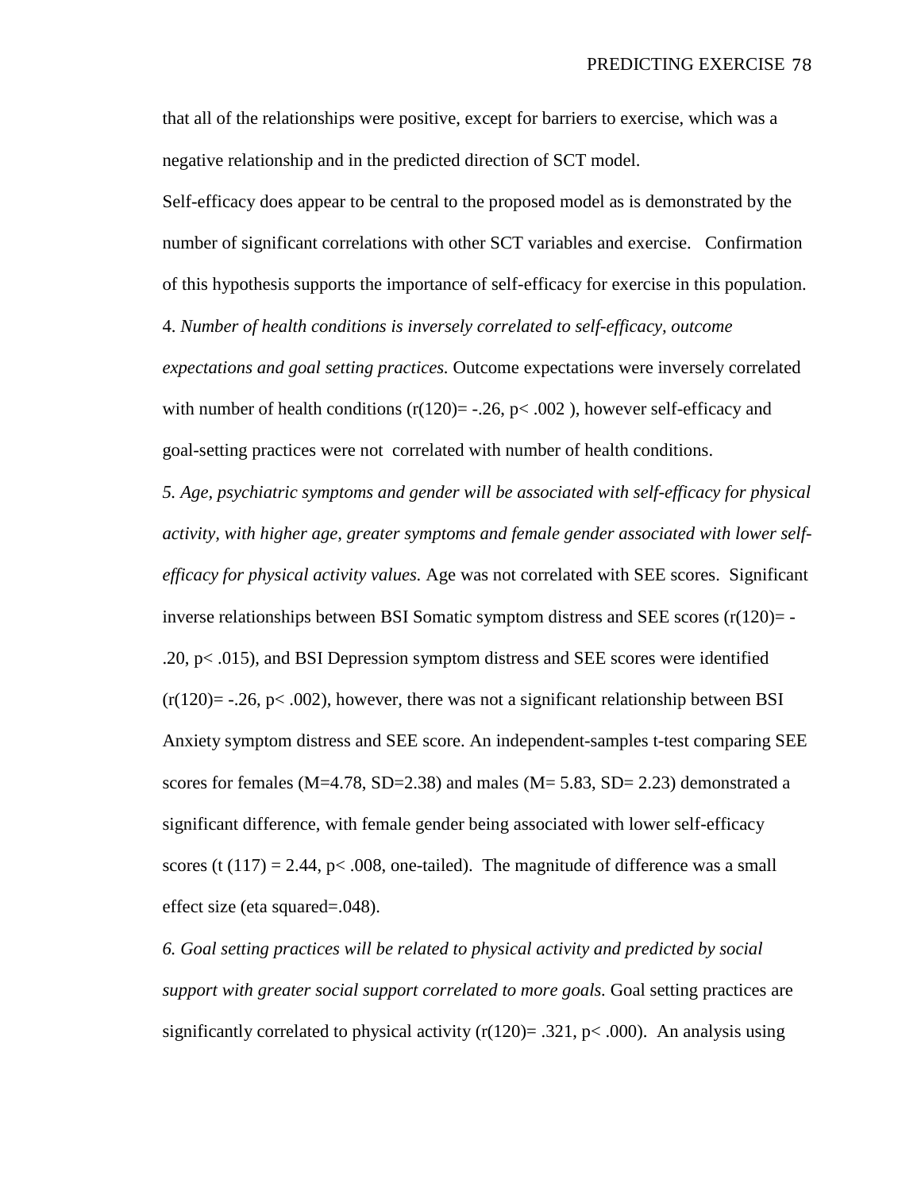that all of the relationships were positive, except for barriers to exercise, which was a negative relationship and in the predicted direction of SCT model.

Self-efficacy does appear to be central to the proposed model as is demonstrated by the number of significant correlations with other SCT variables and exercise. Confirmation of this hypothesis supports the importance of self-efficacy for exercise in this population.

4. *Number of health conditions is inversely correlated to self-efficacy, outcome expectations and goal setting practices.* Outcome expectations were inversely correlated with number of health conditions ($r(120) = -.26$, $p < .002$), however self-efficacy and goal-setting practices were not correlated with number of health conditions.

*5. Age, psychiatric symptoms and gender will be associated with self-efficacy for physical activity, with higher age, greater symptoms and female gender associated with lower self-efficacy for physical activity values.* Age was not correlated with SEE scores. Significant inverse relationships between BSI Somatic symptom distress and SEE scores ($r(120) = -.20$, $p < .015$), and BSI Depression symptom distress and SEE scores were identified ($r(120) = -.26$, $p < .002$), however, there was not a significant relationship between BSI Anxiety symptom distress and SEE score. An independent-samples t-test comparing SEE scores for females ($M = 4.78$, $SD = 2.38$) and males ($M = 5.83$, $SD = 2.23$) demonstrated a significant difference, with female gender being associated with lower self-efficacy scores ($t(117) = 2.44$, $p < .008$, one-tailed). The magnitude of difference was a small effect size (eta squared=.048).

*6. Goal setting practices will be related to physical activity and predicted by social support with greater social support correlated to more goals.* Goal setting practices are significantly correlated to physical activity ($r(120) = .321$, $p < .000$). An analysis using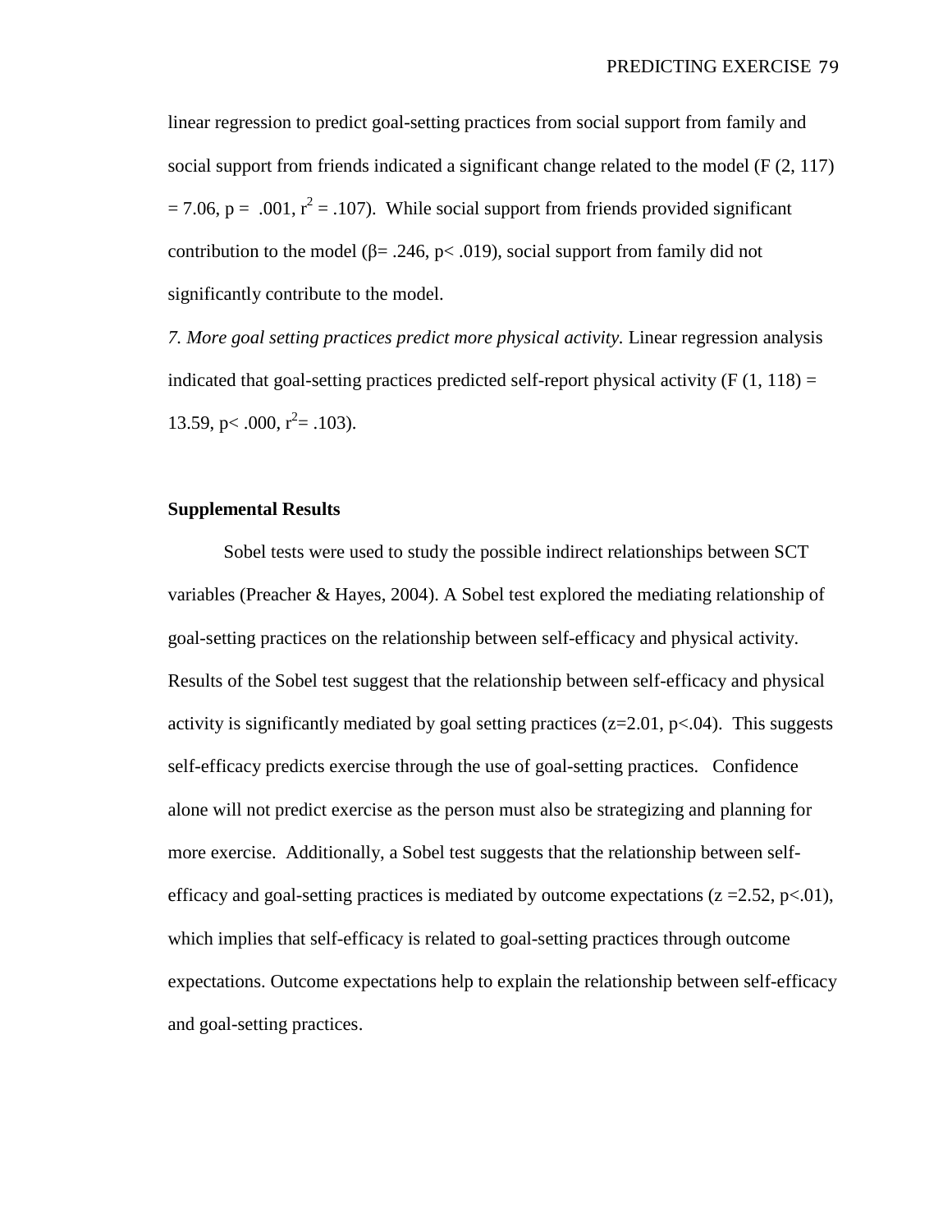linear regression to predict goal-setting practices from social support from family and social support from friends indicated a significant change related to the model ($F(2, 117) = 7.06$, $p = .001$, $r^2 = .107$). While social support from friends provided significant contribution to the model ($\beta = .246$, $p < .019$), social support from family did not significantly contribute to the model.

*7. More goal setting practices predict more physical activity.* Linear regression analysis indicated that goal-setting practices predicted self-report physical activity ($F(1, 118) = 13.59$, $p < .000$, $r^2 = .103$).

**Supplemental Results**

Sobel tests were used to study the possible indirect relationships between SCT variables (Preacher & Hayes, 2004). A Sobel test explored the mediating relationship of goal-setting practices on the relationship between self-efficacy and physical activity. Results of the Sobel test suggest that the relationship between self-efficacy and physical activity is significantly mediated by goal setting practices ($z=2.01$, $p<.04$). This suggests self-efficacy predicts exercise through the use of goal-setting practices. Confidence alone will not predict exercise as the person must also be strategizing and planning for more exercise. Additionally, a Sobel test suggests that the relationship between self-efficacy and goal-setting practices is mediated by outcome expectations ($z=2.52$, $p<.01$), which implies that self-efficacy is related to goal-setting practices through outcome expectations. Outcome expectations help to explain the relationship between self-efficacy and goal-setting practices.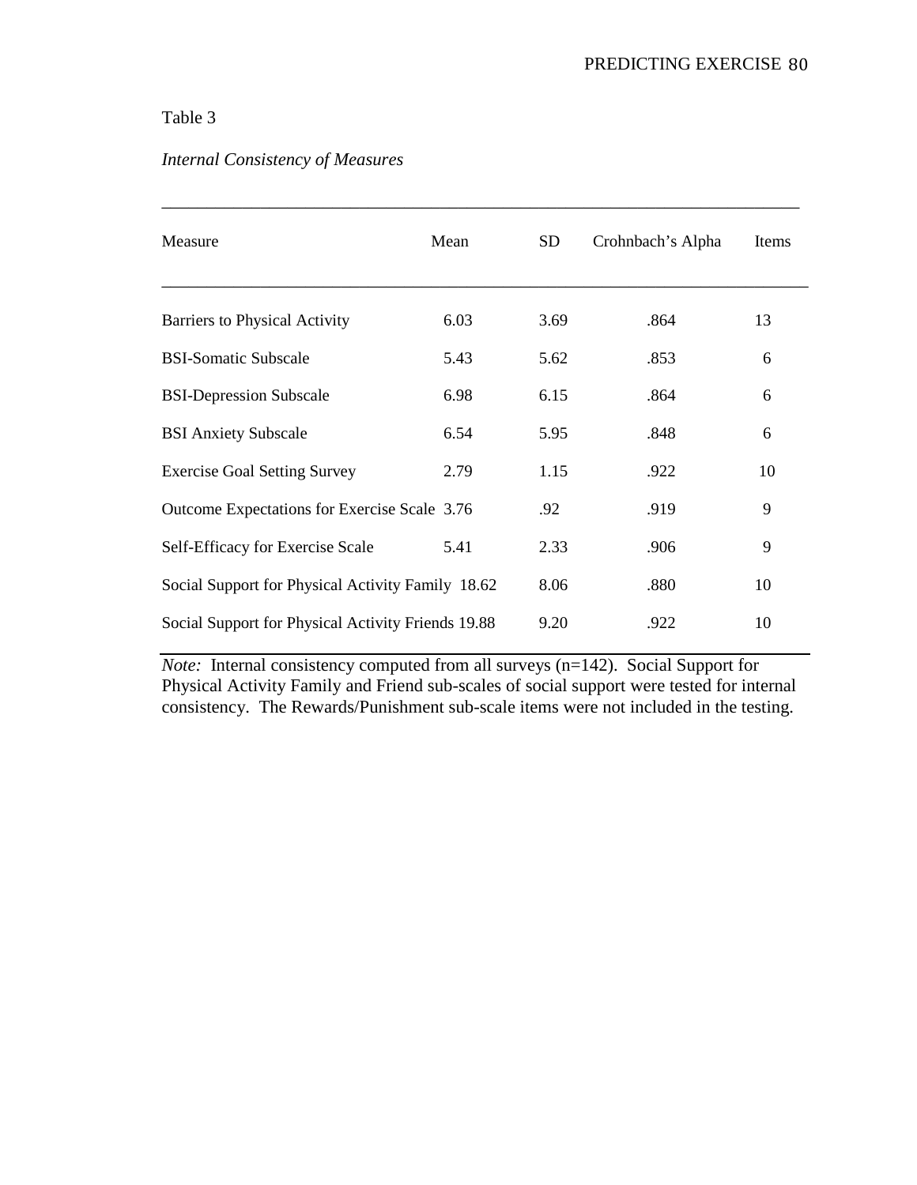Table 3

*Internal Consistency of Measures*

| Measure | Mean | SD | Crohnbach's Alpha | Items |
|---|---|---|---|---|
| Barriers to Physical Activity | 6.03 | 3.69 | .864 | 13 |
| BSI-Somatic Subscale | 5.43 | 5.62 | .853 | 6 |
| BSI-Depression Subscale | 6.98 | 6.15 | .864 | 6 |
| BSI Anxiety Subscale | 6.54 | 5.95 | .848 | 6 |
| Exercise Goal Setting Survey | 2.79 | 1.15 | .922 | 10 |
| Outcome Expectations for Exercise Scale | 3.76 | .92 | .919 | 9 |
| Self-Efficacy for Exercise Scale | 5.41 | 2.33 | .906 | 9 |
| Social Support for Physical Activity Family | 18.62 | 8.06 | .880 | 10 |
| Social Support for Physical Activity Friends | 19.88 | 9.20 | .922 | 10 |

*Note:* Internal consistency computed from all surveys (n=142). Social Support for Physical Activity Family and Friend sub-scales of social support were tested for internal consistency. The Rewards/Punishment sub-scale items were not included in the testing.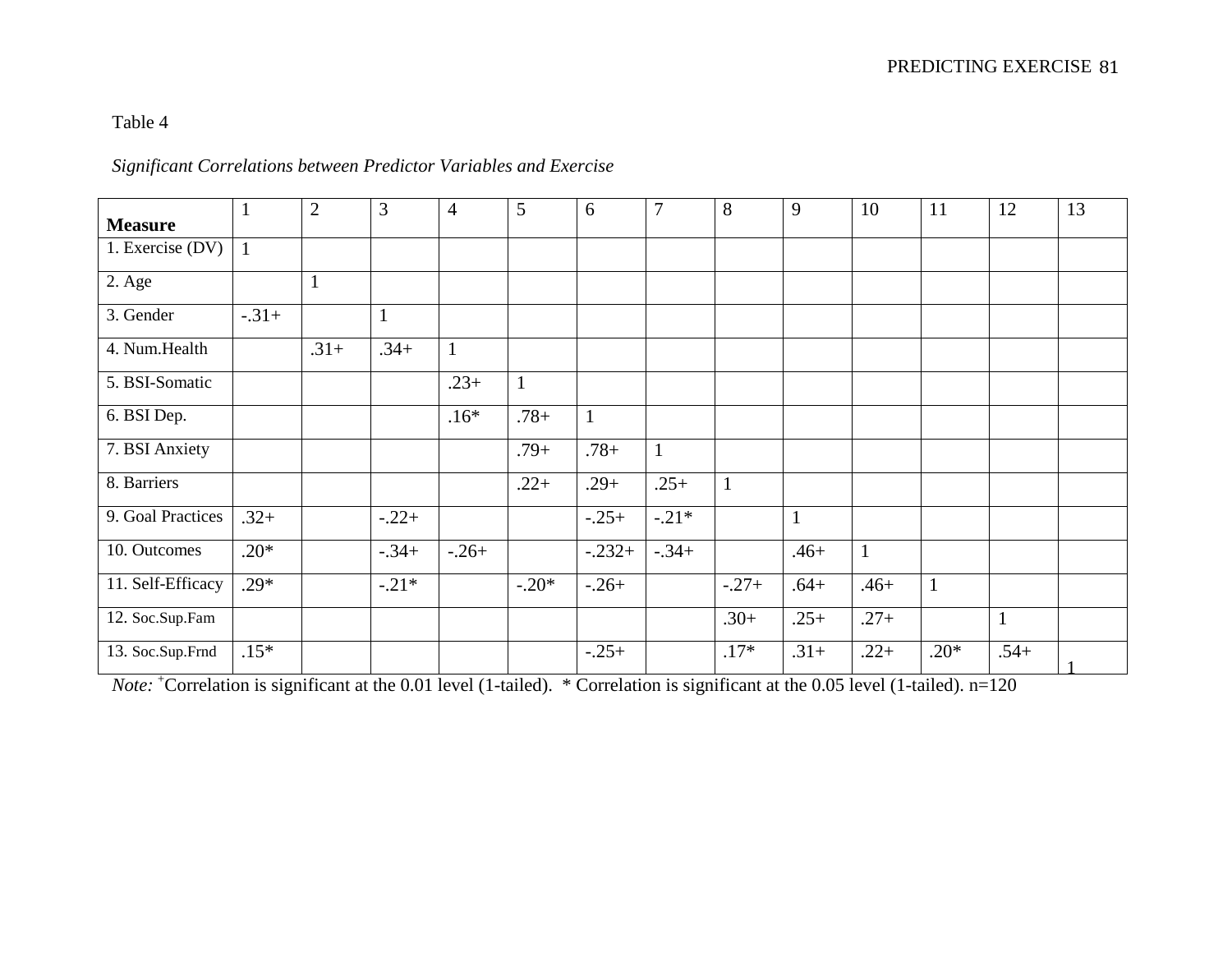Table 4

*Significant Correlations between Predictor Variables and Exercise*

| Measure | 1 | 2 | 3 | 4 | 5 | 6 | 7 | 8 | 9 | 10 | 11 | 12 | 13 |
|---|---|---|---|---|---|---|---|---|---|---|---|---|---|
| 1. Exercise (DV) | 1 | | | | | | | | | | | | |
| 2. Age | | 1 | | | | | | | | | | | |
| 3. Gender | -.31+ | | 1 | | | | | | | | | | |
| 4. Num.Health | | .31+ | .34+ | 1 | | | | | | | | | |
| 5. BSI-Somatic | | | | .23+ | 1 | | | | | | | | |
| 6. BSI Dep. | | | | .16* | .78+ | 1 | | | | | | | |
| 7. BSI Anxiety | | | | | .79+ | .78+ | 1 | | | | | | |
| 8. Barriers | | | | | .22+ | .29+ | .25+ | 1 | | | | | |
| 9. Goal Practices | .32+ | | -.22+ | | | -.25+ | -.21* | | 1 | | | | |
| 10. Outcomes | .20* | | -.34+ | -.26+ | | -.232+ | -.34+ | | .46+ | 1 | | | |
| 11. Self-Efficacy | .29* | | -.21* | | -.20* | -.26+ | | -.27+ | .64+ | .46+ | 1 | | |
| 12. Soc.Sup.Fam | | | | | | | | .30+ | .25+ | .27+ | | 1 | |
| 13. Soc.Sup.Frnd | .15* | | | | | -.25+ | | .17* | .31+ | .22+ | .20* | .54+ | 1 |

*Note:* +Correlation is significant at the 0.01 level (1-tailed). * Correlation is significant at the 0.05 level (1-tailed). n=120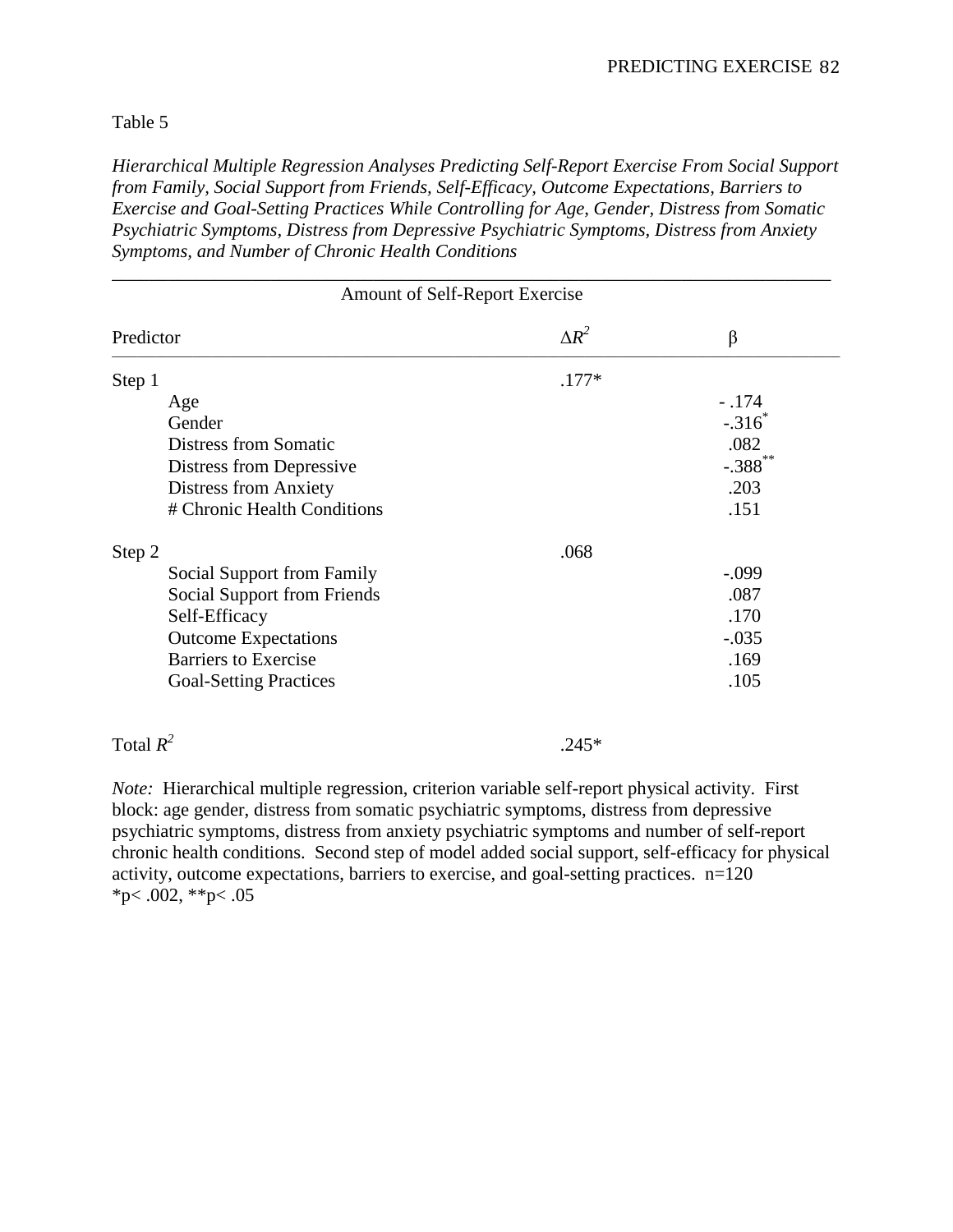Table 5

*Hierarchical Multiple Regression Analyses Predicting Self-Report Exercise From Social Support from Family, Social Support from Friends, Self-Efficacy, Outcome Expectations, Barriers to Exercise and Goal-Setting Practices While Controlling for Age, Gender, Distress from Somatic Psychiatric Symptoms, Distress from Depressive Psychiatric Symptoms, Distress from Anxiety Symptoms, and Number of Chronic Health Conditions*

| Amount of Self-Report Exercise | | |
|---|---|---|
| Predictor | $\Delta R^2$ | β |
| Step 1 | .177* | |
| Age | | - .174 |
| Gender | | -.316* |
| Distress from Somatic | | .082 |
| Distress from Depressive | | -.388** |
| Distress from Anxiety | | .203 |
| # Chronic Health Conditions | | .151 |
| Step 2 | .068 | |
| Social Support from Family | | -.099 |
| Social Support from Friends | | .087 |
| Self-Efficacy | | .170 |
| Outcome Expectations | | -.035 |
| Barriers to Exercise | | .169 |
| Goal-Setting Practices | | .105 |
| Total $R^2$ | .245* | |

*Note:* Hierarchical multiple regression, criterion variable self-report physical activity. First block: age gender, distress from somatic psychiatric symptoms, distress from depressive psychiatric symptoms, distress from anxiety psychiatric symptoms and number of self-report chronic health conditions. Second step of model added social support, self-efficacy for physical activity, outcome expectations, barriers to exercise, and goal-setting practices. n=120
*p< .002, **p< .05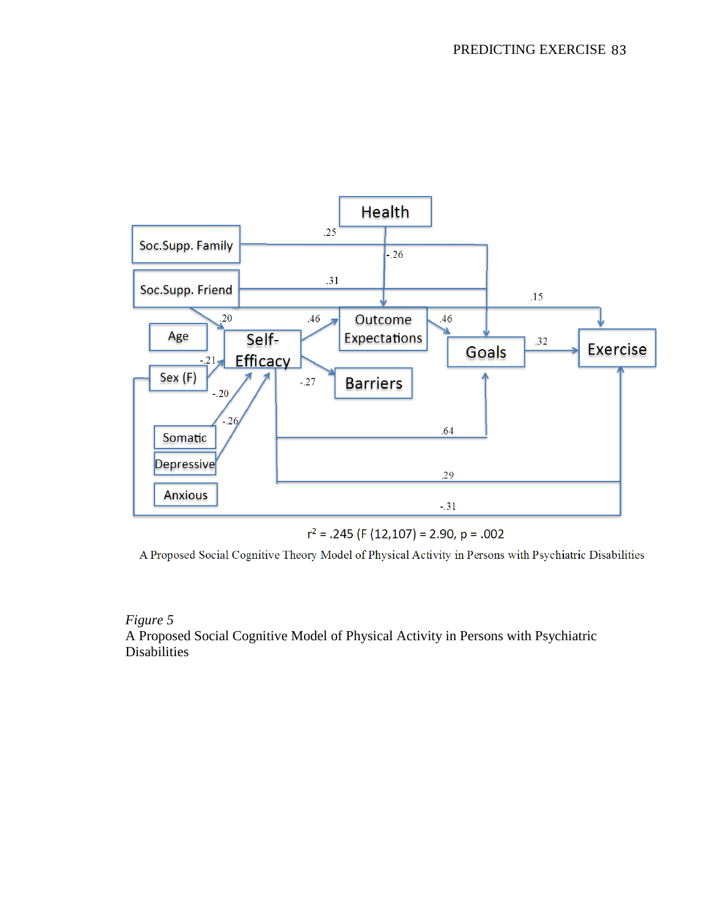Health

Soc.Supp. Family

Soc.Supp. Friend

Age

Sex (F)

Self-Efficacy

Outcome Expectations

Barriers

Goals

Exercise

Somatic

Depressive

Anxious

.25 -.26 .31 .15 .20 .46 .46 .32 -.21 -.27 -.20 -.26 .64 .29 -.31

$r^2 = .245$ ($F$ (12,107) = 2.90, $p = .002$)

A Proposed Social Cognitive Theory Model of Physical Activity in Persons with Psychiatric Disabilities

*Figure 5*
A Proposed Social Cognitive Model of Physical Activity in Persons with Psychiatric Disabilities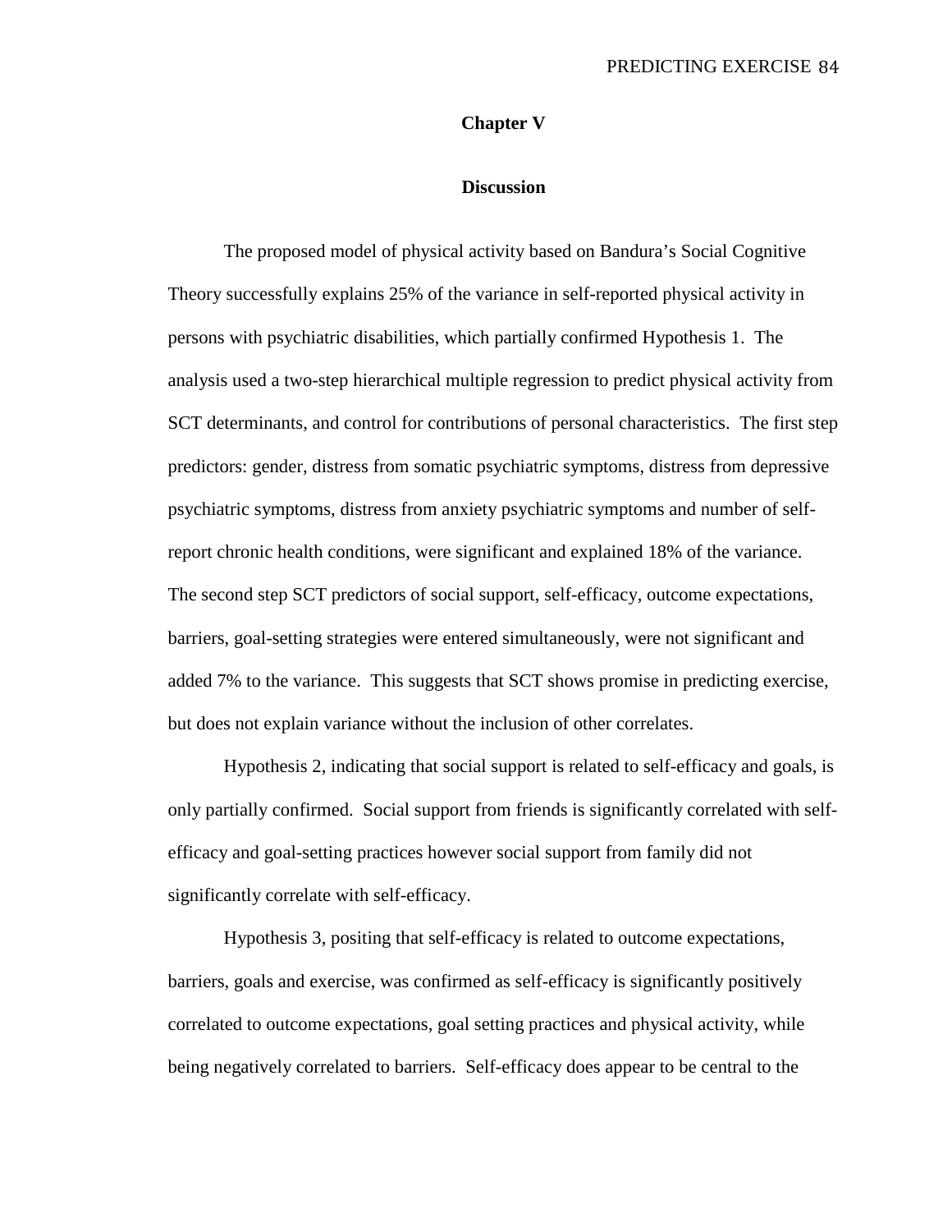# Chapter V

## Discussion

The proposed model of physical activity based on Bandura's Social Cognitive Theory successfully explains 25% of the variance in self-reported physical activity in persons with psychiatric disabilities, which partially confirmed Hypothesis 1. The analysis used a two-step hierarchical multiple regression to predict physical activity from SCT determinants, and control for contributions of personal characteristics. The first step predictors: gender, distress from somatic psychiatric symptoms, distress from depressive psychiatric symptoms, distress from anxiety psychiatric symptoms and number of self-report chronic health conditions, were significant and explained 18% of the variance. The second step SCT predictors of social support, self-efficacy, outcome expectations, barriers, goal-setting strategies were entered simultaneously, were not significant and added 7% to the variance. This suggests that SCT shows promise in predicting exercise, but does not explain variance without the inclusion of other correlates.

Hypothesis 2, indicating that social support is related to self-efficacy and goals, is only partially confirmed. Social support from friends is significantly correlated with self-efficacy and goal-setting practices however social support from family did not significantly correlate with self-efficacy.

Hypothesis 3, positing that self-efficacy is related to outcome expectations, barriers, goals and exercise, was confirmed as self-efficacy is significantly positively correlated to outcome expectations, goal setting practices and physical activity, while being negatively correlated to barriers. Self-efficacy does appear to be central to the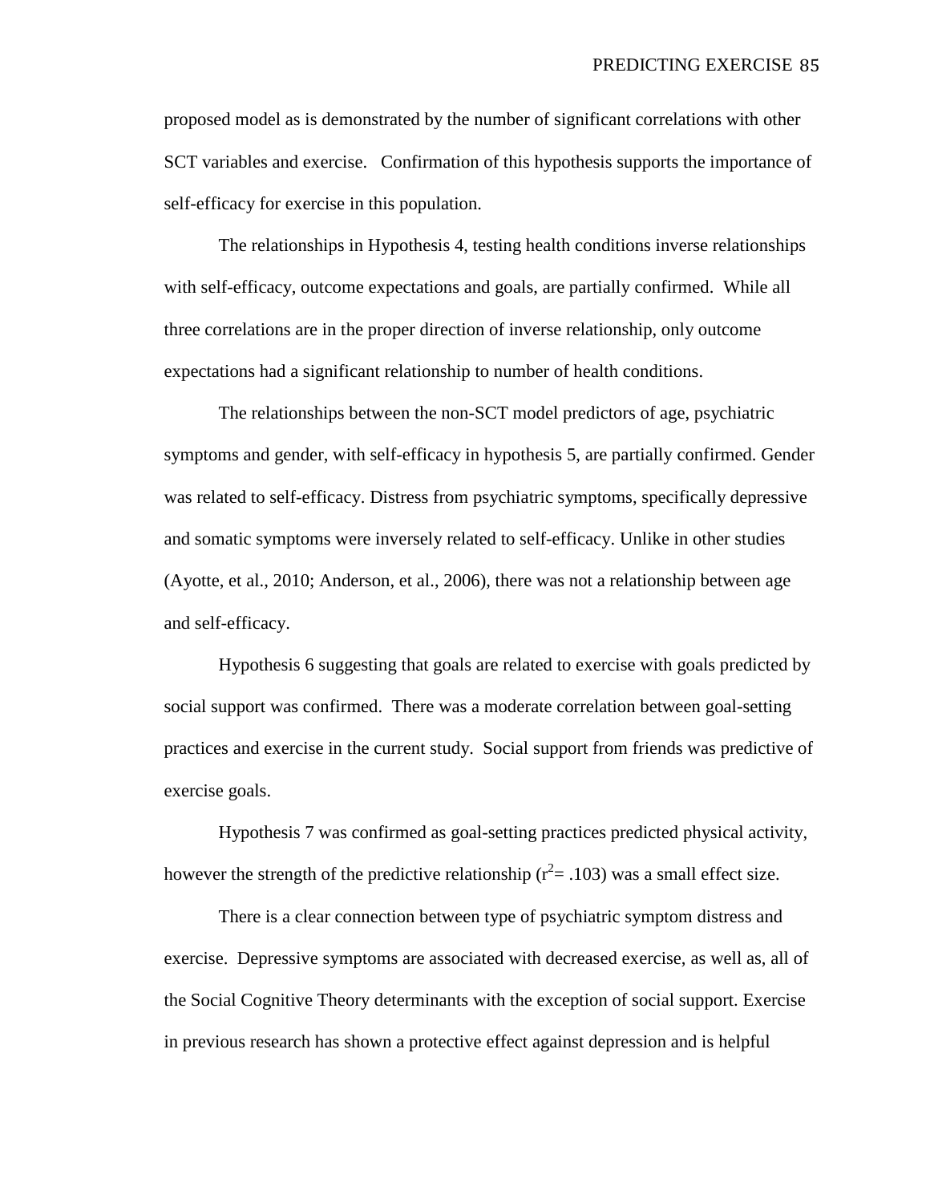proposed model as is demonstrated by the number of significant correlations with other SCT variables and exercise. Confirmation of this hypothesis supports the importance of self-efficacy for exercise in this population.

The relationships in Hypothesis 4, testing health conditions inverse relationships with self-efficacy, outcome expectations and goals, are partially confirmed. While all three correlations are in the proper direction of inverse relationship, only outcome expectations had a significant relationship to number of health conditions.

The relationships between the non-SCT model predictors of age, psychiatric symptoms and gender, with self-efficacy in hypothesis 5, are partially confirmed. Gender was related to self-efficacy. Distress from psychiatric symptoms, specifically depressive and somatic symptoms were inversely related to self-efficacy. Unlike in other studies (Ayotte, et al., 2010; Anderson, et al., 2006), there was not a relationship between age and self-efficacy.

Hypothesis 6 suggesting that goals are related to exercise with goals predicted by social support was confirmed. There was a moderate correlation between goal-setting practices and exercise in the current study. Social support from friends was predictive of exercise goals.

Hypothesis 7 was confirmed as goal-setting practices predicted physical activity, however the strength of the predictive relationship ($r^2 = .103$) was a small effect size.

There is a clear connection between type of psychiatric symptom distress and exercise. Depressive symptoms are associated with decreased exercise, as well as, all of the Social Cognitive Theory determinants with the exception of social support. Exercise in previous research has shown a protective effect against depression and is helpful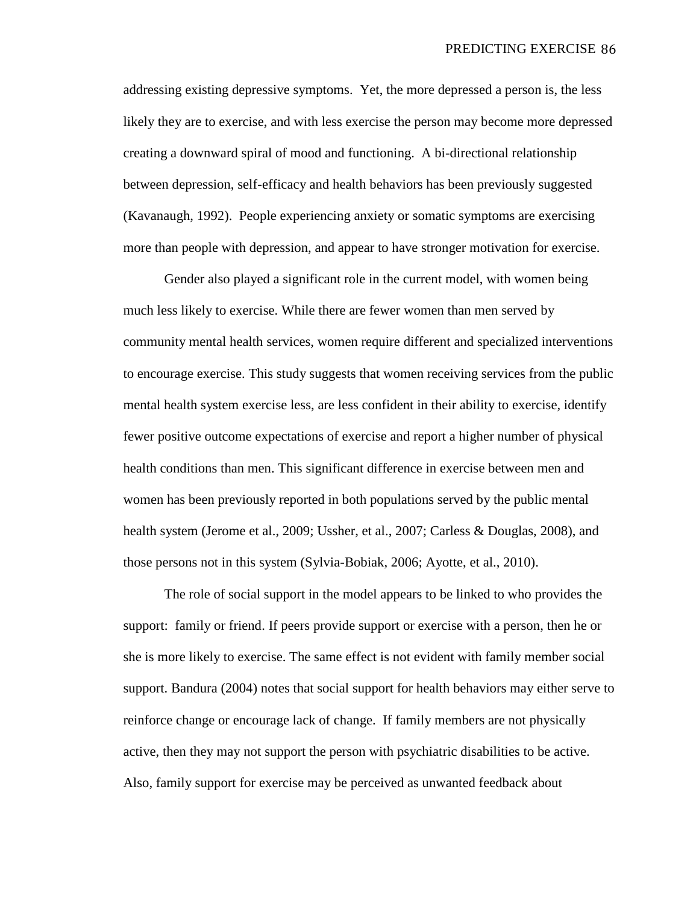addressing existing depressive symptoms. Yet, the more depressed a person is, the less likely they are to exercise, and with less exercise the person may become more depressed creating a downward spiral of mood and functioning. A bi-directional relationship between depression, self-efficacy and health behaviors has been previously suggested (Kavanaugh, 1992). People experiencing anxiety or somatic symptoms are exercising more than people with depression, and appear to have stronger motivation for exercise.

Gender also played a significant role in the current model, with women being much less likely to exercise. While there are fewer women than men served by community mental health services, women require different and specialized interventions to encourage exercise. This study suggests that women receiving services from the public mental health system exercise less, are less confident in their ability to exercise, identify fewer positive outcome expectations of exercise and report a higher number of physical health conditions than men. This significant difference in exercise between men and women has been previously reported in both populations served by the public mental health system (Jerome et al., 2009; Ussher, et al., 2007; Carless & Douglas, 2008), and those persons not in this system (Sylvia-Bobiak, 2006; Ayotte, et al., 2010).

The role of social support in the model appears to be linked to who provides the support: family or friend. If peers provide support or exercise with a person, then he or she is more likely to exercise. The same effect is not evident with family member social support. Bandura (2004) notes that social support for health behaviors may either serve to reinforce change or encourage lack of change. If family members are not physically active, then they may not support the person with psychiatric disabilities to be active. Also, family support for exercise may be perceived as unwanted feedback about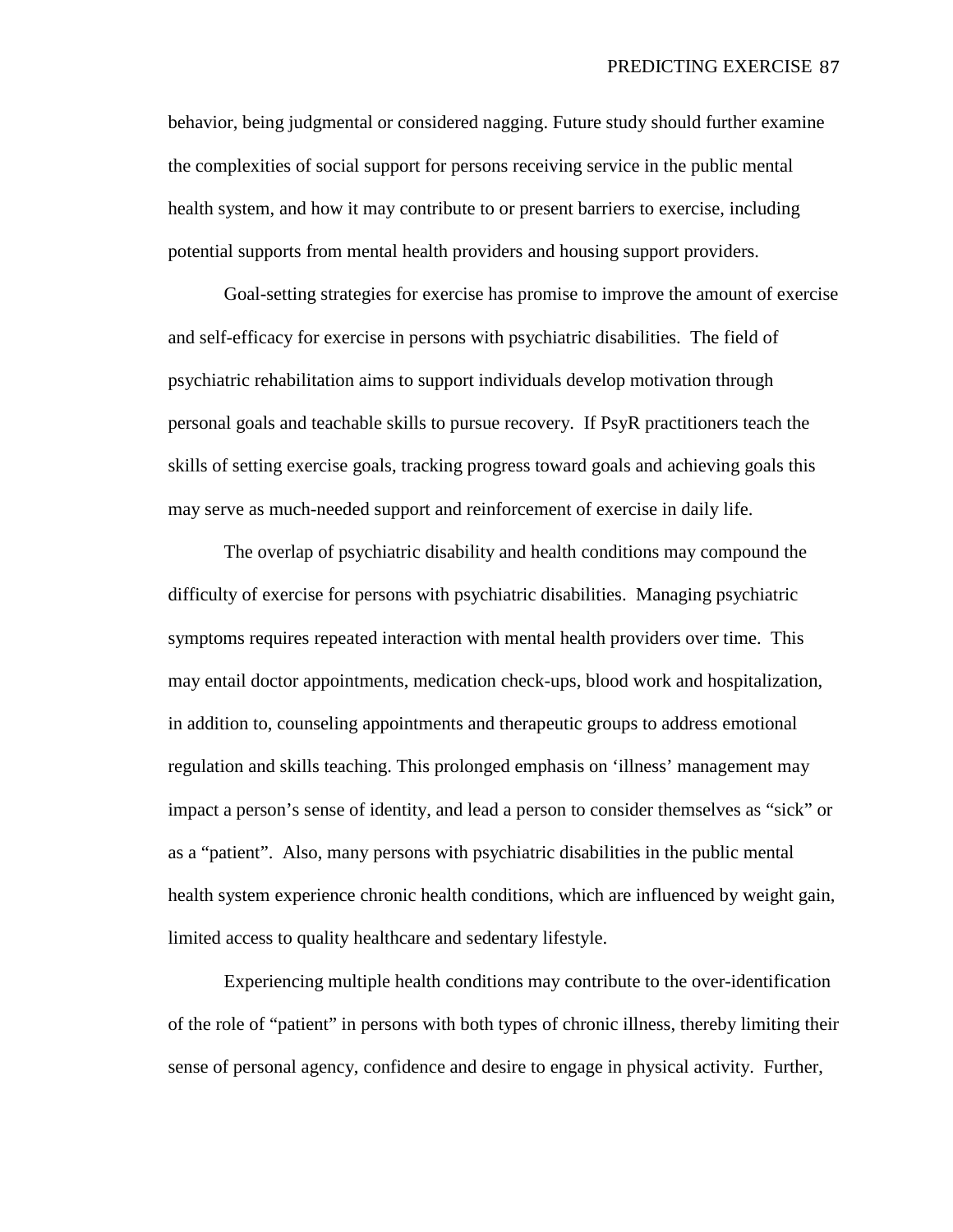behavior, being judgmental or considered nagging. Future study should further examine the complexities of social support for persons receiving service in the public mental health system, and how it may contribute to or present barriers to exercise, including potential supports from mental health providers and housing support providers.

Goal-setting strategies for exercise has promise to improve the amount of exercise and self-efficacy for exercise in persons with psychiatric disabilities. The field of psychiatric rehabilitation aims to support individuals develop motivation through personal goals and teachable skills to pursue recovery. If PsyR practitioners teach the skills of setting exercise goals, tracking progress toward goals and achieving goals this may serve as much-needed support and reinforcement of exercise in daily life.

The overlap of psychiatric disability and health conditions may compound the difficulty of exercise for persons with psychiatric disabilities. Managing psychiatric symptoms requires repeated interaction with mental health providers over time. This may entail doctor appointments, medication check-ups, blood work and hospitalization, in addition to, counseling appointments and therapeutic groups to address emotional regulation and skills teaching. This prolonged emphasis on 'illness' management may impact a person's sense of identity, and lead a person to consider themselves as "sick" or as a "patient". Also, many persons with psychiatric disabilities in the public mental health system experience chronic health conditions, which are influenced by weight gain, limited access to quality healthcare and sedentary lifestyle.

Experiencing multiple health conditions may contribute to the over-identification of the role of "patient" in persons with both types of chronic illness, thereby limiting their sense of personal agency, confidence and desire to engage in physical activity. Further,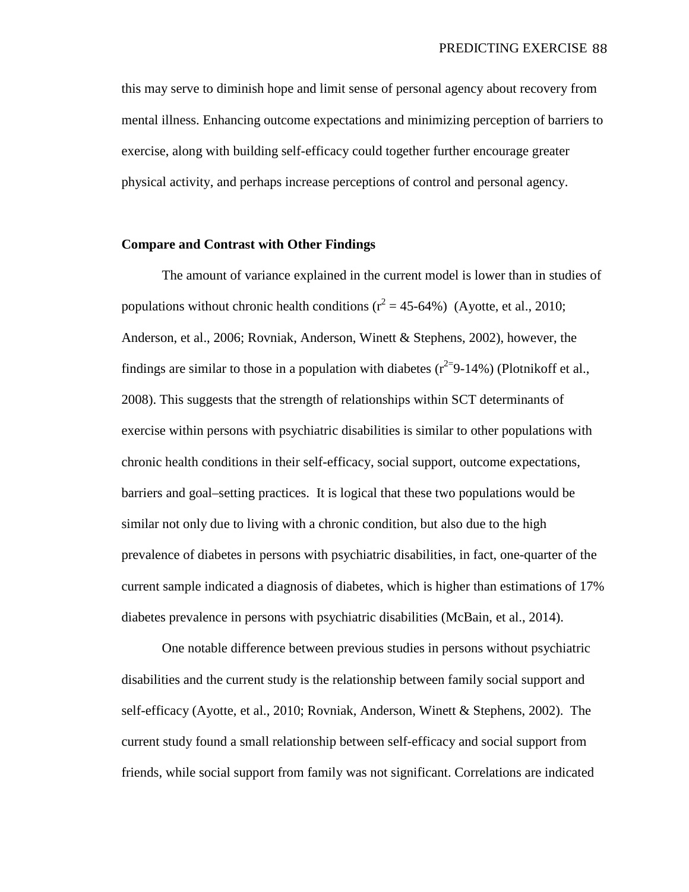this may serve to diminish hope and limit sense of personal agency about recovery from mental illness. Enhancing outcome expectations and minimizing perception of barriers to exercise, along with building self-efficacy could together further encourage greater physical activity, and perhaps increase perceptions of control and personal agency.

## Compare and Contrast with Other Findings

The amount of variance explained in the current model is lower than in studies of populations without chronic health conditions ($r^2$ = 45-64%) (Ayotte, et al., 2010; Anderson, et al., 2006; Rovniak, Anderson, Winett & Stephens, 2002), however, the findings are similar to those in a population with diabetes ($r^2$= 9-14%) (Plotnikoff et al., 2008). This suggests that the strength of relationships within SCT determinants of exercise within persons with psychiatric disabilities is similar to other populations with chronic health conditions in their self-efficacy, social support, outcome expectations, barriers and goal–setting practices. It is logical that these two populations would be similar not only due to living with a chronic condition, but also due to the high prevalence of diabetes in persons with psychiatric disabilities, in fact, one-quarter of the current sample indicated a diagnosis of diabetes, which is higher than estimations of 17% diabetes prevalence in persons with psychiatric disabilities (McBain, et al., 2014).

One notable difference between previous studies in persons without psychiatric disabilities and the current study is the relationship between family social support and self-efficacy (Ayotte, et al., 2010; Rovniak, Anderson, Winett & Stephens, 2002). The current study found a small relationship between self-efficacy and social support from friends, while social support from family was not significant. Correlations are indicated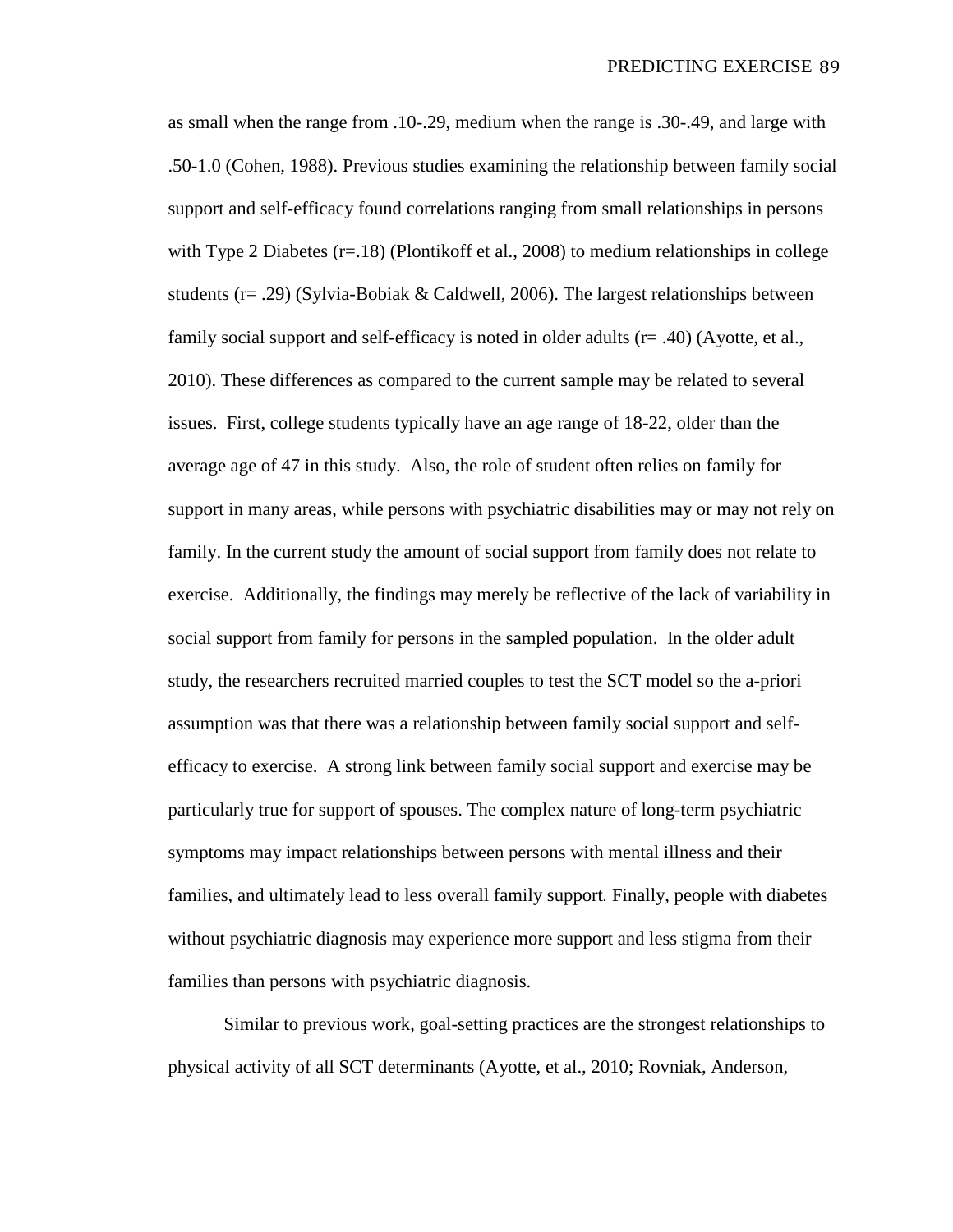as small when the range from .10-.29, medium when the range is .30-.49, and large with .50-1.0 (Cohen, 1988). Previous studies examining the relationship between family social support and self-efficacy found correlations ranging from small relationships in persons with Type 2 Diabetes ($r$=.18) (Plontikoff et al., 2008) to medium relationships in college students ($r$= .29) (Sylvia-Bobiak & Caldwell, 2006). The largest relationships between family social support and self-efficacy is noted in older adults ($r$= .40) (Ayotte, et al., 2010). These differences as compared to the current sample may be related to several issues. First, college students typically have an age range of 18-22, older than the average age of 47 in this study. Also, the role of student often relies on family for support in many areas, while persons with psychiatric disabilities may or may not rely on family. In the current study the amount of social support from family does not relate to exercise. Additionally, the findings may merely be reflective of the lack of variability in social support from family for persons in the sampled population. In the older adult study, the researchers recruited married couples to test the SCT model so the a-priori assumption was that there was a relationship between family social support and self-efficacy to exercise. A strong link between family social support and exercise may be particularly true for support of spouses. The complex nature of long-term psychiatric symptoms may impact relationships between persons with mental illness and their families, and ultimately lead to less overall family support. Finally, people with diabetes without psychiatric diagnosis may experience more support and less stigma from their families than persons with psychiatric diagnosis.

Similar to previous work, goal-setting practices are the strongest relationships to physical activity of all SCT determinants (Ayotte, et al., 2010; Rovniak, Anderson,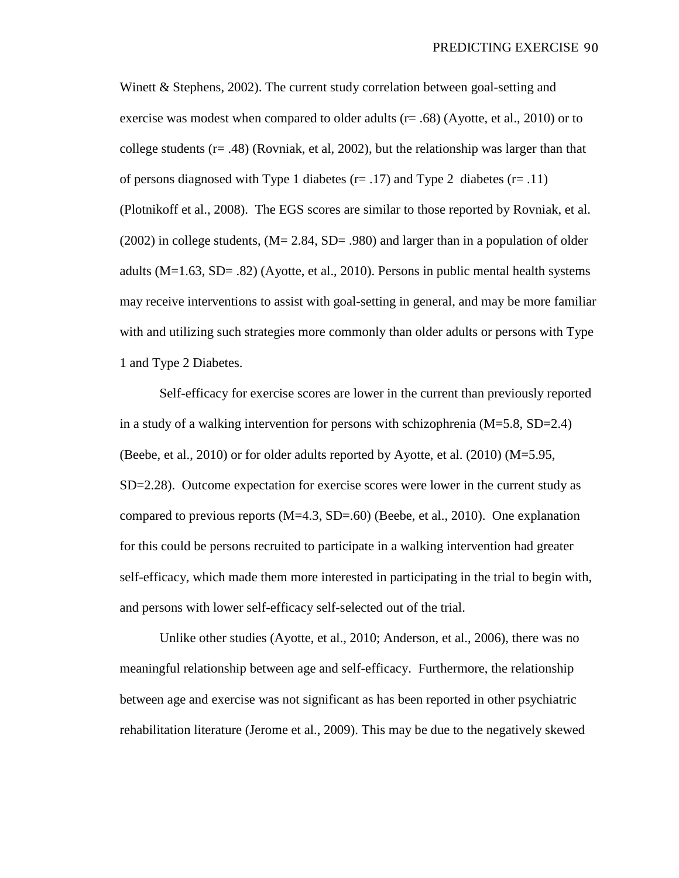Winett & Stephens, 2002). The current study correlation between goal-setting and exercise was modest when compared to older adults (r= .68) (Ayotte, et al., 2010) or to college students (r= .48) (Rovniak, et al, 2002), but the relationship was larger than that of persons diagnosed with Type 1 diabetes (r= .17) and Type 2 diabetes (r= .11) (Plotnikoff et al., 2008). The EGS scores are similar to those reported by Rovniak, et al. (2002) in college students, (M= 2.84, SD= .980) and larger than in a population of older adults (M=1.63, SD= .82) (Ayotte, et al., 2010). Persons in public mental health systems may receive interventions to assist with goal-setting in general, and may be more familiar with and utilizing such strategies more commonly than older adults or persons with Type 1 and Type 2 Diabetes.

Self-efficacy for exercise scores are lower in the current than previously reported in a study of a walking intervention for persons with schizophrenia (M=5.8, SD=2.4) (Beebe, et al., 2010) or for older adults reported by Ayotte, et al. (2010) (M=5.95, SD=2.28). Outcome expectation for exercise scores were lower in the current study as compared to previous reports (M=4.3, SD=.60) (Beebe, et al., 2010). One explanation for this could be persons recruited to participate in a walking intervention had greater self-efficacy, which made them more interested in participating in the trial to begin with, and persons with lower self-efficacy self-selected out of the trial.

Unlike other studies (Ayotte, et al., 2010; Anderson, et al., 2006), there was no meaningful relationship between age and self-efficacy. Furthermore, the relationship between age and exercise was not significant as has been reported in other psychiatric rehabilitation literature (Jerome et al., 2009). This may be due to the negatively skewed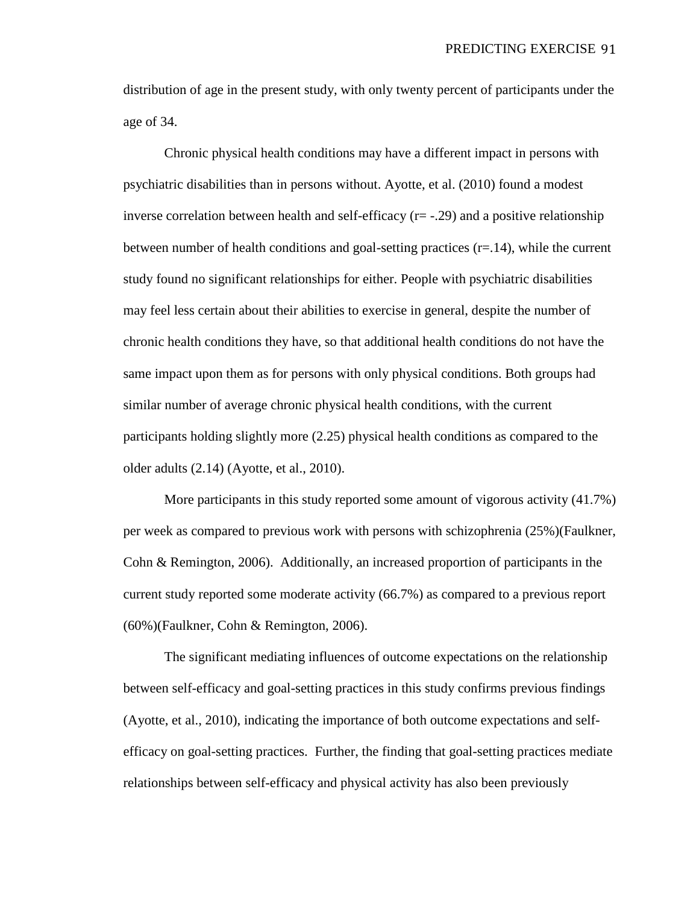distribution of age in the present study, with only twenty percent of participants under the age of 34.

Chronic physical health conditions may have a different impact in persons with psychiatric disabilities than in persons without. Ayotte, et al. (2010) found a modest inverse correlation between health and self-efficacy ($r = -.29$) and a positive relationship between number of health conditions and goal-setting practices ($r = .14$), while the current study found no significant relationships for either. People with psychiatric disabilities may feel less certain about their abilities to exercise in general, despite the number of chronic health conditions they have, so that additional health conditions do not have the same impact upon them as for persons with only physical conditions. Both groups had similar number of average chronic physical health conditions, with the current participants holding slightly more (2.25) physical health conditions as compared to the older adults (2.14) (Ayotte, et al., 2010).

More participants in this study reported some amount of vigorous activity (41.7%) per week as compared to previous work with persons with schizophrenia (25%)(Faulkner, Cohn & Remington, 2006). Additionally, an increased proportion of participants in the current study reported some moderate activity (66.7%) as compared to a previous report (60%)(Faulkner, Cohn & Remington, 2006).

The significant mediating influences of outcome expectations on the relationship between self-efficacy and goal-setting practices in this study confirms previous findings (Ayotte, et al., 2010), indicating the importance of both outcome expectations and self-efficacy on goal-setting practices. Further, the finding that goal-setting practices mediate relationships between self-efficacy and physical activity has also been previously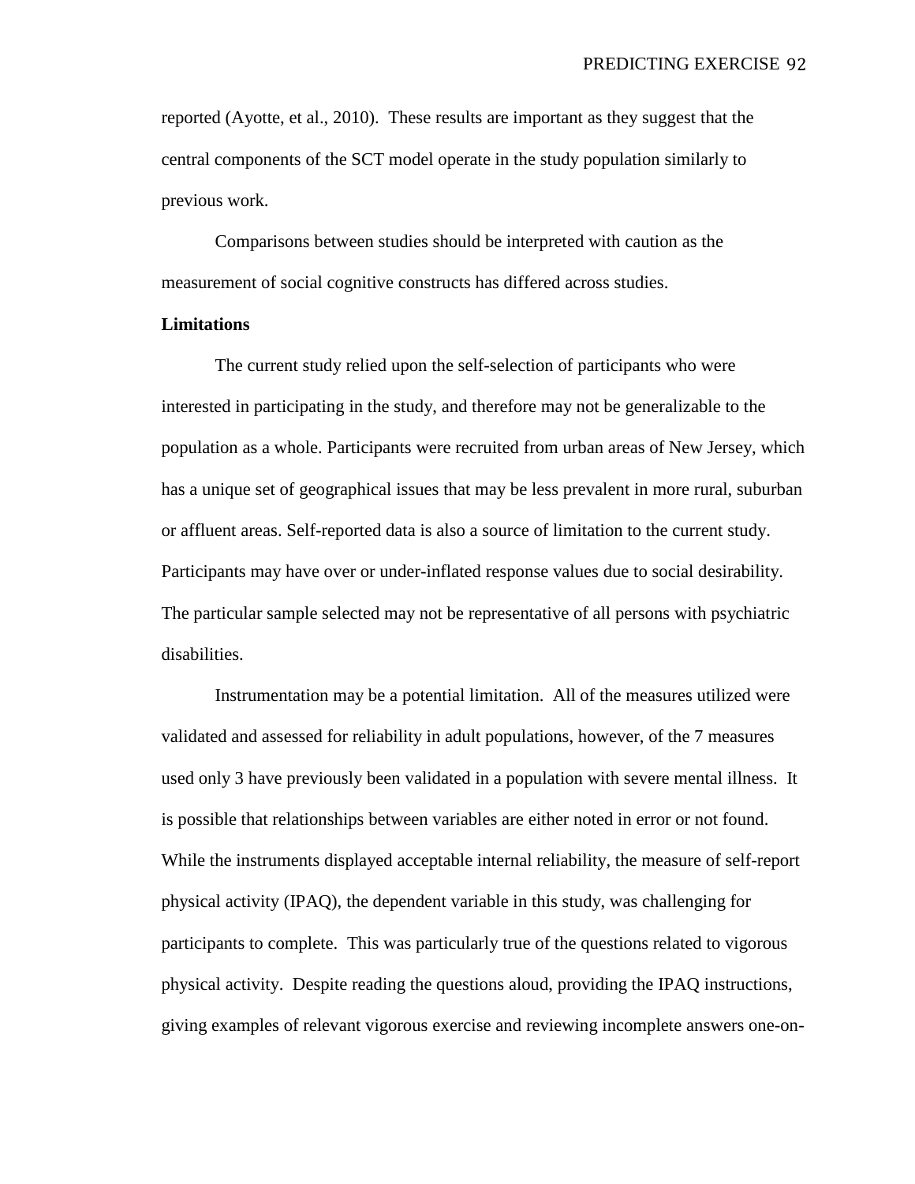reported (Ayotte, et al., 2010). These results are important as they suggest that the central components of the SCT model operate in the study population similarly to previous work.

Comparisons between studies should be interpreted with caution as the measurement of social cognitive constructs has differed across studies.

**Limitations**

The current study relied upon the self-selection of participants who were interested in participating in the study, and therefore may not be generalizable to the population as a whole. Participants were recruited from urban areas of New Jersey, which has a unique set of geographical issues that may be less prevalent in more rural, suburban or affluent areas. Self-reported data is also a source of limitation to the current study. Participants may have over or under-inflated response values due to social desirability. The particular sample selected may not be representative of all persons with psychiatric disabilities.

Instrumentation may be a potential limitation. All of the measures utilized were validated and assessed for reliability in adult populations, however, of the 7 measures used only 3 have previously been validated in a population with severe mental illness. It is possible that relationships between variables are either noted in error or not found. While the instruments displayed acceptable internal reliability, the measure of self-report physical activity (IPAQ), the dependent variable in this study, was challenging for participants to complete. This was particularly true of the questions related to vigorous physical activity. Despite reading the questions aloud, providing the IPAQ instructions, giving examples of relevant vigorous exercise and reviewing incomplete answers one-on-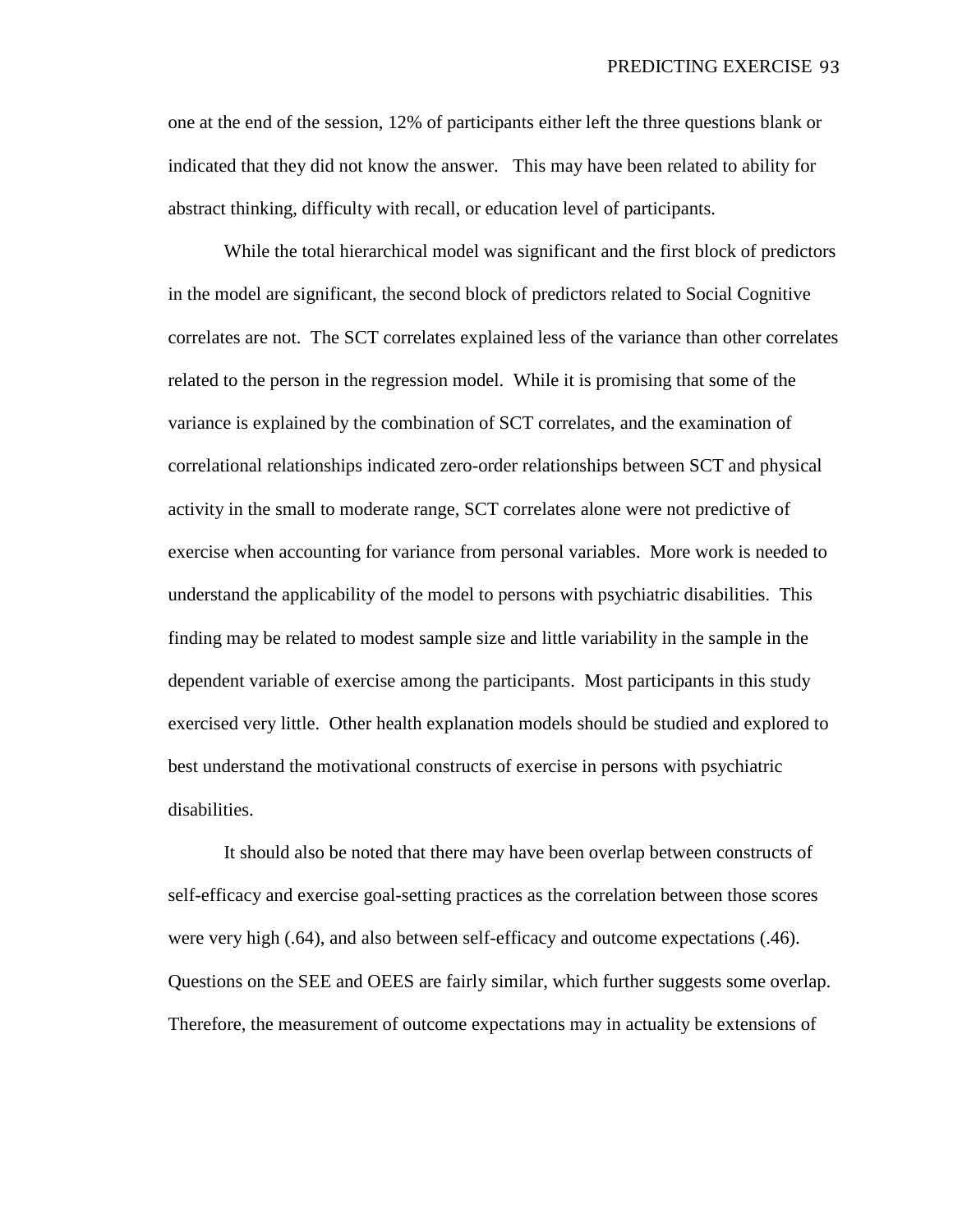one at the end of the session, 12% of participants either left the three questions blank or indicated that they did not know the answer. This may have been related to ability for abstract thinking, difficulty with recall, or education level of participants.

While the total hierarchical model was significant and the first block of predictors in the model are significant, the second block of predictors related to Social Cognitive correlates are not. The SCT correlates explained less of the variance than other correlates related to the person in the regression model. While it is promising that some of the variance is explained by the combination of SCT correlates, and the examination of correlational relationships indicated zero-order relationships between SCT and physical activity in the small to moderate range, SCT correlates alone were not predictive of exercise when accounting for variance from personal variables. More work is needed to understand the applicability of the model to persons with psychiatric disabilities. This finding may be related to modest sample size and little variability in the sample in the dependent variable of exercise among the participants. Most participants in this study exercised very little. Other health explanation models should be studied and explored to best understand the motivational constructs of exercise in persons with psychiatric disabilities.

It should also be noted that there may have been overlap between constructs of self-efficacy and exercise goal-setting practices as the correlation between those scores were very high (.64), and also between self-efficacy and outcome expectations (.46). Questions on the SEE and OEES are fairly similar, which further suggests some overlap. Therefore, the measurement of outcome expectations may in actuality be extensions of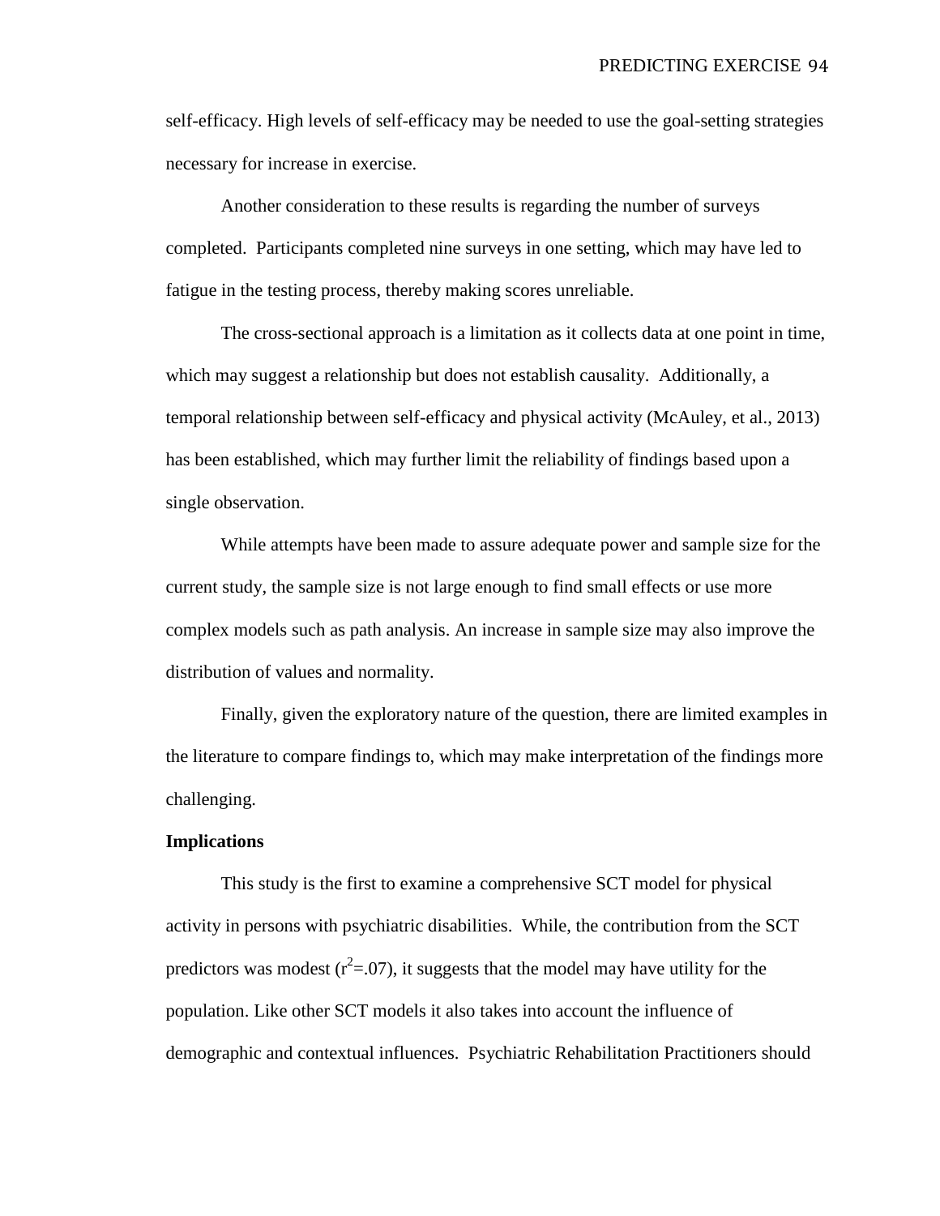self-efficacy. High levels of self-efficacy may be needed to use the goal-setting strategies necessary for increase in exercise.

Another consideration to these results is regarding the number of surveys completed. Participants completed nine surveys in one setting, which may have led to fatigue in the testing process, thereby making scores unreliable.

The cross-sectional approach is a limitation as it collects data at one point in time, which may suggest a relationship but does not establish causality. Additionally, a temporal relationship between self-efficacy and physical activity (McAuley, et al., 2013) has been established, which may further limit the reliability of findings based upon a single observation.

While attempts have been made to assure adequate power and sample size for the current study, the sample size is not large enough to find small effects or use more complex models such as path analysis. An increase in sample size may also improve the distribution of values and normality.

Finally, given the exploratory nature of the question, there are limited examples in the literature to compare findings to, which may make interpretation of the findings more challenging.

**Implications**

This study is the first to examine a comprehensive SCT model for physical activity in persons with psychiatric disabilities. While, the contribution from the SCT predictors was modest ($r^2$=.07), it suggests that the model may have utility for the population. Like other SCT models it also takes into account the influence of demographic and contextual influences. Psychiatric Rehabilitation Practitioners should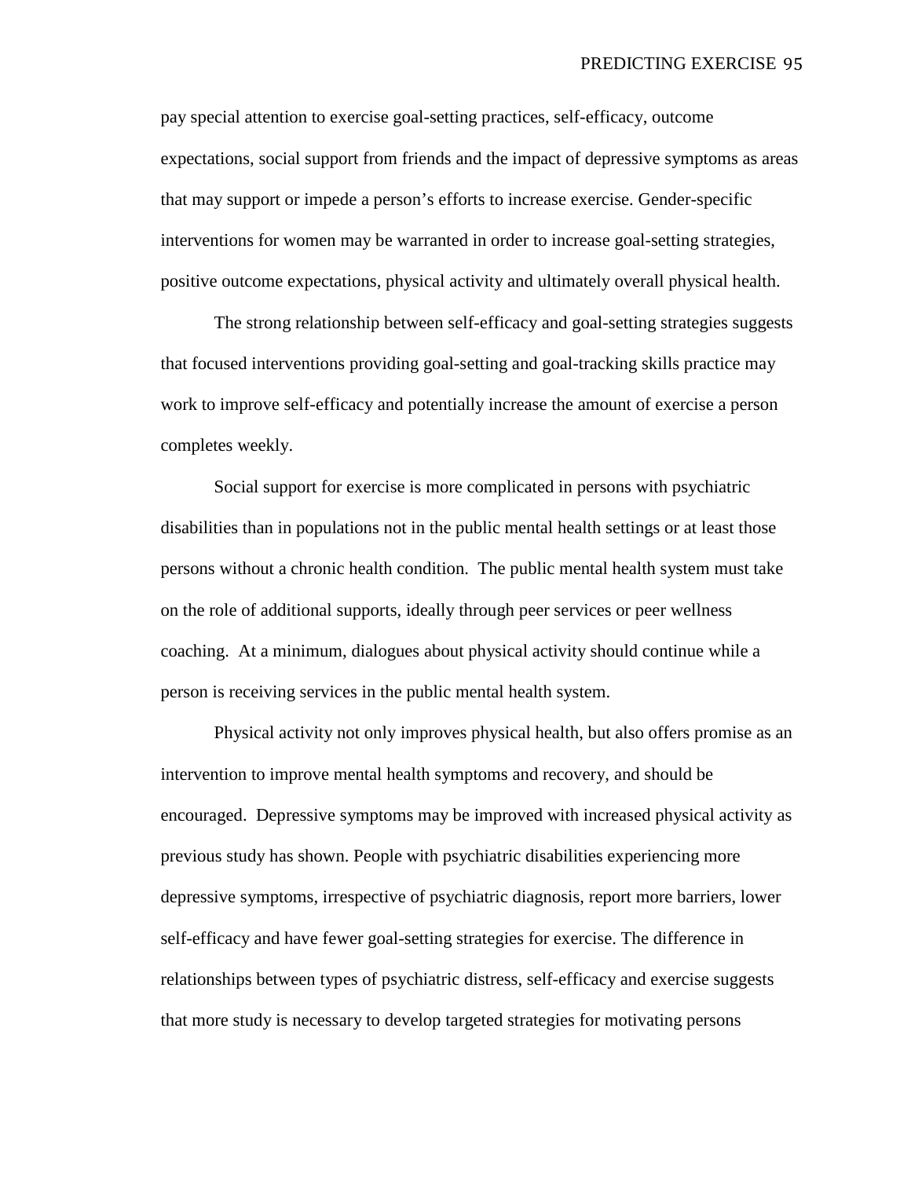pay special attention to exercise goal-setting practices, self-efficacy, outcome expectations, social support from friends and the impact of depressive symptoms as areas that may support or impede a person's efforts to increase exercise. Gender-specific interventions for women may be warranted in order to increase goal-setting strategies, positive outcome expectations, physical activity and ultimately overall physical health.

The strong relationship between self-efficacy and goal-setting strategies suggests that focused interventions providing goal-setting and goal-tracking skills practice may work to improve self-efficacy and potentially increase the amount of exercise a person completes weekly.

Social support for exercise is more complicated in persons with psychiatric disabilities than in populations not in the public mental health settings or at least those persons without a chronic health condition. The public mental health system must take on the role of additional supports, ideally through peer services or peer wellness coaching. At a minimum, dialogues about physical activity should continue while a person is receiving services in the public mental health system.

Physical activity not only improves physical health, but also offers promise as an intervention to improve mental health symptoms and recovery, and should be encouraged. Depressive symptoms may be improved with increased physical activity as previous study has shown. People with psychiatric disabilities experiencing more depressive symptoms, irrespective of psychiatric diagnosis, report more barriers, lower self-efficacy and have fewer goal-setting strategies for exercise. The difference in relationships between types of psychiatric distress, self-efficacy and exercise suggests that more study is necessary to develop targeted strategies for motivating persons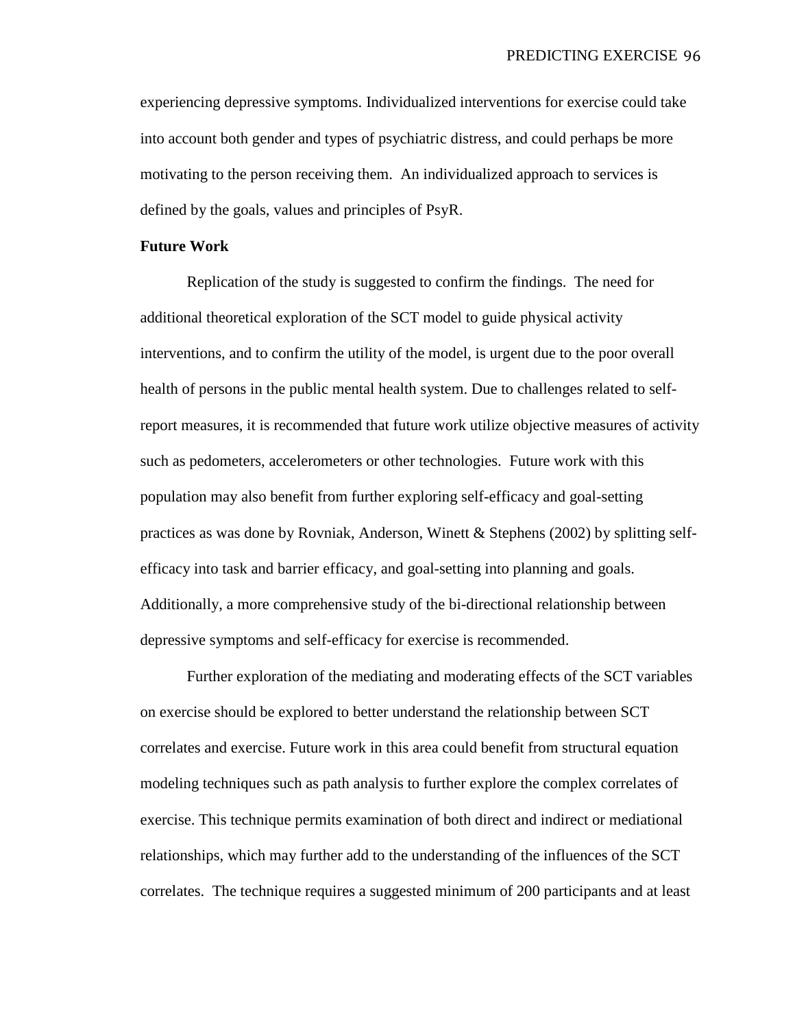experiencing depressive symptoms. Individualized interventions for exercise could take into account both gender and types of psychiatric distress, and could perhaps be more motivating to the person receiving them. An individualized approach to services is defined by the goals, values and principles of PsyR.

**Future Work**

Replication of the study is suggested to confirm the findings. The need for additional theoretical exploration of the SCT model to guide physical activity interventions, and to confirm the utility of the model, is urgent due to the poor overall health of persons in the public mental health system. Due to challenges related to self-report measures, it is recommended that future work utilize objective measures of activity such as pedometers, accelerometers or other technologies. Future work with this population may also benefit from further exploring self-efficacy and goal-setting practices as was done by Rovniak, Anderson, Winett & Stephens (2002) by splitting self-efficacy into task and barrier efficacy, and goal-setting into planning and goals. Additionally, a more comprehensive study of the bi-directional relationship between depressive symptoms and self-efficacy for exercise is recommended.

Further exploration of the mediating and moderating effects of the SCT variables on exercise should be explored to better understand the relationship between SCT correlates and exercise. Future work in this area could benefit from structural equation modeling techniques such as path analysis to further explore the complex correlates of exercise. This technique permits examination of both direct and indirect or mediational relationships, which may further add to the understanding of the influences of the SCT correlates. The technique requires a suggested minimum of 200 participants and at least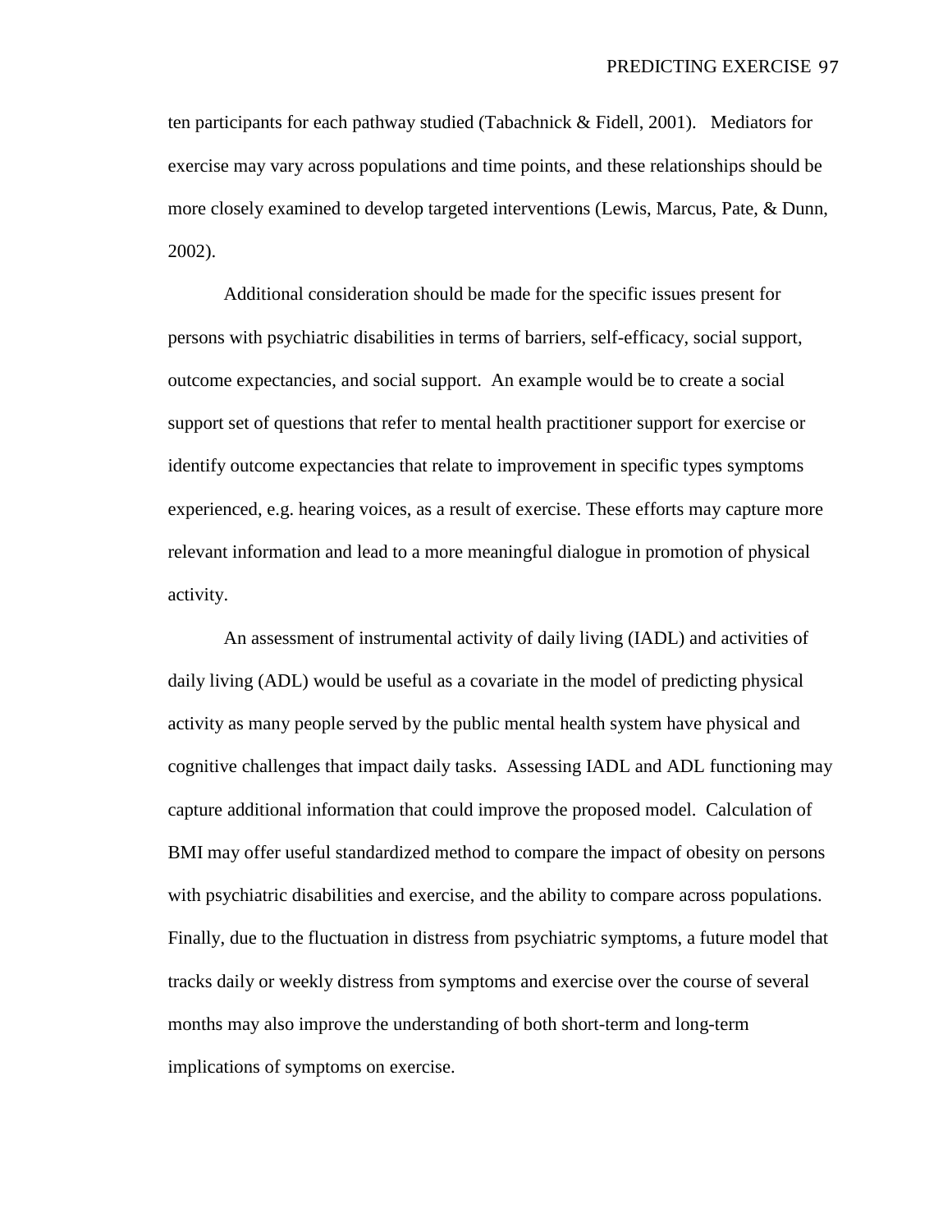ten participants for each pathway studied (Tabachnick & Fidell, 2001). Mediators for exercise may vary across populations and time points, and these relationships should be more closely examined to develop targeted interventions (Lewis, Marcus, Pate, & Dunn, 2002).

Additional consideration should be made for the specific issues present for persons with psychiatric disabilities in terms of barriers, self-efficacy, social support, outcome expectancies, and social support. An example would be to create a social support set of questions that refer to mental health practitioner support for exercise or identify outcome expectancies that relate to improvement in specific types symptoms experienced, e.g. hearing voices, as a result of exercise. These efforts may capture more relevant information and lead to a more meaningful dialogue in promotion of physical activity.

An assessment of instrumental activity of daily living (IADL) and activities of daily living (ADL) would be useful as a covariate in the model of predicting physical activity as many people served by the public mental health system have physical and cognitive challenges that impact daily tasks. Assessing IADL and ADL functioning may capture additional information that could improve the proposed model. Calculation of BMI may offer useful standardized method to compare the impact of obesity on persons with psychiatric disabilities and exercise, and the ability to compare across populations. Finally, due to the fluctuation in distress from psychiatric symptoms, a future model that tracks daily or weekly distress from symptoms and exercise over the course of several months may also improve the understanding of both short-term and long-term implications of symptoms on exercise.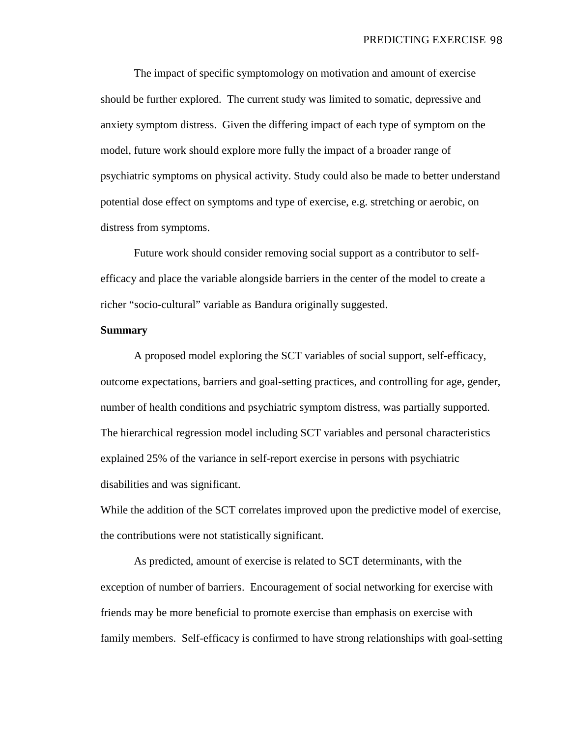The impact of specific symptomology on motivation and amount of exercise should be further explored. The current study was limited to somatic, depressive and anxiety symptom distress. Given the differing impact of each type of symptom on the model, future work should explore more fully the impact of a broader range of psychiatric symptoms on physical activity. Study could also be made to better understand potential dose effect on symptoms and type of exercise, e.g. stretching or aerobic, on distress from symptoms.

Future work should consider removing social support as a contributor to self-efficacy and place the variable alongside barriers in the center of the model to create a richer "socio-cultural" variable as Bandura originally suggested.

**Summary**

A proposed model exploring the SCT variables of social support, self-efficacy, outcome expectations, barriers and goal-setting practices, and controlling for age, gender, number of health conditions and psychiatric symptom distress, was partially supported. The hierarchical regression model including SCT variables and personal characteristics explained 25% of the variance in self-report exercise in persons with psychiatric disabilities and was significant.

While the addition of the SCT correlates improved upon the predictive model of exercise, the contributions were not statistically significant.

As predicted, amount of exercise is related to SCT determinants, with the exception of number of barriers. Encouragement of social networking for exercise with friends may be more beneficial to promote exercise than emphasis on exercise with family members. Self-efficacy is confirmed to have strong relationships with goal-setting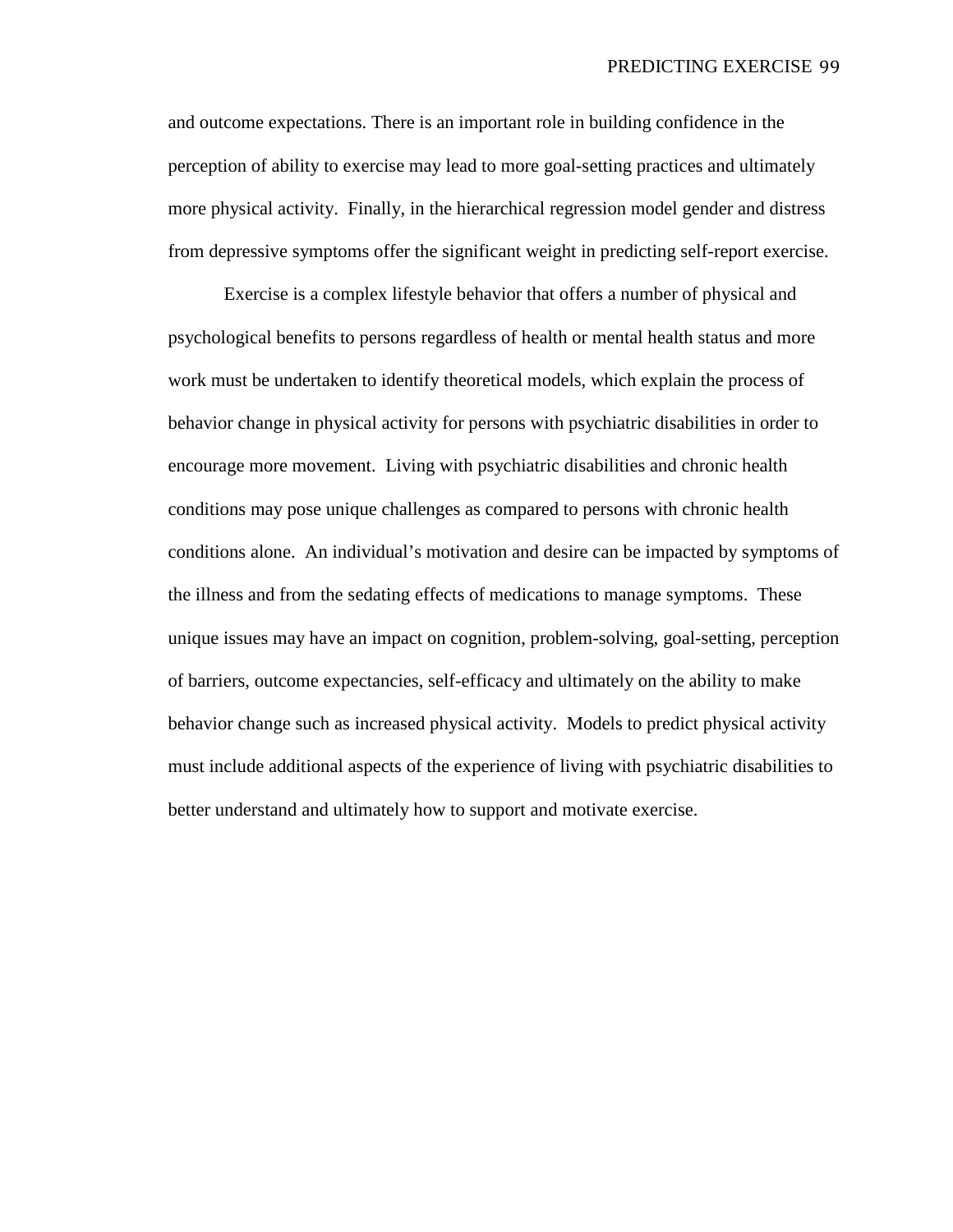and outcome expectations. There is an important role in building confidence in the perception of ability to exercise may lead to more goal-setting practices and ultimately more physical activity. Finally, in the hierarchical regression model gender and distress from depressive symptoms offer the significant weight in predicting self-report exercise.

Exercise is a complex lifestyle behavior that offers a number of physical and psychological benefits to persons regardless of health or mental health status and more work must be undertaken to identify theoretical models, which explain the process of behavior change in physical activity for persons with psychiatric disabilities in order to encourage more movement. Living with psychiatric disabilities and chronic health conditions may pose unique challenges as compared to persons with chronic health conditions alone. An individual's motivation and desire can be impacted by symptoms of the illness and from the sedating effects of medications to manage symptoms. These unique issues may have an impact on cognition, problem-solving, goal-setting, perception of barriers, outcome expectancies, self-efficacy and ultimately on the ability to make behavior change such as increased physical activity. Models to predict physical activity must include additional aspects of the experience of living with psychiatric disabilities to better understand and ultimately how to support and motivate exercise.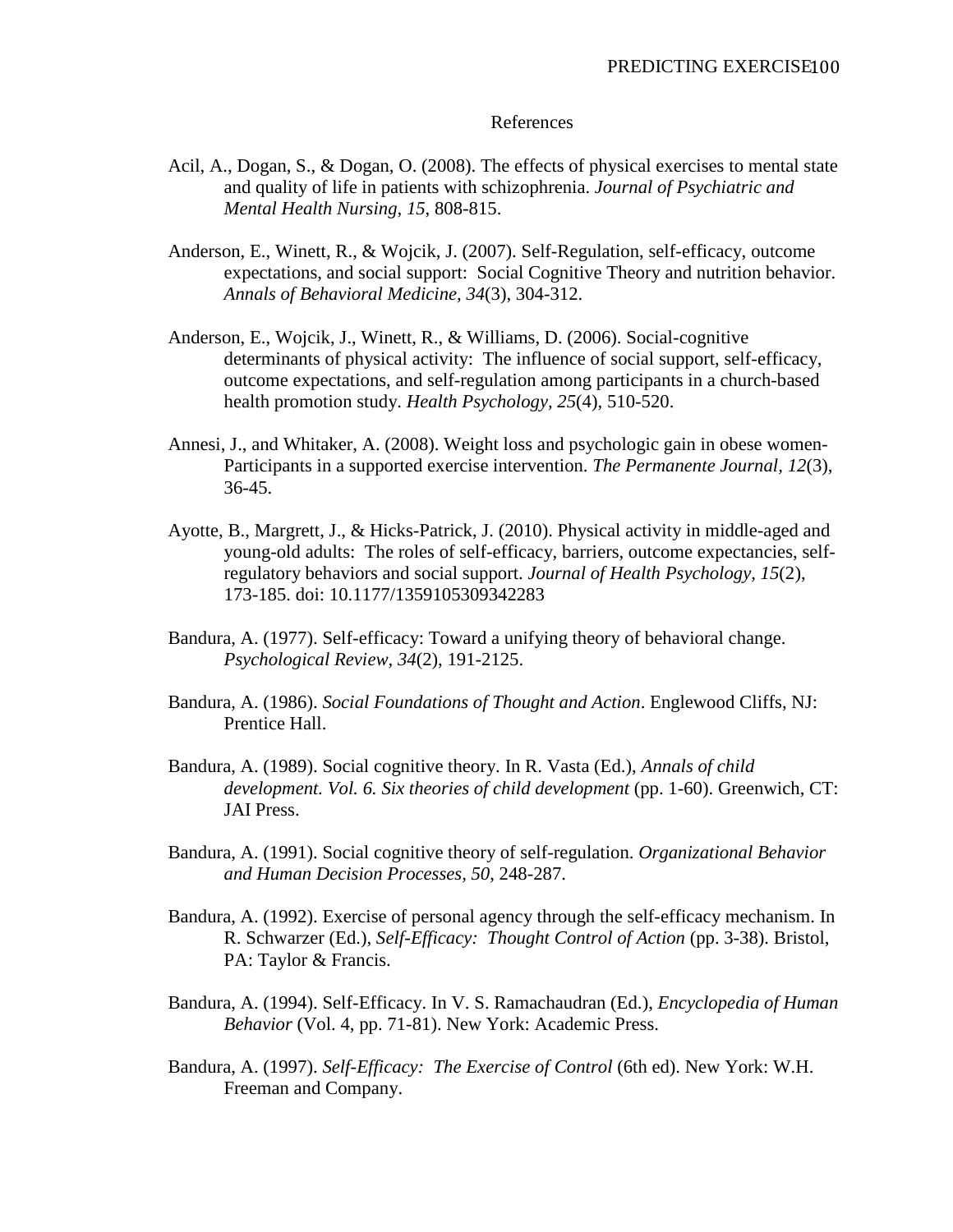# References

Acil, A., Dogan, S., & Dogan, O. (2008). The effects of physical exercises to mental state and quality of life in patients with schizophrenia. *Journal of Psychiatric and Mental Health Nursing, 15*, 808-815.

Anderson, E., Winett, R., & Wojcik, J. (2007). Self-Regulation, self-efficacy, outcome expectations, and social support: Social Cognitive Theory and nutrition behavior. *Annals of Behavioral Medicine, 34*(3), 304-312.

Anderson, E., Wojcik, J., Winett, R., & Williams, D. (2006). Social-cognitive determinants of physical activity: The influence of social support, self-efficacy, outcome expectations, and self-regulation among participants in a church-based health promotion study. *Health Psychology, 25*(4), 510-520.

Annesi, J., and Whitaker, A. (2008). Weight loss and psychologic gain in obese women-Participants in a supported exercise intervention. *The Permanente Journal, 12*(3), 36-45.

Ayotte, B., Margrett, J., & Hicks-Patrick, J. (2010). Physical activity in middle-aged and young-old adults: The roles of self-efficacy, barriers, outcome expectancies, self-regulatory behaviors and social support. *Journal of Health Psychology, 15*(2), 173-185. doi: 10.1177/1359105309342283

Bandura, A. (1977). Self-efficacy: Toward a unifying theory of behavioral change. *Psychological Review, 34*(2), 191-2125.

Bandura, A. (1986). *Social Foundations of Thought and Action*. Englewood Cliffs, NJ: Prentice Hall.

Bandura, A. (1989). Social cognitive theory. In R. Vasta (Ed.), *Annals of child development. Vol. 6. Six theories of child development* (pp. 1-60). Greenwich, CT: JAI Press.

Bandura, A. (1991). Social cognitive theory of self-regulation. *Organizational Behavior and Human Decision Processes, 50*, 248-287.

Bandura, A. (1992). Exercise of personal agency through the self-efficacy mechanism. In R. Schwarzer (Ed.), *Self-Efficacy: Thought Control of Action* (pp. 3-38). Bristol, PA: Taylor & Francis.

Bandura, A. (1994). Self-Efficacy. In V. S. Ramachaudran (Ed.), *Encyclopedia of Human Behavior* (Vol. 4, pp. 71-81). New York: Academic Press.

Bandura, A. (1997). *Self-Efficacy: The Exercise of Control* (6th ed). New York: W.H. Freeman and Company.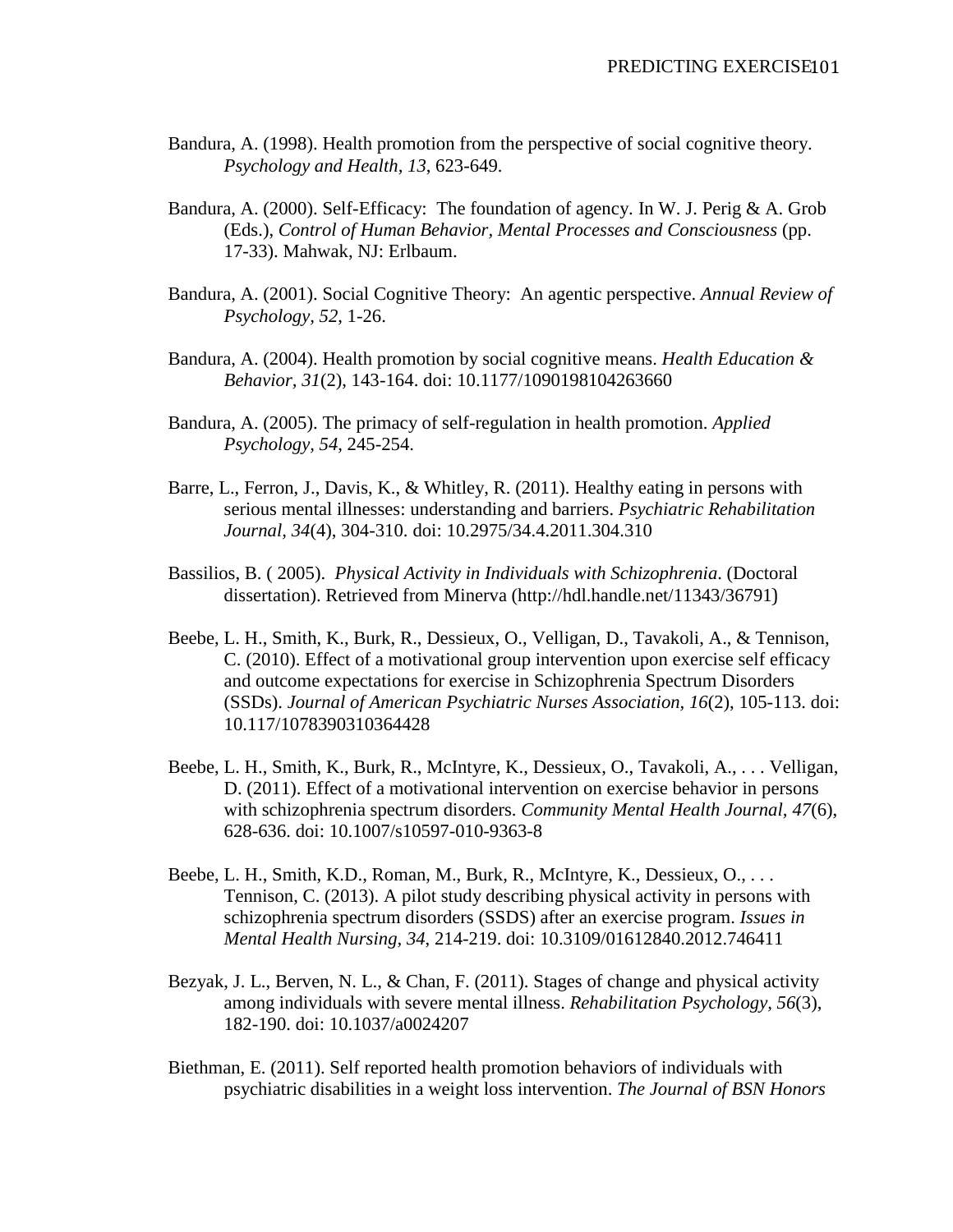Bandura, A. (1998). Health promotion from the perspective of social cognitive theory. *Psychology and Health, 13*, 623-649.

Bandura, A. (2000). Self-Efficacy: The foundation of agency. In W. J. Perig & A. Grob (Eds.), *Control of Human Behavior, Mental Processes and Consciousness* (pp. 17-33). Mahwak, NJ: Erlbaum.

Bandura, A. (2001). Social Cognitive Theory: An agentic perspective. *Annual Review of Psychology, 52*, 1-26.

Bandura, A. (2004). Health promotion by social cognitive means. *Health Education & Behavior, 31*(2), 143-164. doi: 10.1177/1090198104263660

Bandura, A. (2005). The primacy of self-regulation in health promotion. *Applied Psychology, 54*, 245-254.

Barre, L., Ferron, J., Davis, K., & Whitley, R. (2011). Healthy eating in persons with serious mental illnesses: understanding and barriers. *Psychiatric Rehabilitation Journal, 34*(4), 304-310. doi: 10.2975/34.4.2011.304.310

Bassilios, B. ( 2005). *Physical Activity in Individuals with Schizophrenia*. (Doctoral dissertation). Retrieved from Minerva (http://hdl.handle.net/11343/36791)

Beebe, L. H., Smith, K., Burk, R., Dessieux, O., Velligan, D., Tavakoli, A., & Tennison, C. (2010). Effect of a motivational group intervention upon exercise self efficacy and outcome expectations for exercise in Schizophrenia Spectrum Disorders (SSDs). *Journal of American Psychiatric Nurses Association, 16*(2), 105-113. doi: 10.117/1078390310364428

Beebe, L. H., Smith, K., Burk, R., McIntyre, K., Dessieux, O., Tavakoli, A., . . . Velligan, D. (2011). Effect of a motivational intervention on exercise behavior in persons with schizophrenia spectrum disorders. *Community Mental Health Journal, 47*(6), 628-636. doi: 10.1007/s10597-010-9363-8

Beebe, L. H., Smith, K.D., Roman, M., Burk, R., McIntyre, K., Dessieux, O., . . . Tennison, C. (2013). A pilot study describing physical activity in persons with schizophrenia spectrum disorders (SSDS) after an exercise program. *Issues in Mental Health Nursing, 34*, 214-219. doi: 10.3109/01612840.2012.746411

Bezyak, J. L., Berven, N. L., & Chan, F. (2011). Stages of change and physical activity among individuals with severe mental illness. *Rehabilitation Psychology, 56*(3), 182-190. doi: 10.1037/a0024207

Biethman, E. (2011). Self reported health promotion behaviors of individuals with psychiatric disabilities in a weight loss intervention. *The Journal of BSN Honors*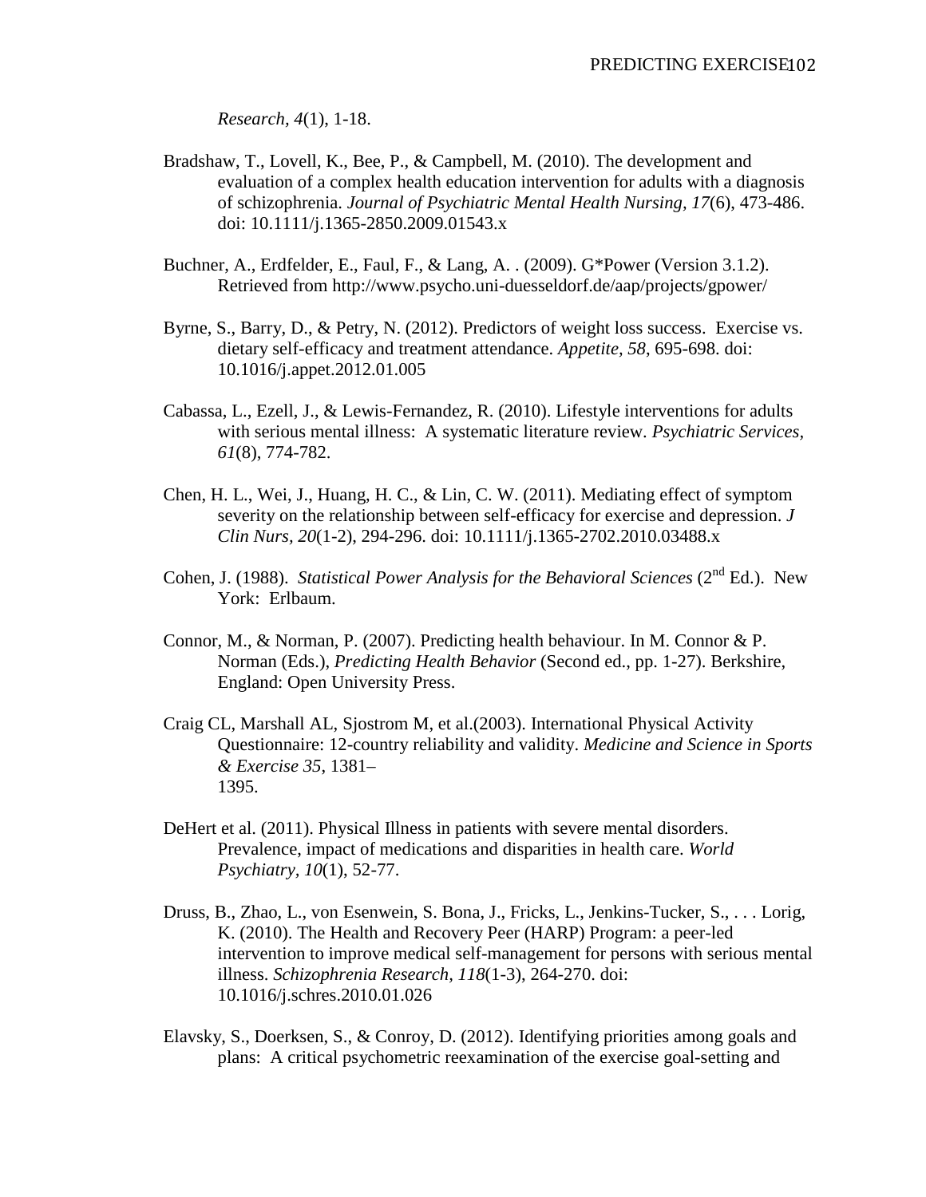*Research, 4*(1), 1-18.

Bradshaw, T., Lovell, K., Bee, P., & Campbell, M. (2010). The development and evaluation of a complex health education intervention for adults with a diagnosis of schizophrenia. *Journal of Psychiatric Mental Health Nursing, 17*(6), 473-486. doi: 10.1111/j.1365-2850.2009.01543.x

Buchner, A., Erdfelder, E., Faul, F., & Lang, A. . (2009). G*Power (Version 3.1.2). Retrieved from http://www.psycho.uni-duesseldorf.de/aap/projects/gpower/

Byrne, S., Barry, D., & Petry, N. (2012). Predictors of weight loss success. Exercise vs. dietary self-efficacy and treatment attendance. *Appetite, 58*, 695-698. doi: 10.1016/j.appet.2012.01.005

Cabassa, L., Ezell, J., & Lewis-Fernandez, R. (2010). Lifestyle interventions for adults with serious mental illness: A systematic literature review. *Psychiatric Services, 61*(8), 774-782.

Chen, H. L., Wei, J., Huang, H. C., & Lin, C. W. (2011). Mediating effect of symptom severity on the relationship between self-efficacy for exercise and depression. *J Clin Nurs, 20*(1-2), 294-296. doi: 10.1111/j.1365-2702.2010.03488.x

Cohen, J. (1988). *Statistical Power Analysis for the Behavioral Sciences* (2nd Ed.). New York: Erlbaum.

Connor, M., & Norman, P. (2007). Predicting health behaviour. In M. Connor & P. Norman (Eds.), *Predicting Health Behavior* (Second ed., pp. 1-27). Berkshire, England: Open University Press.

Craig CL, Marshall AL, Sjostrom M, et al.(2003). International Physical Activity Questionnaire: 12-country reliability and validity. *Medicine and Science in Sports & Exercise 35*, 1381–1395.

DeHert et al. (2011). Physical Illness in patients with severe mental disorders. Prevalence, impact of medications and disparities in health care. *World Psychiatry, 10*(1), 52-77.

Druss, B., Zhao, L., von Esenwein, S. Bona, J., Fricks, L., Jenkins-Tucker, S., . . . Lorig, K. (2010). The Health and Recovery Peer (HARP) Program: a peer-led intervention to improve medical self-management for persons with serious mental illness. *Schizophrenia Research, 118*(1-3), 264-270. doi: 10.1016/j.schres.2010.01.026

Elavsky, S., Doerksen, S., & Conroy, D. (2012). Identifying priorities among goals and plans: A critical psychometric reexamination of the exercise goal-setting and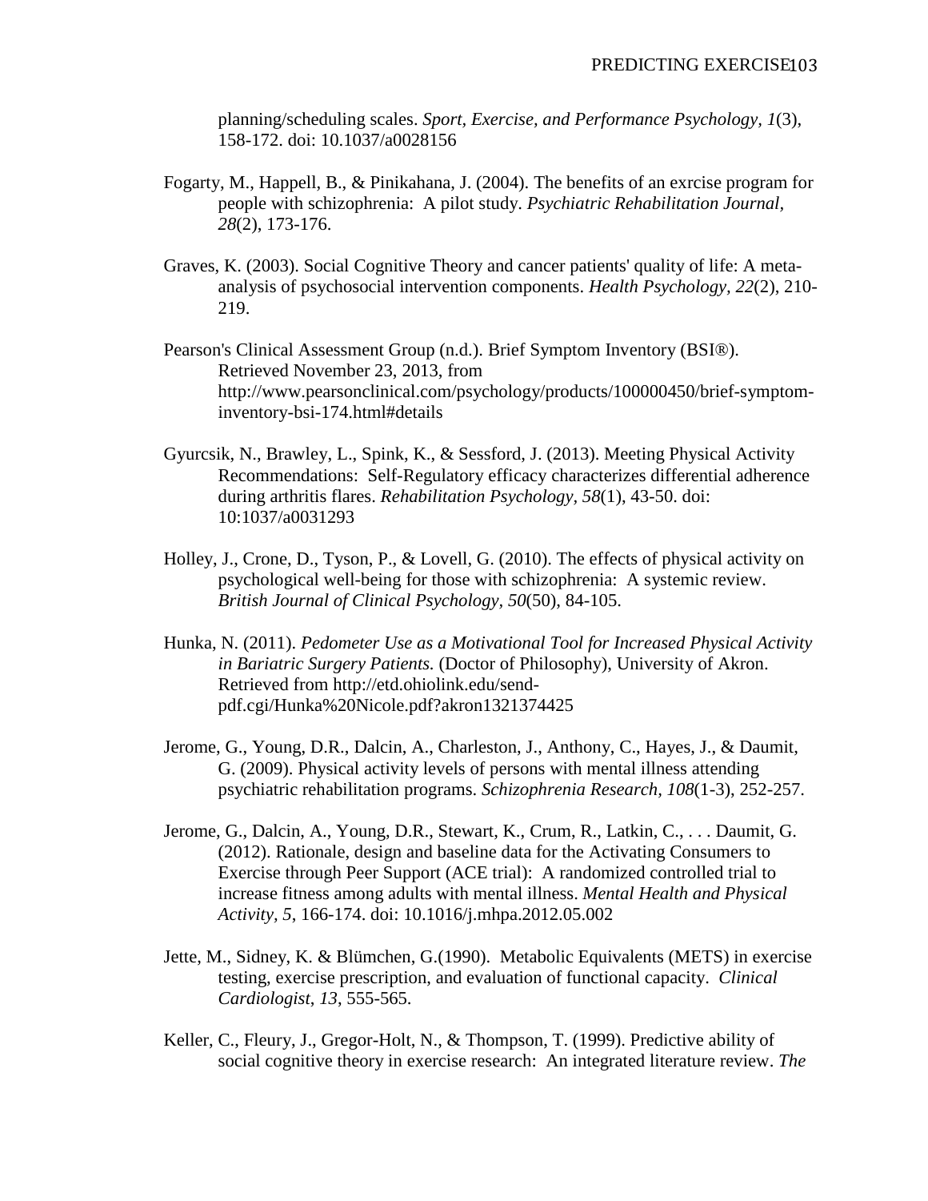planning/scheduling scales. *Sport, Exercise, and Performance Psychology, 1*(3), 158-172. doi: 10.1037/a0028156

Fogarty, M., Happell, B., & Pinikahana, J. (2004). The benefits of an exrcise program for people with schizophrenia: A pilot study. *Psychiatric Rehabilitation Journal, 28*(2), 173-176.

Graves, K. (2003). Social Cognitive Theory and cancer patients' quality of life: A meta-analysis of psychosocial intervention components. *Health Psychology, 22*(2), 210-219.

Pearson's Clinical Assessment Group (n.d.). Brief Symptom Inventory (BSI®). Retrieved November 23, 2013, from http://www.pearsonclinical.com/psychology/products/100000450/brief-symptom-inventory-bsi-174.html#details

Gyurcsik, N., Brawley, L., Spink, K., & Sessford, J. (2013). Meeting Physical Activity Recommendations: Self-Regulatory efficacy characterizes differential adherence during arthritis flares. *Rehabilitation Psychology, 58*(1), 43-50. doi: 10:1037/a0031293

Holley, J., Crone, D., Tyson, P., & Lovell, G. (2010). The effects of physical activity on psychological well-being for those with schizophrenia: A systemic review. *British Journal of Clinical Psychology, 50*(50), 84-105.

Hunka, N. (2011). *Pedometer Use as a Motivational Tool for Increased Physical Activity in Bariatric Surgery Patients.* (Doctor of Philosophy), University of Akron. Retrieved from http://etd.ohiolink.edu/send-pdf.cgi/Hunka%20Nicole.pdf?akron1321374425

Jerome, G., Young, D.R., Dalcin, A., Charleston, J., Anthony, C., Hayes, J., & Daumit, G. (2009). Physical activity levels of persons with mental illness attending psychiatric rehabilitation programs. *Schizophrenia Research, 108*(1-3), 252-257.

Jerome, G., Dalcin, A., Young, D.R., Stewart, K., Crum, R., Latkin, C., . . . Daumit, G. (2012). Rationale, design and baseline data for the Activating Consumers to Exercise through Peer Support (ACE trial): A randomized controlled trial to increase fitness among adults with mental illness. *Mental Health and Physical Activity, 5*, 166-174. doi: 10.1016/j.mhpa.2012.05.002

Jette, M., Sidney, K. & Blümchen, G.(1990). Metabolic Equivalents (METS) in exercise testing, exercise prescription, and evaluation of functional capacity. *Clinical Cardiologist, 13*, 555-565.

Keller, C., Fleury, J., Gregor-Holt, N., & Thompson, T. (1999). Predictive ability of social cognitive theory in exercise research: An integrated literature review. *The*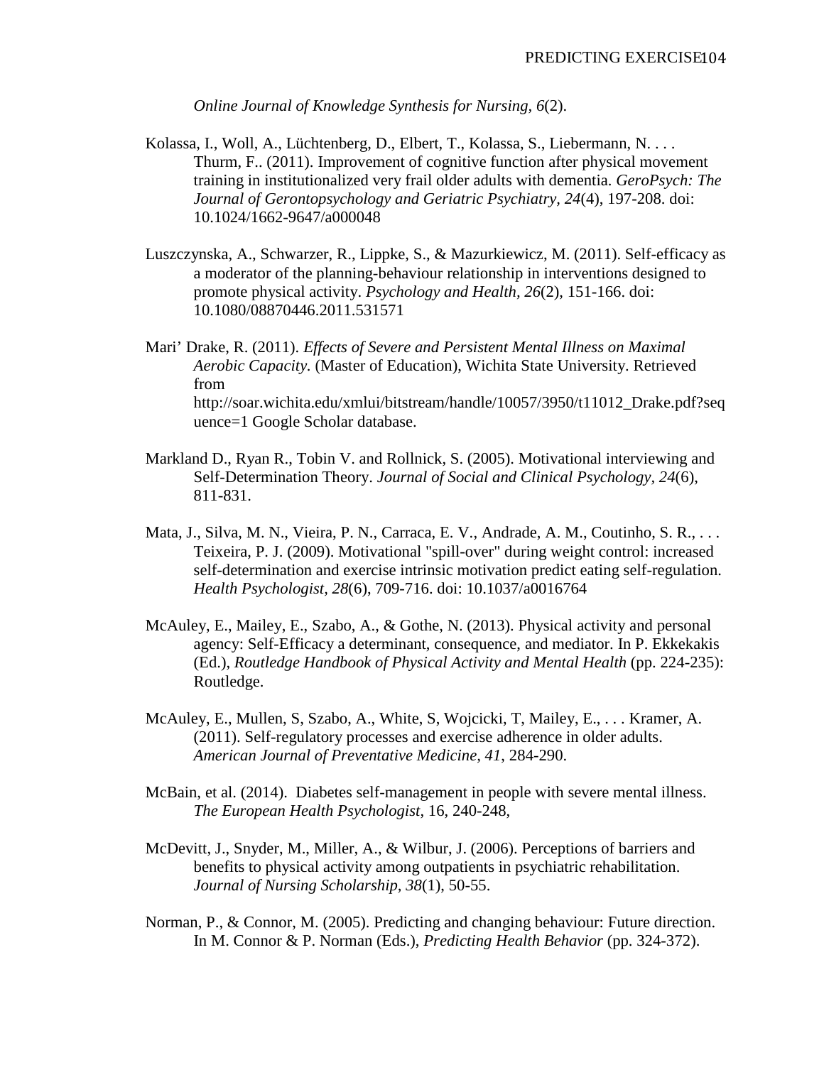*Online Journal of Knowledge Synthesis for Nursing, 6*(2).

Kolassa, I., Woll, A., Lüchtenberg, D., Elbert, T., Kolassa, S., Liebermann, N. . . . Thurm, F.. (2011). Improvement of cognitive function after physical movement training in institutionalized very frail older adults with dementia. *GeroPsych: The Journal of Gerontopsychology and Geriatric Psychiatry, 24*(4), 197-208. doi: 10.1024/1662-9647/a000048

Luszczynska, A., Schwarzer, R., Lippke, S., & Mazurkiewicz, M. (2011). Self-efficacy as a moderator of the planning-behaviour relationship in interventions designed to promote physical activity. *Psychology and Health, 26*(2), 151-166. doi: 10.1080/08870446.2011.531571

Mari' Drake, R. (2011). *Effects of Severe and Persistent Mental Illness on Maximal Aerobic Capacity.* (Master of Education), Wichita State University. Retrieved from http://soar.wichita.edu/xmlui/bitstream/handle/10057/3950/t11012_Drake.pdf?sequence=1 Google Scholar database.

Markland D., Ryan R., Tobin V. and Rollnick, S. (2005). Motivational interviewing and Self-Determination Theory. *Journal of Social and Clinical Psychology, 24*(6), 811-831.

Mata, J., Silva, M. N., Vieira, P. N., Carraca, E. V., Andrade, A. M., Coutinho, S. R., . . . Teixeira, P. J. (2009). Motivational "spill-over" during weight control: increased self-determination and exercise intrinsic motivation predict eating self-regulation. *Health Psychologist, 28*(6), 709-716. doi: 10.1037/a0016764

McAuley, E., Mailey, E., Szabo, A., & Gothe, N. (2013). Physical activity and personal agency: Self-Efficacy a determinant, consequence, and mediator. In P. Ekkekakis (Ed.), *Routledge Handbook of Physical Activity and Mental Health* (pp. 224-235): Routledge.

McAuley, E., Mullen, S, Szabo, A., White, S, Wojcicki, T, Mailey, E., . . . Kramer, A. (2011). Self-regulatory processes and exercise adherence in older adults. *American Journal of Preventative Medicine, 41*, 284-290.

McBain, et al. (2014). Diabetes self-management in people with severe mental illness. *The European Health Psychologist*, 16, 240-248,

McDevitt, J., Snyder, M., Miller, A., & Wilbur, J. (2006). Perceptions of barriers and benefits to physical activity among outpatients in psychiatric rehabilitation. *Journal of Nursing Scholarship, 38*(1), 50-55.

Norman, P., & Connor, M. (2005). Predicting and changing behaviour: Future direction. In M. Connor & P. Norman (Eds.), *Predicting Health Behavior* (pp. 324-372).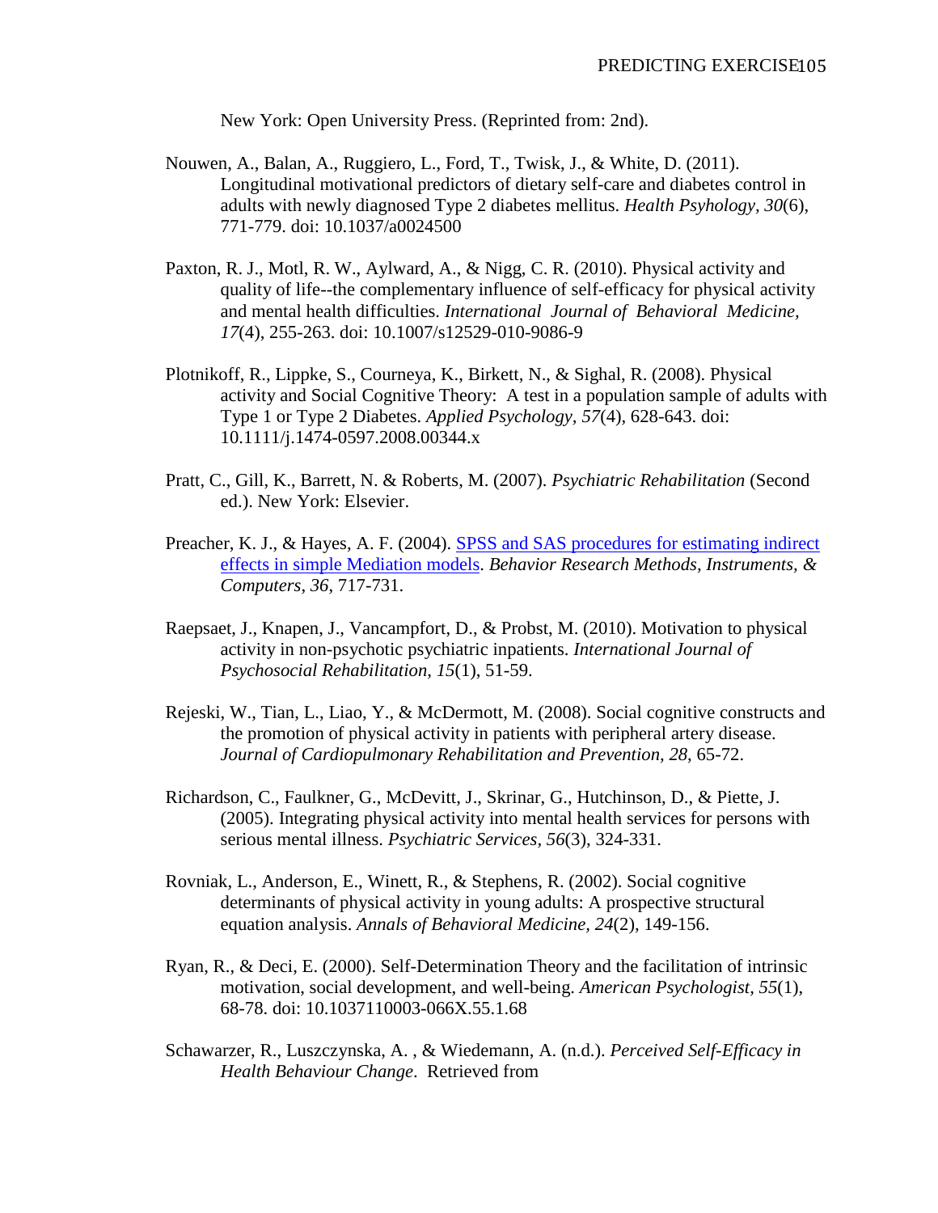New York: Open University Press. (Reprinted from: 2nd).

Nouwen, A., Balan, A., Ruggiero, L., Ford, T., Twisk, J., & White, D. (2011). Longitudinal motivational predictors of dietary self-care and diabetes control in adults with newly diagnosed Type 2 diabetes mellitus. *Health Psyhology, 30*(6), 771-779. doi: 10.1037/a0024500

Paxton, R. J., Motl, R. W., Aylward, A., & Nigg, C. R. (2010). Physical activity and quality of life--the complementary influence of self-efficacy for physical activity and mental health difficulties. *International Journal of Behavioral Medicine, 17*(4), 255-263. doi: 10.1007/s12529-010-9086-9

Plotnikoff, R., Lippke, S., Courneya, K., Birkett, N., & Sighal, R. (2008). Physical activity and Social Cognitive Theory: A test in a population sample of adults with Type 1 or Type 2 Diabetes. *Applied Psychology, 57*(4), 628-643. doi: 10.1111/j.1474-0597.2008.00344.x

Pratt, C., Gill, K., Barrett, N. & Roberts, M. (2007). *Psychiatric Rehabilitation* (Second ed.). New York: Elsevier.

Preacher, K. J., & Hayes, A. F. (2004). SPSS and SAS procedures for estimating indirect effects in simple Mediation models. *Behavior Research Methods, Instruments, & Computers, 36*, 717-731.

Raepsaet, J., Knapen, J., Vancampfort, D., & Probst, M. (2010). Motivation to physical activity in non-psychotic psychiatric inpatients. *International Journal of Psychosocial Rehabilitation, 15*(1), 51-59.

Rejeski, W., Tian, L., Liao, Y., & McDermott, M. (2008). Social cognitive constructs and the promotion of physical activity in patients with peripheral artery disease. *Journal of Cardiopulmonary Rehabilitation and Prevention, 28*, 65-72.

Richardson, C., Faulkner, G., McDevitt, J., Skrinar, G., Hutchinson, D., & Piette, J. (2005). Integrating physical activity into mental health services for persons with serious mental illness. *Psychiatric Services, 56*(3), 324-331.

Rovniak, L., Anderson, E., Winett, R., & Stephens, R. (2002). Social cognitive determinants of physical activity in young adults: A prospective structural equation analysis. *Annals of Behavioral Medicine, 24*(2), 149-156.

Ryan, R., & Deci, E. (2000). Self-Determination Theory and the facilitation of intrinsic motivation, social development, and well-being. *American Psychologist, 55*(1), 68-78. doi: 10.1037110003-066X.55.1.68

Schawarzer, R., Luszczynska, A. , & Wiedemann, A. (n.d.). *Perceived Self-Efficacy in Health Behaviour Change*. Retrieved from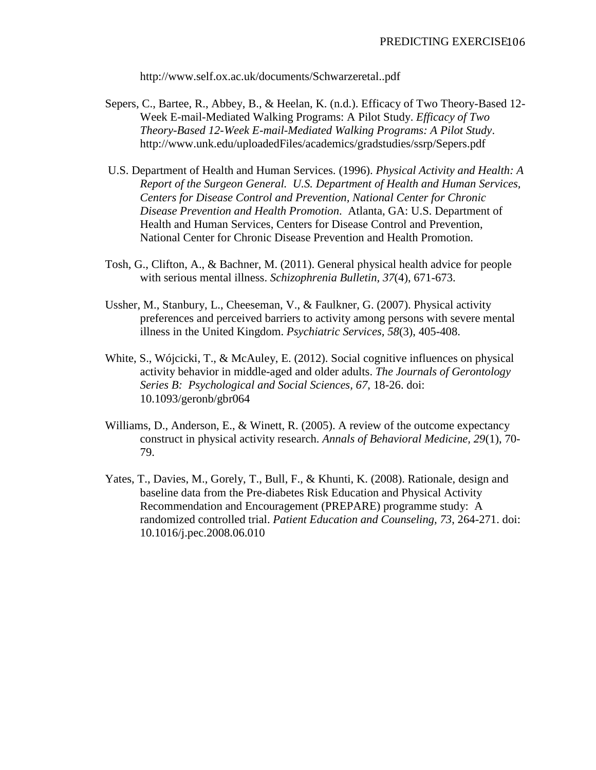http://www.self.ox.ac.uk/documents/Schwarzeretal..pdf

Sepers, C., Bartee, R., Abbey, B., & Heelan, K. (n.d.). Efficacy of Two Theory-Based 12-Week E-mail-Mediated Walking Programs: A Pilot Study. *Efficacy of Two Theory-Based 12-Week E-mail-Mediated Walking Programs: A Pilot Study*. http://www.unk.edu/uploadedFiles/academics/gradstudies/ssrp/Sepers.pdf

U.S. Department of Health and Human Services. (1996). *Physical Activity and Health: A Report of the Surgeon General. U.S. Department of Health and Human Services, Centers for Disease Control and Prevention, National Center for Chronic Disease Prevention and Health Promotion*. Atlanta, GA: U.S. Department of Health and Human Services, Centers for Disease Control and Prevention, National Center for Chronic Disease Prevention and Health Promotion.

Tosh, G., Clifton, A., & Bachner, M. (2011). General physical health advice for people with serious mental illness. *Schizophrenia Bulletin, 37*(4), 671-673.

Ussher, M., Stanbury, L., Cheeseman, V., & Faulkner, G. (2007). Physical activity preferences and perceived barriers to activity among persons with severe mental illness in the United Kingdom. *Psychiatric Services, 58*(3), 405-408.

White, S., Wójcicki, T., & McAuley, E. (2012). Social cognitive influences on physical activity behavior in middle-aged and older adults. *The Journals of Gerontology Series B: Psychological and Social Sciences, 67*, 18-26. doi: 10.1093/geronb/gbr064

Williams, D., Anderson, E., & Winett, R. (2005). A review of the outcome expectancy construct in physical activity research. *Annals of Behavioral Medicine, 29*(1), 70-79.

Yates, T., Davies, M., Gorely, T., Bull, F., & Khunti, K. (2008). Rationale, design and baseline data from the Pre-diabetes Risk Education and Physical Activity Recommendation and Encouragement (PREPARE) programme study: A randomized controlled trial. *Patient Education and Counseling, 73*, 264-271. doi: 10.1016/j.pec.2008.06.010